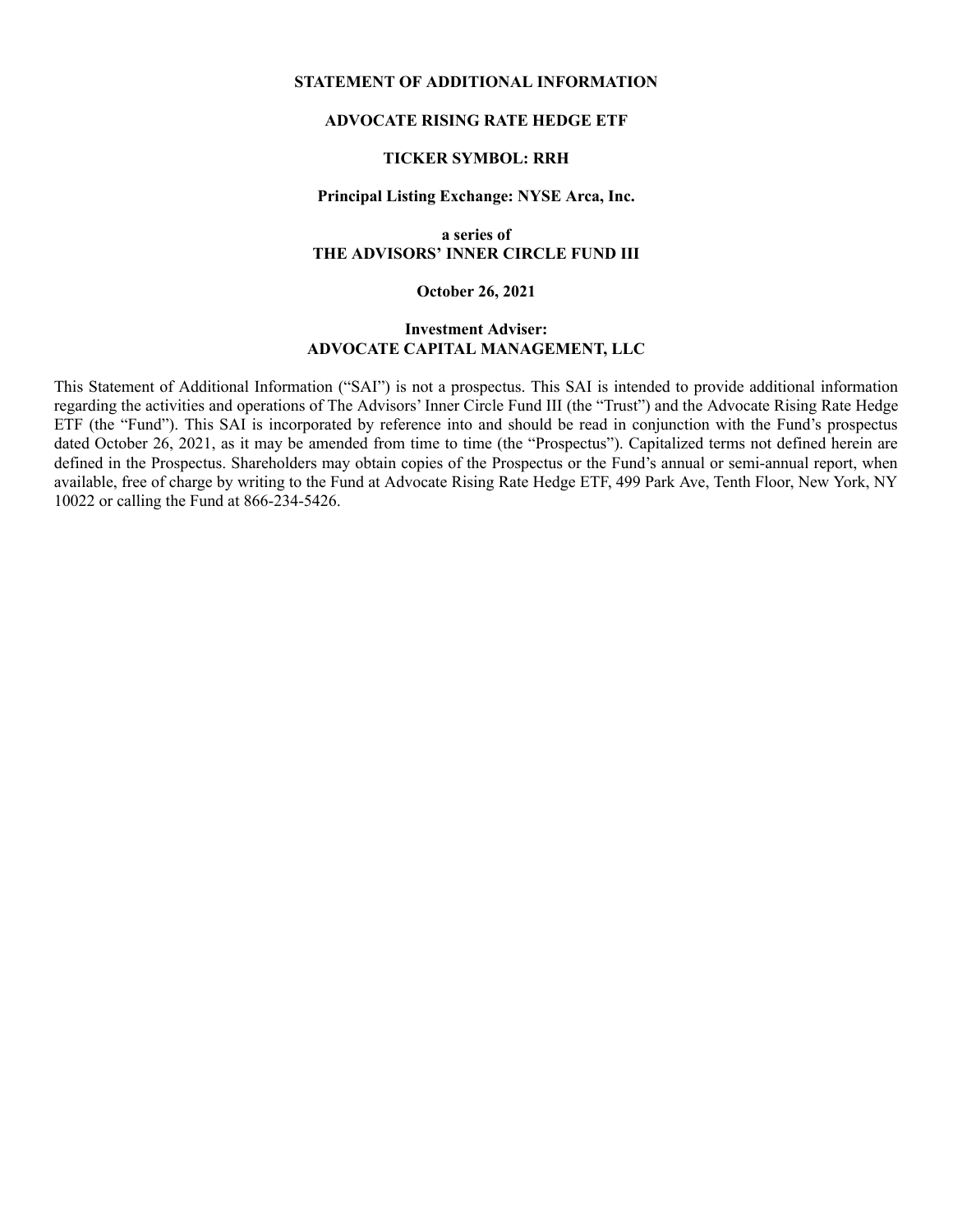# STATEMENT OF ADDITIONAL INFORMATION

## ADVOCATE RISING RATE HEDGE ETF

**TICKER SYMBOL: RRH**

**Principal Listing Exchange: NYSE Arca, Inc.**

**a series of**
**THE ADVISORS' INNER CIRCLE FUND III**

**October 26, 2021**

**Investment Adviser:**
**ADVOCATE CAPITAL MANAGEMENT, LLC**

This Statement of Additional Information ("SAI") is not a prospectus. This SAI is intended to provide additional information regarding the activities and operations of The Advisors' Inner Circle Fund III (the "Trust") and the Advocate Rising Rate Hedge ETF (the "Fund"). This SAI is incorporated by reference into and should be read in conjunction with the Fund's prospectus dated October 26, 2021, as it may be amended from time to time (the "Prospectus"). Capitalized terms not defined herein are defined in the Prospectus. Shareholders may obtain copies of the Prospectus or the Fund's annual or semi-annual report, when available, free of charge by writing to the Fund at Advocate Rising Rate Hedge ETF, 499 Park Ave, Tenth Floor, New York, NY 10022 or calling the Fund at 866-234-5426.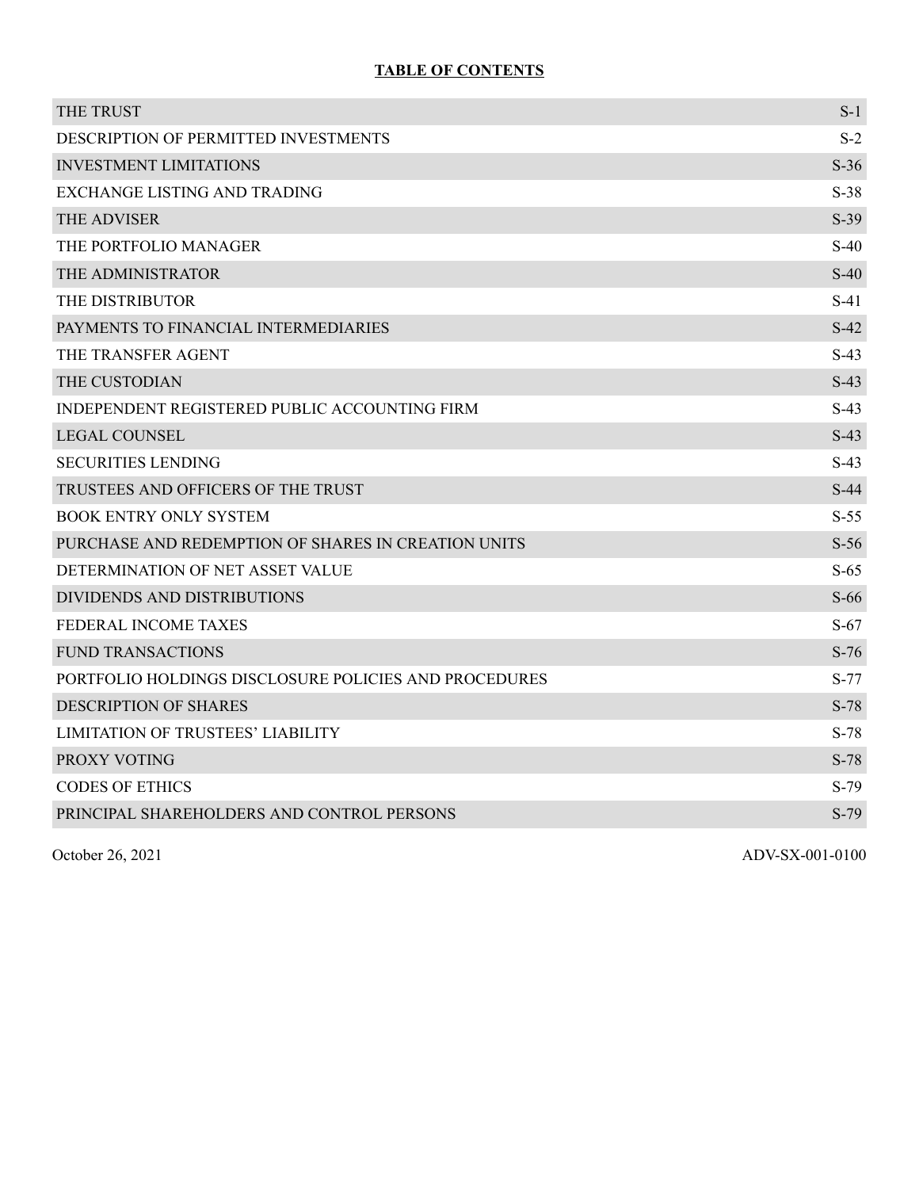## TABLE OF CONTENTS

| | |
|---|---|
| THE TRUST | S-1 |
| DESCRIPTION OF PERMITTED INVESTMENTS | S-2 |
| INVESTMENT LIMITATIONS | S-36 |
| EXCHANGE LISTING AND TRADING | S-38 |
| THE ADVISER | S-39 |
| THE PORTFOLIO MANAGER | S-40 |
| THE ADMINISTRATOR | S-40 |
| THE DISTRIBUTOR | S-41 |
| PAYMENTS TO FINANCIAL INTERMEDIARIES | S-42 |
| THE TRANSFER AGENT | S-43 |
| THE CUSTODIAN | S-43 |
| INDEPENDENT REGISTERED PUBLIC ACCOUNTING FIRM | S-43 |
| LEGAL COUNSEL | S-43 |
| SECURITIES LENDING | S-43 |
| TRUSTEES AND OFFICERS OF THE TRUST | S-44 |
| BOOK ENTRY ONLY SYSTEM | S-55 |
| PURCHASE AND REDEMPTION OF SHARES IN CREATION UNITS | S-56 |
| DETERMINATION OF NET ASSET VALUE | S-65 |
| DIVIDENDS AND DISTRIBUTIONS | S-66 |
| FEDERAL INCOME TAXES | S-67 |
| FUND TRANSACTIONS | S-76 |
| PORTFOLIO HOLDINGS DISCLOSURE POLICIES AND PROCEDURES | S-77 |
| DESCRIPTION OF SHARES | S-78 |
| LIMITATION OF TRUSTEES' LIABILITY | S-78 |
| PROXY VOTING | S-78 |
| CODES OF ETHICS | S-79 |
| PRINCIPAL SHAREHOLDERS AND CONTROL PERSONS | S-79 |

October 26, 2021

ADV-SX-001-0100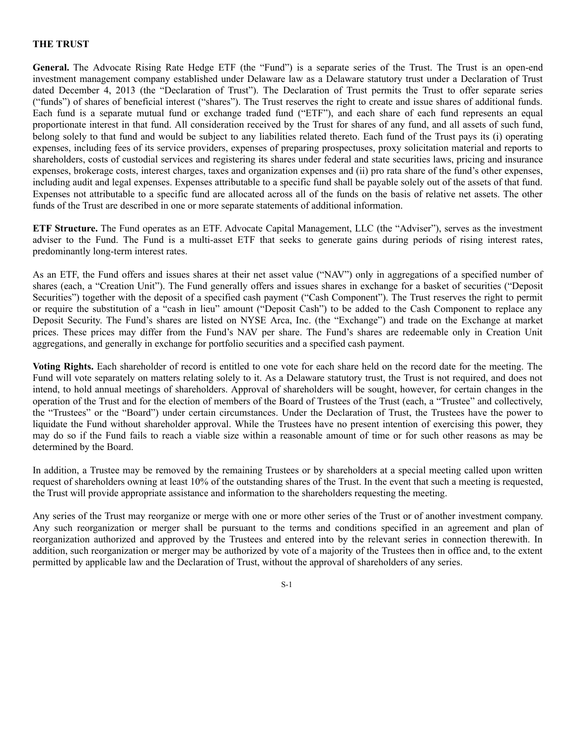## THE TRUST

**General.** The Advocate Rising Rate Hedge ETF (the "Fund") is a separate series of the Trust. The Trust is an open-end investment management company established under Delaware law as a Delaware statutory trust under a Declaration of Trust dated December 4, 2013 (the "Declaration of Trust"). The Declaration of Trust permits the Trust to offer separate series ("funds") of shares of beneficial interest ("shares"). The Trust reserves the right to create and issue shares of additional funds. Each fund is a separate mutual fund or exchange traded fund ("ETF"), and each share of each fund represents an equal proportionate interest in that fund. All consideration received by the Trust for shares of any fund, and all assets of such fund, belong solely to that fund and would be subject to any liabilities related thereto. Each fund of the Trust pays its (i) operating expenses, including fees of its service providers, expenses of preparing prospectuses, proxy solicitation material and reports to shareholders, costs of custodial services and registering its shares under federal and state securities laws, pricing and insurance expenses, brokerage costs, interest charges, taxes and organization expenses and (ii) pro rata share of the fund's other expenses, including audit and legal expenses. Expenses attributable to a specific fund shall be payable solely out of the assets of that fund. Expenses not attributable to a specific fund are allocated across all of the funds on the basis of relative net assets. The other funds of the Trust are described in one or more separate statements of additional information.

**ETF Structure.** The Fund operates as an ETF. Advocate Capital Management, LLC (the "Adviser"), serves as the investment adviser to the Fund. The Fund is a multi-asset ETF that seeks to generate gains during periods of rising interest rates, predominantly long-term interest rates.

As an ETF, the Fund offers and issues shares at their net asset value ("NAV") only in aggregations of a specified number of shares (each, a "Creation Unit"). The Fund generally offers and issues shares in exchange for a basket of securities ("Deposit Securities") together with the deposit of a specified cash payment ("Cash Component"). The Trust reserves the right to permit or require the substitution of a "cash in lieu" amount ("Deposit Cash") to be added to the Cash Component to replace any Deposit Security. The Fund's shares are listed on NYSE Arca, Inc. (the "Exchange") and trade on the Exchange at market prices. These prices may differ from the Fund's NAV per share. The Fund's shares are redeemable only in Creation Unit aggregations, and generally in exchange for portfolio securities and a specified cash payment.

**Voting Rights.** Each shareholder of record is entitled to one vote for each share held on the record date for the meeting. The Fund will vote separately on matters relating solely to it. As a Delaware statutory trust, the Trust is not required, and does not intend, to hold annual meetings of shareholders. Approval of shareholders will be sought, however, for certain changes in the operation of the Trust and for the election of members of the Board of Trustees of the Trust (each, a "Trustee" and collectively, the "Trustees" or the "Board") under certain circumstances. Under the Declaration of Trust, the Trustees have the power to liquidate the Fund without shareholder approval. While the Trustees have no present intention of exercising this power, they may do so if the Fund fails to reach a viable size within a reasonable amount of time or for such other reasons as may be determined by the Board.

In addition, a Trustee may be removed by the remaining Trustees or by shareholders at a special meeting called upon written request of shareholders owning at least 10% of the outstanding shares of the Trust. In the event that such a meeting is requested, the Trust will provide appropriate assistance and information to the shareholders requesting the meeting.

Any series of the Trust may reorganize or merge with one or more other series of the Trust or of another investment company. Any such reorganization or merger shall be pursuant to the terms and conditions specified in an agreement and plan of reorganization authorized and approved by the Trustees and entered into by the relevant series in connection therewith. In addition, such reorganization or merger may be authorized by vote of a majority of the Trustees then in office and, to the extent permitted by applicable law and the Declaration of Trust, without the approval of shareholders of any series.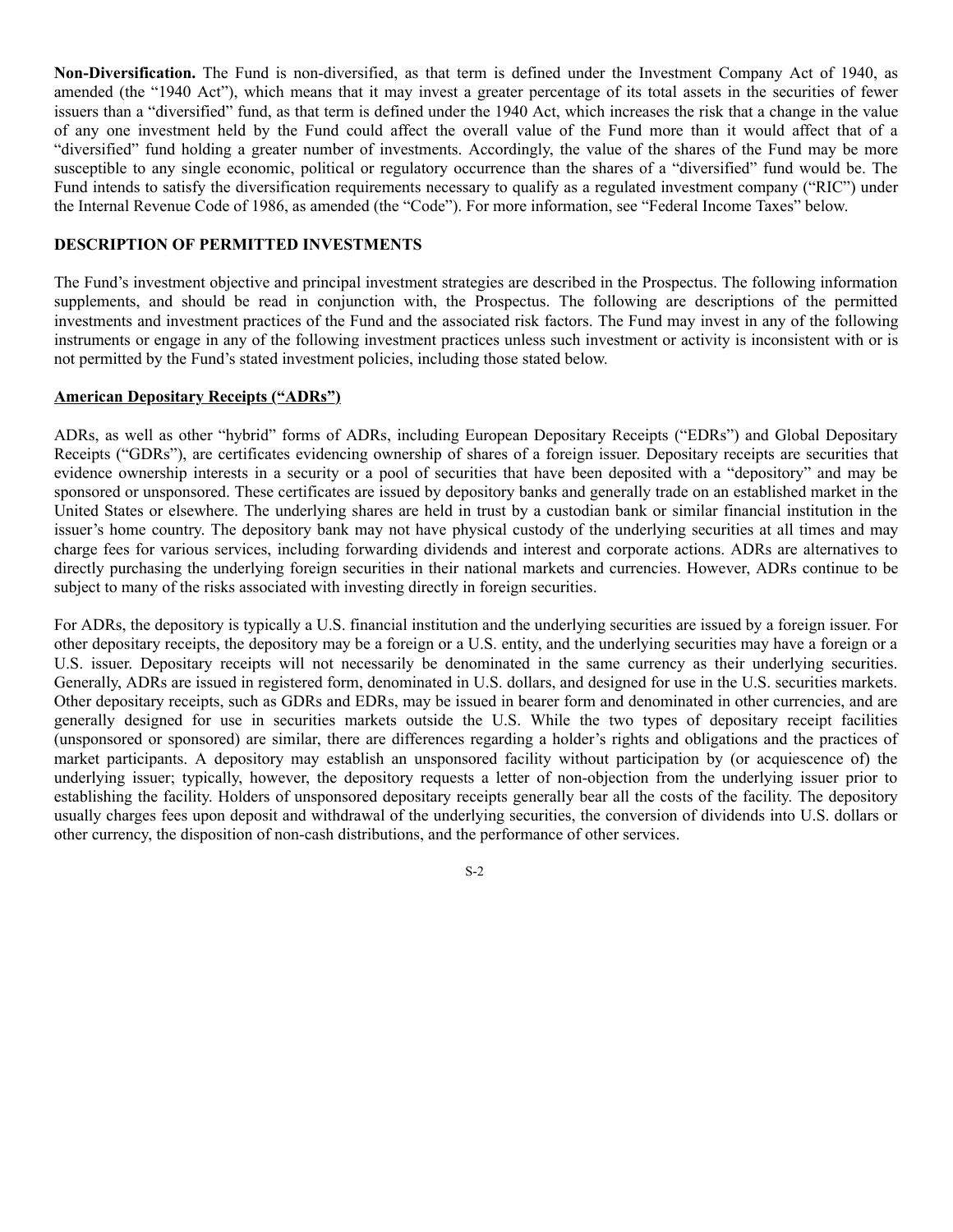**Non-Diversification.** The Fund is non-diversified, as that term is defined under the Investment Company Act of 1940, as amended (the "1940 Act"), which means that it may invest a greater percentage of its total assets in the securities of fewer issuers than a "diversified" fund, as that term is defined under the 1940 Act, which increases the risk that a change in the value of any one investment held by the Fund could affect the overall value of the Fund more than it would affect that of a "diversified" fund holding a greater number of investments. Accordingly, the value of the shares of the Fund may be more susceptible to any single economic, political or regulatory occurrence than the shares of a "diversified" fund would be. The Fund intends to satisfy the diversification requirements necessary to qualify as a regulated investment company ("RIC") under the Internal Revenue Code of 1986, as amended (the "Code"). For more information, see "Federal Income Taxes" below.

## DESCRIPTION OF PERMITTED INVESTMENTS

The Fund's investment objective and principal investment strategies are described in the Prospectus. The following information supplements, and should be read in conjunction with, the Prospectus. The following are descriptions of the permitted investments and investment practices of the Fund and the associated risk factors. The Fund may invest in any of the following instruments or engage in any of the following investment practices unless such investment or activity is inconsistent with or is not permitted by the Fund's stated investment policies, including those stated below.

### American Depositary Receipts ("ADRs")

ADRs, as well as other "hybrid" forms of ADRs, including European Depositary Receipts ("EDRs") and Global Depositary Receipts ("GDRs"), are certificates evidencing ownership of shares of a foreign issuer. Depositary receipts are securities that evidence ownership interests in a security or a pool of securities that have been deposited with a "depository" and may be sponsored or unsponsored. These certificates are issued by depository banks and generally trade on an established market in the United States or elsewhere. The underlying shares are held in trust by a custodian bank or similar financial institution in the issuer's home country. The depository bank may not have physical custody of the underlying securities at all times and may charge fees for various services, including forwarding dividends and interest and corporate actions. ADRs are alternatives to directly purchasing the underlying foreign securities in their national markets and currencies. However, ADRs continue to be subject to many of the risks associated with investing directly in foreign securities.

For ADRs, the depository is typically a U.S. financial institution and the underlying securities are issued by a foreign issuer. For other depositary receipts, the depository may be a foreign or a U.S. entity, and the underlying securities may have a foreign or a U.S. issuer. Depositary receipts will not necessarily be denominated in the same currency as their underlying securities. Generally, ADRs are issued in registered form, denominated in U.S. dollars, and designed for use in the U.S. securities markets. Other depositary receipts, such as GDRs and EDRs, may be issued in bearer form and denominated in other currencies, and are generally designed for use in securities markets outside the U.S. While the two types of depositary receipt facilities (unsponsored or sponsored) are similar, there are differences regarding a holder's rights and obligations and the practices of market participants. A depository may establish an unsponsored facility without participation by (or acquiescence of) the underlying issuer; typically, however, the depository requests a letter of non-objection from the underlying issuer prior to establishing the facility. Holders of unsponsored depositary receipts generally bear all the costs of the facility. The depository usually charges fees upon deposit and withdrawal of the underlying securities, the conversion of dividends into U.S. dollars or other currency, the disposition of non-cash distributions, and the performance of other services.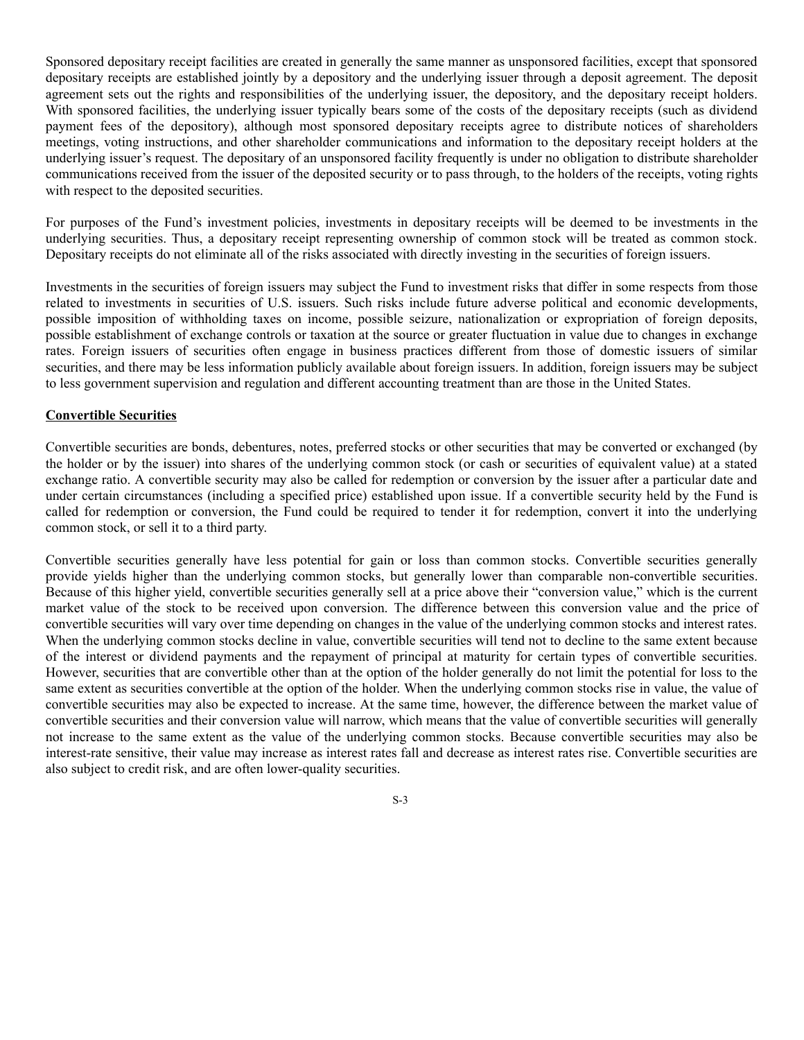Sponsored depositary receipt facilities are created in generally the same manner as unsponsored facilities, except that sponsored depositary receipts are established jointly by a depository and the underlying issuer through a deposit agreement. The deposit agreement sets out the rights and responsibilities of the underlying issuer, the depository, and the depositary receipt holders. With sponsored facilities, the underlying issuer typically bears some of the costs of the depositary receipts (such as dividend payment fees of the depository), although most sponsored depositary receipts agree to distribute notices of shareholders meetings, voting instructions, and other shareholder communications and information to the depositary receipt holders at the underlying issuer's request. The depositary of an unsponsored facility frequently is under no obligation to distribute shareholder communications received from the issuer of the deposited security or to pass through, to the holders of the receipts, voting rights with respect to the deposited securities.

For purposes of the Fund's investment policies, investments in depositary receipts will be deemed to be investments in the underlying securities. Thus, a depositary receipt representing ownership of common stock will be treated as common stock. Depositary receipts do not eliminate all of the risks associated with directly investing in the securities of foreign issuers.

Investments in the securities of foreign issuers may subject the Fund to investment risks that differ in some respects from those related to investments in securities of U.S. issuers. Such risks include future adverse political and economic developments, possible imposition of withholding taxes on income, possible seizure, nationalization or expropriation of foreign deposits, possible establishment of exchange controls or taxation at the source or greater fluctuation in value due to changes in exchange rates. Foreign issuers of securities often engage in business practices different from those of domestic issuers of similar securities, and there may be less information publicly available about foreign issuers. In addition, foreign issuers may be subject to less government supervision and regulation and different accounting treatment than are those in the United States.

## Convertible Securities

Convertible securities are bonds, debentures, notes, preferred stocks or other securities that may be converted or exchanged (by the holder or by the issuer) into shares of the underlying common stock (or cash or securities of equivalent value) at a stated exchange ratio. A convertible security may also be called for redemption or conversion by the issuer after a particular date and under certain circumstances (including a specified price) established upon issue. If a convertible security held by the Fund is called for redemption or conversion, the Fund could be required to tender it for redemption, convert it into the underlying common stock, or sell it to a third party.

Convertible securities generally have less potential for gain or loss than common stocks. Convertible securities generally provide yields higher than the underlying common stocks, but generally lower than comparable non-convertible securities. Because of this higher yield, convertible securities generally sell at a price above their "conversion value," which is the current market value of the stock to be received upon conversion. The difference between this conversion value and the price of convertible securities will vary over time depending on changes in the value of the underlying common stocks and interest rates. When the underlying common stocks decline in value, convertible securities will tend not to decline to the same extent because of the interest or dividend payments and the repayment of principal at maturity for certain types of convertible securities. However, securities that are convertible other than at the option of the holder generally do not limit the potential for loss to the same extent as securities convertible at the option of the holder. When the underlying common stocks rise in value, the value of convertible securities may also be expected to increase. At the same time, however, the difference between the market value of convertible securities and their conversion value will narrow, which means that the value of convertible securities will generally not increase to the same extent as the value of the underlying common stocks. Because convertible securities may also be interest-rate sensitive, their value may increase as interest rates fall and decrease as interest rates rise. Convertible securities are also subject to credit risk, and are often lower-quality securities.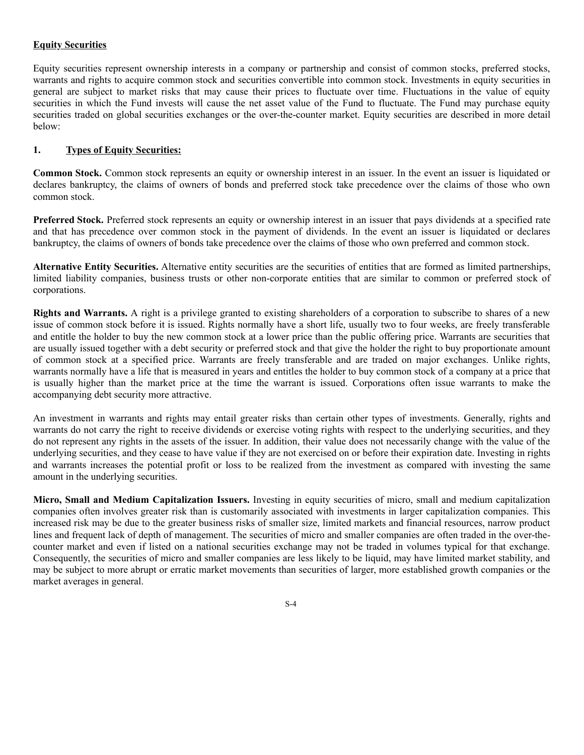**Equity Securities**

Equity securities represent ownership interests in a company or partnership and consist of common stocks, preferred stocks, warrants and rights to acquire common stock and securities convertible into common stock. Investments in equity securities in general are subject to market risks that may cause their prices to fluctuate over time. Fluctuations in the value of equity securities in which the Fund invests will cause the net asset value of the Fund to fluctuate. The Fund may purchase equity securities traded on global securities exchanges or the over-the-counter market. Equity securities are described in more detail below:

**1. Types of Equity Securities:**

**Common Stock.** Common stock represents an equity or ownership interest in an issuer. In the event an issuer is liquidated or declares bankruptcy, the claims of owners of bonds and preferred stock take precedence over the claims of those who own common stock.

**Preferred Stock.** Preferred stock represents an equity or ownership interest in an issuer that pays dividends at a specified rate and that has precedence over common stock in the payment of dividends. In the event an issuer is liquidated or declares bankruptcy, the claims of owners of bonds take precedence over the claims of those who own preferred and common stock.

**Alternative Entity Securities.** Alternative entity securities are the securities of entities that are formed as limited partnerships, limited liability companies, business trusts or other non-corporate entities that are similar to common or preferred stock of corporations.

**Rights and Warrants.** A right is a privilege granted to existing shareholders of a corporation to subscribe to shares of a new issue of common stock before it is issued. Rights normally have a short life, usually two to four weeks, are freely transferable and entitle the holder to buy the new common stock at a lower price than the public offering price. Warrants are securities that are usually issued together with a debt security or preferred stock and that give the holder the right to buy proportionate amount of common stock at a specified price. Warrants are freely transferable and are traded on major exchanges. Unlike rights, warrants normally have a life that is measured in years and entitles the holder to buy common stock of a company at a price that is usually higher than the market price at the time the warrant is issued. Corporations often issue warrants to make the accompanying debt security more attractive.

An investment in warrants and rights may entail greater risks than certain other types of investments. Generally, rights and warrants do not carry the right to receive dividends or exercise voting rights with respect to the underlying securities, and they do not represent any rights in the assets of the issuer. In addition, their value does not necessarily change with the value of the underlying securities, and they cease to have value if they are not exercised on or before their expiration date. Investing in rights and warrants increases the potential profit or loss to be realized from the investment as compared with investing the same amount in the underlying securities.

**Micro, Small and Medium Capitalization Issuers.** Investing in equity securities of micro, small and medium capitalization companies often involves greater risk than is customarily associated with investments in larger capitalization companies. This increased risk may be due to the greater business risks of smaller size, limited markets and financial resources, narrow product lines and frequent lack of depth of management. The securities of micro and smaller companies are often traded in the over-the-counter market and even if listed on a national securities exchange may not be traded in volumes typical for that exchange. Consequently, the securities of micro and smaller companies are less likely to be liquid, may have limited market stability, and may be subject to more abrupt or erratic market movements than securities of larger, more established growth companies or the market averages in general.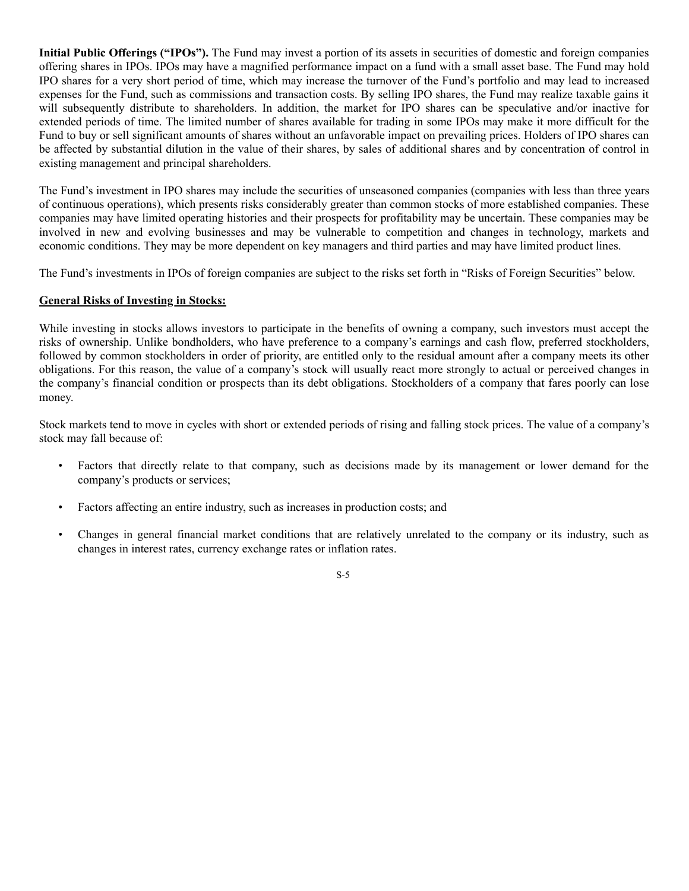**Initial Public Offerings ("IPOs").** The Fund may invest a portion of its assets in securities of domestic and foreign companies offering shares in IPOs. IPOs may have a magnified performance impact on a fund with a small asset base. The Fund may hold IPO shares for a very short period of time, which may increase the turnover of the Fund's portfolio and may lead to increased expenses for the Fund, such as commissions and transaction costs. By selling IPO shares, the Fund may realize taxable gains it will subsequently distribute to shareholders. In addition, the market for IPO shares can be speculative and/or inactive for extended periods of time. The limited number of shares available for trading in some IPOs may make it more difficult for the Fund to buy or sell significant amounts of shares without an unfavorable impact on prevailing prices. Holders of IPO shares can be affected by substantial dilution in the value of their shares, by sales of additional shares and by concentration of control in existing management and principal shareholders.

The Fund's investment in IPO shares may include the securities of unseasoned companies (companies with less than three years of continuous operations), which presents risks considerably greater than common stocks of more established companies. These companies may have limited operating histories and their prospects for profitability may be uncertain. These companies may be involved in new and evolving businesses and may be vulnerable to competition and changes in technology, markets and economic conditions. They may be more dependent on key managers and third parties and may have limited product lines.

The Fund's investments in IPOs of foreign companies are subject to the risks set forth in "Risks of Foreign Securities" below.

**General Risks of Investing in Stocks:**

While investing in stocks allows investors to participate in the benefits of owning a company, such investors must accept the risks of ownership. Unlike bondholders, who have preference to a company's earnings and cash flow, preferred stockholders, followed by common stockholders in order of priority, are entitled only to the residual amount after a company meets its other obligations. For this reason, the value of a company's stock will usually react more strongly to actual or perceived changes in the company's financial condition or prospects than its debt obligations. Stockholders of a company that fares poorly can lose money.

Stock markets tend to move in cycles with short or extended periods of rising and falling stock prices. The value of a company's stock may fall because of:

- Factors that directly relate to that company, such as decisions made by its management or lower demand for the company's products or services;
- Factors affecting an entire industry, such as increases in production costs; and
- Changes in general financial market conditions that are relatively unrelated to the company or its industry, such as changes in interest rates, currency exchange rates or inflation rates.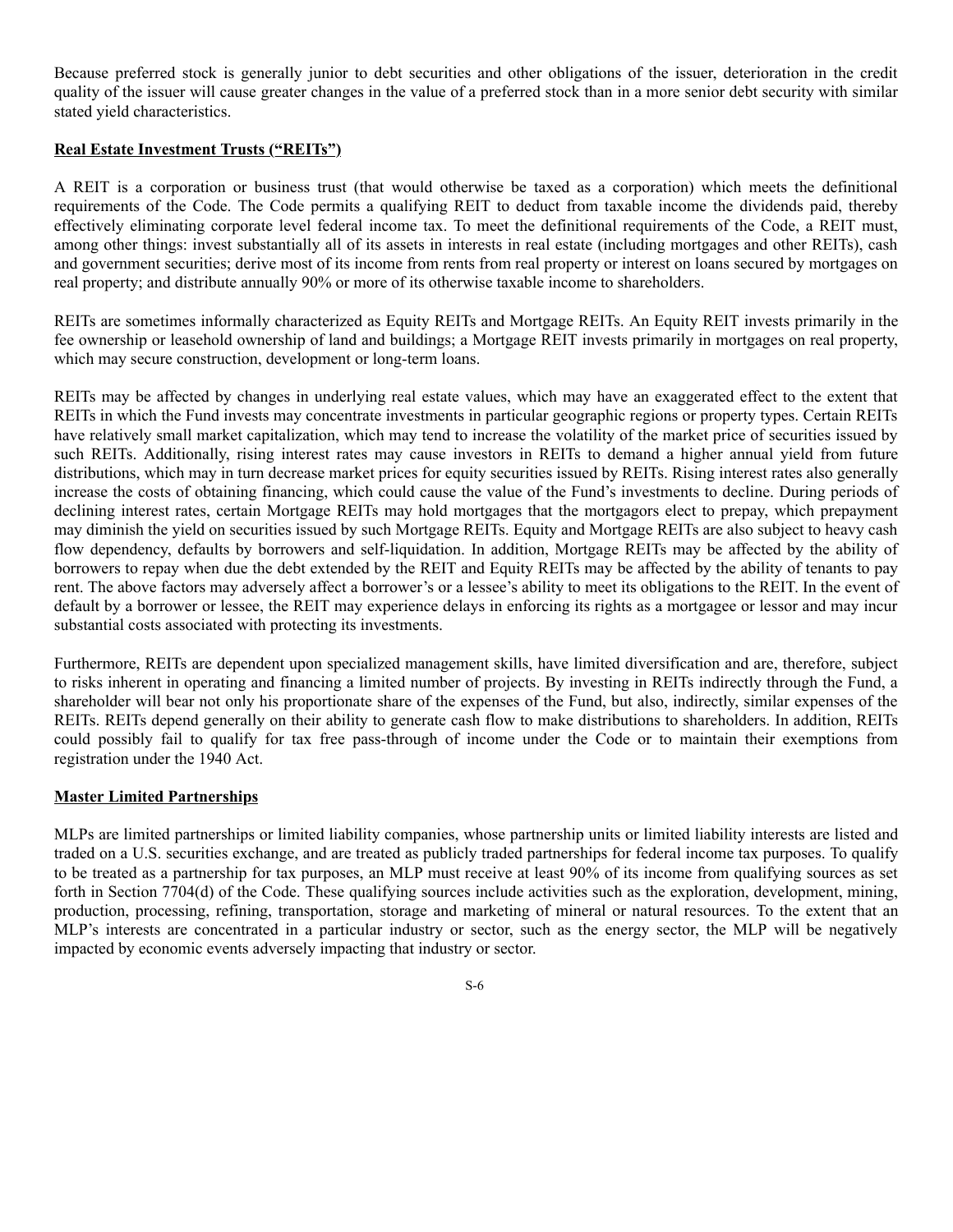Because preferred stock is generally junior to debt securities and other obligations of the issuer, deterioration in the credit quality of the issuer will cause greater changes in the value of a preferred stock than in a more senior debt security with similar stated yield characteristics.

**Real Estate Investment Trusts (“REITs”)**

A REIT is a corporation or business trust (that would otherwise be taxed as a corporation) which meets the definitional requirements of the Code. The Code permits a qualifying REIT to deduct from taxable income the dividends paid, thereby effectively eliminating corporate level federal income tax. To meet the definitional requirements of the Code, a REIT must, among other things: invest substantially all of its assets in interests in real estate (including mortgages and other REITs), cash and government securities; derive most of its income from rents from real property or interest on loans secured by mortgages on real property; and distribute annually 90% or more of its otherwise taxable income to shareholders.

REITs are sometimes informally characterized as Equity REITs and Mortgage REITs. An Equity REIT invests primarily in the fee ownership or leasehold ownership of land and buildings; a Mortgage REIT invests primarily in mortgages on real property, which may secure construction, development or long-term loans.

REITs may be affected by changes in underlying real estate values, which may have an exaggerated effect to the extent that REITs in which the Fund invests may concentrate investments in particular geographic regions or property types. Certain REITs have relatively small market capitalization, which may tend to increase the volatility of the market price of securities issued by such REITs. Additionally, rising interest rates may cause investors in REITs to demand a higher annual yield from future distributions, which may in turn decrease market prices for equity securities issued by REITs. Rising interest rates also generally increase the costs of obtaining financing, which could cause the value of the Fund’s investments to decline. During periods of declining interest rates, certain Mortgage REITs may hold mortgages that the mortgagors elect to prepay, which prepayment may diminish the yield on securities issued by such Mortgage REITs. Equity and Mortgage REITs are also subject to heavy cash flow dependency, defaults by borrowers and self-liquidation. In addition, Mortgage REITs may be affected by the ability of borrowers to repay when due the debt extended by the REIT and Equity REITs may be affected by the ability of tenants to pay rent. The above factors may adversely affect a borrower’s or a lessee’s ability to meet its obligations to the REIT. In the event of default by a borrower or lessee, the REIT may experience delays in enforcing its rights as a mortgagee or lessor and may incur substantial costs associated with protecting its investments.

Furthermore, REITs are dependent upon specialized management skills, have limited diversification and are, therefore, subject to risks inherent in operating and financing a limited number of projects. By investing in REITs indirectly through the Fund, a shareholder will bear not only his proportionate share of the expenses of the Fund, but also, indirectly, similar expenses of the REITs. REITs depend generally on their ability to generate cash flow to make distributions to shareholders. In addition, REITs could possibly fail to qualify for tax free pass-through of income under the Code or to maintain their exemptions from registration under the 1940 Act.

**Master Limited Partnerships**

MLPs are limited partnerships or limited liability companies, whose partnership units or limited liability interests are listed and traded on a U.S. securities exchange, and are treated as publicly traded partnerships for federal income tax purposes. To qualify to be treated as a partnership for tax purposes, an MLP must receive at least 90% of its income from qualifying sources as set forth in Section 7704(d) of the Code. These qualifying sources include activities such as the exploration, development, mining, production, processing, refining, transportation, storage and marketing of mineral or natural resources. To the extent that an MLP’s interests are concentrated in a particular industry or sector, such as the energy sector, the MLP will be negatively impacted by economic events adversely impacting that industry or sector.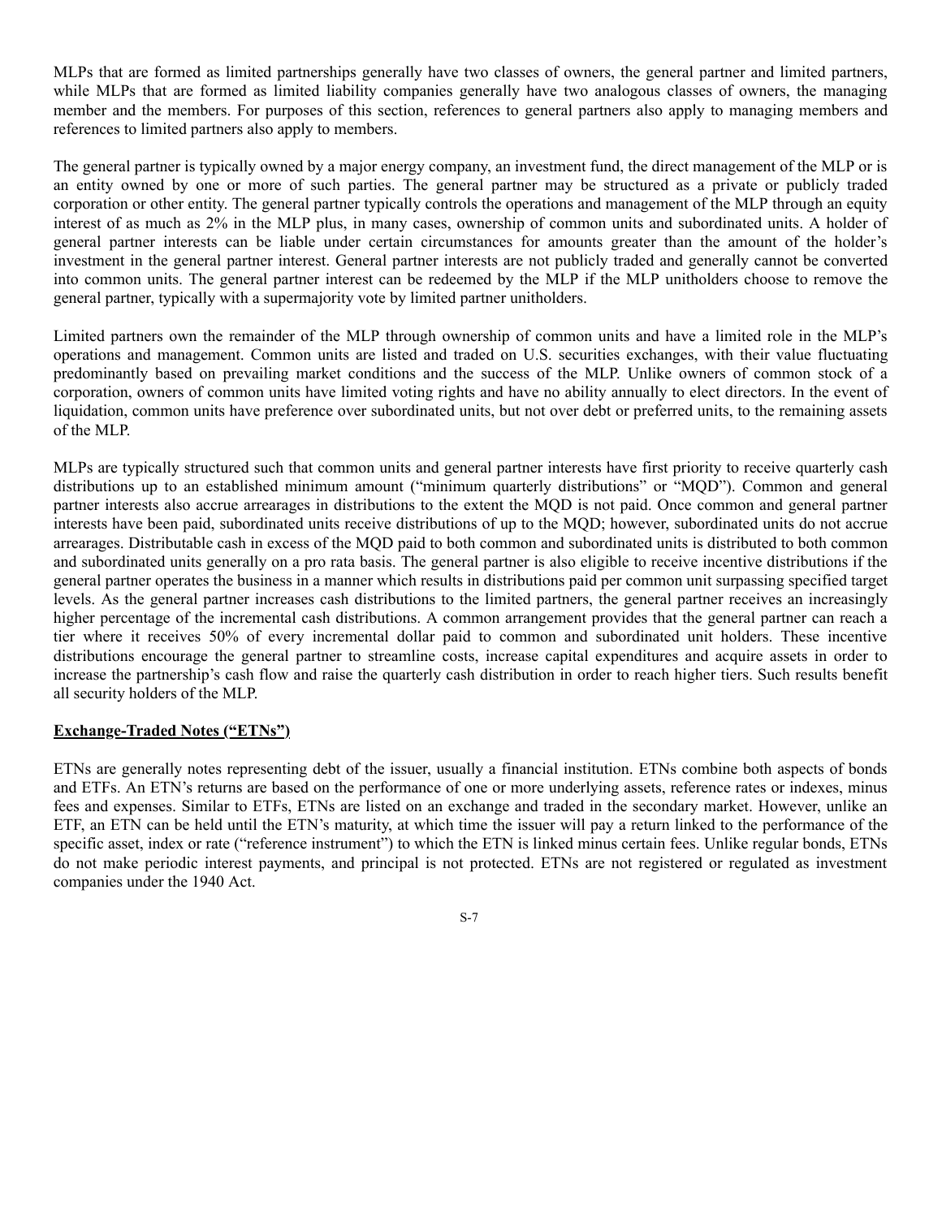MLPs that are formed as limited partnerships generally have two classes of owners, the general partner and limited partners, while MLPs that are formed as limited liability companies generally have two analogous classes of owners, the managing member and the members. For purposes of this section, references to general partners also apply to managing members and references to limited partners also apply to members.

The general partner is typically owned by a major energy company, an investment fund, the direct management of the MLP or is an entity owned by one or more of such parties. The general partner may be structured as a private or publicly traded corporation or other entity. The general partner typically controls the operations and management of the MLP through an equity interest of as much as 2% in the MLP plus, in many cases, ownership of common units and subordinated units. A holder of general partner interests can be liable under certain circumstances for amounts greater than the amount of the holder's investment in the general partner interest. General partner interests are not publicly traded and generally cannot be converted into common units. The general partner interest can be redeemed by the MLP if the MLP unitholders choose to remove the general partner, typically with a supermajority vote by limited partner unitholders.

Limited partners own the remainder of the MLP through ownership of common units and have a limited role in the MLP's operations and management. Common units are listed and traded on U.S. securities exchanges, with their value fluctuating predominantly based on prevailing market conditions and the success of the MLP. Unlike owners of common stock of a corporation, owners of common units have limited voting rights and have no ability annually to elect directors. In the event of liquidation, common units have preference over subordinated units, but not over debt or preferred units, to the remaining assets of the MLP.

MLPs are typically structured such that common units and general partner interests have first priority to receive quarterly cash distributions up to an established minimum amount ("minimum quarterly distributions" or "MQD"). Common and general partner interests also accrue arrearages in distributions to the extent the MQD is not paid. Once common and general partner interests have been paid, subordinated units receive distributions of up to the MQD; however, subordinated units do not accrue arrearages. Distributable cash in excess of the MQD paid to both common and subordinated units is distributed to both common and subordinated units generally on a pro rata basis. The general partner is also eligible to receive incentive distributions if the general partner operates the business in a manner which results in distributions paid per common unit surpassing specified target levels. As the general partner increases cash distributions to the limited partners, the general partner receives an increasingly higher percentage of the incremental cash distributions. A common arrangement provides that the general partner can reach a tier where it receives 50% of every incremental dollar paid to common and subordinated unit holders. These incentive distributions encourage the general partner to streamline costs, increase capital expenditures and acquire assets in order to increase the partnership's cash flow and raise the quarterly cash distribution in order to reach higher tiers. Such results benefit all security holders of the MLP.

**Exchange-Traded Notes ("ETNs")**

ETNs are generally notes representing debt of the issuer, usually a financial institution. ETNs combine both aspects of bonds and ETFs. An ETN's returns are based on the performance of one or more underlying assets, reference rates or indexes, minus fees and expenses. Similar to ETFs, ETNs are listed on an exchange and traded in the secondary market. However, unlike an ETF, an ETN can be held until the ETN's maturity, at which time the issuer will pay a return linked to the performance of the specific asset, index or rate ("reference instrument") to which the ETN is linked minus certain fees. Unlike regular bonds, ETNs do not make periodic interest payments, and principal is not protected. ETNs are not registered or regulated as investment companies under the 1940 Act.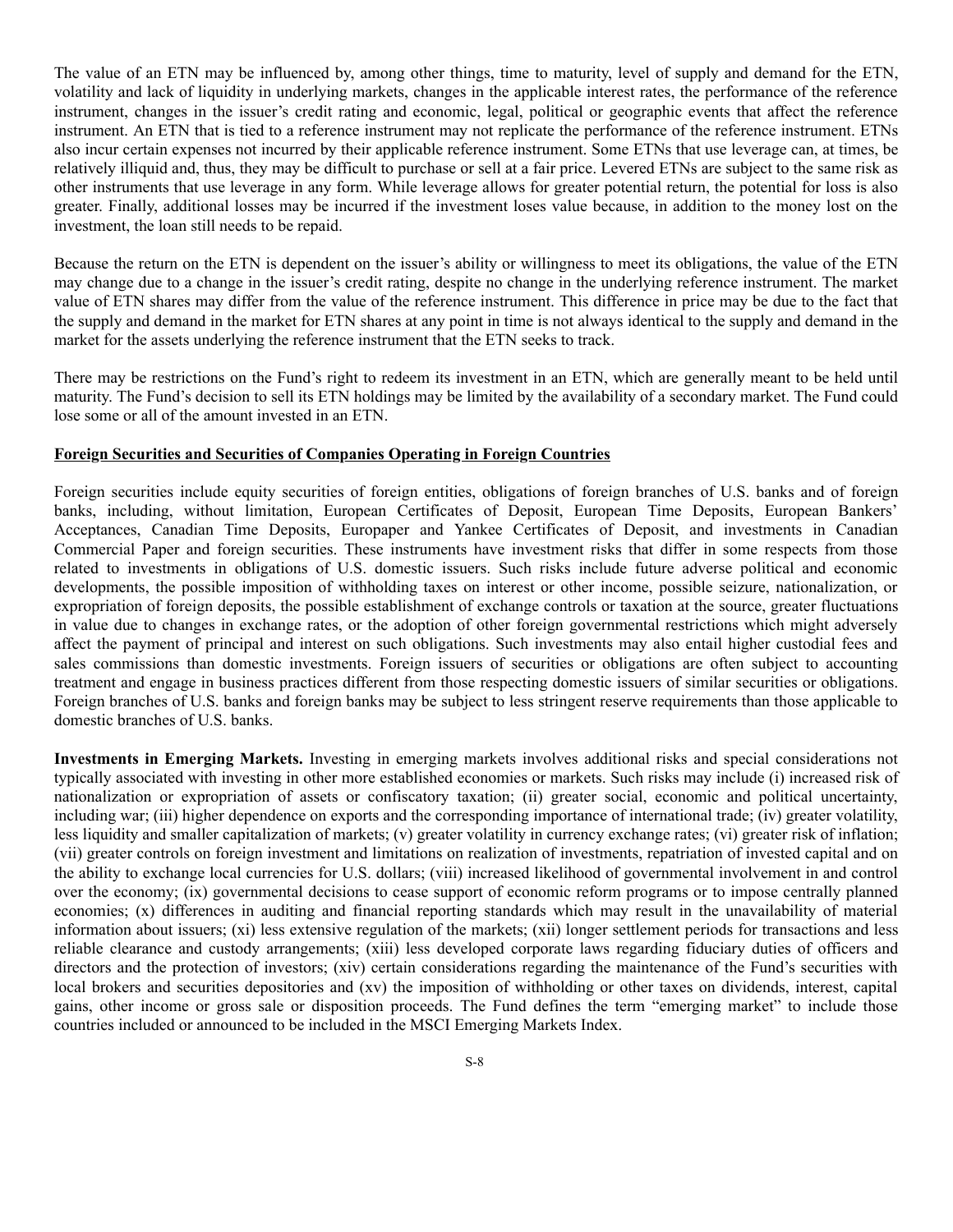The value of an ETN may be influenced by, among other things, time to maturity, level of supply and demand for the ETN, volatility and lack of liquidity in underlying markets, changes in the applicable interest rates, the performance of the reference instrument, changes in the issuer's credit rating and economic, legal, political or geographic events that affect the reference instrument. An ETN that is tied to a reference instrument may not replicate the performance of the reference instrument. ETNs also incur certain expenses not incurred by their applicable reference instrument. Some ETNs that use leverage can, at times, be relatively illiquid and, thus, they may be difficult to purchase or sell at a fair price. Levered ETNs are subject to the same risk as other instruments that use leverage in any form. While leverage allows for greater potential return, the potential for loss is also greater. Finally, additional losses may be incurred if the investment loses value because, in addition to the money lost on the investment, the loan still needs to be repaid.

Because the return on the ETN is dependent on the issuer's ability or willingness to meet its obligations, the value of the ETN may change due to a change in the issuer's credit rating, despite no change in the underlying reference instrument. The market value of ETN shares may differ from the value of the reference instrument. This difference in price may be due to the fact that the supply and demand in the market for ETN shares at any point in time is not always identical to the supply and demand in the market for the assets underlying the reference instrument that the ETN seeks to track.

There may be restrictions on the Fund's right to redeem its investment in an ETN, which are generally meant to be held until maturity. The Fund's decision to sell its ETN holdings may be limited by the availability of a secondary market. The Fund could lose some or all of the amount invested in an ETN.

**Foreign Securities and Securities of Companies Operating in Foreign Countries**

Foreign securities include equity securities of foreign entities, obligations of foreign branches of U.S. banks and of foreign banks, including, without limitation, European Certificates of Deposit, European Time Deposits, European Bankers' Acceptances, Canadian Time Deposits, Europaper and Yankee Certificates of Deposit, and investments in Canadian Commercial Paper and foreign securities. These instruments have investment risks that differ in some respects from those related to investments in obligations of U.S. domestic issuers. Such risks include future adverse political and economic developments, the possible imposition of withholding taxes on interest or other income, possible seizure, nationalization, or expropriation of foreign deposits, the possible establishment of exchange controls or taxation at the source, greater fluctuations in value due to changes in exchange rates, or the adoption of other foreign governmental restrictions which might adversely affect the payment of principal and interest on such obligations. Such investments may also entail higher custodial fees and sales commissions than domestic investments. Foreign issuers of securities or obligations are often subject to accounting treatment and engage in business practices different from those respecting domestic issuers of similar securities or obligations. Foreign branches of U.S. banks and foreign banks may be subject to less stringent reserve requirements than those applicable to domestic branches of U.S. banks.

**Investments in Emerging Markets.** Investing in emerging markets involves additional risks and special considerations not typically associated with investing in other more established economies or markets. Such risks may include (i) increased risk of nationalization or expropriation of assets or confiscatory taxation; (ii) greater social, economic and political uncertainty, including war; (iii) higher dependence on exports and the corresponding importance of international trade; (iv) greater volatility, less liquidity and smaller capitalization of markets; (v) greater volatility in currency exchange rates; (vi) greater risk of inflation; (vii) greater controls on foreign investment and limitations on realization of investments, repatriation of invested capital and on the ability to exchange local currencies for U.S. dollars; (viii) increased likelihood of governmental involvement in and control over the economy; (ix) governmental decisions to cease support of economic reform programs or to impose centrally planned economies; (x) differences in auditing and financial reporting standards which may result in the unavailability of material information about issuers; (xi) less extensive regulation of the markets; (xii) longer settlement periods for transactions and less reliable clearance and custody arrangements; (xiii) less developed corporate laws regarding fiduciary duties of officers and directors and the protection of investors; (xiv) certain considerations regarding the maintenance of the Fund's securities with local brokers and securities depositories and (xv) the imposition of withholding or other taxes on dividends, interest, capital gains, other income or gross sale or disposition proceeds. The Fund defines the term "emerging market" to include those countries included or announced to be included in the MSCI Emerging Markets Index.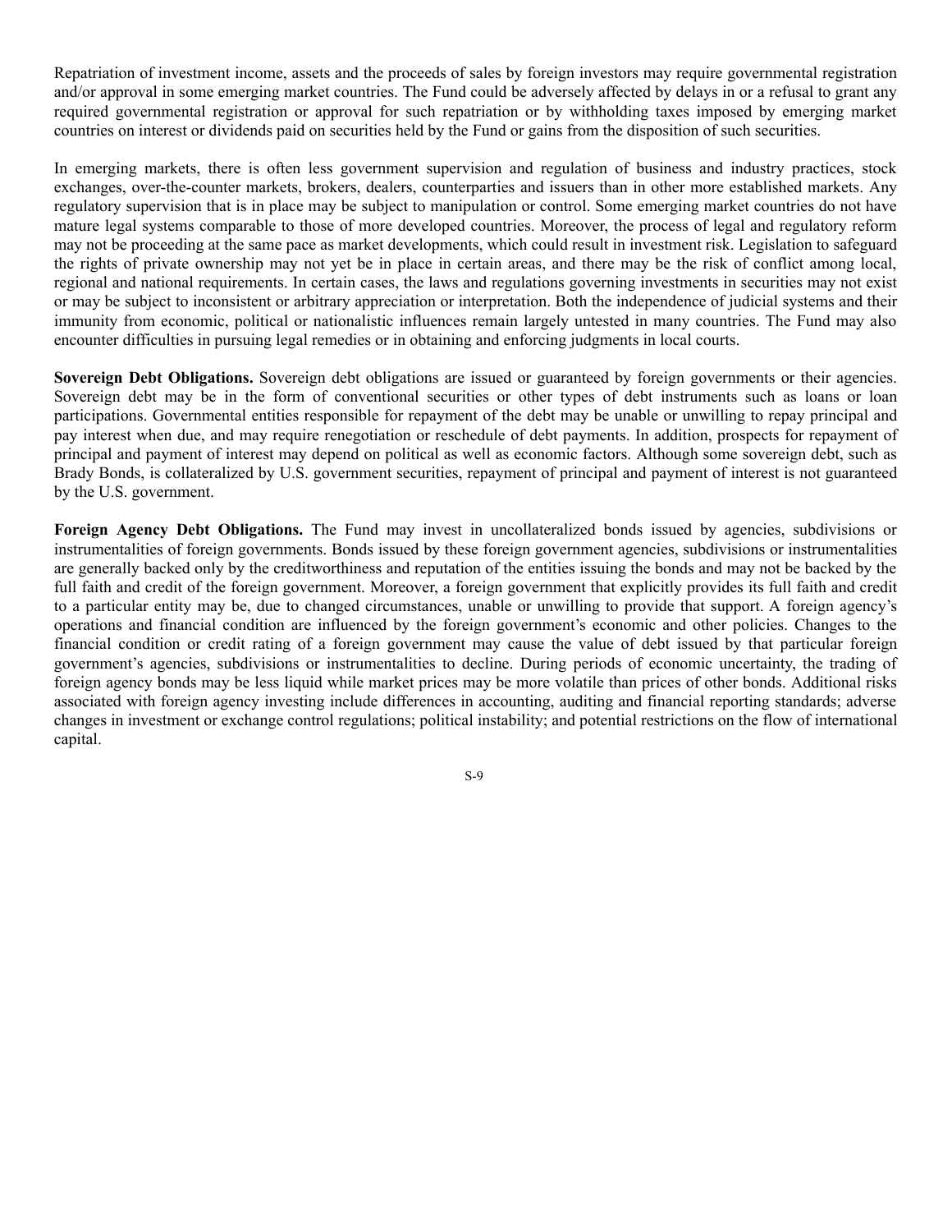Repatriation of investment income, assets and the proceeds of sales by foreign investors may require governmental registration and/or approval in some emerging market countries. The Fund could be adversely affected by delays in or a refusal to grant any required governmental registration or approval for such repatriation or by withholding taxes imposed by emerging market countries on interest or dividends paid on securities held by the Fund or gains from the disposition of such securities.

In emerging markets, there is often less government supervision and regulation of business and industry practices, stock exchanges, over-the-counter markets, brokers, dealers, counterparties and issuers than in other more established markets. Any regulatory supervision that is in place may be subject to manipulation or control. Some emerging market countries do not have mature legal systems comparable to those of more developed countries. Moreover, the process of legal and regulatory reform may not be proceeding at the same pace as market developments, which could result in investment risk. Legislation to safeguard the rights of private ownership may not yet be in place in certain areas, and there may be the risk of conflict among local, regional and national requirements. In certain cases, the laws and regulations governing investments in securities may not exist or may be subject to inconsistent or arbitrary appreciation or interpretation. Both the independence of judicial systems and their immunity from economic, political or nationalistic influences remain largely untested in many countries. The Fund may also encounter difficulties in pursuing legal remedies or in obtaining and enforcing judgments in local courts.

**Sovereign Debt Obligations.** Sovereign debt obligations are issued or guaranteed by foreign governments or their agencies. Sovereign debt may be in the form of conventional securities or other types of debt instruments such as loans or loan participations. Governmental entities responsible for repayment of the debt may be unable or unwilling to repay principal and pay interest when due, and may require renegotiation or reschedule of debt payments. In addition, prospects for repayment of principal and payment of interest may depend on political as well as economic factors. Although some sovereign debt, such as Brady Bonds, is collateralized by U.S. government securities, repayment of principal and payment of interest is not guaranteed by the U.S. government.

**Foreign Agency Debt Obligations.** The Fund may invest in uncollateralized bonds issued by agencies, subdivisions or instrumentalities of foreign governments. Bonds issued by these foreign government agencies, subdivisions or instrumentalities are generally backed only by the creditworthiness and reputation of the entities issuing the bonds and may not be backed by the full faith and credit of the foreign government. Moreover, a foreign government that explicitly provides its full faith and credit to a particular entity may be, due to changed circumstances, unable or unwilling to provide that support. A foreign agency's operations and financial condition are influenced by the foreign government's economic and other policies. Changes to the financial condition or credit rating of a foreign government may cause the value of debt issued by that particular foreign government's agencies, subdivisions or instrumentalities to decline. During periods of economic uncertainty, the trading of foreign agency bonds may be less liquid while market prices may be more volatile than prices of other bonds. Additional risks associated with foreign agency investing include differences in accounting, auditing and financial reporting standards; adverse changes in investment or exchange control regulations; political instability; and potential restrictions on the flow of international capital.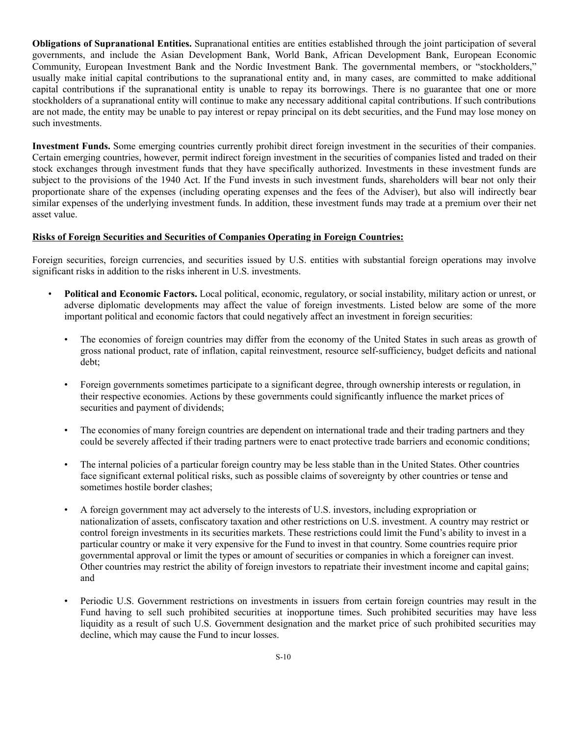**Obligations of Supranational Entities.** Supranational entities are entities established through the joint participation of several governments, and include the Asian Development Bank, World Bank, African Development Bank, European Economic Community, European Investment Bank and the Nordic Investment Bank. The governmental members, or "stockholders," usually make initial capital contributions to the supranational entity and, in many cases, are committed to make additional capital contributions if the supranational entity is unable to repay its borrowings. There is no guarantee that one or more stockholders of a supranational entity will continue to make any necessary additional capital contributions. If such contributions are not made, the entity may be unable to pay interest or repay principal on its debt securities, and the Fund may lose money on such investments.

**Investment Funds.** Some emerging countries currently prohibit direct foreign investment in the securities of their companies. Certain emerging countries, however, permit indirect foreign investment in the securities of companies listed and traded on their stock exchanges through investment funds that they have specifically authorized. Investments in these investment funds are subject to the provisions of the 1940 Act. If the Fund invests in such investment funds, shareholders will bear not only their proportionate share of the expenses (including operating expenses and the fees of the Adviser), but also will indirectly bear similar expenses of the underlying investment funds. In addition, these investment funds may trade at a premium over their net asset value.

**Risks of Foreign Securities and Securities of Companies Operating in Foreign Countries:**

Foreign securities, foreign currencies, and securities issued by U.S. entities with substantial foreign operations may involve significant risks in addition to the risks inherent in U.S. investments.

- **Political and Economic Factors.** Local political, economic, regulatory, or social instability, military action or unrest, or adverse diplomatic developments may affect the value of foreign investments. Listed below are some of the more important political and economic factors that could negatively affect an investment in foreign securities:
  - The economies of foreign countries may differ from the economy of the United States in such areas as growth of gross national product, rate of inflation, capital reinvestment, resource self-sufficiency, budget deficits and national debt;
  - Foreign governments sometimes participate to a significant degree, through ownership interests or regulation, in their respective economies. Actions by these governments could significantly influence the market prices of securities and payment of dividends;
  - The economies of many foreign countries are dependent on international trade and their trading partners and they could be severely affected if their trading partners were to enact protective trade barriers and economic conditions;
  - The internal policies of a particular foreign country may be less stable than in the United States. Other countries face significant external political risks, such as possible claims of sovereignty by other countries or tense and sometimes hostile border clashes;
  - A foreign government may act adversely to the interests of U.S. investors, including expropriation or nationalization of assets, confiscatory taxation and other restrictions on U.S. investment. A country may restrict or control foreign investments in its securities markets. These restrictions could limit the Fund's ability to invest in a particular country or make it very expensive for the Fund to invest in that country. Some countries require prior governmental approval or limit the types or amount of securities or companies in which a foreigner can invest. Other countries may restrict the ability of foreign investors to repatriate their investment income and capital gains; and
  - Periodic U.S. Government restrictions on investments in issuers from certain foreign countries may result in the Fund having to sell such prohibited securities at inopportune times. Such prohibited securities may have less liquidity as a result of such U.S. Government designation and the market price of such prohibited securities may decline, which may cause the Fund to incur losses.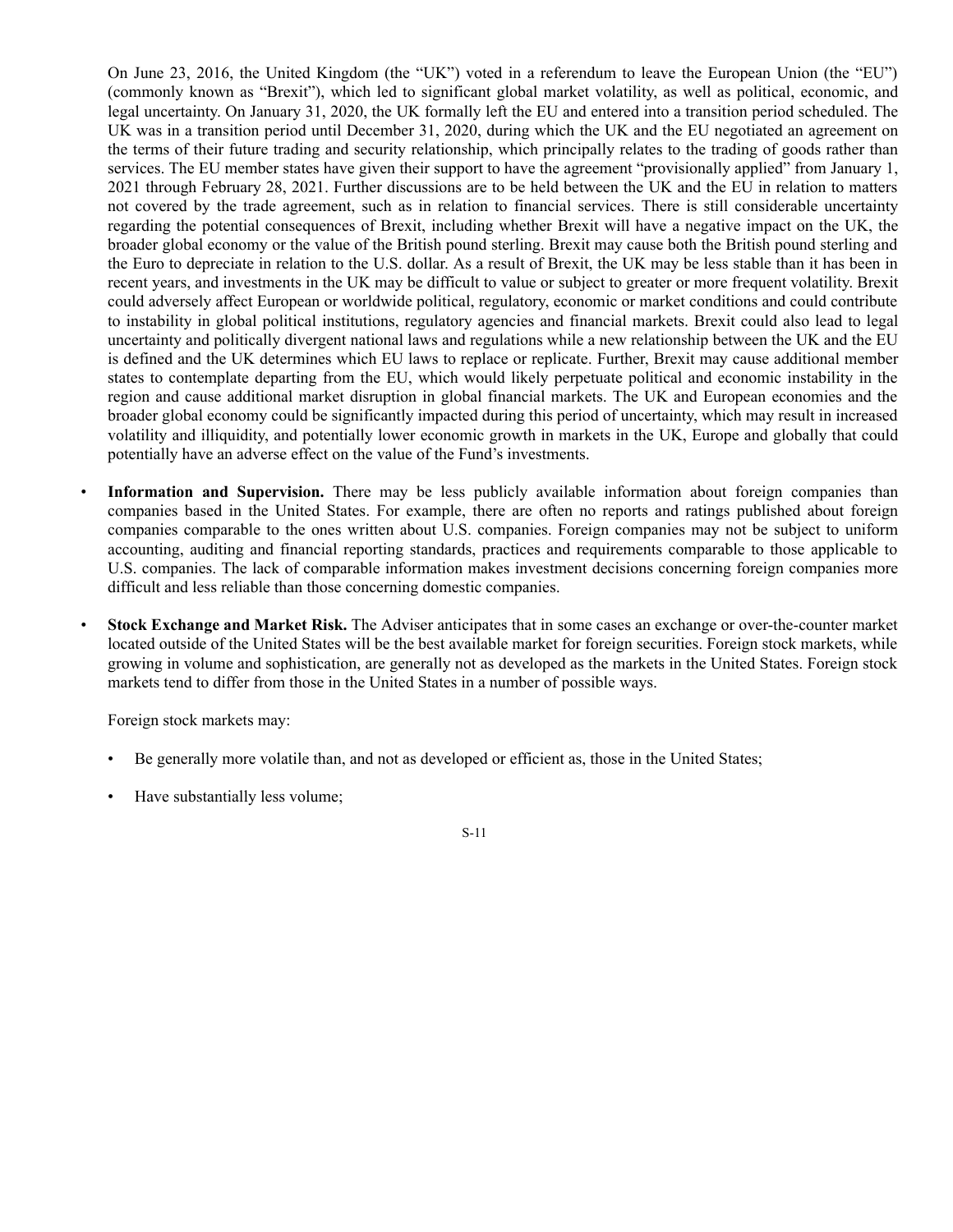On June 23, 2016, the United Kingdom (the "UK") voted in a referendum to leave the European Union (the "EU") (commonly known as "Brexit"), which led to significant global market volatility, as well as political, economic, and legal uncertainty. On January 31, 2020, the UK formally left the EU and entered into a transition period scheduled. The UK was in a transition period until December 31, 2020, during which the UK and the EU negotiated an agreement on the terms of their future trading and security relationship, which principally relates to the trading of goods rather than services. The EU member states have given their support to have the agreement "provisionally applied" from January 1, 2021 through February 28, 2021. Further discussions are to be held between the UK and the EU in relation to matters not covered by the trade agreement, such as in relation to financial services. There is still considerable uncertainty regarding the potential consequences of Brexit, including whether Brexit will have a negative impact on the UK, the broader global economy or the value of the British pound sterling. Brexit may cause both the British pound sterling and the Euro to depreciate in relation to the U.S. dollar. As a result of Brexit, the UK may be less stable than it has been in recent years, and investments in the UK may be difficult to value or subject to greater or more frequent volatility. Brexit could adversely affect European or worldwide political, regulatory, economic or market conditions and could contribute to instability in global political institutions, regulatory agencies and financial markets. Brexit could also lead to legal uncertainty and politically divergent national laws and regulations while a new relationship between the UK and the EU is defined and the UK determines which EU laws to replace or replicate. Further, Brexit may cause additional member states to contemplate departing from the EU, which would likely perpetuate political and economic instability in the region and cause additional market disruption in global financial markets. The UK and European economies and the broader global economy could be significantly impacted during this period of uncertainty, which may result in increased volatility and illiquidity, and potentially lower economic growth in markets in the UK, Europe and globally that could potentially have an adverse effect on the value of the Fund's investments.

- **Information and Supervision.** There may be less publicly available information about foreign companies than companies based in the United States. For example, there are often no reports and ratings published about foreign companies comparable to the ones written about U.S. companies. Foreign companies may not be subject to uniform accounting, auditing and financial reporting standards, practices and requirements comparable to those applicable to U.S. companies. The lack of comparable information makes investment decisions concerning foreign companies more difficult and less reliable than those concerning domestic companies.

- **Stock Exchange and Market Risk.** The Adviser anticipates that in some cases an exchange or over-the-counter market located outside of the United States will be the best available market for foreign securities. Foreign stock markets, while growing in volume and sophistication, are generally not as developed as the markets in the United States. Foreign stock markets tend to differ from those in the United States in a number of possible ways.

  Foreign stock markets may:

  - Be generally more volatile than, and not as developed or efficient as, those in the United States;
  - Have substantially less volume;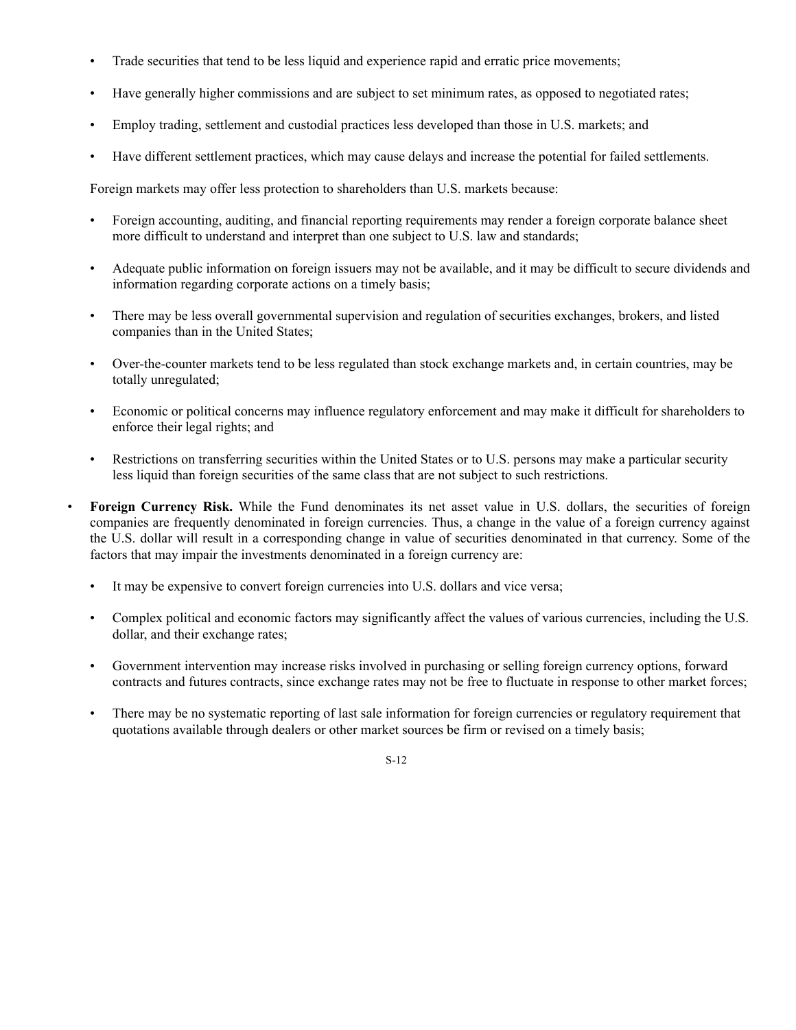- Trade securities that tend to be less liquid and experience rapid and erratic price movements;
  - Have generally higher commissions and are subject to set minimum rates, as opposed to negotiated rates;
  - Employ trading, settlement and custodial practices less developed than those in U.S. markets; and
  - Have different settlement practices, which may cause delays and increase the potential for failed settlements.

  Foreign markets may offer less protection to shareholders than U.S. markets because:

  - Foreign accounting, auditing, and financial reporting requirements may render a foreign corporate balance sheet more difficult to understand and interpret than one subject to U.S. law and standards;
  - Adequate public information on foreign issuers may not be available, and it may be difficult to secure dividends and information regarding corporate actions on a timely basis;
  - There may be less overall governmental supervision and regulation of securities exchanges, brokers, and listed companies than in the United States;
  - Over-the-counter markets tend to be less regulated than stock exchange markets and, in certain countries, may be totally unregulated;
  - Economic or political concerns may influence regulatory enforcement and may make it difficult for shareholders to enforce their legal rights; and
  - Restrictions on transferring securities within the United States or to U.S. persons may make a particular security less liquid than foreign securities of the same class that are not subject to such restrictions.

- **Foreign Currency Risk.** While the Fund denominates its net asset value in U.S. dollars, the securities of foreign companies are frequently denominated in foreign currencies. Thus, a change in the value of a foreign currency against the U.S. dollar will result in a corresponding change in value of securities denominated in that currency. Some of the factors that may impair the investments denominated in a foreign currency are:

  - It may be expensive to convert foreign currencies into U.S. dollars and vice versa;
  - Complex political and economic factors may significantly affect the values of various currencies, including the U.S. dollar, and their exchange rates;
  - Government intervention may increase risks involved in purchasing or selling foreign currency options, forward contracts and futures contracts, since exchange rates may not be free to fluctuate in response to other market forces;
  - There may be no systematic reporting of last sale information for foreign currencies or regulatory requirement that quotations available through dealers or other market sources be firm or revised on a timely basis;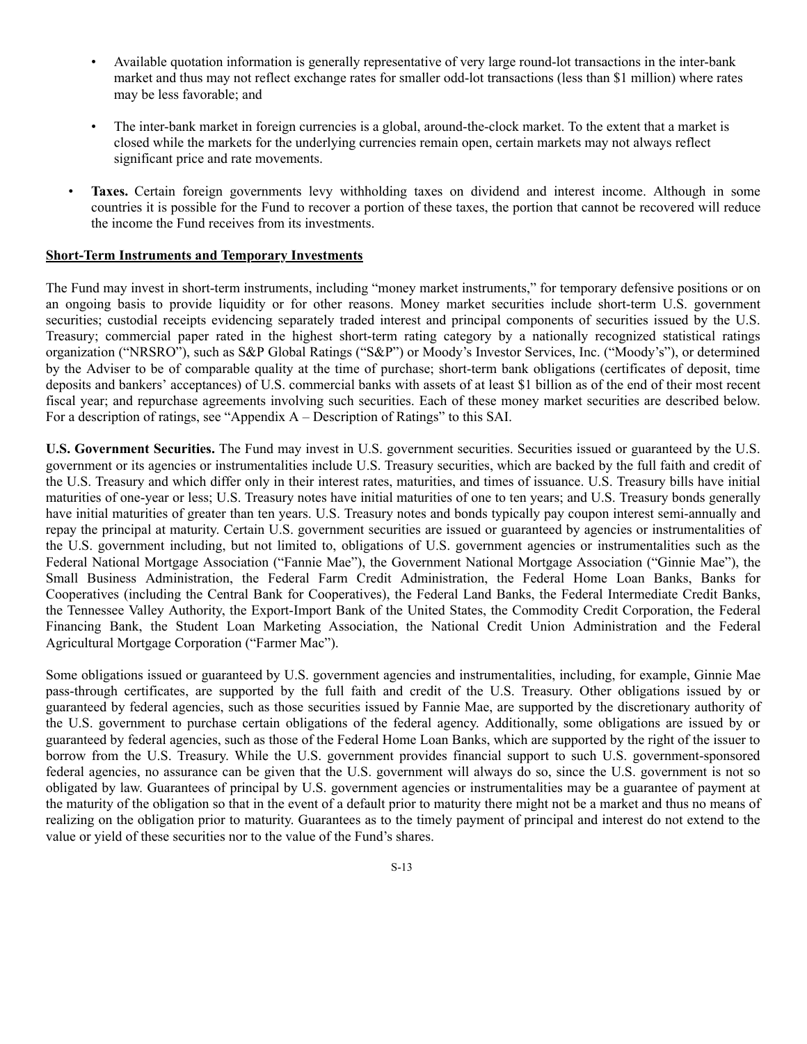- Available quotation information is generally representative of very large round-lot transactions in the inter-bank market and thus may not reflect exchange rates for smaller odd-lot transactions (less than $1 million) where rates may be less favorable; and

  - The inter-bank market in foreign currencies is a global, around-the-clock market. To the extent that a market is closed while the markets for the underlying currencies remain open, certain markets may not always reflect significant price and rate movements.

- **Taxes.** Certain foreign governments levy withholding taxes on dividend and interest income. Although in some countries it is possible for the Fund to recover a portion of these taxes, the portion that cannot be recovered will reduce the income the Fund receives from its investments.

**Short-Term Instruments and Temporary Investments**

The Fund may invest in short-term instruments, including "money market instruments," for temporary defensive positions or on an ongoing basis to provide liquidity or for other reasons. Money market securities include short-term U.S. government securities; custodial receipts evidencing separately traded interest and principal components of securities issued by the U.S. Treasury; commercial paper rated in the highest short-term rating category by a nationally recognized statistical ratings organization ("NRSRO"), such as S&P Global Ratings ("S&P") or Moody's Investor Services, Inc. ("Moody's"), or determined by the Adviser to be of comparable quality at the time of purchase; short-term bank obligations (certificates of deposit, time deposits and bankers' acceptances) of U.S. commercial banks with assets of at least $1 billion as of the end of their most recent fiscal year; and repurchase agreements involving such securities. Each of these money market securities are described below. For a description of ratings, see "Appendix A – Description of Ratings" to this SAI.

**U.S. Government Securities.** The Fund may invest in U.S. government securities. Securities issued or guaranteed by the U.S. government or its agencies or instrumentalities include U.S. Treasury securities, which are backed by the full faith and credit of the U.S. Treasury and which differ only in their interest rates, maturities, and times of issuance. U.S. Treasury bills have initial maturities of one-year or less; U.S. Treasury notes have initial maturities of one to ten years; and U.S. Treasury bonds generally have initial maturities of greater than ten years. U.S. Treasury notes and bonds typically pay coupon interest semi-annually and repay the principal at maturity. Certain U.S. government securities are issued or guaranteed by agencies or instrumentalities of the U.S. government including, but not limited to, obligations of U.S. government agencies or instrumentalities such as the Federal National Mortgage Association ("Fannie Mae"), the Government National Mortgage Association ("Ginnie Mae"), the Small Business Administration, the Federal Farm Credit Administration, the Federal Home Loan Banks, Banks for Cooperatives (including the Central Bank for Cooperatives), the Federal Land Banks, the Federal Intermediate Credit Banks, the Tennessee Valley Authority, the Export-Import Bank of the United States, the Commodity Credit Corporation, the Federal Financing Bank, the Student Loan Marketing Association, the National Credit Union Administration and the Federal Agricultural Mortgage Corporation ("Farmer Mac").

Some obligations issued or guaranteed by U.S. government agencies and instrumentalities, including, for example, Ginnie Mae pass-through certificates, are supported by the full faith and credit of the U.S. Treasury. Other obligations issued by or guaranteed by federal agencies, such as those securities issued by Fannie Mae, are supported by the discretionary authority of the U.S. government to purchase certain obligations of the federal agency. Additionally, some obligations are issued by or guaranteed by federal agencies, such as those of the Federal Home Loan Banks, which are supported by the right of the issuer to borrow from the U.S. Treasury. While the U.S. government provides financial support to such U.S. government-sponsored federal agencies, no assurance can be given that the U.S. government will always do so, since the U.S. government is not so obligated by law. Guarantees of principal by U.S. government agencies or instrumentalities may be a guarantee of payment at the maturity of the obligation so that in the event of a default prior to maturity there might not be a market and thus no means of realizing on the obligation prior to maturity. Guarantees as to the timely payment of principal and interest do not extend to the value or yield of these securities nor to the value of the Fund's shares.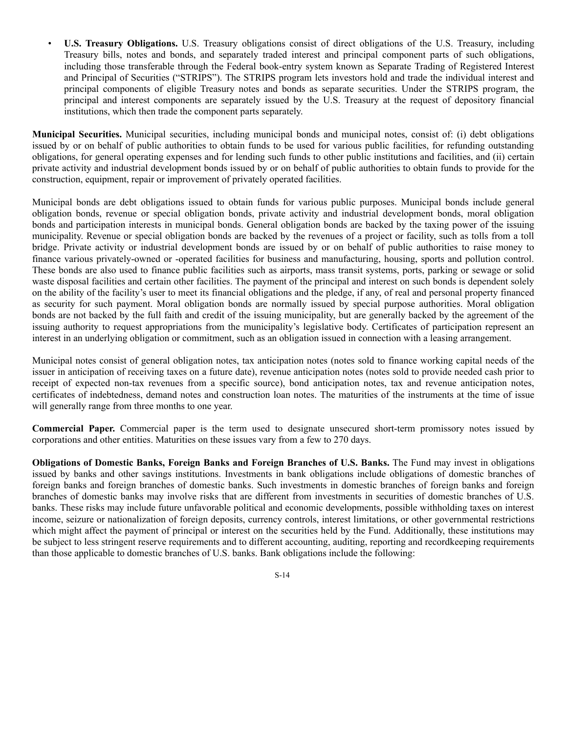- **U.S. Treasury Obligations.** U.S. Treasury obligations consist of direct obligations of the U.S. Treasury, including Treasury bills, notes and bonds, and separately traded interest and principal component parts of such obligations, including those transferable through the Federal book-entry system known as Separate Trading of Registered Interest and Principal of Securities ("STRIPS"). The STRIPS program lets investors hold and trade the individual interest and principal components of eligible Treasury notes and bonds as separate securities. Under the STRIPS program, the principal and interest components are separately issued by the U.S. Treasury at the request of depository financial institutions, which then trade the component parts separately.

**Municipal Securities.** Municipal securities, including municipal bonds and municipal notes, consist of: (i) debt obligations issued by or on behalf of public authorities to obtain funds to be used for various public facilities, for refunding outstanding obligations, for general operating expenses and for lending such funds to other public institutions and facilities, and (ii) certain private activity and industrial development bonds issued by or on behalf of public authorities to obtain funds to provide for the construction, equipment, repair or improvement of privately operated facilities.

Municipal bonds are debt obligations issued to obtain funds for various public purposes. Municipal bonds include general obligation bonds, revenue or special obligation bonds, private activity and industrial development bonds, moral obligation bonds and participation interests in municipal bonds. General obligation bonds are backed by the taxing power of the issuing municipality. Revenue or special obligation bonds are backed by the revenues of a project or facility, such as tolls from a toll bridge. Private activity or industrial development bonds are issued by or on behalf of public authorities to raise money to finance various privately-owned or -operated facilities for business and manufacturing, housing, sports and pollution control. These bonds are also used to finance public facilities such as airports, mass transit systems, ports, parking or sewage or solid waste disposal facilities and certain other facilities. The payment of the principal and interest on such bonds is dependent solely on the ability of the facility's user to meet its financial obligations and the pledge, if any, of real and personal property financed as security for such payment. Moral obligation bonds are normally issued by special purpose authorities. Moral obligation bonds are not backed by the full faith and credit of the issuing municipality, but are generally backed by the agreement of the issuing authority to request appropriations from the municipality's legislative body. Certificates of participation represent an interest in an underlying obligation or commitment, such as an obligation issued in connection with a leasing arrangement.

Municipal notes consist of general obligation notes, tax anticipation notes (notes sold to finance working capital needs of the issuer in anticipation of receiving taxes on a future date), revenue anticipation notes (notes sold to provide needed cash prior to receipt of expected non-tax revenues from a specific source), bond anticipation notes, tax and revenue anticipation notes, certificates of indebtedness, demand notes and construction loan notes. The maturities of the instruments at the time of issue will generally range from three months to one year.

**Commercial Paper.** Commercial paper is the term used to designate unsecured short-term promissory notes issued by corporations and other entities. Maturities on these issues vary from a few to 270 days.

**Obligations of Domestic Banks, Foreign Banks and Foreign Branches of U.S. Banks.** The Fund may invest in obligations issued by banks and other savings institutions. Investments in bank obligations include obligations of domestic branches of foreign banks and foreign branches of domestic banks. Such investments in domestic branches of foreign banks and foreign branches of domestic banks may involve risks that are different from investments in securities of domestic branches of U.S. banks. These risks may include future unfavorable political and economic developments, possible withholding taxes on interest income, seizure or nationalization of foreign deposits, currency controls, interest limitations, or other governmental restrictions which might affect the payment of principal or interest on the securities held by the Fund. Additionally, these institutions may be subject to less stringent reserve requirements and to different accounting, auditing, reporting and recordkeeping requirements than those applicable to domestic branches of U.S. banks. Bank obligations include the following: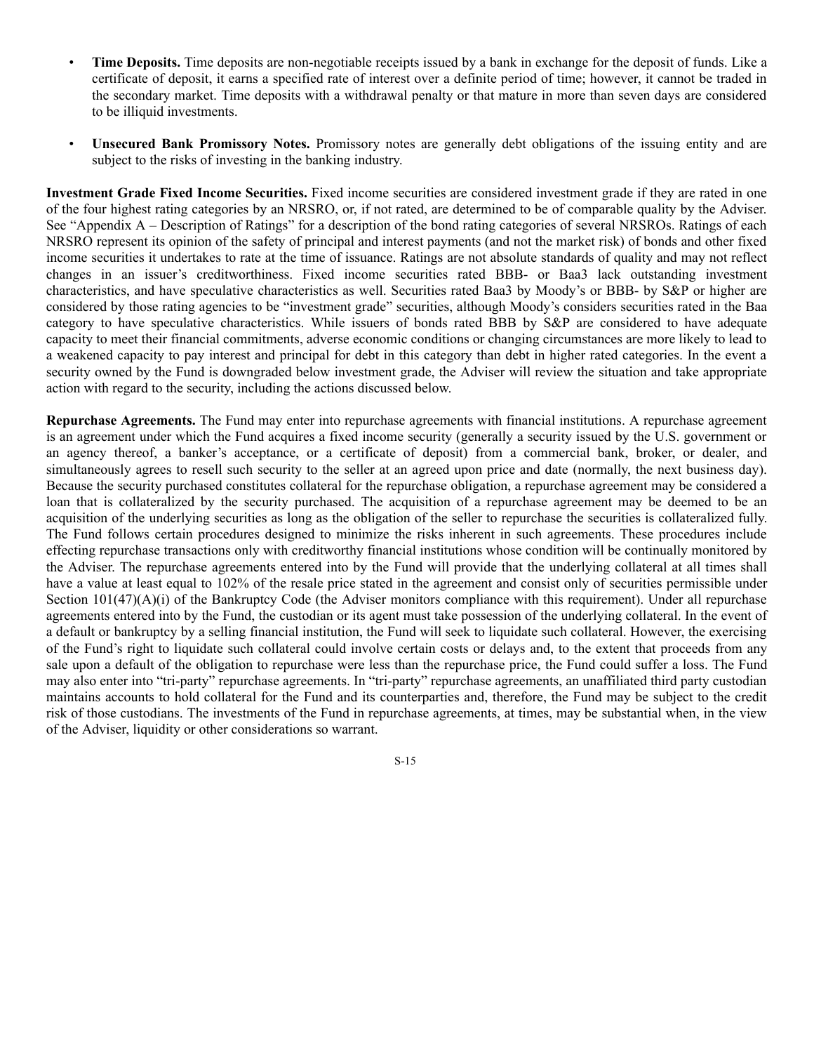- **Time Deposits.** Time deposits are non-negotiable receipts issued by a bank in exchange for the deposit of funds. Like a certificate of deposit, it earns a specified rate of interest over a definite period of time; however, it cannot be traded in the secondary market. Time deposits with a withdrawal penalty or that mature in more than seven days are considered to be illiquid investments.

- **Unsecured Bank Promissory Notes.** Promissory notes are generally debt obligations of the issuing entity and are subject to the risks of investing in the banking industry.

**Investment Grade Fixed Income Securities.** Fixed income securities are considered investment grade if they are rated in one of the four highest rating categories by an NRSRO, or, if not rated, are determined to be of comparable quality by the Adviser. See "Appendix A – Description of Ratings" for a description of the bond rating categories of several NRSROs. Ratings of each NRSRO represent its opinion of the safety of principal and interest payments (and not the market risk) of bonds and other fixed income securities it undertakes to rate at the time of issuance. Ratings are not absolute standards of quality and may not reflect changes in an issuer's creditworthiness. Fixed income securities rated BBB- or Baa3 lack outstanding investment characteristics, and have speculative characteristics as well. Securities rated Baa3 by Moody's or BBB- by S&P or higher are considered by those rating agencies to be "investment grade" securities, although Moody's considers securities rated in the Baa category to have speculative characteristics. While issuers of bonds rated BBB by S&P are considered to have adequate capacity to meet their financial commitments, adverse economic conditions or changing circumstances are more likely to lead to a weakened capacity to pay interest and principal for debt in this category than debt in higher rated categories. In the event a security owned by the Fund is downgraded below investment grade, the Adviser will review the situation and take appropriate action with regard to the security, including the actions discussed below.

**Repurchase Agreements.** The Fund may enter into repurchase agreements with financial institutions. A repurchase agreement is an agreement under which the Fund acquires a fixed income security (generally a security issued by the U.S. government or an agency thereof, a banker's acceptance, or a certificate of deposit) from a commercial bank, broker, or dealer, and simultaneously agrees to resell such security to the seller at an agreed upon price and date (normally, the next business day). Because the security purchased constitutes collateral for the repurchase obligation, a repurchase agreement may be considered a loan that is collateralized by the security purchased. The acquisition of a repurchase agreement may be deemed to be an acquisition of the underlying securities as long as the obligation of the seller to repurchase the securities is collateralized fully. The Fund follows certain procedures designed to minimize the risks inherent in such agreements. These procedures include effecting repurchase transactions only with creditworthy financial institutions whose condition will be continually monitored by the Adviser. The repurchase agreements entered into by the Fund will provide that the underlying collateral at all times shall have a value at least equal to 102% of the resale price stated in the agreement and consist only of securities permissible under Section 101(47)(A)(i) of the Bankruptcy Code (the Adviser monitors compliance with this requirement). Under all repurchase agreements entered into by the Fund, the custodian or its agent must take possession of the underlying collateral. In the event of a default or bankruptcy by a selling financial institution, the Fund will seek to liquidate such collateral. However, the exercising of the Fund's right to liquidate such collateral could involve certain costs or delays and, to the extent that proceeds from any sale upon a default of the obligation to repurchase were less than the repurchase price, the Fund could suffer a loss. The Fund may also enter into "tri-party" repurchase agreements. In "tri-party" repurchase agreements, an unaffiliated third party custodian maintains accounts to hold collateral for the Fund and its counterparties and, therefore, the Fund may be subject to the credit risk of those custodians. The investments of the Fund in repurchase agreements, at times, may be substantial when, in the view of the Adviser, liquidity or other considerations so warrant.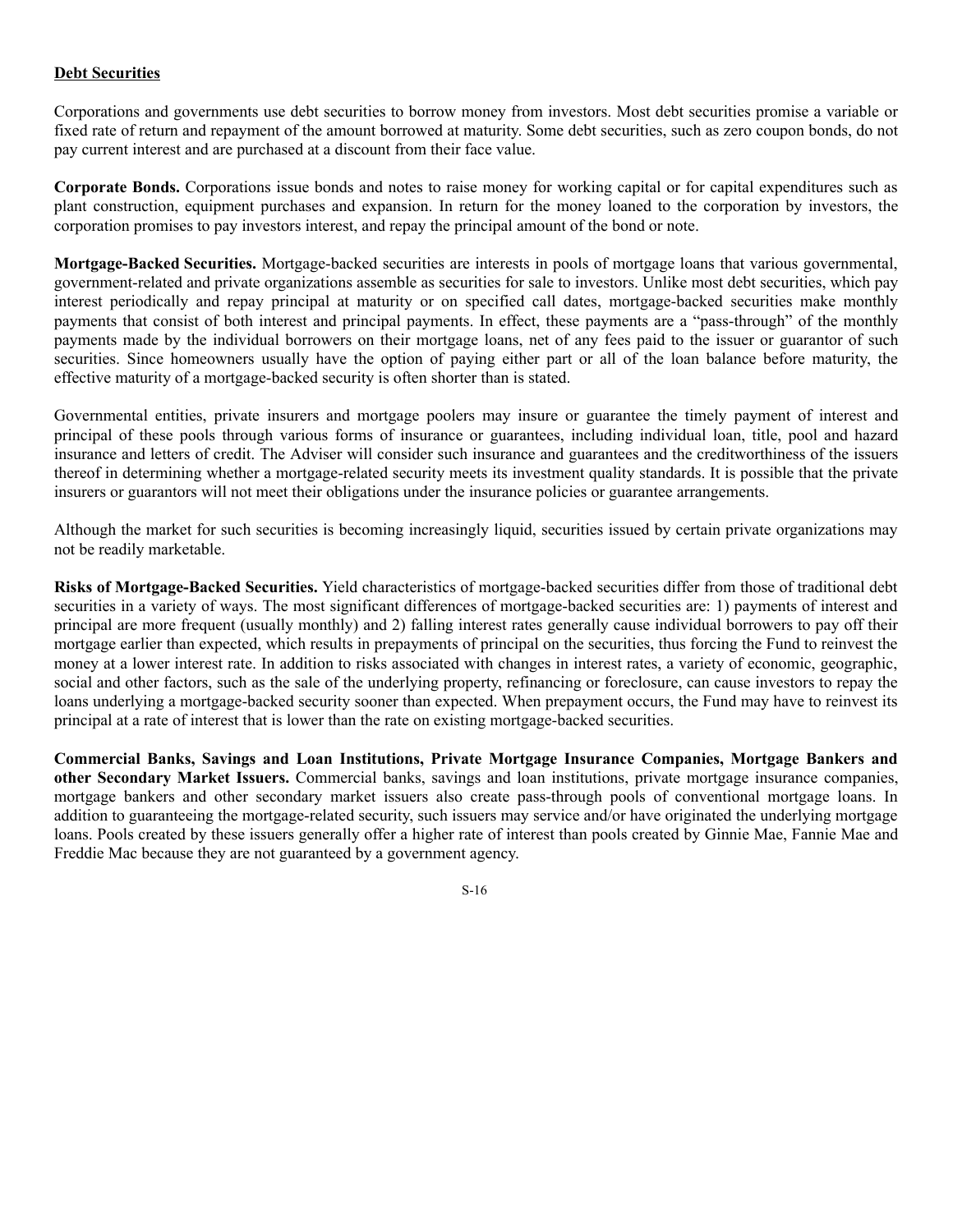**Debt Securities**

Corporations and governments use debt securities to borrow money from investors. Most debt securities promise a variable or fixed rate of return and repayment of the amount borrowed at maturity. Some debt securities, such as zero coupon bonds, do not pay current interest and are purchased at a discount from their face value.

**Corporate Bonds.** Corporations issue bonds and notes to raise money for working capital or for capital expenditures such as plant construction, equipment purchases and expansion. In return for the money loaned to the corporation by investors, the corporation promises to pay investors interest, and repay the principal amount of the bond or note.

**Mortgage-Backed Securities.** Mortgage-backed securities are interests in pools of mortgage loans that various governmental, government-related and private organizations assemble as securities for sale to investors. Unlike most debt securities, which pay interest periodically and repay principal at maturity or on specified call dates, mortgage-backed securities make monthly payments that consist of both interest and principal payments. In effect, these payments are a "pass-through" of the monthly payments made by the individual borrowers on their mortgage loans, net of any fees paid to the issuer or guarantor of such securities. Since homeowners usually have the option of paying either part or all of the loan balance before maturity, the effective maturity of a mortgage-backed security is often shorter than is stated.

Governmental entities, private insurers and mortgage poolers may insure or guarantee the timely payment of interest and principal of these pools through various forms of insurance or guarantees, including individual loan, title, pool and hazard insurance and letters of credit. The Adviser will consider such insurance and guarantees and the creditworthiness of the issuers thereof in determining whether a mortgage-related security meets its investment quality standards. It is possible that the private insurers or guarantors will not meet their obligations under the insurance policies or guarantee arrangements.

Although the market for such securities is becoming increasingly liquid, securities issued by certain private organizations may not be readily marketable.

**Risks of Mortgage-Backed Securities.** Yield characteristics of mortgage-backed securities differ from those of traditional debt securities in a variety of ways. The most significant differences of mortgage-backed securities are: 1) payments of interest and principal are more frequent (usually monthly) and 2) falling interest rates generally cause individual borrowers to pay off their mortgage earlier than expected, which results in prepayments of principal on the securities, thus forcing the Fund to reinvest the money at a lower interest rate. In addition to risks associated with changes in interest rates, a variety of economic, geographic, social and other factors, such as the sale of the underlying property, refinancing or foreclosure, can cause investors to repay the loans underlying a mortgage-backed security sooner than expected. When prepayment occurs, the Fund may have to reinvest its principal at a rate of interest that is lower than the rate on existing mortgage-backed securities.

**Commercial Banks, Savings and Loan Institutions, Private Mortgage Insurance Companies, Mortgage Bankers and other Secondary Market Issuers.** Commercial banks, savings and loan institutions, private mortgage insurance companies, mortgage bankers and other secondary market issuers also create pass-through pools of conventional mortgage loans. In addition to guaranteeing the mortgage-related security, such issuers may service and/or have originated the underlying mortgage loans. Pools created by these issuers generally offer a higher rate of interest than pools created by Ginnie Mae, Fannie Mae and Freddie Mac because they are not guaranteed by a government agency.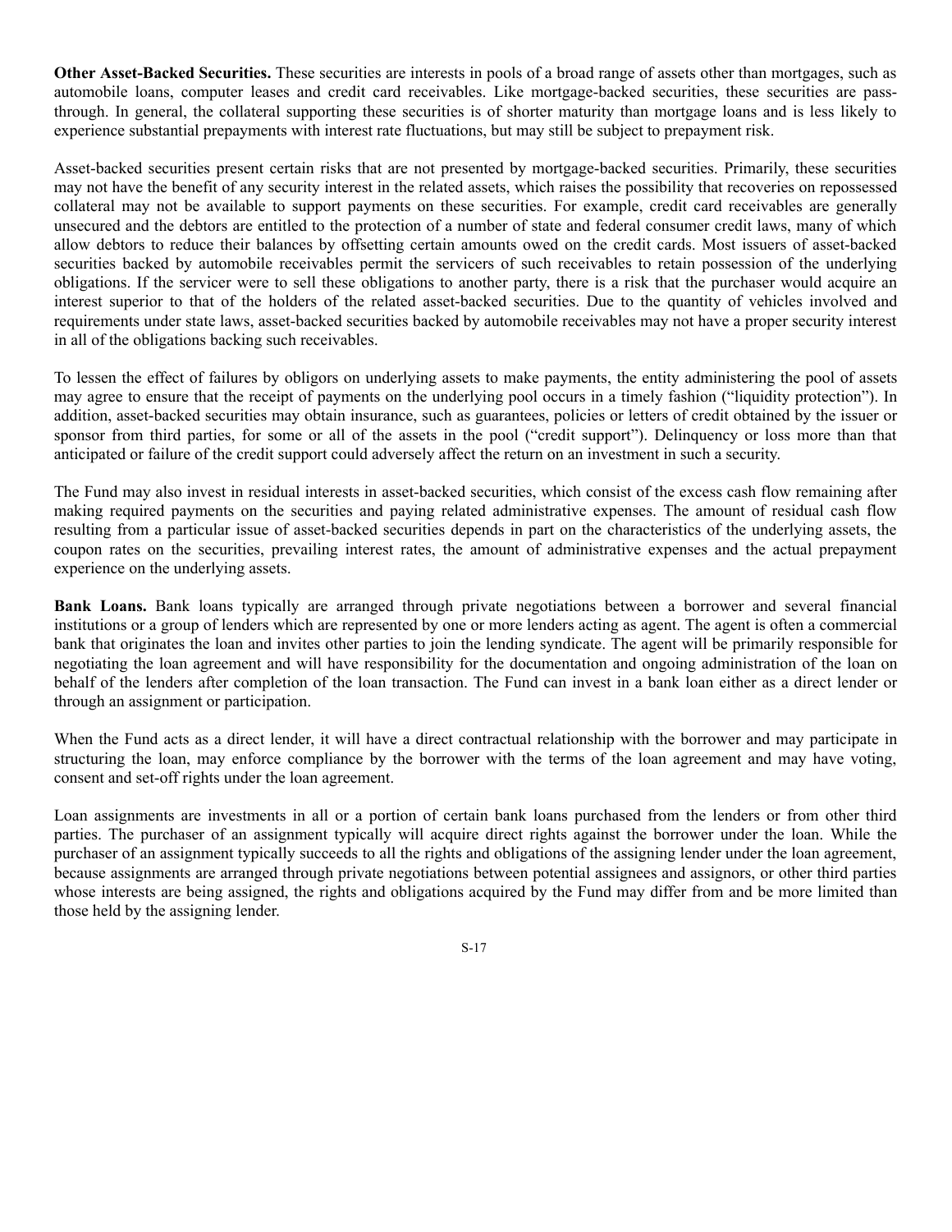**Other Asset-Backed Securities.** These securities are interests in pools of a broad range of assets other than mortgages, such as automobile loans, computer leases and credit card receivables. Like mortgage-backed securities, these securities are pass-through. In general, the collateral supporting these securities is of shorter maturity than mortgage loans and is less likely to experience substantial prepayments with interest rate fluctuations, but may still be subject to prepayment risk.

Asset-backed securities present certain risks that are not presented by mortgage-backed securities. Primarily, these securities may not have the benefit of any security interest in the related assets, which raises the possibility that recoveries on repossessed collateral may not be available to support payments on these securities. For example, credit card receivables are generally unsecured and the debtors are entitled to the protection of a number of state and federal consumer credit laws, many of which allow debtors to reduce their balances by offsetting certain amounts owed on the credit cards. Most issuers of asset-backed securities backed by automobile receivables permit the servicers of such receivables to retain possession of the underlying obligations. If the servicer were to sell these obligations to another party, there is a risk that the purchaser would acquire an interest superior to that of the holders of the related asset-backed securities. Due to the quantity of vehicles involved and requirements under state laws, asset-backed securities backed by automobile receivables may not have a proper security interest in all of the obligations backing such receivables.

To lessen the effect of failures by obligors on underlying assets to make payments, the entity administering the pool of assets may agree to ensure that the receipt of payments on the underlying pool occurs in a timely fashion ("liquidity protection"). In addition, asset-backed securities may obtain insurance, such as guarantees, policies or letters of credit obtained by the issuer or sponsor from third parties, for some or all of the assets in the pool ("credit support"). Delinquency or loss more than that anticipated or failure of the credit support could adversely affect the return on an investment in such a security.

The Fund may also invest in residual interests in asset-backed securities, which consist of the excess cash flow remaining after making required payments on the securities and paying related administrative expenses. The amount of residual cash flow resulting from a particular issue of asset-backed securities depends in part on the characteristics of the underlying assets, the coupon rates on the securities, prevailing interest rates, the amount of administrative expenses and the actual prepayment experience on the underlying assets.

**Bank Loans.** Bank loans typically are arranged through private negotiations between a borrower and several financial institutions or a group of lenders which are represented by one or more lenders acting as agent. The agent is often a commercial bank that originates the loan and invites other parties to join the lending syndicate. The agent will be primarily responsible for negotiating the loan agreement and will have responsibility for the documentation and ongoing administration of the loan on behalf of the lenders after completion of the loan transaction. The Fund can invest in a bank loan either as a direct lender or through an assignment or participation.

When the Fund acts as a direct lender, it will have a direct contractual relationship with the borrower and may participate in structuring the loan, may enforce compliance by the borrower with the terms of the loan agreement and may have voting, consent and set-off rights under the loan agreement.

Loan assignments are investments in all or a portion of certain bank loans purchased from the lenders or from other third parties. The purchaser of an assignment typically will acquire direct rights against the borrower under the loan. While the purchaser of an assignment typically succeeds to all the rights and obligations of the assigning lender under the loan agreement, because assignments are arranged through private negotiations between potential assignees and assignors, or other third parties whose interests are being assigned, the rights and obligations acquired by the Fund may differ from and be more limited than those held by the assigning lender.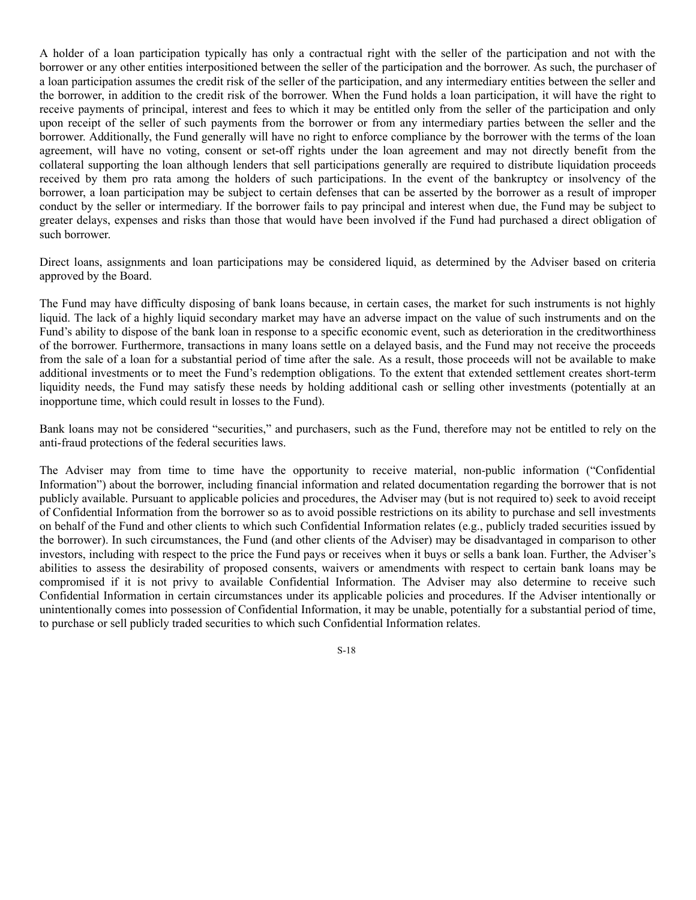A holder of a loan participation typically has only a contractual right with the seller of the participation and not with the borrower or any other entities interpositioned between the seller of the participation and the borrower. As such, the purchaser of a loan participation assumes the credit risk of the seller of the participation, and any intermediary entities between the seller and the borrower, in addition to the credit risk of the borrower. When the Fund holds a loan participation, it will have the right to receive payments of principal, interest and fees to which it may be entitled only from the seller of the participation and only upon receipt of the seller of such payments from the borrower or from any intermediary parties between the seller and the borrower. Additionally, the Fund generally will have no right to enforce compliance by the borrower with the terms of the loan agreement, will have no voting, consent or set-off rights under the loan agreement and may not directly benefit from the collateral supporting the loan although lenders that sell participations generally are required to distribute liquidation proceeds received by them pro rata among the holders of such participations. In the event of the bankruptcy or insolvency of the borrower, a loan participation may be subject to certain defenses that can be asserted by the borrower as a result of improper conduct by the seller or intermediary. If the borrower fails to pay principal and interest when due, the Fund may be subject to greater delays, expenses and risks than those that would have been involved if the Fund had purchased a direct obligation of such borrower.

Direct loans, assignments and loan participations may be considered liquid, as determined by the Adviser based on criteria approved by the Board.

The Fund may have difficulty disposing of bank loans because, in certain cases, the market for such instruments is not highly liquid. The lack of a highly liquid secondary market may have an adverse impact on the value of such instruments and on the Fund's ability to dispose of the bank loan in response to a specific economic event, such as deterioration in the creditworthiness of the borrower. Furthermore, transactions in many loans settle on a delayed basis, and the Fund may not receive the proceeds from the sale of a loan for a substantial period of time after the sale. As a result, those proceeds will not be available to make additional investments or to meet the Fund's redemption obligations. To the extent that extended settlement creates short-term liquidity needs, the Fund may satisfy these needs by holding additional cash or selling other investments (potentially at an inopportune time, which could result in losses to the Fund).

Bank loans may not be considered "securities," and purchasers, such as the Fund, therefore may not be entitled to rely on the anti-fraud protections of the federal securities laws.

The Adviser may from time to time have the opportunity to receive material, non-public information ("Confidential Information") about the borrower, including financial information and related documentation regarding the borrower that is not publicly available. Pursuant to applicable policies and procedures, the Adviser may (but is not required to) seek to avoid receipt of Confidential Information from the borrower so as to avoid possible restrictions on its ability to purchase and sell investments on behalf of the Fund and other clients to which such Confidential Information relates (e.g., publicly traded securities issued by the borrower). In such circumstances, the Fund (and other clients of the Adviser) may be disadvantaged in comparison to other investors, including with respect to the price the Fund pays or receives when it buys or sells a bank loan. Further, the Adviser's abilities to assess the desirability of proposed consents, waivers or amendments with respect to certain bank loans may be compromised if it is not privy to available Confidential Information. The Adviser may also determine to receive such Confidential Information in certain circumstances under its applicable policies and procedures. If the Adviser intentionally or unintentionally comes into possession of Confidential Information, it may be unable, potentially for a substantial period of time, to purchase or sell publicly traded securities to which such Confidential Information relates.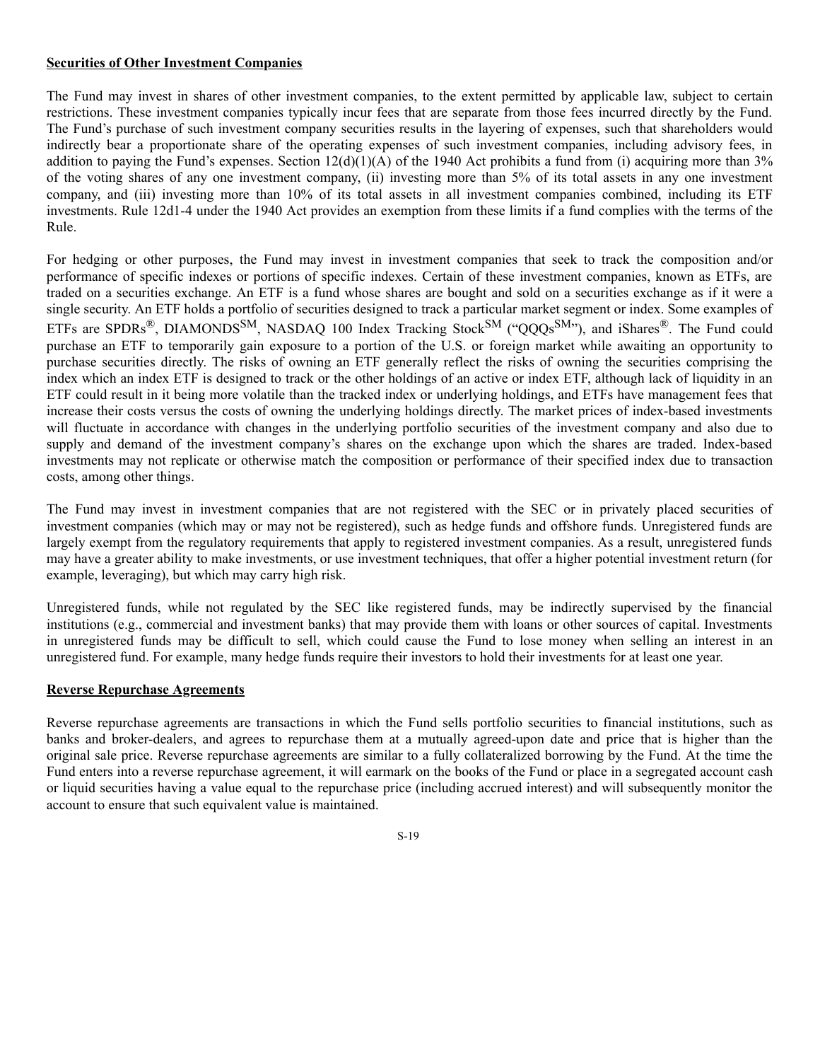**Securities of Other Investment Companies**

The Fund may invest in shares of other investment companies, to the extent permitted by applicable law, subject to certain restrictions. These investment companies typically incur fees that are separate from those fees incurred directly by the Fund. The Fund's purchase of such investment company securities results in the layering of expenses, such that shareholders would indirectly bear a proportionate share of the operating expenses of such investment companies, including advisory fees, in addition to paying the Fund's expenses. Section 12(d)(1)(A) of the 1940 Act prohibits a fund from (i) acquiring more than 3% of the voting shares of any one investment company, (ii) investing more than 5% of its total assets in any one investment company, and (iii) investing more than 10% of its total assets in all investment companies combined, including its ETF investments. Rule 12d1-4 under the 1940 Act provides an exemption from these limits if a fund complies with the terms of the Rule.

For hedging or other purposes, the Fund may invest in investment companies that seek to track the composition and/or performance of specific indexes or portions of specific indexes. Certain of these investment companies, known as ETFs, are traded on a securities exchange. An ETF is a fund whose shares are bought and sold on a securities exchange as if it were a single security. An ETF holds a portfolio of securities designed to track a particular market segment or index. Some examples of ETFs are SPDRs®, DIAMONDS℠, NASDAQ 100 Index Tracking Stock℠ ("QQQs℠"), and iShares®. The Fund could purchase an ETF to temporarily gain exposure to a portion of the U.S. or foreign market while awaiting an opportunity to purchase securities directly. The risks of owning an ETF generally reflect the risks of owning the securities comprising the index which an index ETF is designed to track or the other holdings of an active or index ETF, although lack of liquidity in an ETF could result in it being more volatile than the tracked index or underlying holdings, and ETFs have management fees that increase their costs versus the costs of owning the underlying holdings directly. The market prices of index-based investments will fluctuate in accordance with changes in the underlying portfolio securities of the investment company and also due to supply and demand of the investment company's shares on the exchange upon which the shares are traded. Index-based investments may not replicate or otherwise match the composition or performance of their specified index due to transaction costs, among other things.

The Fund may invest in investment companies that are not registered with the SEC or in privately placed securities of investment companies (which may or may not be registered), such as hedge funds and offshore funds. Unregistered funds are largely exempt from the regulatory requirements that apply to registered investment companies. As a result, unregistered funds may have a greater ability to make investments, or use investment techniques, that offer a higher potential investment return (for example, leveraging), but which may carry high risk.

Unregistered funds, while not regulated by the SEC like registered funds, may be indirectly supervised by the financial institutions (e.g., commercial and investment banks) that may provide them with loans or other sources of capital. Investments in unregistered funds may be difficult to sell, which could cause the Fund to lose money when selling an interest in an unregistered fund. For example, many hedge funds require their investors to hold their investments for at least one year.

**Reverse Repurchase Agreements**

Reverse repurchase agreements are transactions in which the Fund sells portfolio securities to financial institutions, such as banks and broker-dealers, and agrees to repurchase them at a mutually agreed-upon date and price that is higher than the original sale price. Reverse repurchase agreements are similar to a fully collateralized borrowing by the Fund. At the time the Fund enters into a reverse repurchase agreement, it will earmark on the books of the Fund or place in a segregated account cash or liquid securities having a value equal to the repurchase price (including accrued interest) and will subsequently monitor the account to ensure that such equivalent value is maintained.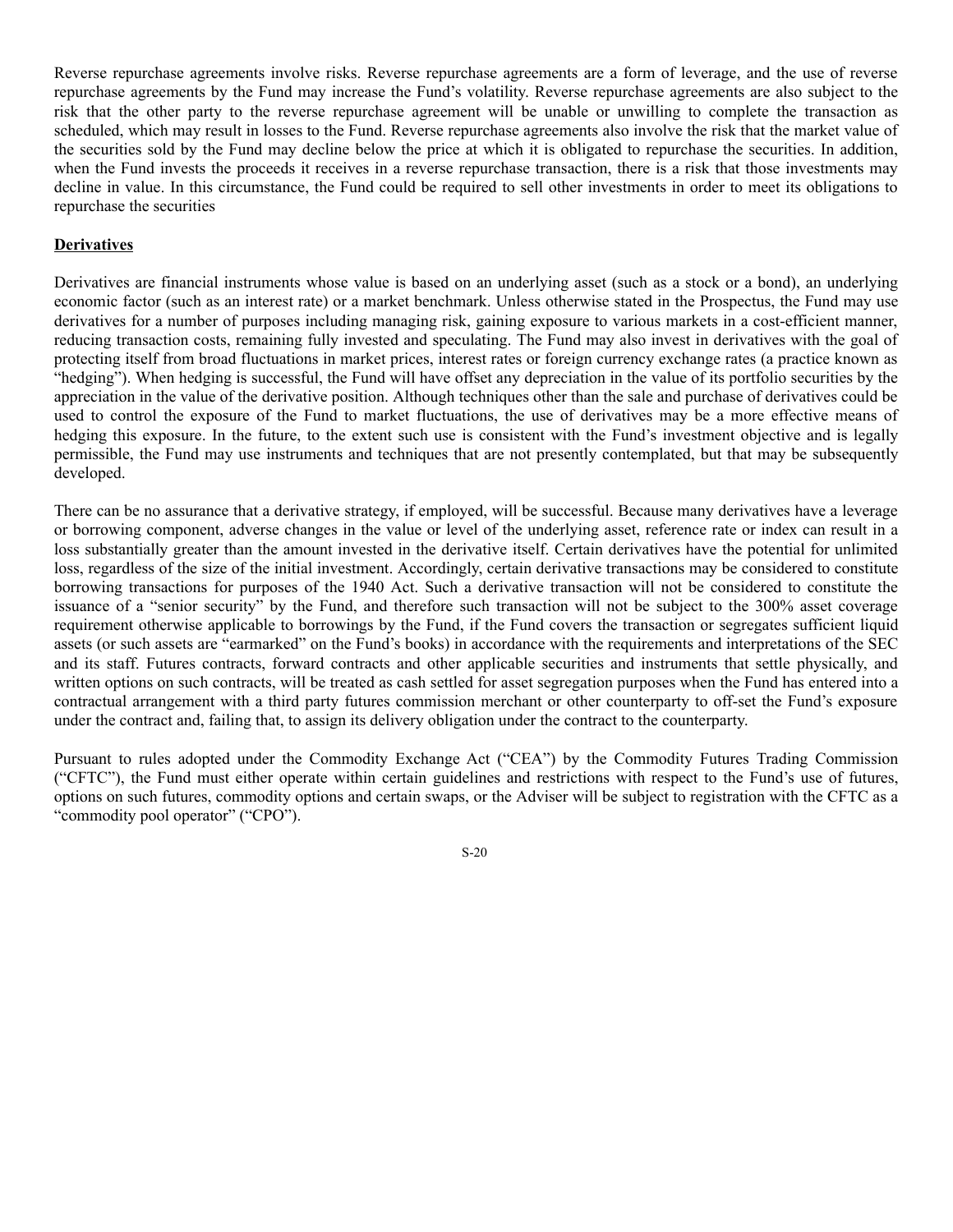Reverse repurchase agreements involve risks. Reverse repurchase agreements are a form of leverage, and the use of reverse repurchase agreements by the Fund may increase the Fund's volatility. Reverse repurchase agreements are also subject to the risk that the other party to the reverse repurchase agreement will be unable or unwilling to complete the transaction as scheduled, which may result in losses to the Fund. Reverse repurchase agreements also involve the risk that the market value of the securities sold by the Fund may decline below the price at which it is obligated to repurchase the securities. In addition, when the Fund invests the proceeds it receives in a reverse repurchase transaction, there is a risk that those investments may decline in value. In this circumstance, the Fund could be required to sell other investments in order to meet its obligations to repurchase the securities

**Derivatives**

Derivatives are financial instruments whose value is based on an underlying asset (such as a stock or a bond), an underlying economic factor (such as an interest rate) or a market benchmark. Unless otherwise stated in the Prospectus, the Fund may use derivatives for a number of purposes including managing risk, gaining exposure to various markets in a cost-efficient manner, reducing transaction costs, remaining fully invested and speculating. The Fund may also invest in derivatives with the goal of protecting itself from broad fluctuations in market prices, interest rates or foreign currency exchange rates (a practice known as "hedging"). When hedging is successful, the Fund will have offset any depreciation in the value of its portfolio securities by the appreciation in the value of the derivative position. Although techniques other than the sale and purchase of derivatives could be used to control the exposure of the Fund to market fluctuations, the use of derivatives may be a more effective means of hedging this exposure. In the future, to the extent such use is consistent with the Fund's investment objective and is legally permissible, the Fund may use instruments and techniques that are not presently contemplated, but that may be subsequently developed.

There can be no assurance that a derivative strategy, if employed, will be successful. Because many derivatives have a leverage or borrowing component, adverse changes in the value or level of the underlying asset, reference rate or index can result in a loss substantially greater than the amount invested in the derivative itself. Certain derivatives have the potential for unlimited loss, regardless of the size of the initial investment. Accordingly, certain derivative transactions may be considered to constitute borrowing transactions for purposes of the 1940 Act. Such a derivative transaction will not be considered to constitute the issuance of a "senior security" by the Fund, and therefore such transaction will not be subject to the 300% asset coverage requirement otherwise applicable to borrowings by the Fund, if the Fund covers the transaction or segregates sufficient liquid assets (or such assets are "earmarked" on the Fund's books) in accordance with the requirements and interpretations of the SEC and its staff. Futures contracts, forward contracts and other applicable securities and instruments that settle physically, and written options on such contracts, will be treated as cash settled for asset segregation purposes when the Fund has entered into a contractual arrangement with a third party futures commission merchant or other counterparty to off-set the Fund's exposure under the contract and, failing that, to assign its delivery obligation under the contract to the counterparty.

Pursuant to rules adopted under the Commodity Exchange Act ("CEA") by the Commodity Futures Trading Commission ("CFTC"), the Fund must either operate within certain guidelines and restrictions with respect to the Fund's use of futures, options on such futures, commodity options and certain swaps, or the Adviser will be subject to registration with the CFTC as a "commodity pool operator" ("CPO").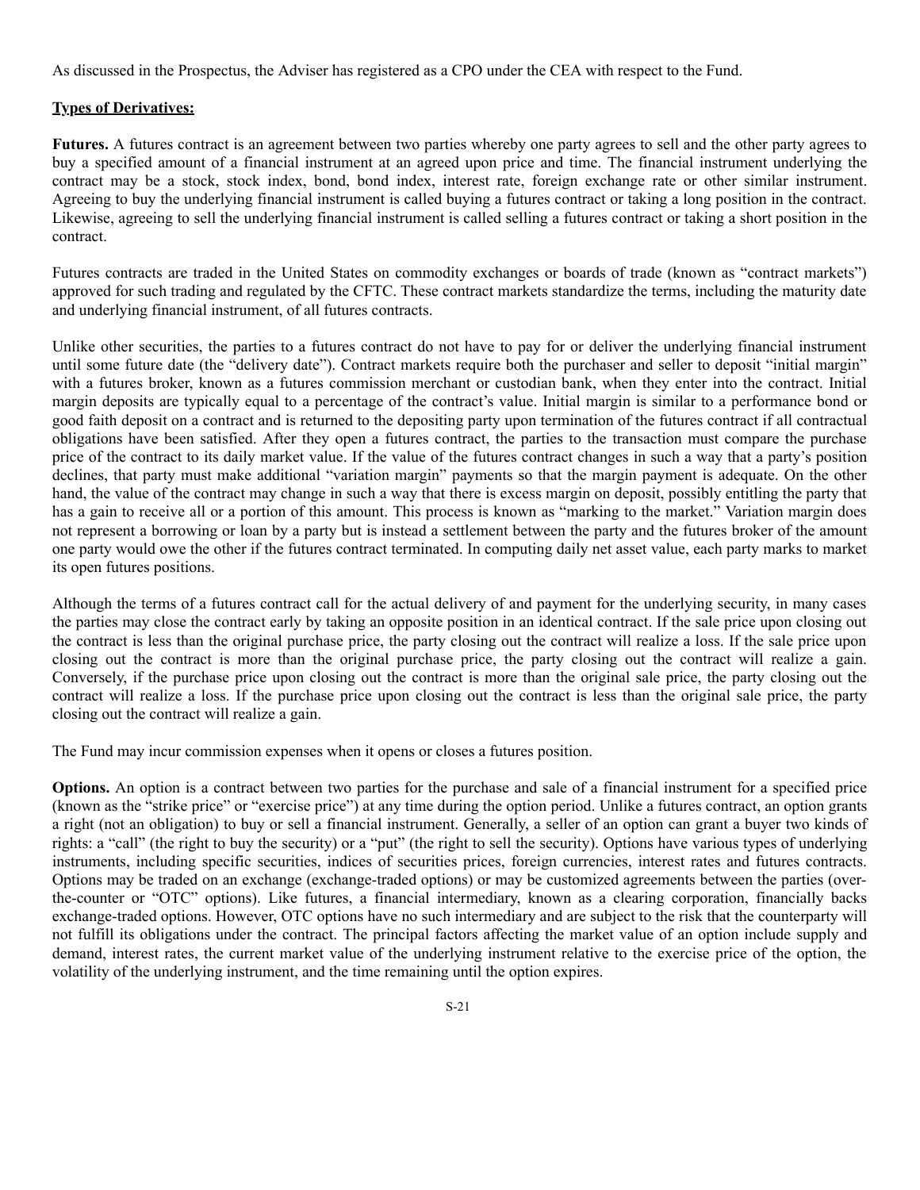As discussed in the Prospectus, the Adviser has registered as a CPO under the CEA with respect to the Fund.

**Types of Derivatives:**

**Futures.** A futures contract is an agreement between two parties whereby one party agrees to sell and the other party agrees to buy a specified amount of a financial instrument at an agreed upon price and time. The financial instrument underlying the contract may be a stock, stock index, bond, bond index, interest rate, foreign exchange rate or other similar instrument. Agreeing to buy the underlying financial instrument is called buying a futures contract or taking a long position in the contract. Likewise, agreeing to sell the underlying financial instrument is called selling a futures contract or taking a short position in the contract.

Futures contracts are traded in the United States on commodity exchanges or boards of trade (known as "contract markets") approved for such trading and regulated by the CFTC. These contract markets standardize the terms, including the maturity date and underlying financial instrument, of all futures contracts.

Unlike other securities, the parties to a futures contract do not have to pay for or deliver the underlying financial instrument until some future date (the "delivery date"). Contract markets require both the purchaser and seller to deposit "initial margin" with a futures broker, known as a futures commission merchant or custodian bank, when they enter into the contract. Initial margin deposits are typically equal to a percentage of the contract's value. Initial margin is similar to a performance bond or good faith deposit on a contract and is returned to the depositing party upon termination of the futures contract if all contractual obligations have been satisfied. After they open a futures contract, the parties to the transaction must compare the purchase price of the contract to its daily market value. If the value of the futures contract changes in such a way that a party's position declines, that party must make additional "variation margin" payments so that the margin payment is adequate. On the other hand, the value of the contract may change in such a way that there is excess margin on deposit, possibly entitling the party that has a gain to receive all or a portion of this amount. This process is known as "marking to the market." Variation margin does not represent a borrowing or loan by a party but is instead a settlement between the party and the futures broker of the amount one party would owe the other if the futures contract terminated. In computing daily net asset value, each party marks to market its open futures positions.

Although the terms of a futures contract call for the actual delivery of and payment for the underlying security, in many cases the parties may close the contract early by taking an opposite position in an identical contract. If the sale price upon closing out the contract is less than the original purchase price, the party closing out the contract will realize a loss. If the sale price upon closing out the contract is more than the original purchase price, the party closing out the contract will realize a gain. Conversely, if the purchase price upon closing out the contract is more than the original sale price, the party closing out the contract will realize a loss. If the purchase price upon closing out the contract is less than the original sale price, the party closing out the contract will realize a gain.

The Fund may incur commission expenses when it opens or closes a futures position.

**Options.** An option is a contract between two parties for the purchase and sale of a financial instrument for a specified price (known as the "strike price" or "exercise price") at any time during the option period. Unlike a futures contract, an option grants a right (not an obligation) to buy or sell a financial instrument. Generally, a seller of an option can grant a buyer two kinds of rights: a "call" (the right to buy the security) or a "put" (the right to sell the security). Options have various types of underlying instruments, including specific securities, indices of securities prices, foreign currencies, interest rates and futures contracts. Options may be traded on an exchange (exchange-traded options) or may be customized agreements between the parties (over-the-counter or "OTC" options). Like futures, a financial intermediary, known as a clearing corporation, financially backs exchange-traded options. However, OTC options have no such intermediary and are subject to the risk that the counterparty will not fulfill its obligations under the contract. The principal factors affecting the market value of an option include supply and demand, interest rates, the current market value of the underlying instrument relative to the exercise price of the option, the volatility of the underlying instrument, and the time remaining until the option expires.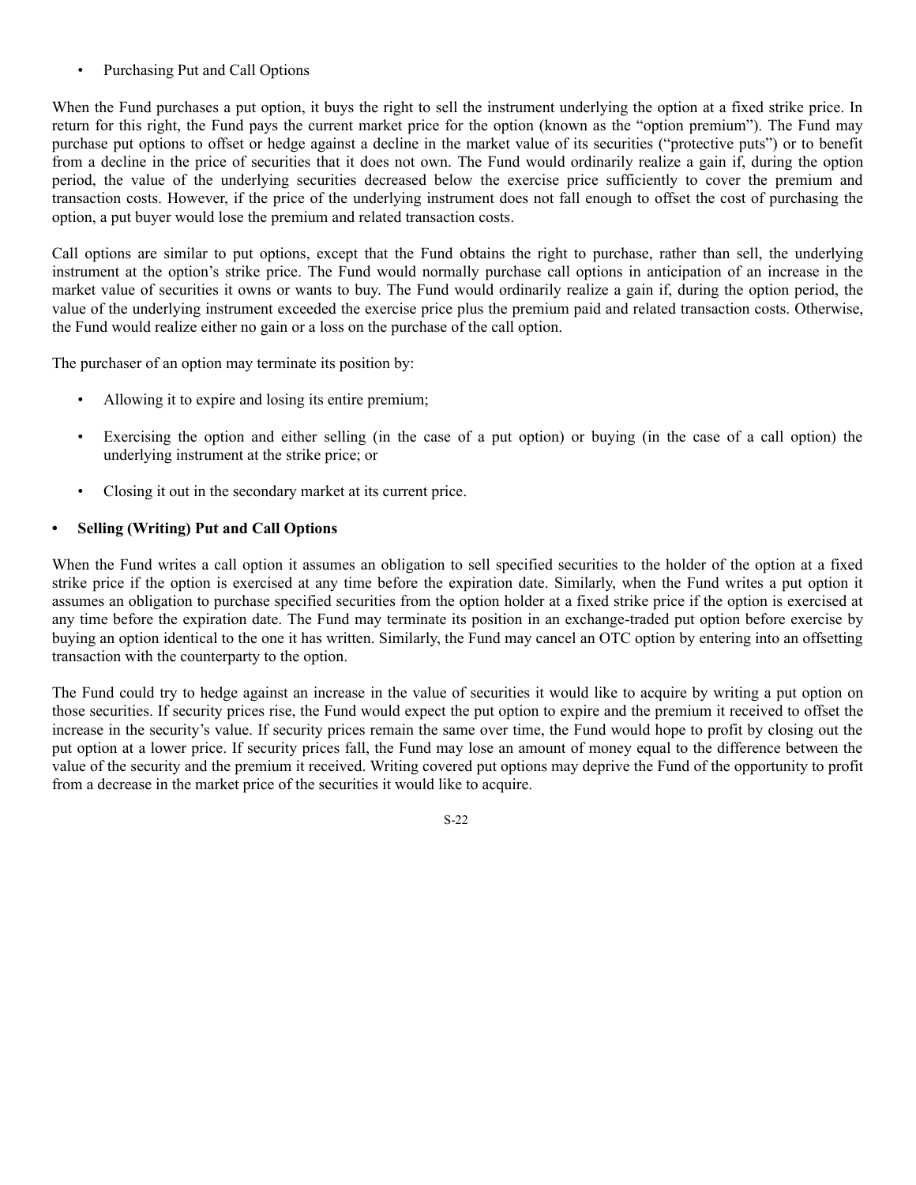- Purchasing Put and Call Options

When the Fund purchases a put option, it buys the right to sell the instrument underlying the option at a fixed strike price. In return for this right, the Fund pays the current market price for the option (known as the "option premium"). The Fund may purchase put options to offset or hedge against a decline in the market value of its securities ("protective puts") or to benefit from a decline in the price of securities that it does not own. The Fund would ordinarily realize a gain if, during the option period, the value of the underlying securities decreased below the exercise price sufficiently to cover the premium and transaction costs. However, if the price of the underlying instrument does not fall enough to offset the cost of purchasing the option, a put buyer would lose the premium and related transaction costs.

Call options are similar to put options, except that the Fund obtains the right to purchase, rather than sell, the underlying instrument at the option's strike price. The Fund would normally purchase call options in anticipation of an increase in the market value of securities it owns or wants to buy. The Fund would ordinarily realize a gain if, during the option period, the value of the underlying instrument exceeded the exercise price plus the premium paid and related transaction costs. Otherwise, the Fund would realize either no gain or a loss on the purchase of the call option.

The purchaser of an option may terminate its position by:

- Allowing it to expire and losing its entire premium;
- Exercising the option and either selling (in the case of a put option) or buying (in the case of a call option) the underlying instrument at the strike price; or
- Closing it out in the secondary market at its current price.

- **Selling (Writing) Put and Call Options**

When the Fund writes a call option it assumes an obligation to sell specified securities to the holder of the option at a fixed strike price if the option is exercised at any time before the expiration date. Similarly, when the Fund writes a put option it assumes an obligation to purchase specified securities from the option holder at a fixed strike price if the option is exercised at any time before the expiration date. The Fund may terminate its position in an exchange-traded put option before exercise by buying an option identical to the one it has written. Similarly, the Fund may cancel an OTC option by entering into an offsetting transaction with the counterparty to the option.

The Fund could try to hedge against an increase in the value of securities it would like to acquire by writing a put option on those securities. If security prices rise, the Fund would expect the put option to expire and the premium it received to offset the increase in the security's value. If security prices remain the same over time, the Fund would hope to profit by closing out the put option at a lower price. If security prices fall, the Fund may lose an amount of money equal to the difference between the value of the security and the premium it received. Writing covered put options may deprive the Fund of the opportunity to profit from a decrease in the market price of the securities it would like to acquire.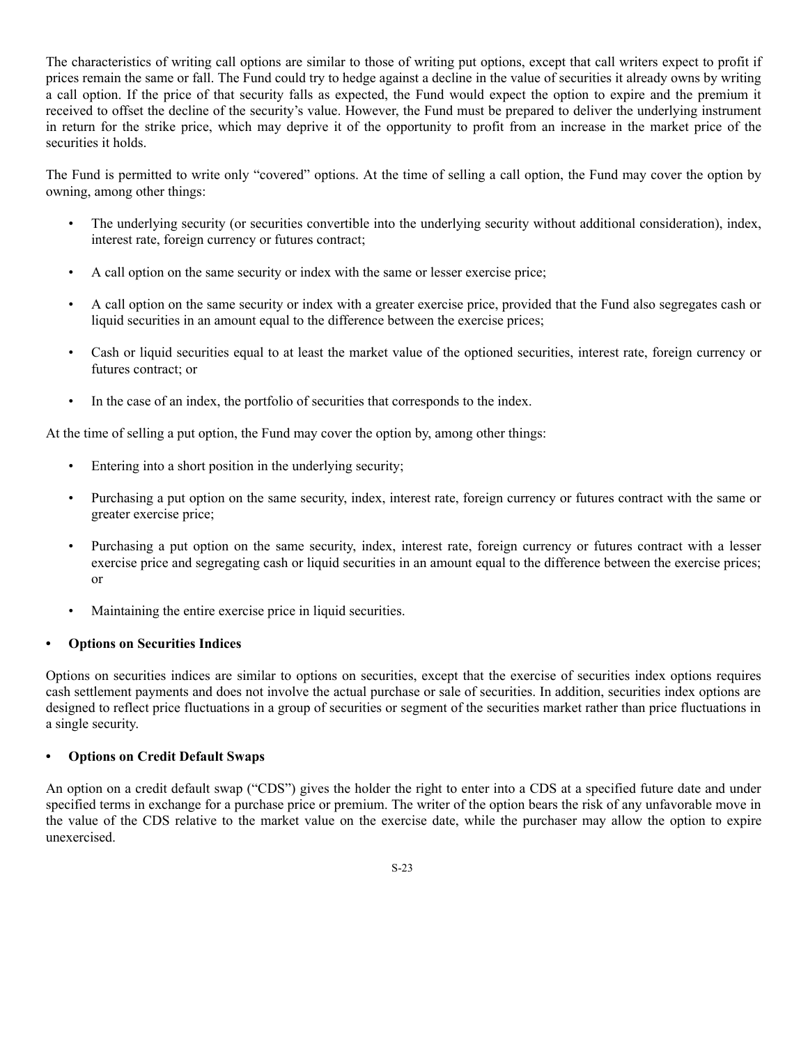The characteristics of writing call options are similar to those of writing put options, except that call writers expect to profit if prices remain the same or fall. The Fund could try to hedge against a decline in the value of securities it already owns by writing a call option. If the price of that security falls as expected, the Fund would expect the option to expire and the premium it received to offset the decline of the security's value. However, the Fund must be prepared to deliver the underlying instrument in return for the strike price, which may deprive it of the opportunity to profit from an increase in the market price of the securities it holds.

The Fund is permitted to write only "covered" options. At the time of selling a call option, the Fund may cover the option by owning, among other things:

- The underlying security (or securities convertible into the underlying security without additional consideration), index, interest rate, foreign currency or futures contract;
- A call option on the same security or index with the same or lesser exercise price;
- A call option on the same security or index with a greater exercise price, provided that the Fund also segregates cash or liquid securities in an amount equal to the difference between the exercise prices;
- Cash or liquid securities equal to at least the market value of the optioned securities, interest rate, foreign currency or futures contract; or
- In the case of an index, the portfolio of securities that corresponds to the index.

At the time of selling a put option, the Fund may cover the option by, among other things:

- Entering into a short position in the underlying security;
- Purchasing a put option on the same security, index, interest rate, foreign currency or futures contract with the same or greater exercise price;
- Purchasing a put option on the same security, index, interest rate, foreign currency or futures contract with a lesser exercise price and segregating cash or liquid securities in an amount equal to the difference between the exercise prices; or
- Maintaining the entire exercise price in liquid securities.

- **Options on Securities Indices**

Options on securities indices are similar to options on securities, except that the exercise of securities index options requires cash settlement payments and does not involve the actual purchase or sale of securities. In addition, securities index options are designed to reflect price fluctuations in a group of securities or segment of the securities market rather than price fluctuations in a single security.

- **Options on Credit Default Swaps**

An option on a credit default swap ("CDS") gives the holder the right to enter into a CDS at a specified future date and under specified terms in exchange for a purchase price or premium. The writer of the option bears the risk of any unfavorable move in the value of the CDS relative to the market value on the exercise date, while the purchaser may allow the option to expire unexercised.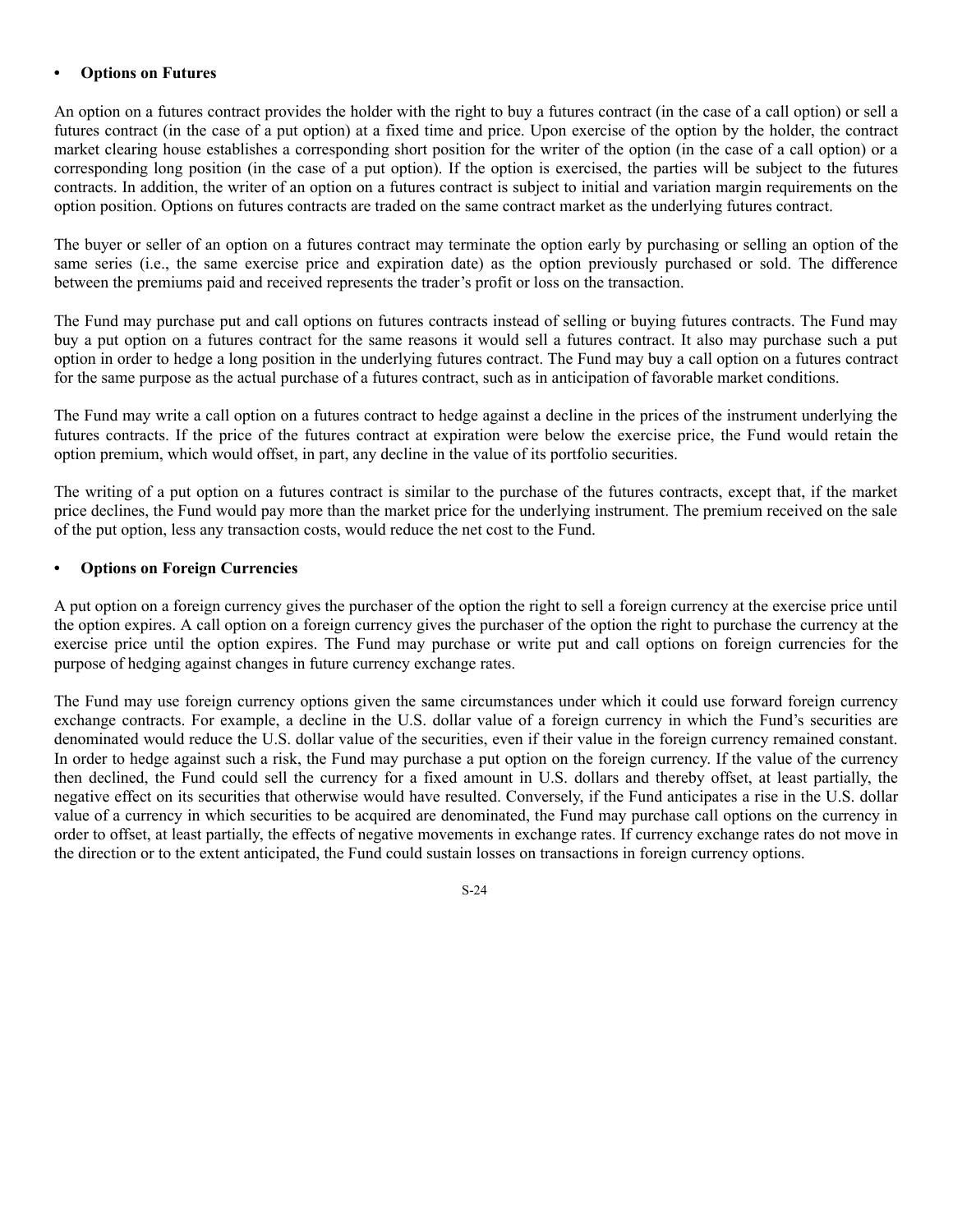- **Options on Futures**

An option on a futures contract provides the holder with the right to buy a futures contract (in the case of a call option) or sell a futures contract (in the case of a put option) at a fixed time and price. Upon exercise of the option by the holder, the contract market clearing house establishes a corresponding short position for the writer of the option (in the case of a call option) or a corresponding long position (in the case of a put option). If the option is exercised, the parties will be subject to the futures contracts. In addition, the writer of an option on a futures contract is subject to initial and variation margin requirements on the option position. Options on futures contracts are traded on the same contract market as the underlying futures contract.

The buyer or seller of an option on a futures contract may terminate the option early by purchasing or selling an option of the same series (i.e., the same exercise price and expiration date) as the option previously purchased or sold. The difference between the premiums paid and received represents the trader's profit or loss on the transaction.

The Fund may purchase put and call options on futures contracts instead of selling or buying futures contracts. The Fund may buy a put option on a futures contract for the same reasons it would sell a futures contract. It also may purchase such a put option in order to hedge a long position in the underlying futures contract. The Fund may buy a call option on a futures contract for the same purpose as the actual purchase of a futures contract, such as in anticipation of favorable market conditions.

The Fund may write a call option on a futures contract to hedge against a decline in the prices of the instrument underlying the futures contracts. If the price of the futures contract at expiration were below the exercise price, the Fund would retain the option premium, which would offset, in part, any decline in the value of its portfolio securities.

The writing of a put option on a futures contract is similar to the purchase of the futures contracts, except that, if the market price declines, the Fund would pay more than the market price for the underlying instrument. The premium received on the sale of the put option, less any transaction costs, would reduce the net cost to the Fund.

- **Options on Foreign Currencies**

A put option on a foreign currency gives the purchaser of the option the right to sell a foreign currency at the exercise price until the option expires. A call option on a foreign currency gives the purchaser of the option the right to purchase the currency at the exercise price until the option expires. The Fund may purchase or write put and call options on foreign currencies for the purpose of hedging against changes in future currency exchange rates.

The Fund may use foreign currency options given the same circumstances under which it could use forward foreign currency exchange contracts. For example, a decline in the U.S. dollar value of a foreign currency in which the Fund's securities are denominated would reduce the U.S. dollar value of the securities, even if their value in the foreign currency remained constant. In order to hedge against such a risk, the Fund may purchase a put option on the foreign currency. If the value of the currency then declined, the Fund could sell the currency for a fixed amount in U.S. dollars and thereby offset, at least partially, the negative effect on its securities that otherwise would have resulted. Conversely, if the Fund anticipates a rise in the U.S. dollar value of a currency in which securities to be acquired are denominated, the Fund may purchase call options on the currency in order to offset, at least partially, the effects of negative movements in exchange rates. If currency exchange rates do not move in the direction or to the extent anticipated, the Fund could sustain losses on transactions in foreign currency options.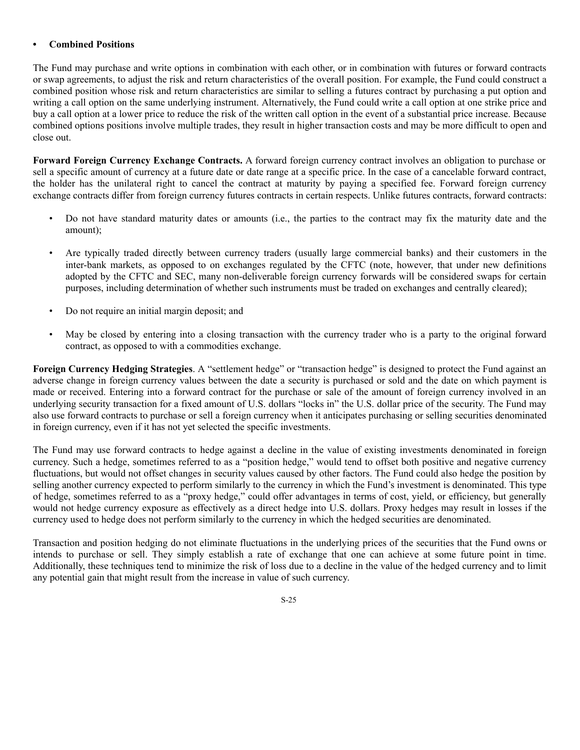- **Combined Positions**

The Fund may purchase and write options in combination with each other, or in combination with futures or forward contracts or swap agreements, to adjust the risk and return characteristics of the overall position. For example, the Fund could construct a combined position whose risk and return characteristics are similar to selling a futures contract by purchasing a put option and writing a call option on the same underlying instrument. Alternatively, the Fund could write a call option at one strike price and buy a call option at a lower price to reduce the risk of the written call option in the event of a substantial price increase. Because combined options positions involve multiple trades, they result in higher transaction costs and may be more difficult to open and close out.

**Forward Foreign Currency Exchange Contracts.** A forward foreign currency contract involves an obligation to purchase or sell a specific amount of currency at a future date or date range at a specific price. In the case of a cancelable forward contract, the holder has the unilateral right to cancel the contract at maturity by paying a specified fee. Forward foreign currency exchange contracts differ from foreign currency futures contracts in certain respects. Unlike futures contracts, forward contracts:

- Do not have standard maturity dates or amounts (i.e., the parties to the contract may fix the maturity date and the amount);
- Are typically traded directly between currency traders (usually large commercial banks) and their customers in the inter-bank markets, as opposed to on exchanges regulated by the CFTC (note, however, that under new definitions adopted by the CFTC and SEC, many non-deliverable foreign currency forwards will be considered swaps for certain purposes, including determination of whether such instruments must be traded on exchanges and centrally cleared);
- Do not require an initial margin deposit; and
- May be closed by entering into a closing transaction with the currency trader who is a party to the original forward contract, as opposed to with a commodities exchange.

**Foreign Currency Hedging Strategies**. A "settlement hedge" or "transaction hedge" is designed to protect the Fund against an adverse change in foreign currency values between the date a security is purchased or sold and the date on which payment is made or received. Entering into a forward contract for the purchase or sale of the amount of foreign currency involved in an underlying security transaction for a fixed amount of U.S. dollars "locks in" the U.S. dollar price of the security. The Fund may also use forward contracts to purchase or sell a foreign currency when it anticipates purchasing or selling securities denominated in foreign currency, even if it has not yet selected the specific investments.

The Fund may use forward contracts to hedge against a decline in the value of existing investments denominated in foreign currency. Such a hedge, sometimes referred to as a "position hedge," would tend to offset both positive and negative currency fluctuations, but would not offset changes in security values caused by other factors. The Fund could also hedge the position by selling another currency expected to perform similarly to the currency in which the Fund's investment is denominated. This type of hedge, sometimes referred to as a "proxy hedge," could offer advantages in terms of cost, yield, or efficiency, but generally would not hedge currency exposure as effectively as a direct hedge into U.S. dollars. Proxy hedges may result in losses if the currency used to hedge does not perform similarly to the currency in which the hedged securities are denominated.

Transaction and position hedging do not eliminate fluctuations in the underlying prices of the securities that the Fund owns or intends to purchase or sell. They simply establish a rate of exchange that one can achieve at some future point in time. Additionally, these techniques tend to minimize the risk of loss due to a decline in the value of the hedged currency and to limit any potential gain that might result from the increase in value of such currency.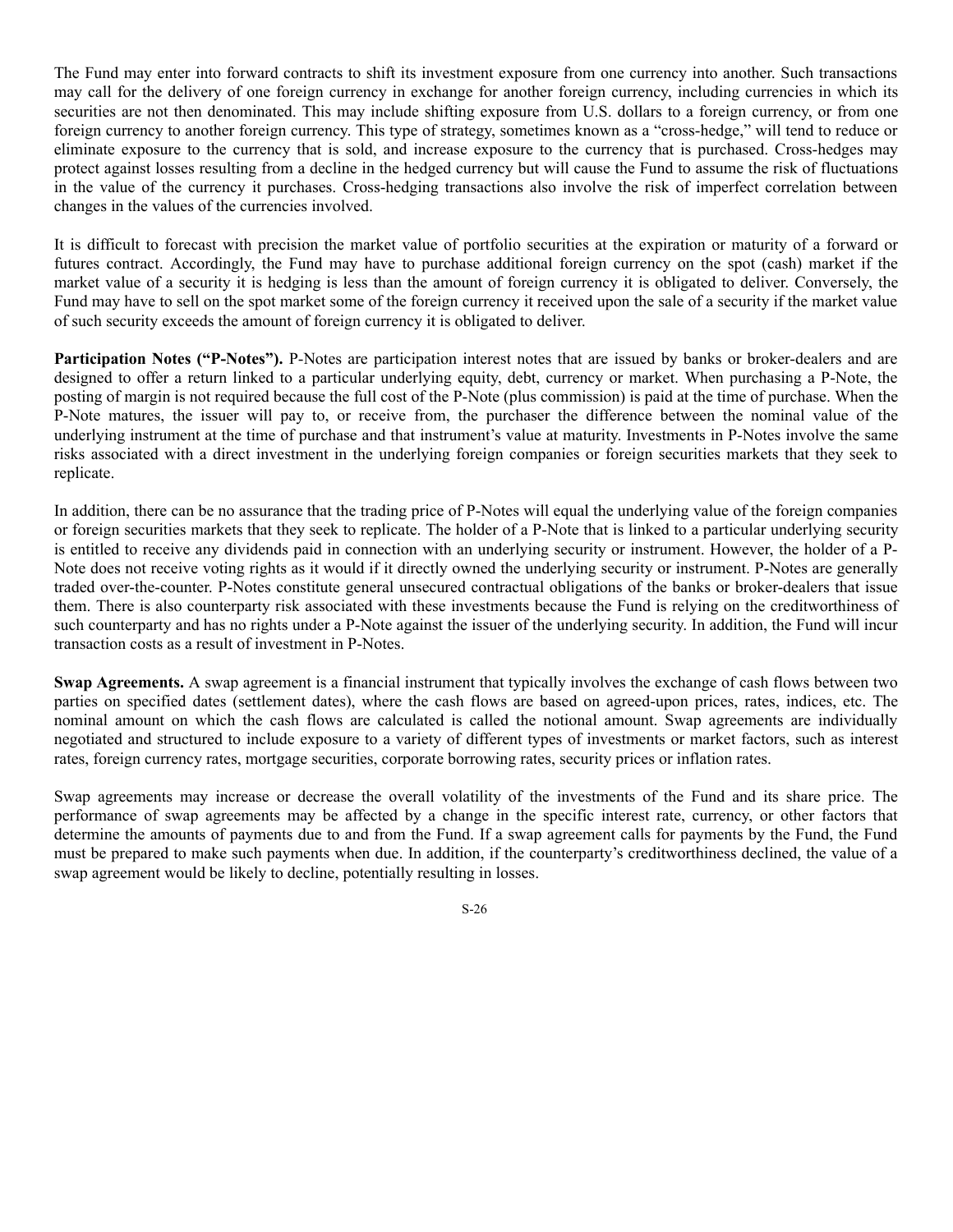The Fund may enter into forward contracts to shift its investment exposure from one currency into another. Such transactions may call for the delivery of one foreign currency in exchange for another foreign currency, including currencies in which its securities are not then denominated. This may include shifting exposure from U.S. dollars to a foreign currency, or from one foreign currency to another foreign currency. This type of strategy, sometimes known as a "cross-hedge," will tend to reduce or eliminate exposure to the currency that is sold, and increase exposure to the currency that is purchased. Cross-hedges may protect against losses resulting from a decline in the hedged currency but will cause the Fund to assume the risk of fluctuations in the value of the currency it purchases. Cross-hedging transactions also involve the risk of imperfect correlation between changes in the values of the currencies involved.

It is difficult to forecast with precision the market value of portfolio securities at the expiration or maturity of a forward or futures contract. Accordingly, the Fund may have to purchase additional foreign currency on the spot (cash) market if the market value of a security it is hedging is less than the amount of foreign currency it is obligated to deliver. Conversely, the Fund may have to sell on the spot market some of the foreign currency it received upon the sale of a security if the market value of such security exceeds the amount of foreign currency it is obligated to deliver.

**Participation Notes ("P-Notes").** P-Notes are participation interest notes that are issued by banks or broker-dealers and are designed to offer a return linked to a particular underlying equity, debt, currency or market. When purchasing a P-Note, the posting of margin is not required because the full cost of the P-Note (plus commission) is paid at the time of purchase. When the P-Note matures, the issuer will pay to, or receive from, the purchaser the difference between the nominal value of the underlying instrument at the time of purchase and that instrument's value at maturity. Investments in P-Notes involve the same risks associated with a direct investment in the underlying foreign companies or foreign securities markets that they seek to replicate.

In addition, there can be no assurance that the trading price of P-Notes will equal the underlying value of the foreign companies or foreign securities markets that they seek to replicate. The holder of a P-Note that is linked to a particular underlying security is entitled to receive any dividends paid in connection with an underlying security or instrument. However, the holder of a P-Note does not receive voting rights as it would if it directly owned the underlying security or instrument. P-Notes are generally traded over-the-counter. P-Notes constitute general unsecured contractual obligations of the banks or broker-dealers that issue them. There is also counterparty risk associated with these investments because the Fund is relying on the creditworthiness of such counterparty and has no rights under a P-Note against the issuer of the underlying security. In addition, the Fund will incur transaction costs as a result of investment in P-Notes.

**Swap Agreements.** A swap agreement is a financial instrument that typically involves the exchange of cash flows between two parties on specified dates (settlement dates), where the cash flows are based on agreed-upon prices, rates, indices, etc. The nominal amount on which the cash flows are calculated is called the notional amount. Swap agreements are individually negotiated and structured to include exposure to a variety of different types of investments or market factors, such as interest rates, foreign currency rates, mortgage securities, corporate borrowing rates, security prices or inflation rates.

Swap agreements may increase or decrease the overall volatility of the investments of the Fund and its share price. The performance of swap agreements may be affected by a change in the specific interest rate, currency, or other factors that determine the amounts of payments due to and from the Fund. If a swap agreement calls for payments by the Fund, the Fund must be prepared to make such payments when due. In addition, if the counterparty's creditworthiness declined, the value of a swap agreement would be likely to decline, potentially resulting in losses.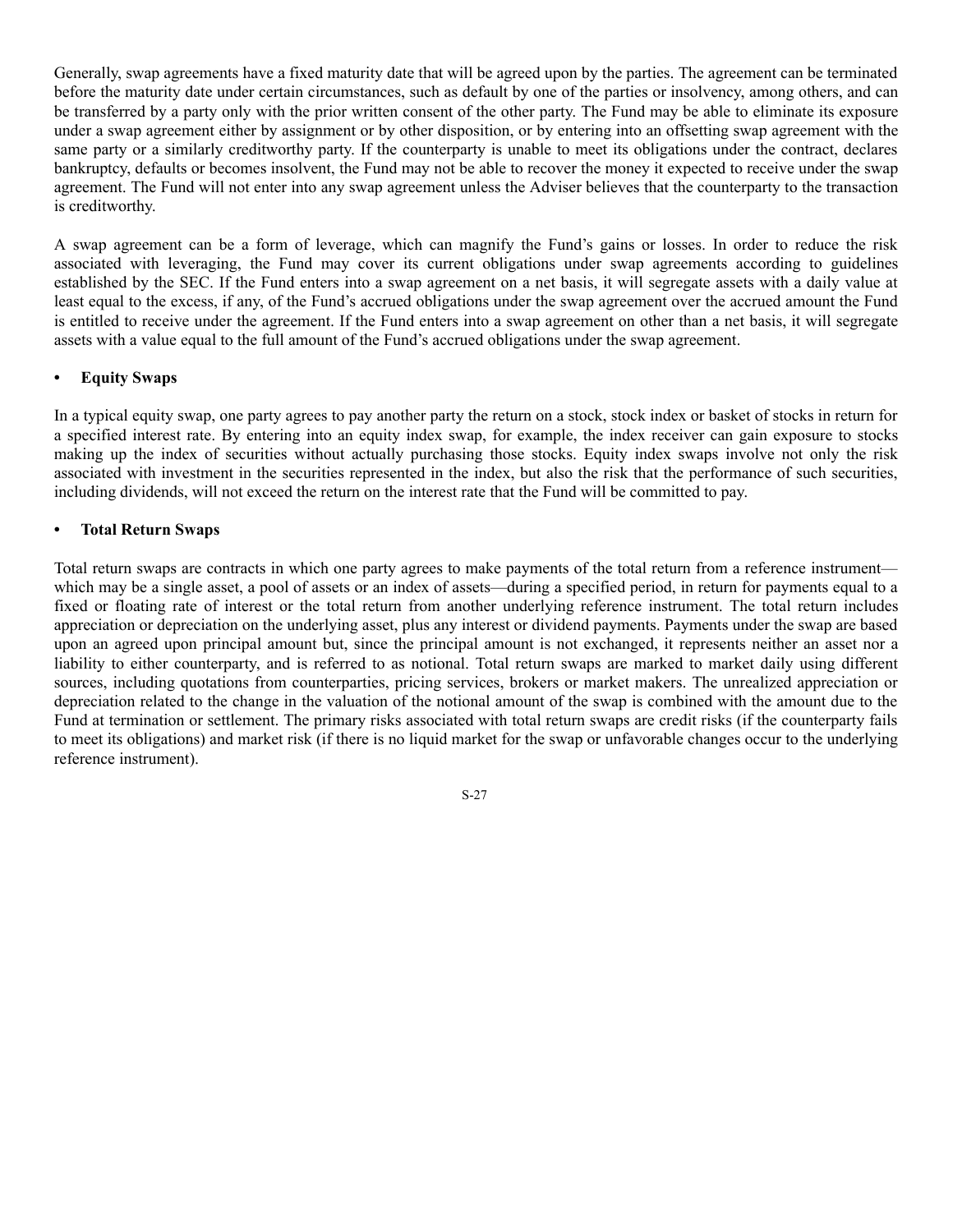Generally, swap agreements have a fixed maturity date that will be agreed upon by the parties. The agreement can be terminated before the maturity date under certain circumstances, such as default by one of the parties or insolvency, among others, and can be transferred by a party only with the prior written consent of the other party. The Fund may be able to eliminate its exposure under a swap agreement either by assignment or by other disposition, or by entering into an offsetting swap agreement with the same party or a similarly creditworthy party. If the counterparty is unable to meet its obligations under the contract, declares bankruptcy, defaults or becomes insolvent, the Fund may not be able to recover the money it expected to receive under the swap agreement. The Fund will not enter into any swap agreement unless the Adviser believes that the counterparty to the transaction is creditworthy.

A swap agreement can be a form of leverage, which can magnify the Fund's gains or losses. In order to reduce the risk associated with leveraging, the Fund may cover its current obligations under swap agreements according to guidelines established by the SEC. If the Fund enters into a swap agreement on a net basis, it will segregate assets with a daily value at least equal to the excess, if any, of the Fund's accrued obligations under the swap agreement over the accrued amount the Fund is entitled to receive under the agreement. If the Fund enters into a swap agreement on other than a net basis, it will segregate assets with a value equal to the full amount of the Fund's accrued obligations under the swap agreement.

- **Equity Swaps**

In a typical equity swap, one party agrees to pay another party the return on a stock, stock index or basket of stocks in return for a specified interest rate. By entering into an equity index swap, for example, the index receiver can gain exposure to stocks making up the index of securities without actually purchasing those stocks. Equity index swaps involve not only the risk associated with investment in the securities represented in the index, but also the risk that the performance of such securities, including dividends, will not exceed the return on the interest rate that the Fund will be committed to pay.

- **Total Return Swaps**

Total return swaps are contracts in which one party agrees to make payments of the total return from a reference instrument—which may be a single asset, a pool of assets or an index of assets—during a specified period, in return for payments equal to a fixed or floating rate of interest or the total return from another underlying reference instrument. The total return includes appreciation or depreciation on the underlying asset, plus any interest or dividend payments. Payments under the swap are based upon an agreed upon principal amount but, since the principal amount is not exchanged, it represents neither an asset nor a liability to either counterparty, and is referred to as notional. Total return swaps are marked to market daily using different sources, including quotations from counterparties, pricing services, brokers or market makers. The unrealized appreciation or depreciation related to the change in the valuation of the notional amount of the swap is combined with the amount due to the Fund at termination or settlement. The primary risks associated with total return swaps are credit risks (if the counterparty fails to meet its obligations) and market risk (if there is no liquid market for the swap or unfavorable changes occur to the underlying reference instrument).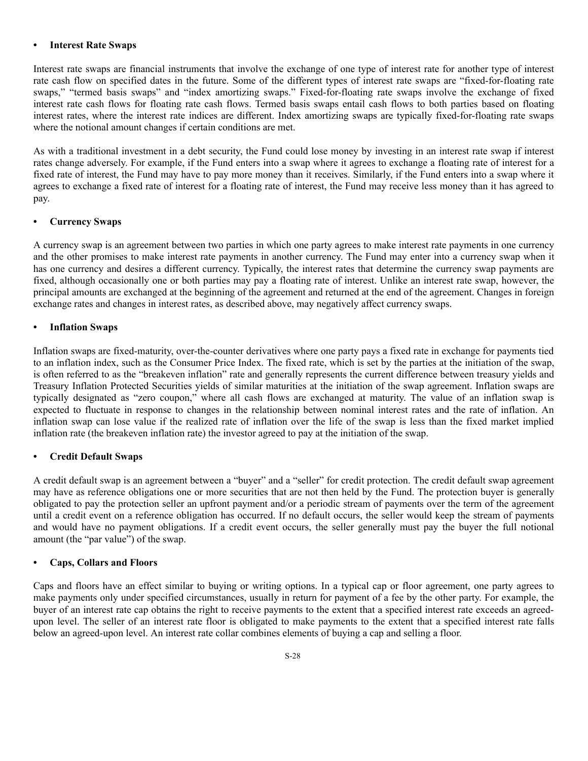- **Interest Rate Swaps**

Interest rate swaps are financial instruments that involve the exchange of one type of interest rate for another type of interest rate cash flow on specified dates in the future. Some of the different types of interest rate swaps are "fixed-for-floating rate swaps," "termed basis swaps" and "index amortizing swaps." Fixed-for-floating rate swaps involve the exchange of fixed interest rate cash flows for floating rate cash flows. Termed basis swaps entail cash flows to both parties based on floating interest rates, where the interest rate indices are different. Index amortizing swaps are typically fixed-for-floating rate swaps where the notional amount changes if certain conditions are met.

As with a traditional investment in a debt security, the Fund could lose money by investing in an interest rate swap if interest rates change adversely. For example, if the Fund enters into a swap where it agrees to exchange a floating rate of interest for a fixed rate of interest, the Fund may have to pay more money than it receives. Similarly, if the Fund enters into a swap where it agrees to exchange a fixed rate of interest for a floating rate of interest, the Fund may receive less money than it has agreed to pay.

- **Currency Swaps**

A currency swap is an agreement between two parties in which one party agrees to make interest rate payments in one currency and the other promises to make interest rate payments in another currency. The Fund may enter into a currency swap when it has one currency and desires a different currency. Typically, the interest rates that determine the currency swap payments are fixed, although occasionally one or both parties may pay a floating rate of interest. Unlike an interest rate swap, however, the principal amounts are exchanged at the beginning of the agreement and returned at the end of the agreement. Changes in foreign exchange rates and changes in interest rates, as described above, may negatively affect currency swaps.

- **Inflation Swaps**

Inflation swaps are fixed-maturity, over-the-counter derivatives where one party pays a fixed rate in exchange for payments tied to an inflation index, such as the Consumer Price Index. The fixed rate, which is set by the parties at the initiation of the swap, is often referred to as the "breakeven inflation" rate and generally represents the current difference between treasury yields and Treasury Inflation Protected Securities yields of similar maturities at the initiation of the swap agreement. Inflation swaps are typically designated as "zero coupon," where all cash flows are exchanged at maturity. The value of an inflation swap is expected to fluctuate in response to changes in the relationship between nominal interest rates and the rate of inflation. An inflation swap can lose value if the realized rate of inflation over the life of the swap is less than the fixed market implied inflation rate (the breakeven inflation rate) the investor agreed to pay at the initiation of the swap.

- **Credit Default Swaps**

A credit default swap is an agreement between a "buyer" and a "seller" for credit protection. The credit default swap agreement may have as reference obligations one or more securities that are not then held by the Fund. The protection buyer is generally obligated to pay the protection seller an upfront payment and/or a periodic stream of payments over the term of the agreement until a credit event on a reference obligation has occurred. If no default occurs, the seller would keep the stream of payments and would have no payment obligations. If a credit event occurs, the seller generally must pay the buyer the full notional amount (the "par value") of the swap.

- **Caps, Collars and Floors**

Caps and floors have an effect similar to buying or writing options. In a typical cap or floor agreement, one party agrees to make payments only under specified circumstances, usually in return for payment of a fee by the other party. For example, the buyer of an interest rate cap obtains the right to receive payments to the extent that a specified interest rate exceeds an agreed-upon level. The seller of an interest rate floor is obligated to make payments to the extent that a specified interest rate falls below an agreed-upon level. An interest rate collar combines elements of buying a cap and selling a floor.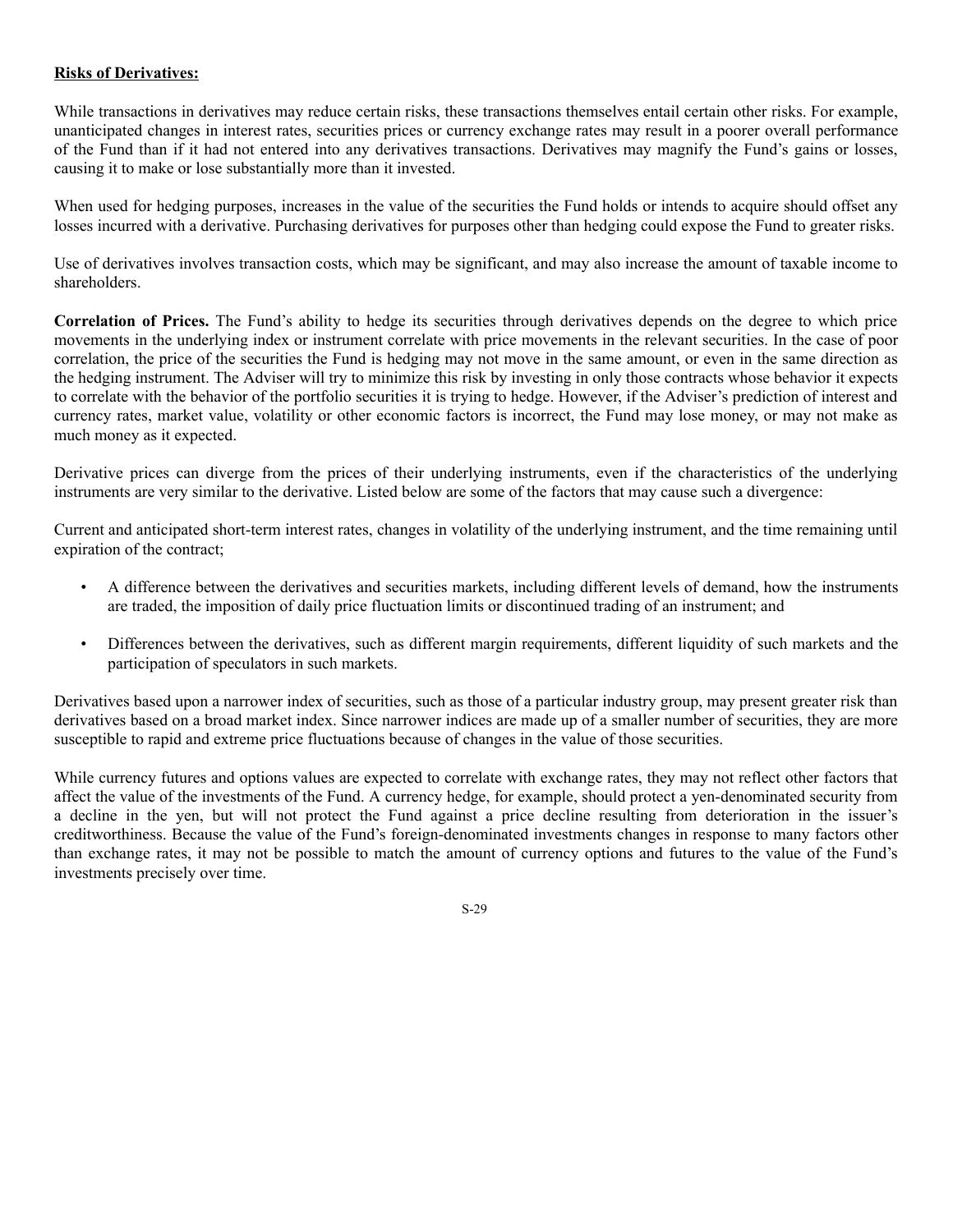**Risks of Derivatives:**

While transactions in derivatives may reduce certain risks, these transactions themselves entail certain other risks. For example, unanticipated changes in interest rates, securities prices or currency exchange rates may result in a poorer overall performance of the Fund than if it had not entered into any derivatives transactions. Derivatives may magnify the Fund's gains or losses, causing it to make or lose substantially more than it invested.

When used for hedging purposes, increases in the value of the securities the Fund holds or intends to acquire should offset any losses incurred with a derivative. Purchasing derivatives for purposes other than hedging could expose the Fund to greater risks.

Use of derivatives involves transaction costs, which may be significant, and may also increase the amount of taxable income to shareholders.

**Correlation of Prices.** The Fund's ability to hedge its securities through derivatives depends on the degree to which price movements in the underlying index or instrument correlate with price movements in the relevant securities. In the case of poor correlation, the price of the securities the Fund is hedging may not move in the same amount, or even in the same direction as the hedging instrument. The Adviser will try to minimize this risk by investing in only those contracts whose behavior it expects to correlate with the behavior of the portfolio securities it is trying to hedge. However, if the Adviser's prediction of interest and currency rates, market value, volatility or other economic factors is incorrect, the Fund may lose money, or may not make as much money as it expected.

Derivative prices can diverge from the prices of their underlying instruments, even if the characteristics of the underlying instruments are very similar to the derivative. Listed below are some of the factors that may cause such a divergence:

Current and anticipated short-term interest rates, changes in volatility of the underlying instrument, and the time remaining until expiration of the contract;

- A difference between the derivatives and securities markets, including different levels of demand, how the instruments are traded, the imposition of daily price fluctuation limits or discontinued trading of an instrument; and
- Differences between the derivatives, such as different margin requirements, different liquidity of such markets and the participation of speculators in such markets.

Derivatives based upon a narrower index of securities, such as those of a particular industry group, may present greater risk than derivatives based on a broad market index. Since narrower indices are made up of a smaller number of securities, they are more susceptible to rapid and extreme price fluctuations because of changes in the value of those securities.

While currency futures and options values are expected to correlate with exchange rates, they may not reflect other factors that affect the value of the investments of the Fund. A currency hedge, for example, should protect a yen-denominated security from a decline in the yen, but will not protect the Fund against a price decline resulting from deterioration in the issuer's creditworthiness. Because the value of the Fund's foreign-denominated investments changes in response to many factors other than exchange rates, it may not be possible to match the amount of currency options and futures to the value of the Fund's investments precisely over time.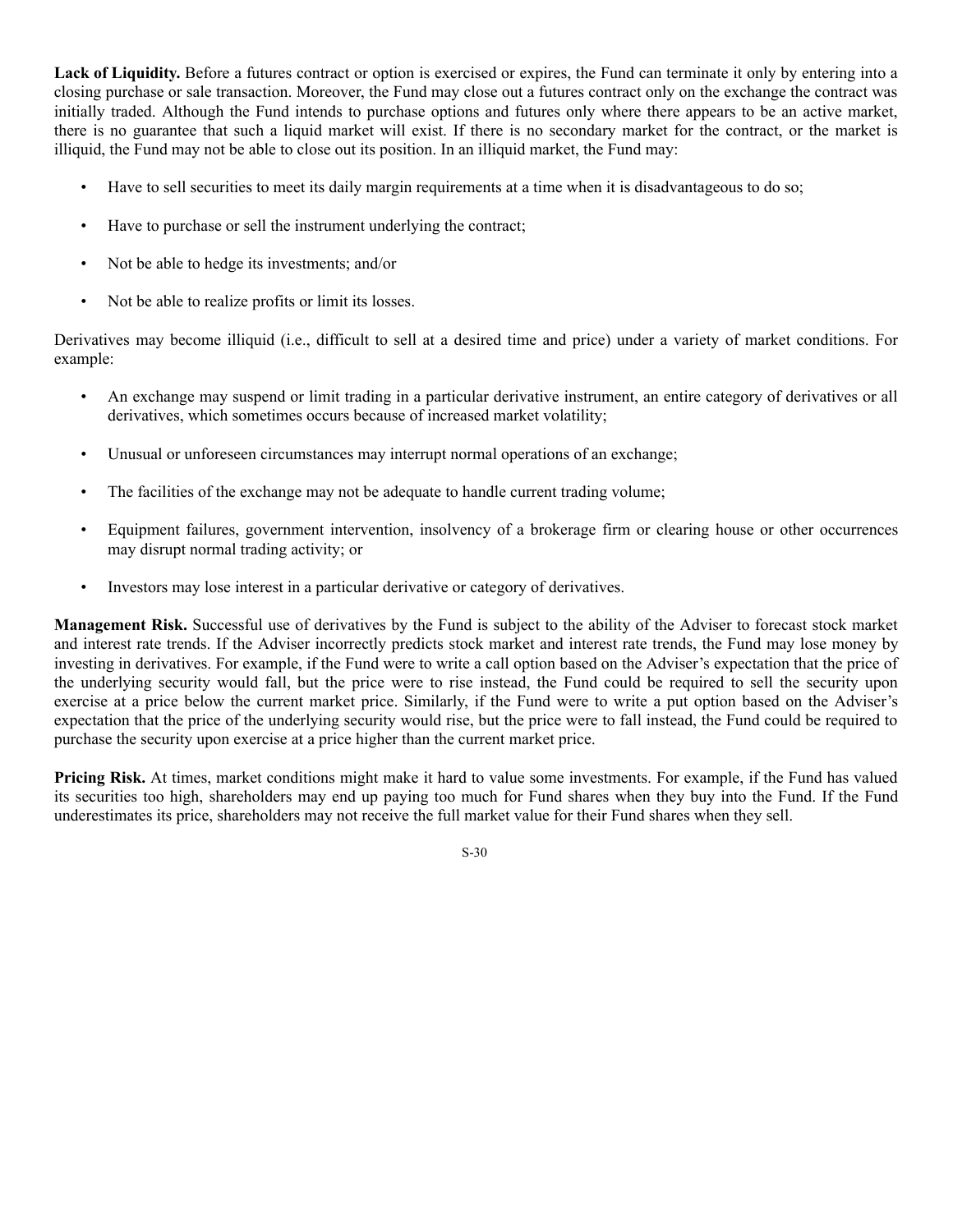**Lack of Liquidity.** Before a futures contract or option is exercised or expires, the Fund can terminate it only by entering into a closing purchase or sale transaction. Moreover, the Fund may close out a futures contract only on the exchange the contract was initially traded. Although the Fund intends to purchase options and futures only where there appears to be an active market, there is no guarantee that such a liquid market will exist. If there is no secondary market for the contract, or the market is illiquid, the Fund may not be able to close out its position. In an illiquid market, the Fund may:

- Have to sell securities to meet its daily margin requirements at a time when it is disadvantageous to do so;
- Have to purchase or sell the instrument underlying the contract;
- Not be able to hedge its investments; and/or
- Not be able to realize profits or limit its losses.

Derivatives may become illiquid (i.e., difficult to sell at a desired time and price) under a variety of market conditions. For example:

- An exchange may suspend or limit trading in a particular derivative instrument, an entire category of derivatives or all derivatives, which sometimes occurs because of increased market volatility;
- Unusual or unforeseen circumstances may interrupt normal operations of an exchange;
- The facilities of the exchange may not be adequate to handle current trading volume;
- Equipment failures, government intervention, insolvency of a brokerage firm or clearing house or other occurrences may disrupt normal trading activity; or
- Investors may lose interest in a particular derivative or category of derivatives.

**Management Risk.** Successful use of derivatives by the Fund is subject to the ability of the Adviser to forecast stock market and interest rate trends. If the Adviser incorrectly predicts stock market and interest rate trends, the Fund may lose money by investing in derivatives. For example, if the Fund were to write a call option based on the Adviser's expectation that the price of the underlying security would fall, but the price were to rise instead, the Fund could be required to sell the security upon exercise at a price below the current market price. Similarly, if the Fund were to write a put option based on the Adviser's expectation that the price of the underlying security would rise, but the price were to fall instead, the Fund could be required to purchase the security upon exercise at a price higher than the current market price.

**Pricing Risk.** At times, market conditions might make it hard to value some investments. For example, if the Fund has valued its securities too high, shareholders may end up paying too much for Fund shares when they buy into the Fund. If the Fund underestimates its price, shareholders may not receive the full market value for their Fund shares when they sell.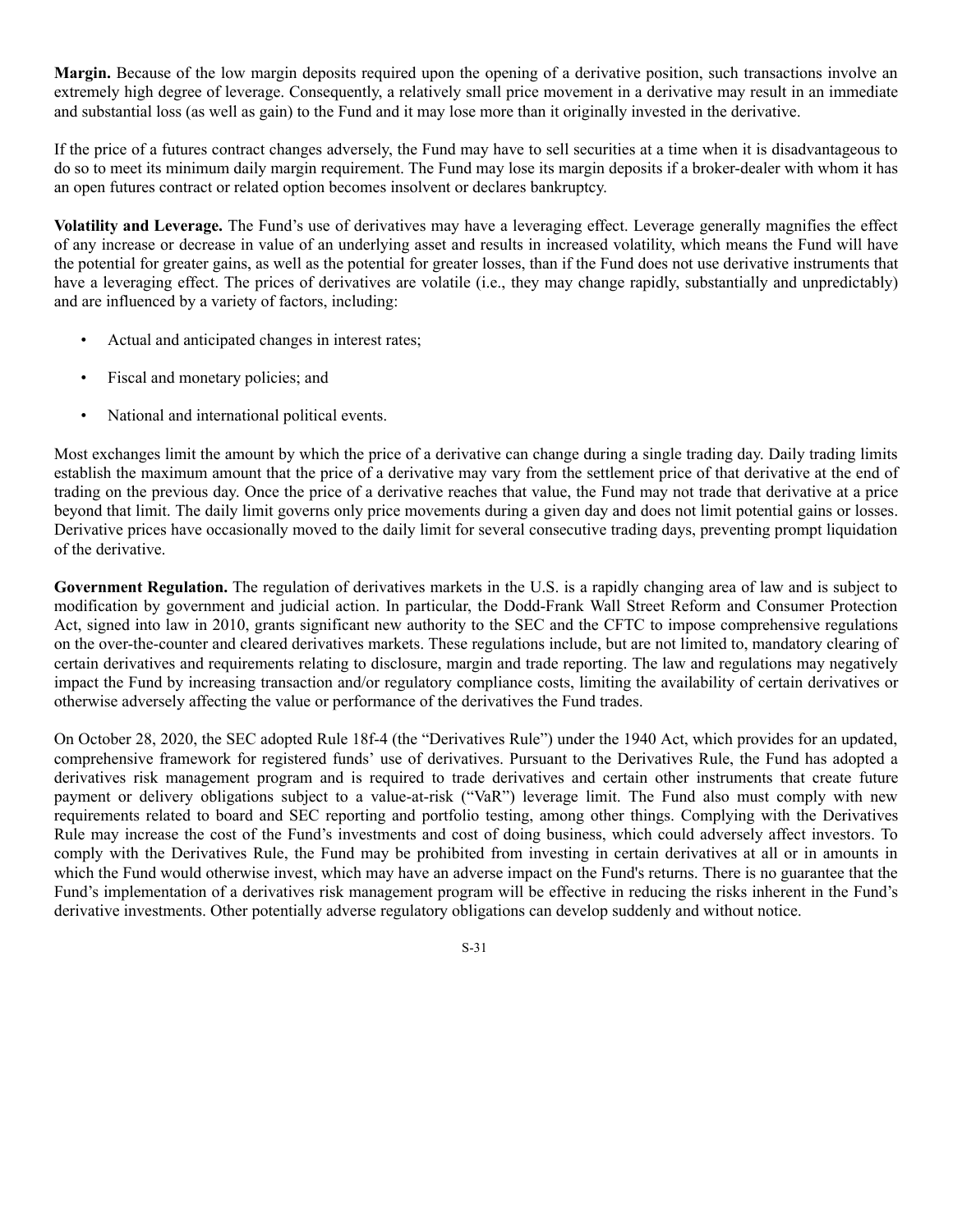**Margin.** Because of the low margin deposits required upon the opening of a derivative position, such transactions involve an extremely high degree of leverage. Consequently, a relatively small price movement in a derivative may result in an immediate and substantial loss (as well as gain) to the Fund and it may lose more than it originally invested in the derivative.

If the price of a futures contract changes adversely, the Fund may have to sell securities at a time when it is disadvantageous to do so to meet its minimum daily margin requirement. The Fund may lose its margin deposits if a broker-dealer with whom it has an open futures contract or related option becomes insolvent or declares bankruptcy.

**Volatility and Leverage.** The Fund's use of derivatives may have a leveraging effect. Leverage generally magnifies the effect of any increase or decrease in value of an underlying asset and results in increased volatility, which means the Fund will have the potential for greater gains, as well as the potential for greater losses, than if the Fund does not use derivative instruments that have a leveraging effect. The prices of derivatives are volatile (i.e., they may change rapidly, substantially and unpredictably) and are influenced by a variety of factors, including:

- Actual and anticipated changes in interest rates;
- Fiscal and monetary policies; and
- National and international political events.

Most exchanges limit the amount by which the price of a derivative can change during a single trading day. Daily trading limits establish the maximum amount that the price of a derivative may vary from the settlement price of that derivative at the end of trading on the previous day. Once the price of a derivative reaches that value, the Fund may not trade that derivative at a price beyond that limit. The daily limit governs only price movements during a given day and does not limit potential gains or losses. Derivative prices have occasionally moved to the daily limit for several consecutive trading days, preventing prompt liquidation of the derivative.

**Government Regulation.** The regulation of derivatives markets in the U.S. is a rapidly changing area of law and is subject to modification by government and judicial action. In particular, the Dodd-Frank Wall Street Reform and Consumer Protection Act, signed into law in 2010, grants significant new authority to the SEC and the CFTC to impose comprehensive regulations on the over-the-counter and cleared derivatives markets. These regulations include, but are not limited to, mandatory clearing of certain derivatives and requirements relating to disclosure, margin and trade reporting. The law and regulations may negatively impact the Fund by increasing transaction and/or regulatory compliance costs, limiting the availability of certain derivatives or otherwise adversely affecting the value or performance of the derivatives the Fund trades.

On October 28, 2020, the SEC adopted Rule 18f-4 (the "Derivatives Rule") under the 1940 Act, which provides for an updated, comprehensive framework for registered funds' use of derivatives. Pursuant to the Derivatives Rule, the Fund has adopted a derivatives risk management program and is required to trade derivatives and certain other instruments that create future payment or delivery obligations subject to a value-at-risk ("VaR") leverage limit. The Fund also must comply with new requirements related to board and SEC reporting and portfolio testing, among other things. Complying with the Derivatives Rule may increase the cost of the Fund's investments and cost of doing business, which could adversely affect investors. To comply with the Derivatives Rule, the Fund may be prohibited from investing in certain derivatives at all or in amounts in which the Fund would otherwise invest, which may have an adverse impact on the Fund's returns. There is no guarantee that the Fund's implementation of a derivatives risk management program will be effective in reducing the risks inherent in the Fund's derivative investments. Other potentially adverse regulatory obligations can develop suddenly and without notice.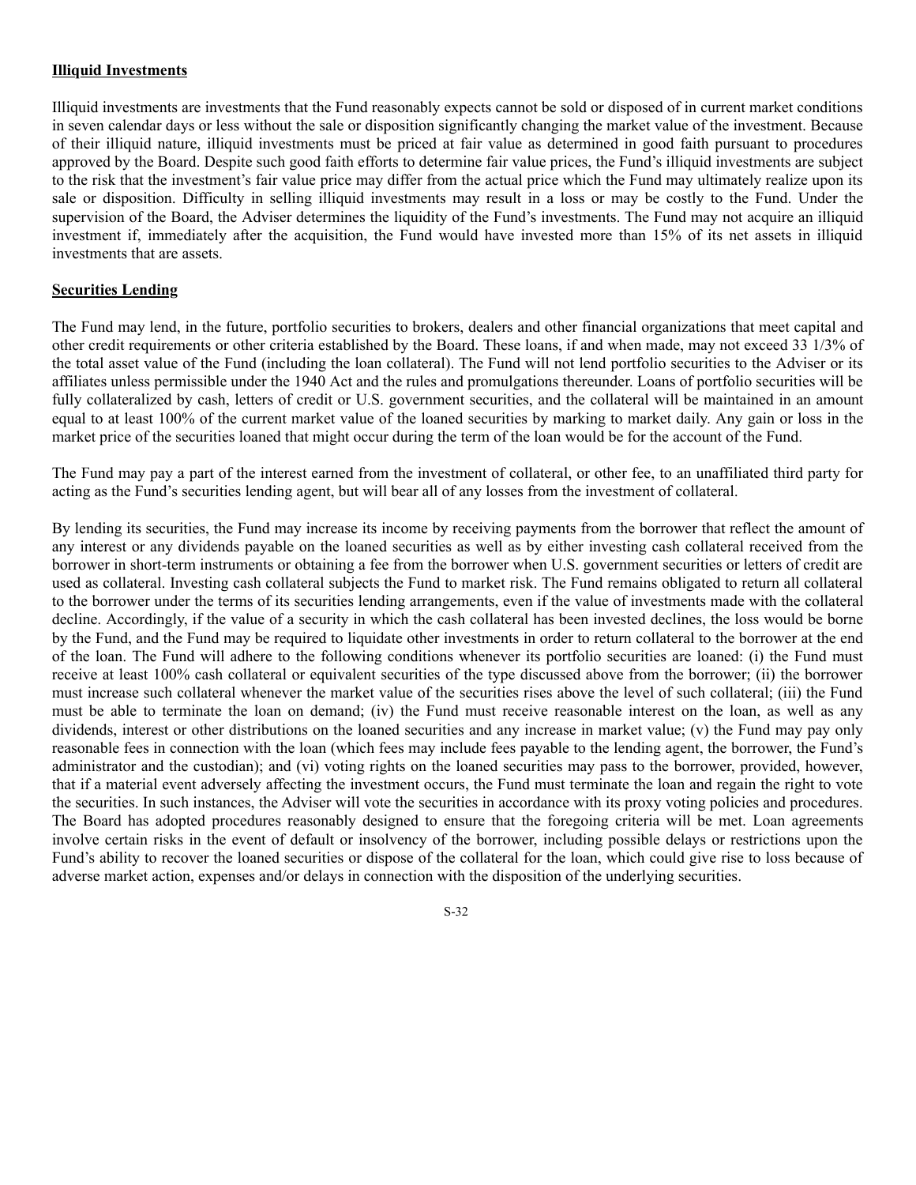**Illiquid Investments**

Illiquid investments are investments that the Fund reasonably expects cannot be sold or disposed of in current market conditions in seven calendar days or less without the sale or disposition significantly changing the market value of the investment. Because of their illiquid nature, illiquid investments must be priced at fair value as determined in good faith pursuant to procedures approved by the Board. Despite such good faith efforts to determine fair value prices, the Fund's illiquid investments are subject to the risk that the investment's fair value price may differ from the actual price which the Fund may ultimately realize upon its sale or disposition. Difficulty in selling illiquid investments may result in a loss or may be costly to the Fund. Under the supervision of the Board, the Adviser determines the liquidity of the Fund's investments. The Fund may not acquire an illiquid investment if, immediately after the acquisition, the Fund would have invested more than 15% of its net assets in illiquid investments that are assets.

**Securities Lending**

The Fund may lend, in the future, portfolio securities to brokers, dealers and other financial organizations that meet capital and other credit requirements or other criteria established by the Board. These loans, if and when made, may not exceed 33 1/3% of the total asset value of the Fund (including the loan collateral). The Fund will not lend portfolio securities to the Adviser or its affiliates unless permissible under the 1940 Act and the rules and promulgations thereunder. Loans of portfolio securities will be fully collateralized by cash, letters of credit or U.S. government securities, and the collateral will be maintained in an amount equal to at least 100% of the current market value of the loaned securities by marking to market daily. Any gain or loss in the market price of the securities loaned that might occur during the term of the loan would be for the account of the Fund.

The Fund may pay a part of the interest earned from the investment of collateral, or other fee, to an unaffiliated third party for acting as the Fund's securities lending agent, but will bear all of any losses from the investment of collateral.

By lending its securities, the Fund may increase its income by receiving payments from the borrower that reflect the amount of any interest or any dividends payable on the loaned securities as well as by either investing cash collateral received from the borrower in short-term instruments or obtaining a fee from the borrower when U.S. government securities or letters of credit are used as collateral. Investing cash collateral subjects the Fund to market risk. The Fund remains obligated to return all collateral to the borrower under the terms of its securities lending arrangements, even if the value of investments made with the collateral decline. Accordingly, if the value of a security in which the cash collateral has been invested declines, the loss would be borne by the Fund, and the Fund may be required to liquidate other investments in order to return collateral to the borrower at the end of the loan. The Fund will adhere to the following conditions whenever its portfolio securities are loaned: (i) the Fund must receive at least 100% cash collateral or equivalent securities of the type discussed above from the borrower; (ii) the borrower must increase such collateral whenever the market value of the securities rises above the level of such collateral; (iii) the Fund must be able to terminate the loan on demand; (iv) the Fund must receive reasonable interest on the loan, as well as any dividends, interest or other distributions on the loaned securities and any increase in market value; (v) the Fund may pay only reasonable fees in connection with the loan (which fees may include fees payable to the lending agent, the borrower, the Fund's administrator and the custodian); and (vi) voting rights on the loaned securities may pass to the borrower, provided, however, that if a material event adversely affecting the investment occurs, the Fund must terminate the loan and regain the right to vote the securities. In such instances, the Adviser will vote the securities in accordance with its proxy voting policies and procedures. The Board has adopted procedures reasonably designed to ensure that the foregoing criteria will be met. Loan agreements involve certain risks in the event of default or insolvency of the borrower, including possible delays or restrictions upon the Fund's ability to recover the loaned securities or dispose of the collateral for the loan, which could give rise to loss because of adverse market action, expenses and/or delays in connection with the disposition of the underlying securities.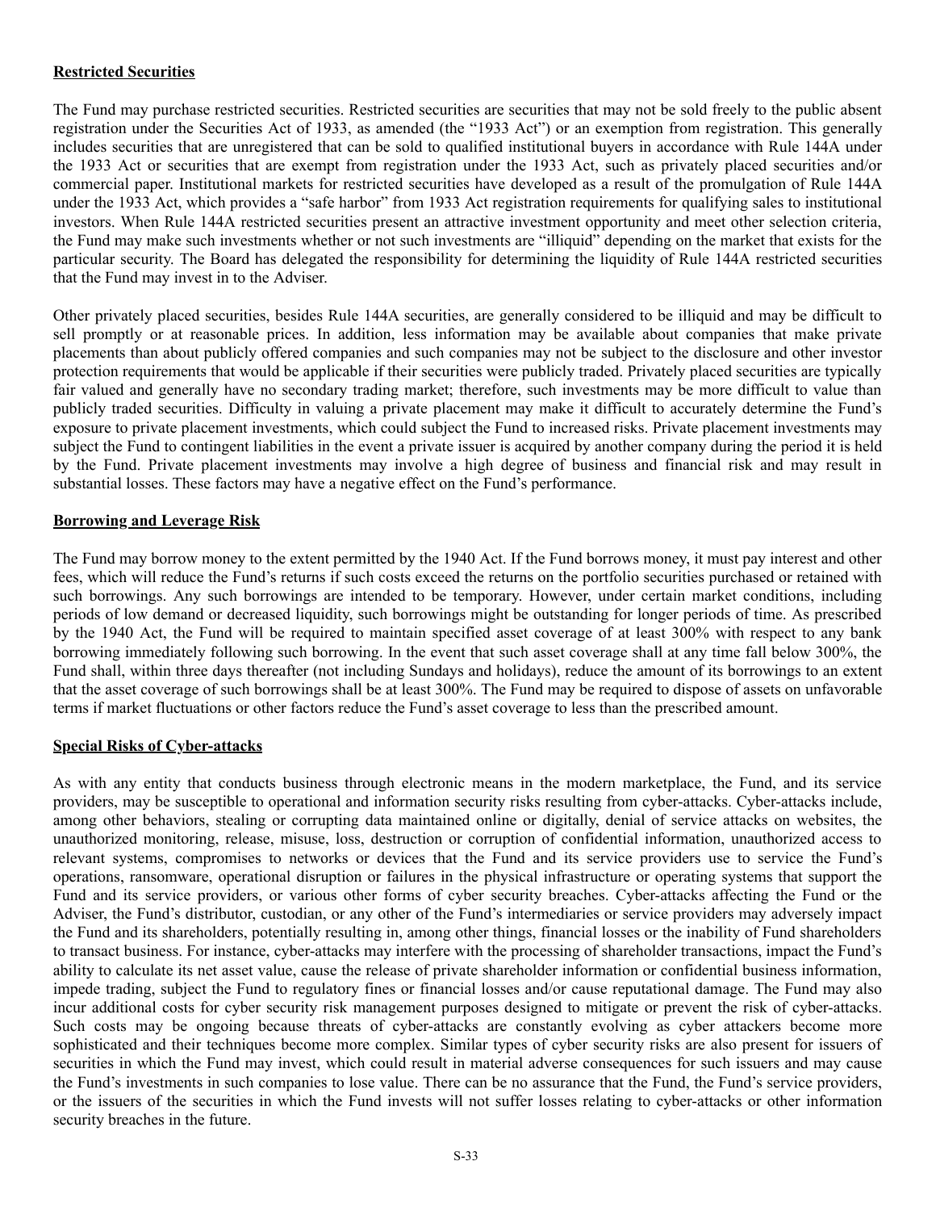**Restricted Securities**

The Fund may purchase restricted securities. Restricted securities are securities that may not be sold freely to the public absent registration under the Securities Act of 1933, as amended (the "1933 Act") or an exemption from registration. This generally includes securities that are unregistered that can be sold to qualified institutional buyers in accordance with Rule 144A under the 1933 Act or securities that are exempt from registration under the 1933 Act, such as privately placed securities and/or commercial paper. Institutional markets for restricted securities have developed as a result of the promulgation of Rule 144A under the 1933 Act, which provides a "safe harbor" from 1933 Act registration requirements for qualifying sales to institutional investors. When Rule 144A restricted securities present an attractive investment opportunity and meet other selection criteria, the Fund may make such investments whether or not such investments are "illiquid" depending on the market that exists for the particular security. The Board has delegated the responsibility for determining the liquidity of Rule 144A restricted securities that the Fund may invest in to the Adviser.

Other privately placed securities, besides Rule 144A securities, are generally considered to be illiquid and may be difficult to sell promptly or at reasonable prices. In addition, less information may be available about companies that make private placements than about publicly offered companies and such companies may not be subject to the disclosure and other investor protection requirements that would be applicable if their securities were publicly traded. Privately placed securities are typically fair valued and generally have no secondary trading market; therefore, such investments may be more difficult to value than publicly traded securities. Difficulty in valuing a private placement may make it difficult to accurately determine the Fund's exposure to private placement investments, which could subject the Fund to increased risks. Private placement investments may subject the Fund to contingent liabilities in the event a private issuer is acquired by another company during the period it is held by the Fund. Private placement investments may involve a high degree of business and financial risk and may result in substantial losses. These factors may have a negative effect on the Fund's performance.

**Borrowing and Leverage Risk**

The Fund may borrow money to the extent permitted by the 1940 Act. If the Fund borrows money, it must pay interest and other fees, which will reduce the Fund's returns if such costs exceed the returns on the portfolio securities purchased or retained with such borrowings. Any such borrowings are intended to be temporary. However, under certain market conditions, including periods of low demand or decreased liquidity, such borrowings might be outstanding for longer periods of time. As prescribed by the 1940 Act, the Fund will be required to maintain specified asset coverage of at least 300% with respect to any bank borrowing immediately following such borrowing. In the event that such asset coverage shall at any time fall below 300%, the Fund shall, within three days thereafter (not including Sundays and holidays), reduce the amount of its borrowings to an extent that the asset coverage of such borrowings shall be at least 300%. The Fund may be required to dispose of assets on unfavorable terms if market fluctuations or other factors reduce the Fund's asset coverage to less than the prescribed amount.

**Special Risks of Cyber-attacks**

As with any entity that conducts business through electronic means in the modern marketplace, the Fund, and its service providers, may be susceptible to operational and information security risks resulting from cyber-attacks. Cyber-attacks include, among other behaviors, stealing or corrupting data maintained online or digitally, denial of service attacks on websites, the unauthorized monitoring, release, misuse, loss, destruction or corruption of confidential information, unauthorized access to relevant systems, compromises to networks or devices that the Fund and its service providers use to service the Fund's operations, ransomware, operational disruption or failures in the physical infrastructure or operating systems that support the Fund and its service providers, or various other forms of cyber security breaches. Cyber-attacks affecting the Fund or the Adviser, the Fund's distributor, custodian, or any other of the Fund's intermediaries or service providers may adversely impact the Fund and its shareholders, potentially resulting in, among other things, financial losses or the inability of Fund shareholders to transact business. For instance, cyber-attacks may interfere with the processing of shareholder transactions, impact the Fund's ability to calculate its net asset value, cause the release of private shareholder information or confidential business information, impede trading, subject the Fund to regulatory fines or financial losses and/or cause reputational damage. The Fund may also incur additional costs for cyber security risk management purposes designed to mitigate or prevent the risk of cyber-attacks. Such costs may be ongoing because threats of cyber-attacks are constantly evolving as cyber attackers become more sophisticated and their techniques become more complex. Similar types of cyber security risks are also present for issuers of securities in which the Fund may invest, which could result in material adverse consequences for such issuers and may cause the Fund's investments in such companies to lose value. There can be no assurance that the Fund, the Fund's service providers, or the issuers of the securities in which the Fund invests will not suffer losses relating to cyber-attacks or other information security breaches in the future.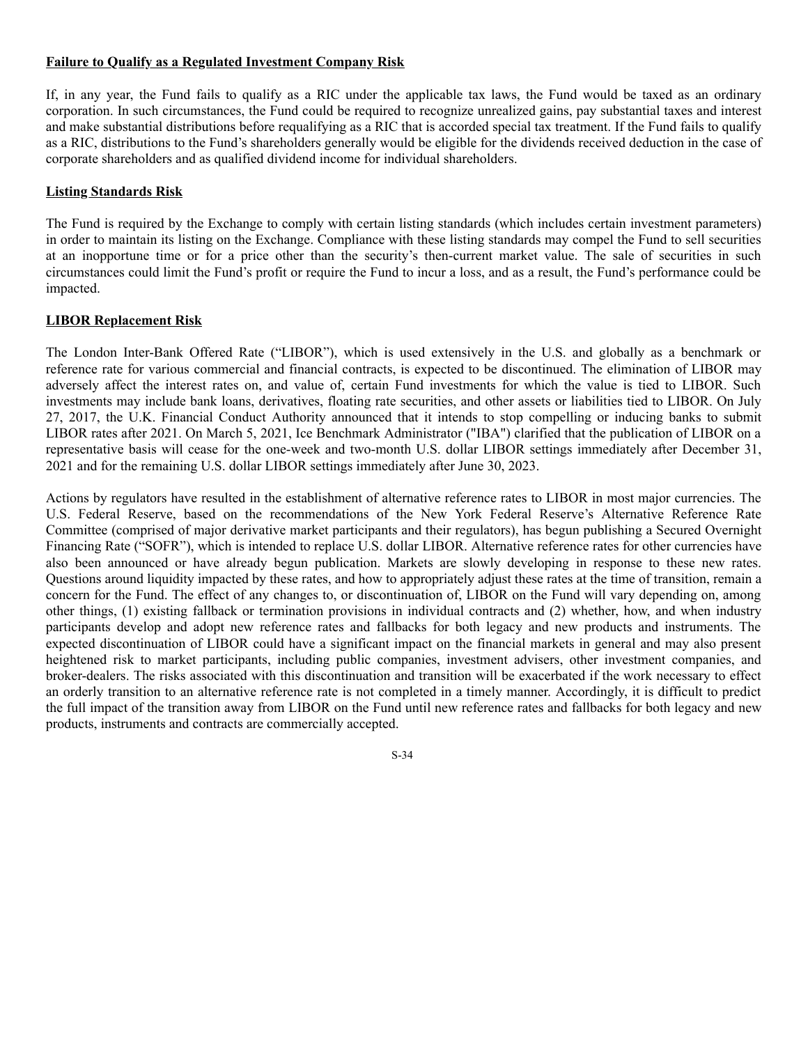**Failure to Qualify as a Regulated Investment Company Risk**

If, in any year, the Fund fails to qualify as a RIC under the applicable tax laws, the Fund would be taxed as an ordinary corporation. In such circumstances, the Fund could be required to recognize unrealized gains, pay substantial taxes and interest and make substantial distributions before requalifying as a RIC that is accorded special tax treatment. If the Fund fails to qualify as a RIC, distributions to the Fund's shareholders generally would be eligible for the dividends received deduction in the case of corporate shareholders and as qualified dividend income for individual shareholders.

**Listing Standards Risk**

The Fund is required by the Exchange to comply with certain listing standards (which includes certain investment parameters) in order to maintain its listing on the Exchange. Compliance with these listing standards may compel the Fund to sell securities at an inopportune time or for a price other than the security's then-current market value. The sale of securities in such circumstances could limit the Fund's profit or require the Fund to incur a loss, and as a result, the Fund's performance could be impacted.

**LIBOR Replacement Risk**

The London Inter-Bank Offered Rate ("LIBOR"), which is used extensively in the U.S. and globally as a benchmark or reference rate for various commercial and financial contracts, is expected to be discontinued. The elimination of LIBOR may adversely affect the interest rates on, and value of, certain Fund investments for which the value is tied to LIBOR. Such investments may include bank loans, derivatives, floating rate securities, and other assets or liabilities tied to LIBOR. On July 27, 2017, the U.K. Financial Conduct Authority announced that it intends to stop compelling or inducing banks to submit LIBOR rates after 2021. On March 5, 2021, Ice Benchmark Administrator ("IBA") clarified that the publication of LIBOR on a representative basis will cease for the one-week and two-month U.S. dollar LIBOR settings immediately after December 31, 2021 and for the remaining U.S. dollar LIBOR settings immediately after June 30, 2023.

Actions by regulators have resulted in the establishment of alternative reference rates to LIBOR in most major currencies. The U.S. Federal Reserve, based on the recommendations of the New York Federal Reserve's Alternative Reference Rate Committee (comprised of major derivative market participants and their regulators), has begun publishing a Secured Overnight Financing Rate ("SOFR"), which is intended to replace U.S. dollar LIBOR. Alternative reference rates for other currencies have also been announced or have already begun publication. Markets are slowly developing in response to these new rates. Questions around liquidity impacted by these rates, and how to appropriately adjust these rates at the time of transition, remain a concern for the Fund. The effect of any changes to, or discontinuation of, LIBOR on the Fund will vary depending on, among other things, (1) existing fallback or termination provisions in individual contracts and (2) whether, how, and when industry participants develop and adopt new reference rates and fallbacks for both legacy and new products and instruments. The expected discontinuation of LIBOR could have a significant impact on the financial markets in general and may also present heightened risk to market participants, including public companies, investment advisers, other investment companies, and broker-dealers. The risks associated with this discontinuation and transition will be exacerbated if the work necessary to effect an orderly transition to an alternative reference rate is not completed in a timely manner. Accordingly, it is difficult to predict the full impact of the transition away from LIBOR on the Fund until new reference rates and fallbacks for both legacy and new products, instruments and contracts are commercially accepted.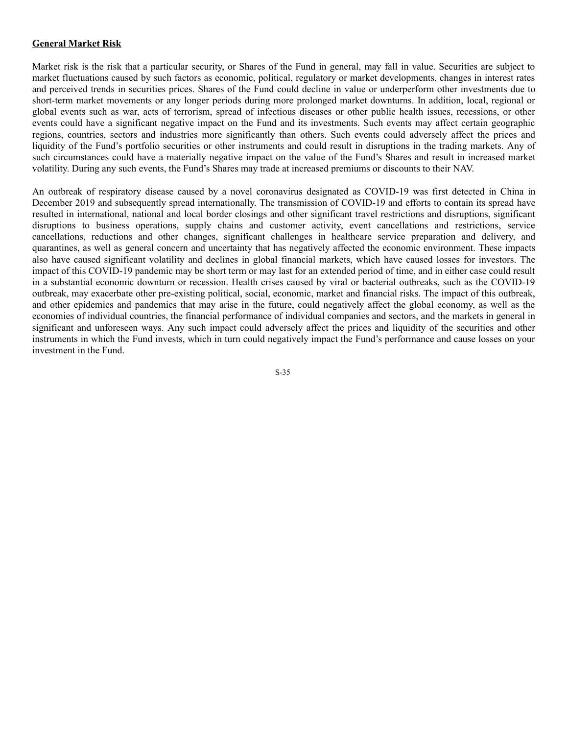## General Market Risk

Market risk is the risk that a particular security, or Shares of the Fund in general, may fall in value. Securities are subject to market fluctuations caused by such factors as economic, political, regulatory or market developments, changes in interest rates and perceived trends in securities prices. Shares of the Fund could decline in value or underperform other investments due to short-term market movements or any longer periods during more prolonged market downturns. In addition, local, regional or global events such as war, acts of terrorism, spread of infectious diseases or other public health issues, recessions, or other events could have a significant negative impact on the Fund and its investments. Such events may affect certain geographic regions, countries, sectors and industries more significantly than others. Such events could adversely affect the prices and liquidity of the Fund's portfolio securities or other instruments and could result in disruptions in the trading markets. Any of such circumstances could have a materially negative impact on the value of the Fund's Shares and result in increased market volatility. During any such events, the Fund's Shares may trade at increased premiums or discounts to their NAV.

An outbreak of respiratory disease caused by a novel coronavirus designated as COVID-19 was first detected in China in December 2019 and subsequently spread internationally. The transmission of COVID-19 and efforts to contain its spread have resulted in international, national and local border closings and other significant travel restrictions and disruptions, significant disruptions to business operations, supply chains and customer activity, event cancellations and restrictions, service cancellations, reductions and other changes, significant challenges in healthcare service preparation and delivery, and quarantines, as well as general concern and uncertainty that has negatively affected the economic environment. These impacts also have caused significant volatility and declines in global financial markets, which have caused losses for investors. The impact of this COVID-19 pandemic may be short term or may last for an extended period of time, and in either case could result in a substantial economic downturn or recession. Health crises caused by viral or bacterial outbreaks, such as the COVID-19 outbreak, may exacerbate other pre-existing political, social, economic, market and financial risks. The impact of this outbreak, and other epidemics and pandemics that may arise in the future, could negatively affect the global economy, as well as the economies of individual countries, the financial performance of individual companies and sectors, and the markets in general in significant and unforeseen ways. Any such impact could adversely affect the prices and liquidity of the securities and other instruments in which the Fund invests, which in turn could negatively impact the Fund's performance and cause losses on your investment in the Fund.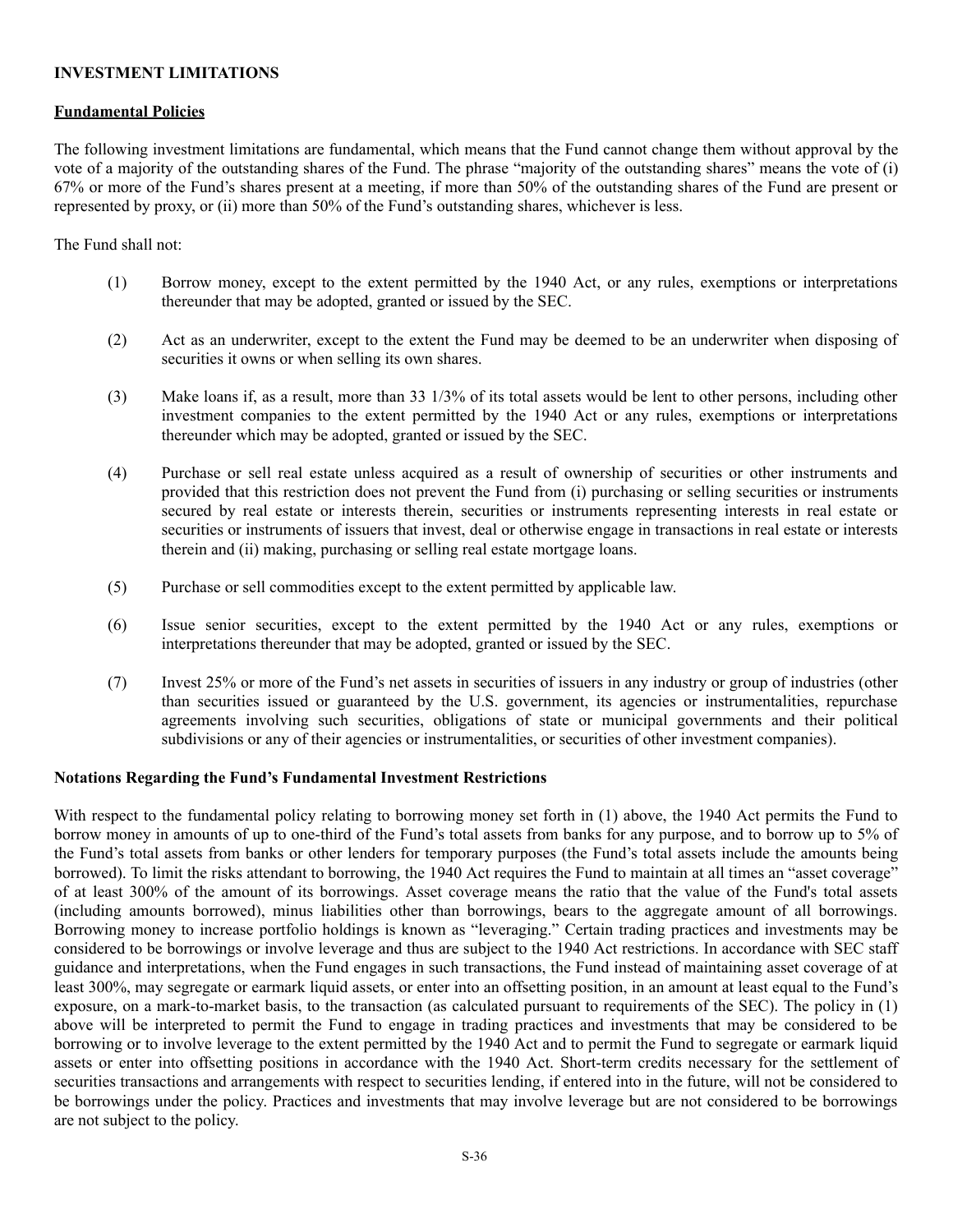## INVESTMENT LIMITATIONS

### Fundamental Policies

The following investment limitations are fundamental, which means that the Fund cannot change them without approval by the vote of a majority of the outstanding shares of the Fund. The phrase "majority of the outstanding shares" means the vote of (i) 67% or more of the Fund's shares present at a meeting, if more than 50% of the outstanding shares of the Fund are present or represented by proxy, or (ii) more than 50% of the Fund's outstanding shares, whichever is less.

The Fund shall not:

(1) Borrow money, except to the extent permitted by the 1940 Act, or any rules, exemptions or interpretations thereunder that may be adopted, granted or issued by the SEC.

(2) Act as an underwriter, except to the extent the Fund may be deemed to be an underwriter when disposing of securities it owns or when selling its own shares.

(3) Make loans if, as a result, more than 33 1/3% of its total assets would be lent to other persons, including other investment companies to the extent permitted by the 1940 Act or any rules, exemptions or interpretations thereunder which may be adopted, granted or issued by the SEC.

(4) Purchase or sell real estate unless acquired as a result of ownership of securities or other instruments and provided that this restriction does not prevent the Fund from (i) purchasing or selling securities or instruments secured by real estate or interests therein, securities or instruments representing interests in real estate or securities or instruments of issuers that invest, deal or otherwise engage in transactions in real estate or interests therein and (ii) making, purchasing or selling real estate mortgage loans.

(5) Purchase or sell commodities except to the extent permitted by applicable law.

(6) Issue senior securities, except to the extent permitted by the 1940 Act or any rules, exemptions or interpretations thereunder that may be adopted, granted or issued by the SEC.

(7) Invest 25% or more of the Fund's net assets in securities of issuers in any industry or group of industries (other than securities issued or guaranteed by the U.S. government, its agencies or instrumentalities, repurchase agreements involving such securities, obligations of state or municipal governments and their political subdivisions or any of their agencies or instrumentalities, or securities of other investment companies).

### Notations Regarding the Fund's Fundamental Investment Restrictions

With respect to the fundamental policy relating to borrowing money set forth in (1) above, the 1940 Act permits the Fund to borrow money in amounts of up to one-third of the Fund's total assets from banks for any purpose, and to borrow up to 5% of the Fund's total assets from banks or other lenders for temporary purposes (the Fund's total assets include the amounts being borrowed). To limit the risks attendant to borrowing, the 1940 Act requires the Fund to maintain at all times an "asset coverage" of at least 300% of the amount of its borrowings. Asset coverage means the ratio that the value of the Fund's total assets (including amounts borrowed), minus liabilities other than borrowings, bears to the aggregate amount of all borrowings. Borrowing money to increase portfolio holdings is known as "leveraging." Certain trading practices and investments may be considered to be borrowings or involve leverage and thus are subject to the 1940 Act restrictions. In accordance with SEC staff guidance and interpretations, when the Fund engages in such transactions, the Fund instead of maintaining asset coverage of at least 300%, may segregate or earmark liquid assets, or enter into an offsetting position, in an amount at least equal to the Fund's exposure, on a mark-to-market basis, to the transaction (as calculated pursuant to requirements of the SEC). The policy in (1) above will be interpreted to permit the Fund to engage in trading practices and investments that may be considered to be borrowing or to involve leverage to the extent permitted by the 1940 Act and to permit the Fund to segregate or earmark liquid assets or enter into offsetting positions in accordance with the 1940 Act. Short-term credits necessary for the settlement of securities transactions and arrangements with respect to securities lending, if entered into in the future, will not be considered to be borrowings under the policy. Practices and investments that may involve leverage but are not considered to be borrowings are not subject to the policy.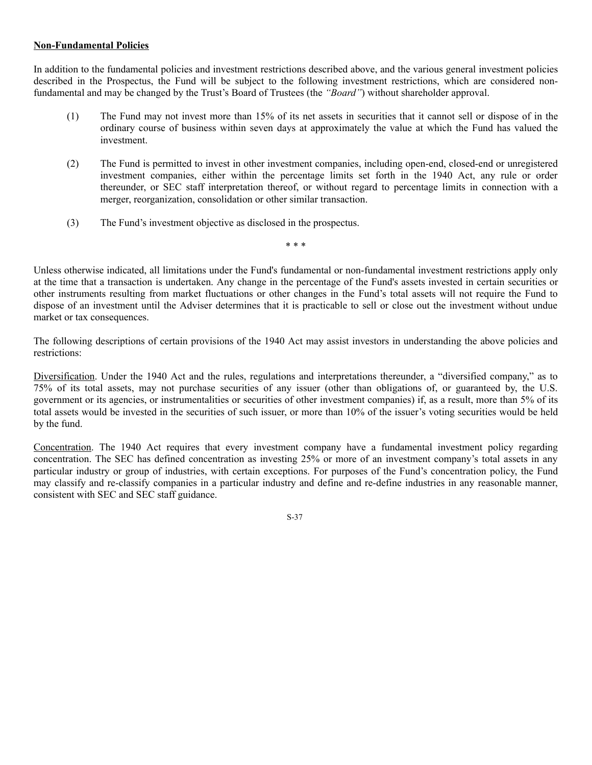**Non-Fundamental Policies**

In addition to the fundamental policies and investment restrictions described above, and the various general investment policies described in the Prospectus, the Fund will be subject to the following investment restrictions, which are considered non-fundamental and may be changed by the Trust's Board of Trustees (the *"Board"*) without shareholder approval.

(1) The Fund may not invest more than 15% of its net assets in securities that it cannot sell or dispose of in the ordinary course of business within seven days at approximately the value at which the Fund has valued the investment.

(2) The Fund is permitted to invest in other investment companies, including open-end, closed-end or unregistered investment companies, either within the percentage limits set forth in the 1940 Act, any rule or order thereunder, or SEC staff interpretation thereof, or without regard to percentage limits in connection with a merger, reorganization, consolidation or other similar transaction.

(3) The Fund's investment objective as disclosed in the prospectus.

\* \* \*

Unless otherwise indicated, all limitations under the Fund's fundamental or non-fundamental investment restrictions apply only at the time that a transaction is undertaken. Any change in the percentage of the Fund's assets invested in certain securities or other instruments resulting from market fluctuations or other changes in the Fund's total assets will not require the Fund to dispose of an investment until the Adviser determines that it is practicable to sell or close out the investment without undue market or tax consequences.

The following descriptions of certain provisions of the 1940 Act may assist investors in understanding the above policies and restrictions:

Diversification. Under the 1940 Act and the rules, regulations and interpretations thereunder, a "diversified company," as to 75% of its total assets, may not purchase securities of any issuer (other than obligations of, or guaranteed by, the U.S. government or its agencies, or instrumentalities or securities of other investment companies) if, as a result, more than 5% of its total assets would be invested in the securities of such issuer, or more than 10% of the issuer's voting securities would be held by the fund.

Concentration. The 1940 Act requires that every investment company have a fundamental investment policy regarding concentration. The SEC has defined concentration as investing 25% or more of an investment company's total assets in any particular industry or group of industries, with certain exceptions. For purposes of the Fund's concentration policy, the Fund may classify and re-classify companies in a particular industry and define and re-define industries in any reasonable manner, consistent with SEC and SEC staff guidance.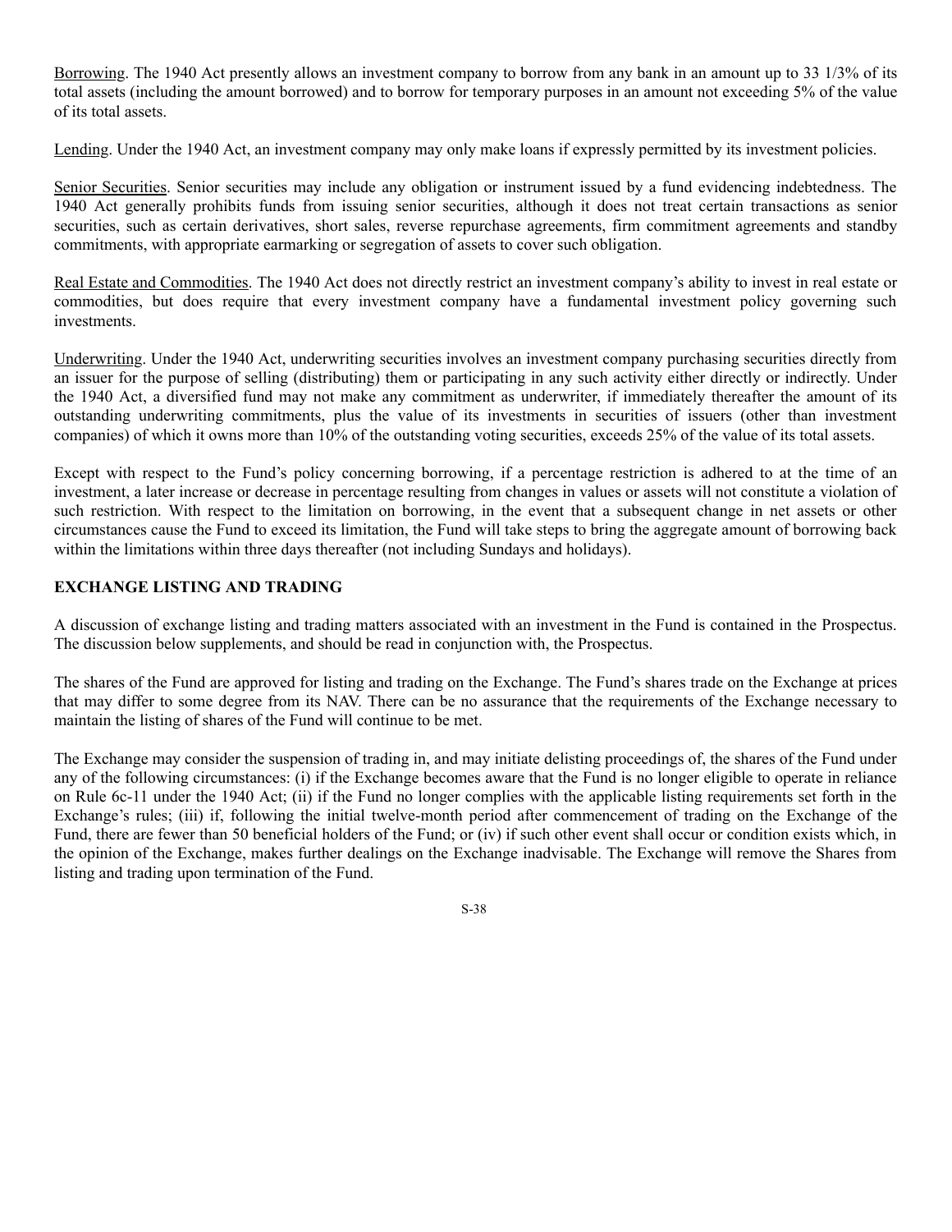Borrowing. The 1940 Act presently allows an investment company to borrow from any bank in an amount up to 33 1/3% of its total assets (including the amount borrowed) and to borrow for temporary purposes in an amount not exceeding 5% of the value of its total assets.

Lending. Under the 1940 Act, an investment company may only make loans if expressly permitted by its investment policies.

Senior Securities. Senior securities may include any obligation or instrument issued by a fund evidencing indebtedness. The 1940 Act generally prohibits funds from issuing senior securities, although it does not treat certain transactions as senior securities, such as certain derivatives, short sales, reverse repurchase agreements, firm commitment agreements and standby commitments, with appropriate earmarking or segregation of assets to cover such obligation.

Real Estate and Commodities. The 1940 Act does not directly restrict an investment company's ability to invest in real estate or commodities, but does require that every investment company have a fundamental investment policy governing such investments.

Underwriting. Under the 1940 Act, underwriting securities involves an investment company purchasing securities directly from an issuer for the purpose of selling (distributing) them or participating in any such activity either directly or indirectly. Under the 1940 Act, a diversified fund may not make any commitment as underwriter, if immediately thereafter the amount of its outstanding underwriting commitments, plus the value of its investments in securities of issuers (other than investment companies) of which it owns more than 10% of the outstanding voting securities, exceeds 25% of the value of its total assets.

Except with respect to the Fund's policy concerning borrowing, if a percentage restriction is adhered to at the time of an investment, a later increase or decrease in percentage resulting from changes in values or assets will not constitute a violation of such restriction. With respect to the limitation on borrowing, in the event that a subsequent change in net assets or other circumstances cause the Fund to exceed its limitation, the Fund will take steps to bring the aggregate amount of borrowing back within the limitations within three days thereafter (not including Sundays and holidays).

## EXCHANGE LISTING AND TRADING

A discussion of exchange listing and trading matters associated with an investment in the Fund is contained in the Prospectus. The discussion below supplements, and should be read in conjunction with, the Prospectus.

The shares of the Fund are approved for listing and trading on the Exchange. The Fund's shares trade on the Exchange at prices that may differ to some degree from its NAV. There can be no assurance that the requirements of the Exchange necessary to maintain the listing of shares of the Fund will continue to be met.

The Exchange may consider the suspension of trading in, and may initiate delisting proceedings of, the shares of the Fund under any of the following circumstances: (i) if the Exchange becomes aware that the Fund is no longer eligible to operate in reliance on Rule 6c-11 under the 1940 Act; (ii) if the Fund no longer complies with the applicable listing requirements set forth in the Exchange's rules; (iii) if, following the initial twelve-month period after commencement of trading on the Exchange of the Fund, there are fewer than 50 beneficial holders of the Fund; or (iv) if such other event shall occur or condition exists which, in the opinion of the Exchange, makes further dealings on the Exchange inadvisable. The Exchange will remove the Shares from listing and trading upon termination of the Fund.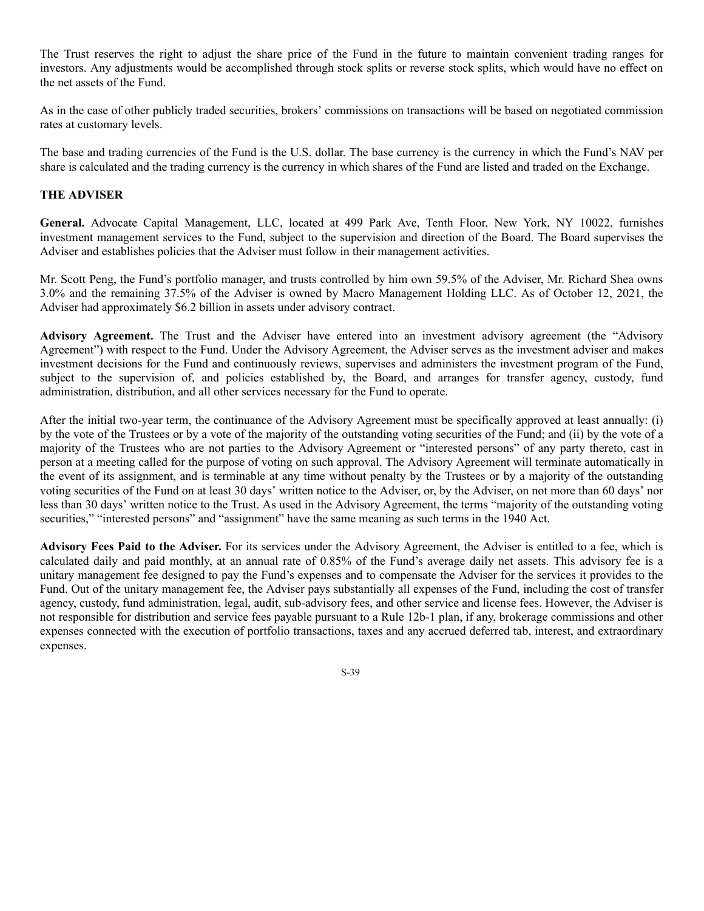The Trust reserves the right to adjust the share price of the Fund in the future to maintain convenient trading ranges for investors. Any adjustments would be accomplished through stock splits or reverse stock splits, which would have no effect on the net assets of the Fund.

As in the case of other publicly traded securities, brokers' commissions on transactions will be based on negotiated commission rates at customary levels.

The base and trading currencies of the Fund is the U.S. dollar. The base currency is the currency in which the Fund's NAV per share is calculated and the trading currency is the currency in which shares of the Fund are listed and traded on the Exchange.

### THE ADVISER

**General.** Advocate Capital Management, LLC, located at 499 Park Ave, Tenth Floor, New York, NY 10022, furnishes investment management services to the Fund, subject to the supervision and direction of the Board. The Board supervises the Adviser and establishes policies that the Adviser must follow in their management activities.

Mr. Scott Peng, the Fund's portfolio manager, and trusts controlled by him own 59.5% of the Adviser, Mr. Richard Shea owns 3.0% and the remaining 37.5% of the Adviser is owned by Macro Management Holding LLC. As of October 12, 2021, the Adviser had approximately $6.2 billion in assets under advisory contract.

**Advisory Agreement.** The Trust and the Adviser have entered into an investment advisory agreement (the "Advisory Agreement") with respect to the Fund. Under the Advisory Agreement, the Adviser serves as the investment adviser and makes investment decisions for the Fund and continuously reviews, supervises and administers the investment program of the Fund, subject to the supervision of, and policies established by, the Board, and arranges for transfer agency, custody, fund administration, distribution, and all other services necessary for the Fund to operate.

After the initial two-year term, the continuance of the Advisory Agreement must be specifically approved at least annually: (i) by the vote of the Trustees or by a vote of the majority of the outstanding voting securities of the Fund; and (ii) by the vote of a majority of the Trustees who are not parties to the Advisory Agreement or "interested persons" of any party thereto, cast in person at a meeting called for the purpose of voting on such approval. The Advisory Agreement will terminate automatically in the event of its assignment, and is terminable at any time without penalty by the Trustees or by a majority of the outstanding voting securities of the Fund on at least 30 days' written notice to the Adviser, or, by the Adviser, on not more than 60 days' nor less than 30 days' written notice to the Trust. As used in the Advisory Agreement, the terms "majority of the outstanding voting securities," "interested persons" and "assignment" have the same meaning as such terms in the 1940 Act.

**Advisory Fees Paid to the Adviser.** For its services under the Advisory Agreement, the Adviser is entitled to a fee, which is calculated daily and paid monthly, at an annual rate of 0.85% of the Fund's average daily net assets. This advisory fee is a unitary management fee designed to pay the Fund's expenses and to compensate the Adviser for the services it provides to the Fund. Out of the unitary management fee, the Adviser pays substantially all expenses of the Fund, including the cost of transfer agency, custody, fund administration, legal, audit, sub-advisory fees, and other service and license fees. However, the Adviser is not responsible for distribution and service fees payable pursuant to a Rule 12b-1 plan, if any, brokerage commissions and other expenses connected with the execution of portfolio transactions, taxes and any accrued deferred tab, interest, and extraordinary expenses.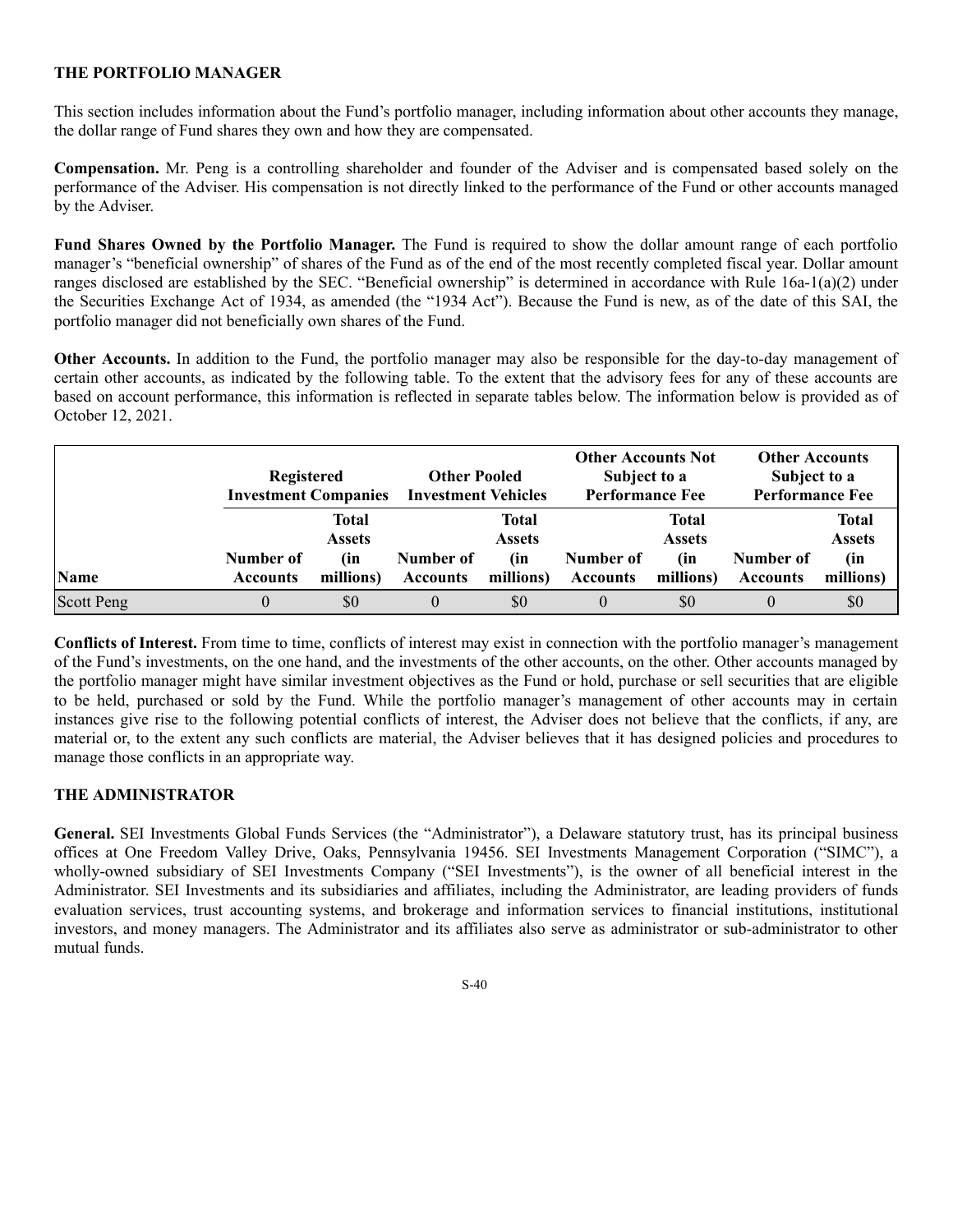## THE PORTFOLIO MANAGER

This section includes information about the Fund's portfolio manager, including information about other accounts they manage, the dollar range of Fund shares they own and how they are compensated.

**Compensation.** Mr. Peng is a controlling shareholder and founder of the Adviser and is compensated based solely on the performance of the Adviser. His compensation is not directly linked to the performance of the Fund or other accounts managed by the Adviser.

**Fund Shares Owned by the Portfolio Manager.** The Fund is required to show the dollar amount range of each portfolio manager's "beneficial ownership" of shares of the Fund as of the end of the most recently completed fiscal year. Dollar amount ranges disclosed are established by the SEC. "Beneficial ownership" is determined in accordance with Rule 16a-1(a)(2) under the Securities Exchange Act of 1934, as amended (the "1934 Act"). Because the Fund is new, as of the date of this SAI, the portfolio manager did not beneficially own shares of the Fund.

**Other Accounts.** In addition to the Fund, the portfolio manager may also be responsible for the day-to-day management of certain other accounts, as indicated by the following table. To the extent that the advisory fees for any of these accounts are based on account performance, this information is reflected in separate tables below. The information below is provided as of October 12, 2021.

| | Registered Investment Companies | | Other Pooled Investment Vehicles | | Other Accounts Not Subject to a Performance Fee | | Other Accounts Subject to a Performance Fee | |
|---|---|---|---|---|---|---|---|---|
| **Name** | **Number of Accounts** | **Total Assets (in millions)** | **Number of Accounts** | **Total Assets (in millions)** | **Number of Accounts** | **Total Assets (in millions)** | **Number of Accounts** | **Total Assets (in millions)** |
| Scott Peng | 0 | $0 | 0 | $0 | 0 | $0 | 0 | $0 |

**Conflicts of Interest.** From time to time, conflicts of interest may exist in connection with the portfolio manager's management of the Fund's investments, on the one hand, and the investments of the other accounts, on the other. Other accounts managed by the portfolio manager might have similar investment objectives as the Fund or hold, purchase or sell securities that are eligible to be held, purchased or sold by the Fund. While the portfolio manager's management of other accounts may in certain instances give rise to the following potential conflicts of interest, the Adviser does not believe that the conflicts, if any, are material or, to the extent any such conflicts are material, the Adviser believes that it has designed policies and procedures to manage those conflicts in an appropriate way.

## THE ADMINISTRATOR

**General.** SEI Investments Global Funds Services (the "Administrator"), a Delaware statutory trust, has its principal business offices at One Freedom Valley Drive, Oaks, Pennsylvania 19456. SEI Investments Management Corporation ("SIMC"), a wholly-owned subsidiary of SEI Investments Company ("SEI Investments"), is the owner of all beneficial interest in the Administrator. SEI Investments and its subsidiaries and affiliates, including the Administrator, are leading providers of funds evaluation services, trust accounting systems, and brokerage and information services to financial institutions, institutional investors, and money managers. The Administrator and its affiliates also serve as administrator or sub-administrator to other mutual funds.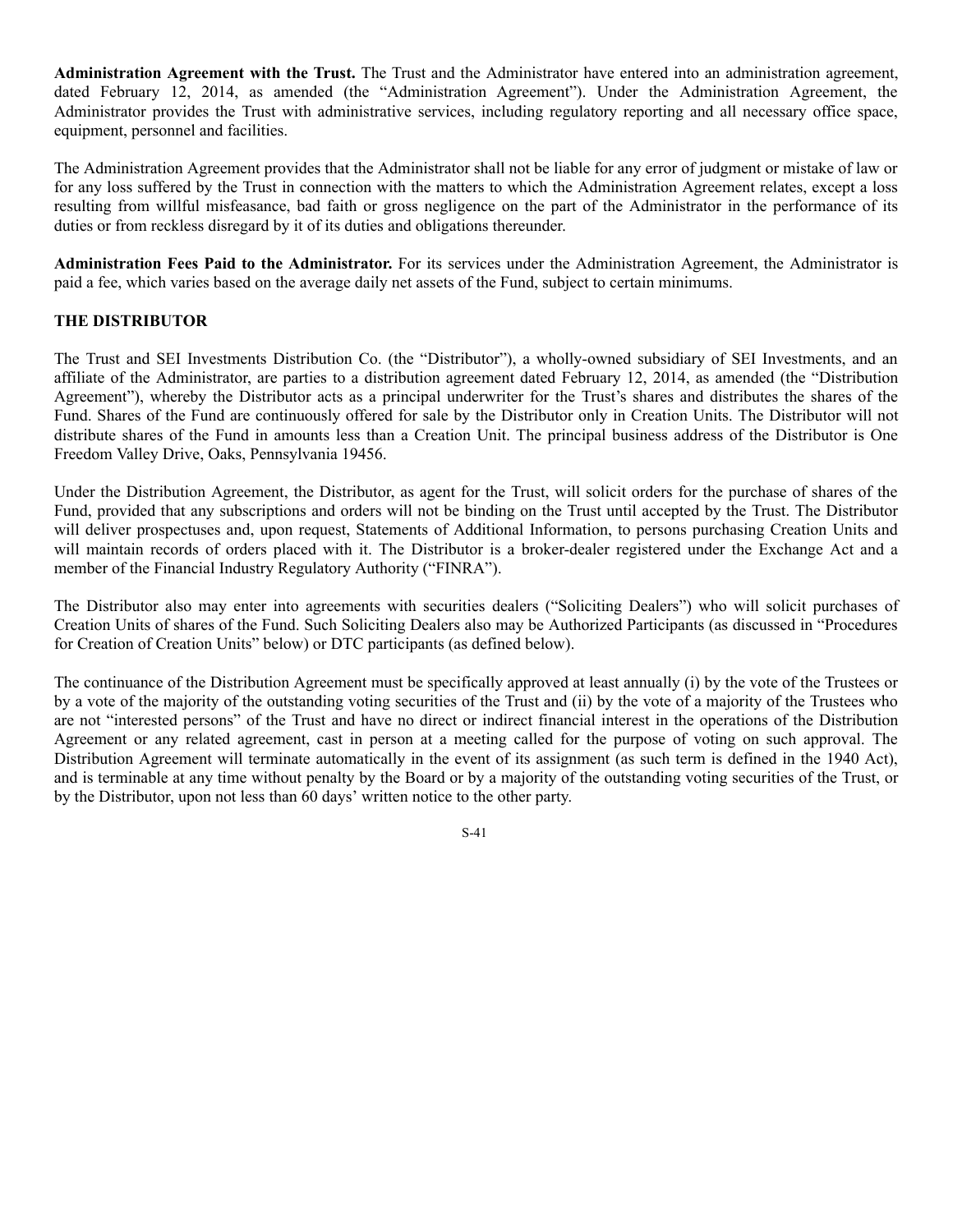**Administration Agreement with the Trust.** The Trust and the Administrator have entered into an administration agreement, dated February 12, 2014, as amended (the "Administration Agreement"). Under the Administration Agreement, the Administrator provides the Trust with administrative services, including regulatory reporting and all necessary office space, equipment, personnel and facilities.

The Administration Agreement provides that the Administrator shall not be liable for any error of judgment or mistake of law or for any loss suffered by the Trust in connection with the matters to which the Administration Agreement relates, except a loss resulting from willful misfeasance, bad faith or gross negligence on the part of the Administrator in the performance of its duties or from reckless disregard by it of its duties and obligations thereunder.

**Administration Fees Paid to the Administrator.** For its services under the Administration Agreement, the Administrator is paid a fee, which varies based on the average daily net assets of the Fund, subject to certain minimums.

## THE DISTRIBUTOR

The Trust and SEI Investments Distribution Co. (the "Distributor"), a wholly-owned subsidiary of SEI Investments, and an affiliate of the Administrator, are parties to a distribution agreement dated February 12, 2014, as amended (the "Distribution Agreement"), whereby the Distributor acts as a principal underwriter for the Trust's shares and distributes the shares of the Fund. Shares of the Fund are continuously offered for sale by the Distributor only in Creation Units. The Distributor will not distribute shares of the Fund in amounts less than a Creation Unit. The principal business address of the Distributor is One Freedom Valley Drive, Oaks, Pennsylvania 19456.

Under the Distribution Agreement, the Distributor, as agent for the Trust, will solicit orders for the purchase of shares of the Fund, provided that any subscriptions and orders will not be binding on the Trust until accepted by the Trust. The Distributor will deliver prospectuses and, upon request, Statements of Additional Information, to persons purchasing Creation Units and will maintain records of orders placed with it. The Distributor is a broker-dealer registered under the Exchange Act and a member of the Financial Industry Regulatory Authority ("FINRA").

The Distributor also may enter into agreements with securities dealers ("Soliciting Dealers") who will solicit purchases of Creation Units of shares of the Fund. Such Soliciting Dealers also may be Authorized Participants (as discussed in "Procedures for Creation of Creation Units" below) or DTC participants (as defined below).

The continuance of the Distribution Agreement must be specifically approved at least annually (i) by the vote of the Trustees or by a vote of the majority of the outstanding voting securities of the Trust and (ii) by the vote of a majority of the Trustees who are not "interested persons" of the Trust and have no direct or indirect financial interest in the operations of the Distribution Agreement or any related agreement, cast in person at a meeting called for the purpose of voting on such approval. The Distribution Agreement will terminate automatically in the event of its assignment (as such term is defined in the 1940 Act), and is terminable at any time without penalty by the Board or by a majority of the outstanding voting securities of the Trust, or by the Distributor, upon not less than 60 days' written notice to the other party.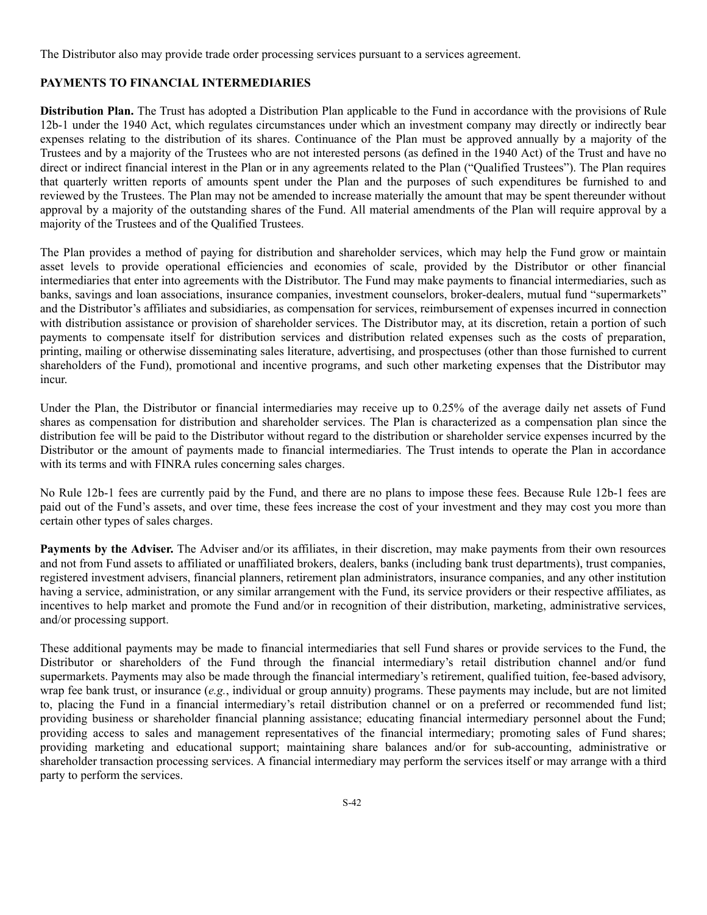The Distributor also may provide trade order processing services pursuant to a services agreement.

## PAYMENTS TO FINANCIAL INTERMEDIARIES

**Distribution Plan.** The Trust has adopted a Distribution Plan applicable to the Fund in accordance with the provisions of Rule 12b-1 under the 1940 Act, which regulates circumstances under which an investment company may directly or indirectly bear expenses relating to the distribution of its shares. Continuance of the Plan must be approved annually by a majority of the Trustees and by a majority of the Trustees who are not interested persons (as defined in the 1940 Act) of the Trust and have no direct or indirect financial interest in the Plan or in any agreements related to the Plan ("Qualified Trustees"). The Plan requires that quarterly written reports of amounts spent under the Plan and the purposes of such expenditures be furnished to and reviewed by the Trustees. The Plan may not be amended to increase materially the amount that may be spent thereunder without approval by a majority of the outstanding shares of the Fund. All material amendments of the Plan will require approval by a majority of the Trustees and of the Qualified Trustees.

The Plan provides a method of paying for distribution and shareholder services, which may help the Fund grow or maintain asset levels to provide operational efficiencies and economies of scale, provided by the Distributor or other financial intermediaries that enter into agreements with the Distributor. The Fund may make payments to financial intermediaries, such as banks, savings and loan associations, insurance companies, investment counselors, broker-dealers, mutual fund "supermarkets" and the Distributor's affiliates and subsidiaries, as compensation for services, reimbursement of expenses incurred in connection with distribution assistance or provision of shareholder services. The Distributor may, at its discretion, retain a portion of such payments to compensate itself for distribution services and distribution related expenses such as the costs of preparation, printing, mailing or otherwise disseminating sales literature, advertising, and prospectuses (other than those furnished to current shareholders of the Fund), promotional and incentive programs, and such other marketing expenses that the Distributor may incur.

Under the Plan, the Distributor or financial intermediaries may receive up to 0.25% of the average daily net assets of Fund shares as compensation for distribution and shareholder services. The Plan is characterized as a compensation plan since the distribution fee will be paid to the Distributor without regard to the distribution or shareholder service expenses incurred by the Distributor or the amount of payments made to financial intermediaries. The Trust intends to operate the Plan in accordance with its terms and with FINRA rules concerning sales charges.

No Rule 12b-1 fees are currently paid by the Fund, and there are no plans to impose these fees. Because Rule 12b-1 fees are paid out of the Fund's assets, and over time, these fees increase the cost of your investment and they may cost you more than certain other types of sales charges.

**Payments by the Adviser.** The Adviser and/or its affiliates, in their discretion, may make payments from their own resources and not from Fund assets to affiliated or unaffiliated brokers, dealers, banks (including bank trust departments), trust companies, registered investment advisers, financial planners, retirement plan administrators, insurance companies, and any other institution having a service, administration, or any similar arrangement with the Fund, its service providers or their respective affiliates, as incentives to help market and promote the Fund and/or in recognition of their distribution, marketing, administrative services, and/or processing support.

These additional payments may be made to financial intermediaries that sell Fund shares or provide services to the Fund, the Distributor or shareholders of the Fund through the financial intermediary's retail distribution channel and/or fund supermarkets. Payments may also be made through the financial intermediary's retirement, qualified tuition, fee-based advisory, wrap fee bank trust, or insurance (*e.g.*, individual or group annuity) programs. These payments may include, but are not limited to, placing the Fund in a financial intermediary's retail distribution channel or on a preferred or recommended fund list; providing business or shareholder financial planning assistance; educating financial intermediary personnel about the Fund; providing access to sales and management representatives of the financial intermediary; promoting sales of Fund shares; providing marketing and educational support; maintaining share balances and/or for sub-accounting, administrative or shareholder transaction processing services. A financial intermediary may perform the services itself or may arrange with a third party to perform the services.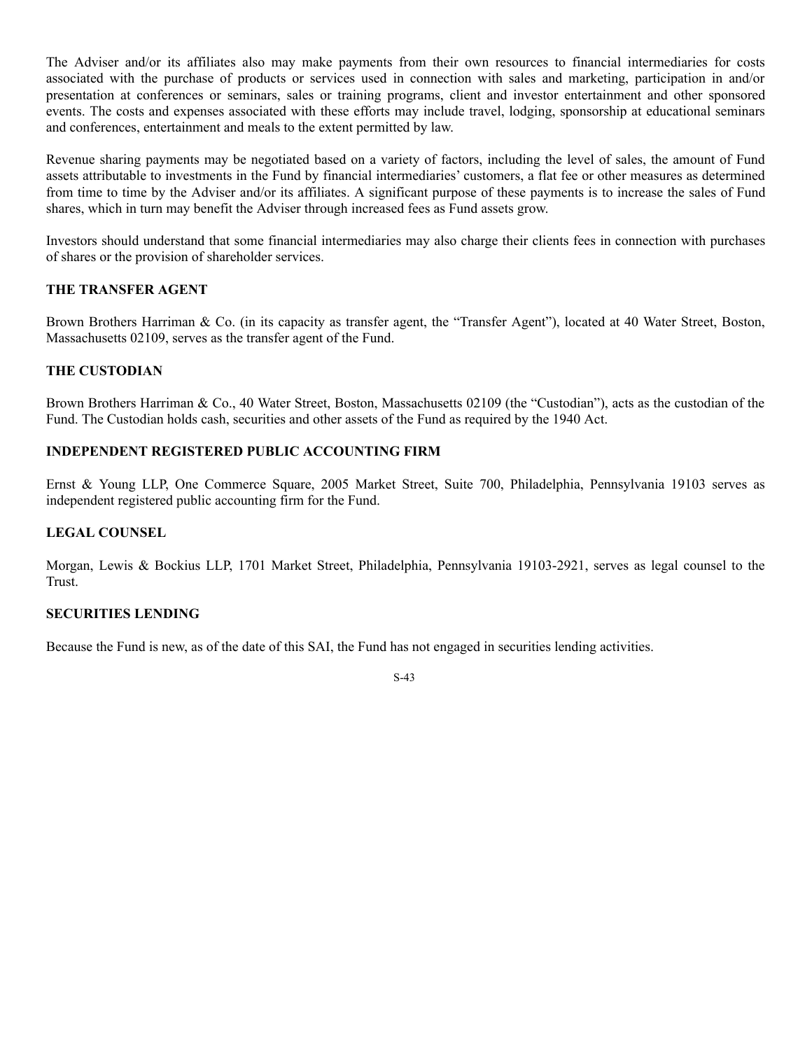The Adviser and/or its affiliates also may make payments from their own resources to financial intermediaries for costs associated with the purchase of products or services used in connection with sales and marketing, participation in and/or presentation at conferences or seminars, sales or training programs, client and investor entertainment and other sponsored events. The costs and expenses associated with these efforts may include travel, lodging, sponsorship at educational seminars and conferences, entertainment and meals to the extent permitted by law.

Revenue sharing payments may be negotiated based on a variety of factors, including the level of sales, the amount of Fund assets attributable to investments in the Fund by financial intermediaries' customers, a flat fee or other measures as determined from time to time by the Adviser and/or its affiliates. A significant purpose of these payments is to increase the sales of Fund shares, which in turn may benefit the Adviser through increased fees as Fund assets grow.

Investors should understand that some financial intermediaries may also charge their clients fees in connection with purchases of shares or the provision of shareholder services.

## THE TRANSFER AGENT

Brown Brothers Harriman & Co. (in its capacity as transfer agent, the "Transfer Agent"), located at 40 Water Street, Boston, Massachusetts 02109, serves as the transfer agent of the Fund.

## THE CUSTODIAN

Brown Brothers Harriman & Co., 40 Water Street, Boston, Massachusetts 02109 (the "Custodian"), acts as the custodian of the Fund. The Custodian holds cash, securities and other assets of the Fund as required by the 1940 Act.

## INDEPENDENT REGISTERED PUBLIC ACCOUNTING FIRM

Ernst & Young LLP, One Commerce Square, 2005 Market Street, Suite 700, Philadelphia, Pennsylvania 19103 serves as independent registered public accounting firm for the Fund.

## LEGAL COUNSEL

Morgan, Lewis & Bockius LLP, 1701 Market Street, Philadelphia, Pennsylvania 19103-2921, serves as legal counsel to the Trust.

## SECURITIES LENDING

Because the Fund is new, as of the date of this SAI, the Fund has not engaged in securities lending activities.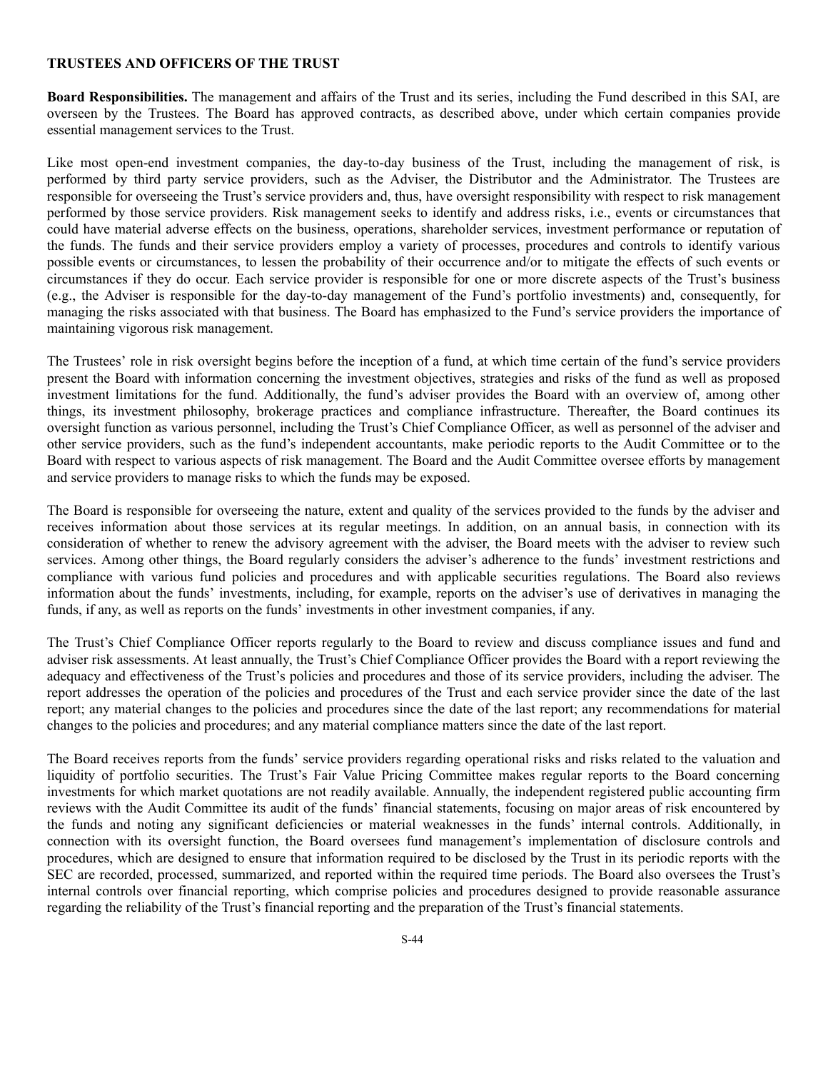**TRUSTEES AND OFFICERS OF THE TRUST**

**Board Responsibilities.** The management and affairs of the Trust and its series, including the Fund described in this SAI, are overseen by the Trustees. The Board has approved contracts, as described above, under which certain companies provide essential management services to the Trust.

Like most open-end investment companies, the day-to-day business of the Trust, including the management of risk, is performed by third party service providers, such as the Adviser, the Distributor and the Administrator. The Trustees are responsible for overseeing the Trust's service providers and, thus, have oversight responsibility with respect to risk management performed by those service providers. Risk management seeks to identify and address risks, i.e., events or circumstances that could have material adverse effects on the business, operations, shareholder services, investment performance or reputation of the funds. The funds and their service providers employ a variety of processes, procedures and controls to identify various possible events or circumstances, to lessen the probability of their occurrence and/or to mitigate the effects of such events or circumstances if they do occur. Each service provider is responsible for one or more discrete aspects of the Trust's business (e.g., the Adviser is responsible for the day-to-day management of the Fund's portfolio investments) and, consequently, for managing the risks associated with that business. The Board has emphasized to the Fund's service providers the importance of maintaining vigorous risk management.

The Trustees' role in risk oversight begins before the inception of a fund, at which time certain of the fund's service providers present the Board with information concerning the investment objectives, strategies and risks of the fund as well as proposed investment limitations for the fund. Additionally, the fund's adviser provides the Board with an overview of, among other things, its investment philosophy, brokerage practices and compliance infrastructure. Thereafter, the Board continues its oversight function as various personnel, including the Trust's Chief Compliance Officer, as well as personnel of the adviser and other service providers, such as the fund's independent accountants, make periodic reports to the Audit Committee or to the Board with respect to various aspects of risk management. The Board and the Audit Committee oversee efforts by management and service providers to manage risks to which the funds may be exposed.

The Board is responsible for overseeing the nature, extent and quality of the services provided to the funds by the adviser and receives information about those services at its regular meetings. In addition, on an annual basis, in connection with its consideration of whether to renew the advisory agreement with the adviser, the Board meets with the adviser to review such services. Among other things, the Board regularly considers the adviser's adherence to the funds' investment restrictions and compliance with various fund policies and procedures and with applicable securities regulations. The Board also reviews information about the funds' investments, including, for example, reports on the adviser's use of derivatives in managing the funds, if any, as well as reports on the funds' investments in other investment companies, if any.

The Trust's Chief Compliance Officer reports regularly to the Board to review and discuss compliance issues and fund and adviser risk assessments. At least annually, the Trust's Chief Compliance Officer provides the Board with a report reviewing the adequacy and effectiveness of the Trust's policies and procedures and those of its service providers, including the adviser. The report addresses the operation of the policies and procedures of the Trust and each service provider since the date of the last report; any material changes to the policies and procedures since the date of the last report; any recommendations for material changes to the policies and procedures; and any material compliance matters since the date of the last report.

The Board receives reports from the funds' service providers regarding operational risks and risks related to the valuation and liquidity of portfolio securities. The Trust's Fair Value Pricing Committee makes regular reports to the Board concerning investments for which market quotations are not readily available. Annually, the independent registered public accounting firm reviews with the Audit Committee its audit of the funds' financial statements, focusing on major areas of risk encountered by the funds and noting any significant deficiencies or material weaknesses in the funds' internal controls. Additionally, in connection with its oversight function, the Board oversees fund management's implementation of disclosure controls and procedures, which are designed to ensure that information required to be disclosed by the Trust in its periodic reports with the SEC are recorded, processed, summarized, and reported within the required time periods. The Board also oversees the Trust's internal controls over financial reporting, which comprise policies and procedures designed to provide reasonable assurance regarding the reliability of the Trust's financial reporting and the preparation of the Trust's financial statements.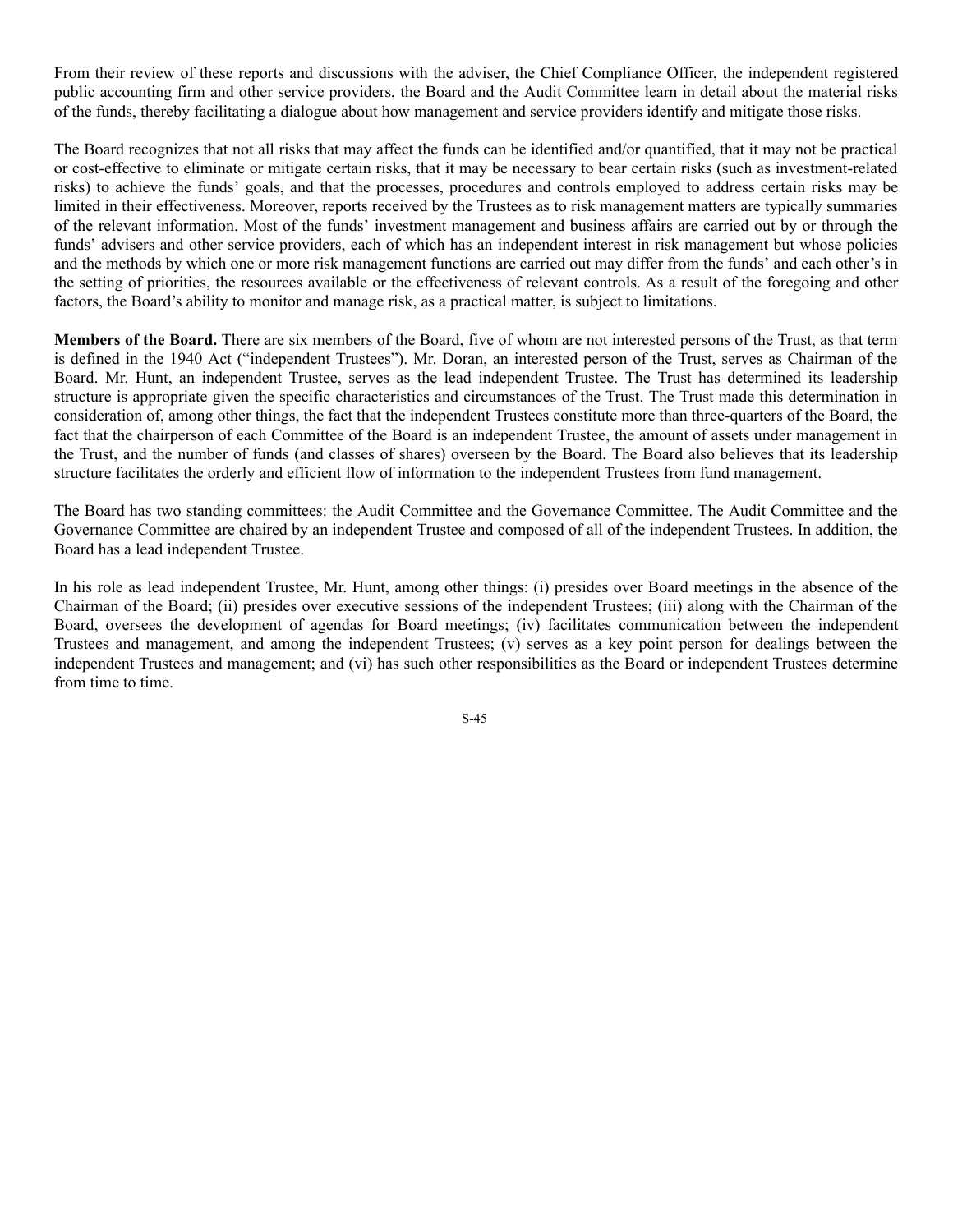From their review of these reports and discussions with the adviser, the Chief Compliance Officer, the independent registered public accounting firm and other service providers, the Board and the Audit Committee learn in detail about the material risks of the funds, thereby facilitating a dialogue about how management and service providers identify and mitigate those risks.

The Board recognizes that not all risks that may affect the funds can be identified and/or quantified, that it may not be practical or cost-effective to eliminate or mitigate certain risks, that it may be necessary to bear certain risks (such as investment-related risks) to achieve the funds' goals, and that the processes, procedures and controls employed to address certain risks may be limited in their effectiveness. Moreover, reports received by the Trustees as to risk management matters are typically summaries of the relevant information. Most of the funds' investment management and business affairs are carried out by or through the funds' advisers and other service providers, each of which has an independent interest in risk management but whose policies and the methods by which one or more risk management functions are carried out may differ from the funds' and each other's in the setting of priorities, the resources available or the effectiveness of relevant controls. As a result of the foregoing and other factors, the Board's ability to monitor and manage risk, as a practical matter, is subject to limitations.

**Members of the Board.** There are six members of the Board, five of whom are not interested persons of the Trust, as that term is defined in the 1940 Act ("independent Trustees"). Mr. Doran, an interested person of the Trust, serves as Chairman of the Board. Mr. Hunt, an independent Trustee, serves as the lead independent Trustee. The Trust has determined its leadership structure is appropriate given the specific characteristics and circumstances of the Trust. The Trust made this determination in consideration of, among other things, the fact that the independent Trustees constitute more than three-quarters of the Board, the fact that the chairperson of each Committee of the Board is an independent Trustee, the amount of assets under management in the Trust, and the number of funds (and classes of shares) overseen by the Board. The Board also believes that its leadership structure facilitates the orderly and efficient flow of information to the independent Trustees from fund management.

The Board has two standing committees: the Audit Committee and the Governance Committee. The Audit Committee and the Governance Committee are chaired by an independent Trustee and composed of all of the independent Trustees. In addition, the Board has a lead independent Trustee.

In his role as lead independent Trustee, Mr. Hunt, among other things: (i) presides over Board meetings in the absence of the Chairman of the Board; (ii) presides over executive sessions of the independent Trustees; (iii) along with the Chairman of the Board, oversees the development of agendas for Board meetings; (iv) facilitates communication between the independent Trustees and management, and among the independent Trustees; (v) serves as a key point person for dealings between the independent Trustees and management; and (vi) has such other responsibilities as the Board or independent Trustees determine from time to time.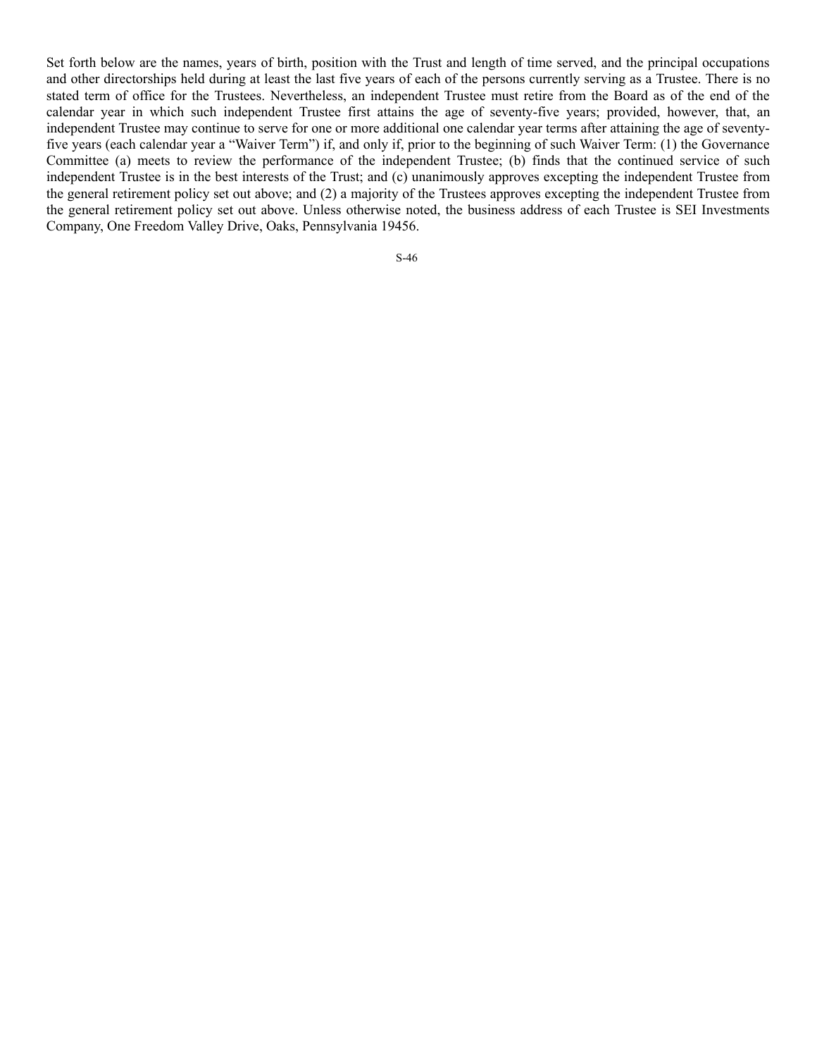Set forth below are the names, years of birth, position with the Trust and length of time served, and the principal occupations and other directorships held during at least the last five years of each of the persons currently serving as a Trustee. There is no stated term of office for the Trustees. Nevertheless, an independent Trustee must retire from the Board as of the end of the calendar year in which such independent Trustee first attains the age of seventy-five years; provided, however, that, an independent Trustee may continue to serve for one or more additional one calendar year terms after attaining the age of seventy-five years (each calendar year a "Waiver Term") if, and only if, prior to the beginning of such Waiver Term: (1) the Governance Committee (a) meets to review the performance of the independent Trustee; (b) finds that the continued service of such independent Trustee is in the best interests of the Trust; and (c) unanimously approves excepting the independent Trustee from the general retirement policy set out above; and (2) a majority of the Trustees approves excepting the independent Trustee from the general retirement policy set out above. Unless otherwise noted, the business address of each Trustee is SEI Investments Company, One Freedom Valley Drive, Oaks, Pennsylvania 19456.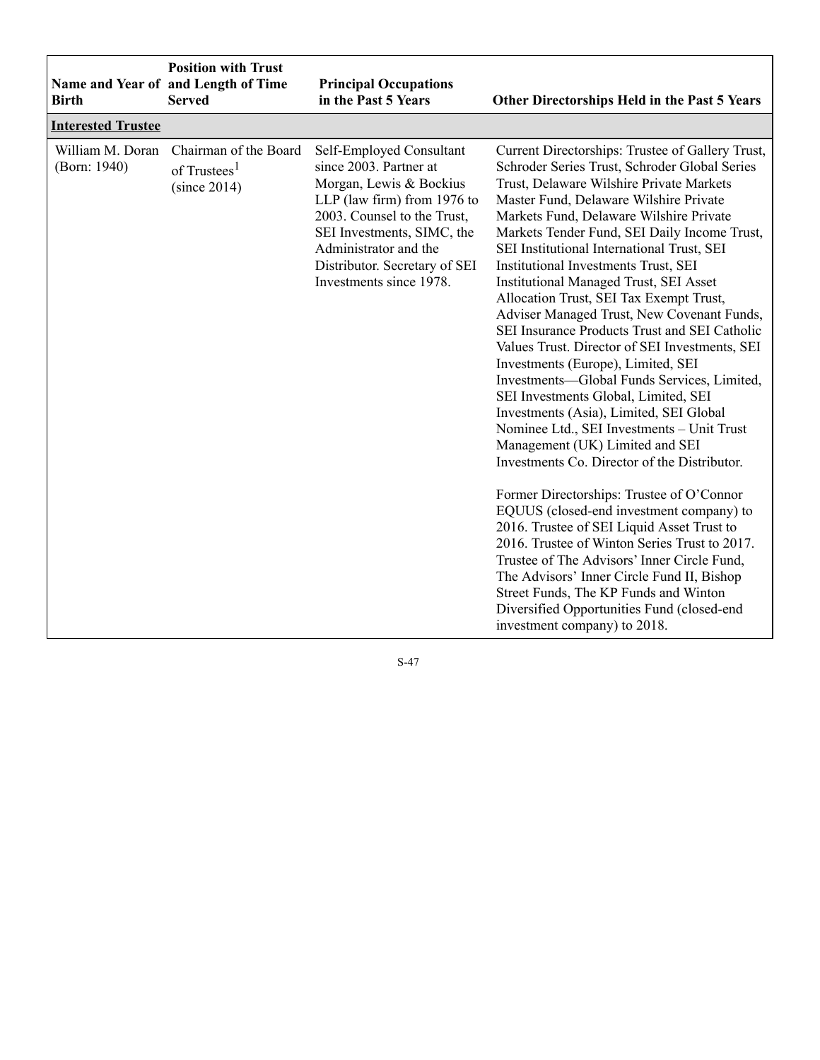| Name and Year of Birth | Position with Trust and Length of Time Served | Principal Occupations in the Past 5 Years | Other Directorships Held in the Past 5 Years |
|---|---|---|---|
| **Interested Trustee** | | | |
| William M. Doran (Born: 1940) | Chairman of the Board of Trustees[1] (since 2014) | Self-Employed Consultant since 2003. Partner at Morgan, Lewis & Bockius LLP (law firm) from 1976 to 2003. Counsel to the Trust, SEI Investments, SIMC, the Administrator and the Distributor. Secretary of SEI Investments since 1978. | Current Directorships: Trustee of Gallery Trust, Schroder Series Trust, Schroder Global Series Trust, Delaware Wilshire Private Markets Master Fund, Delaware Wilshire Private Markets Fund, Delaware Wilshire Private Markets Tender Fund, SEI Daily Income Trust, SEI Institutional International Trust, SEI Institutional Investments Trust, SEI Institutional Managed Trust, SEI Asset Allocation Trust, SEI Tax Exempt Trust, Adviser Managed Trust, New Covenant Funds, SEI Insurance Products Trust and SEI Catholic Values Trust. Director of SEI Investments, SEI Investments (Europe), Limited, SEI Investments—Global Funds Services, Limited, SEI Investments Global, Limited, SEI Investments (Asia), Limited, SEI Global Nominee Ltd., SEI Investments – Unit Trust Management (UK) Limited and SEI Investments Co. Director of the Distributor.<br><br>Former Directorships: Trustee of O'Connor EQUUS (closed-end investment company) to 2016. Trustee of SEI Liquid Asset Trust to 2016. Trustee of Winton Series Trust to 2017. Trustee of The Advisors' Inner Circle Fund, The Advisors' Inner Circle Fund II, Bishop Street Funds, The KP Funds and Winton Diversified Opportunities Fund (closed-end investment company) to 2018. |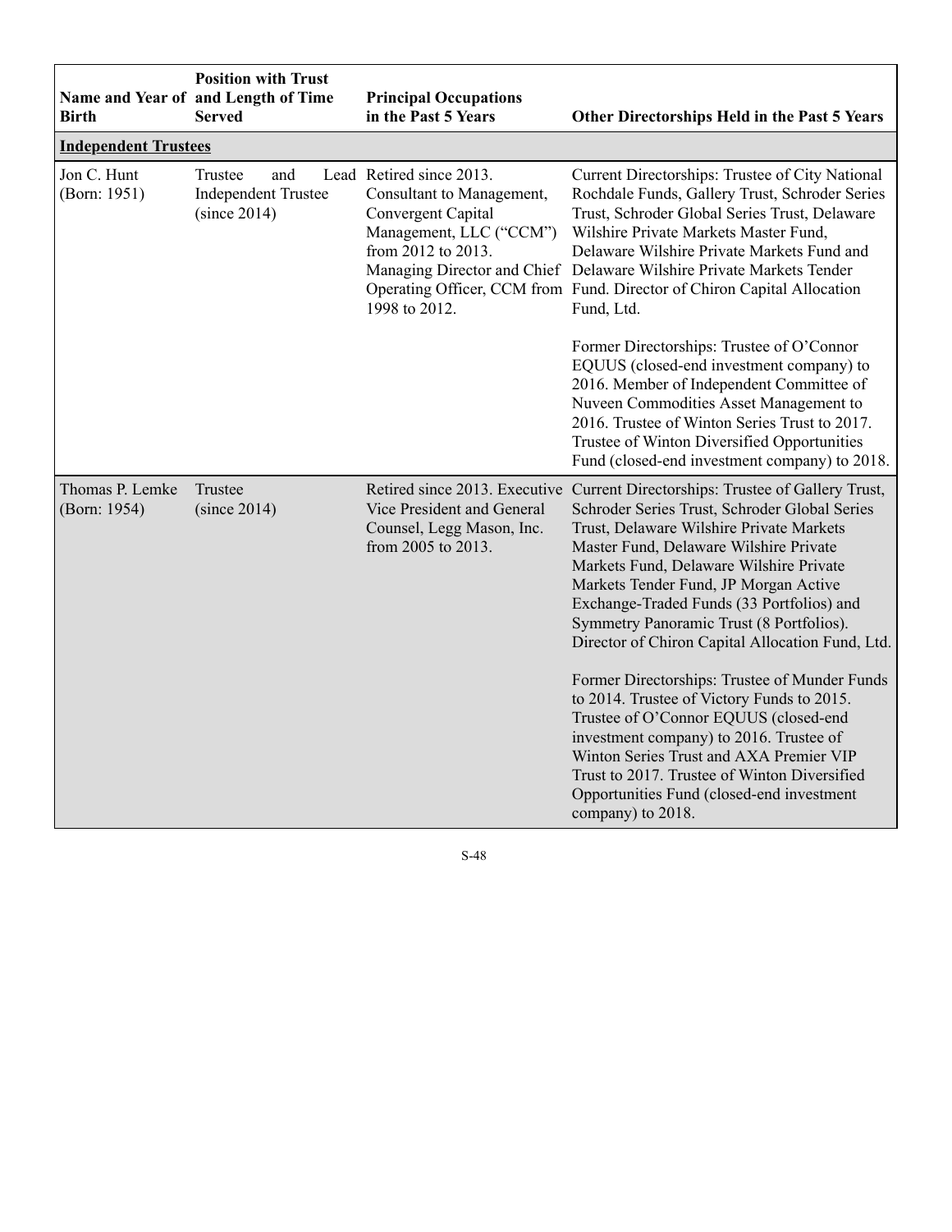| Name and Year of Birth | Position with Trust and Length of Time Served | Principal Occupations in the Past 5 Years | Other Directorships Held in the Past 5 Years |
|---|---|---|---|
| **Independent Trustees** | | | |
| Jon C. Hunt (Born: 1951) | Trustee and Lead Independent Trustee (since 2014) | Retired since 2013. Consultant to Management, Convergent Capital Management, LLC ("CCM") from 2012 to 2013. Managing Director and Chief Operating Officer, CCM from 1998 to 2012. | Current Directorships: Trustee of City National Rochdale Funds, Gallery Trust, Schroder Series Trust, Schroder Global Series Trust, Delaware Wilshire Private Markets Master Fund, Delaware Wilshire Private Markets Fund and Delaware Wilshire Private Markets Tender Fund. Director of Chiron Capital Allocation Fund, Ltd.<br><br>Former Directorships: Trustee of O'Connor EQUUS (closed-end investment company) to 2016. Member of Independent Committee of Nuveen Commodities Asset Management to 2016. Trustee of Winton Series Trust to 2017. Trustee of Winton Diversified Opportunities Fund (closed-end investment company) to 2018. |
| Thomas P. Lemke (Born: 1954) | Trustee (since 2014) | Retired since 2013. Executive Vice President and General Counsel, Legg Mason, Inc. from 2005 to 2013. | Current Directorships: Trustee of Gallery Trust, Schroder Series Trust, Schroder Global Series Trust, Delaware Wilshire Private Markets Master Fund, Delaware Wilshire Private Markets Fund, Delaware Wilshire Private Markets Tender Fund, JP Morgan Active Exchange-Traded Funds (33 Portfolios) and Symmetry Panoramic Trust (8 Portfolios). Director of Chiron Capital Allocation Fund, Ltd.<br><br>Former Directorships: Trustee of Munder Funds to 2014. Trustee of Victory Funds to 2015. Trustee of O'Connor EQUUS (closed-end investment company) to 2016. Trustee of Winton Series Trust and AXA Premier VIP Trust to 2017. Trustee of Winton Diversified Opportunities Fund (closed-end investment company) to 2018. |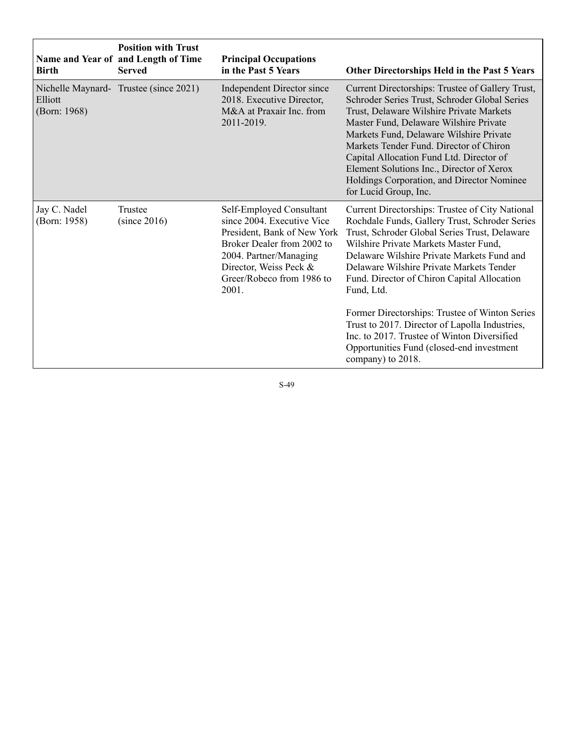| Name and Year of Birth | Position with Trust and Length of Time Served | Principal Occupations in the Past 5 Years | Other Directorships Held in the Past 5 Years |
|---|---|---|---|
| Nichelle Maynard-Elliott (Born: 1968) | Trustee (since 2021) | Independent Director since 2018. Executive Director, M&A at Praxair Inc. from 2011-2019. | Current Directorships: Trustee of Gallery Trust, Schroder Series Trust, Schroder Global Series Trust, Delaware Wilshire Private Markets Master Fund, Delaware Wilshire Private Markets Fund, Delaware Wilshire Private Markets Tender Fund. Director of Chiron Capital Allocation Fund Ltd. Director of Element Solutions Inc., Director of Xerox Holdings Corporation, and Director Nominee for Lucid Group, Inc. |
| Jay C. Nadel (Born: 1958) | Trustee (since 2016) | Self-Employed Consultant since 2004. Executive Vice President, Bank of New York Broker Dealer from 2002 to 2004. Partner/Managing Director, Weiss Peck & Greer/Robeco from 1986 to 2001. | Current Directorships: Trustee of City National Rochdale Funds, Gallery Trust, Schroder Series Trust, Schroder Global Series Trust, Delaware Wilshire Private Markets Master Fund, Delaware Wilshire Private Markets Fund and Delaware Wilshire Private Markets Tender Fund. Director of Chiron Capital Allocation Fund, Ltd.<br><br>Former Directorships: Trustee of Winton Series Trust to 2017. Director of Lapolla Industries, Inc. to 2017. Trustee of Winton Diversified Opportunities Fund (closed-end investment company) to 2018. |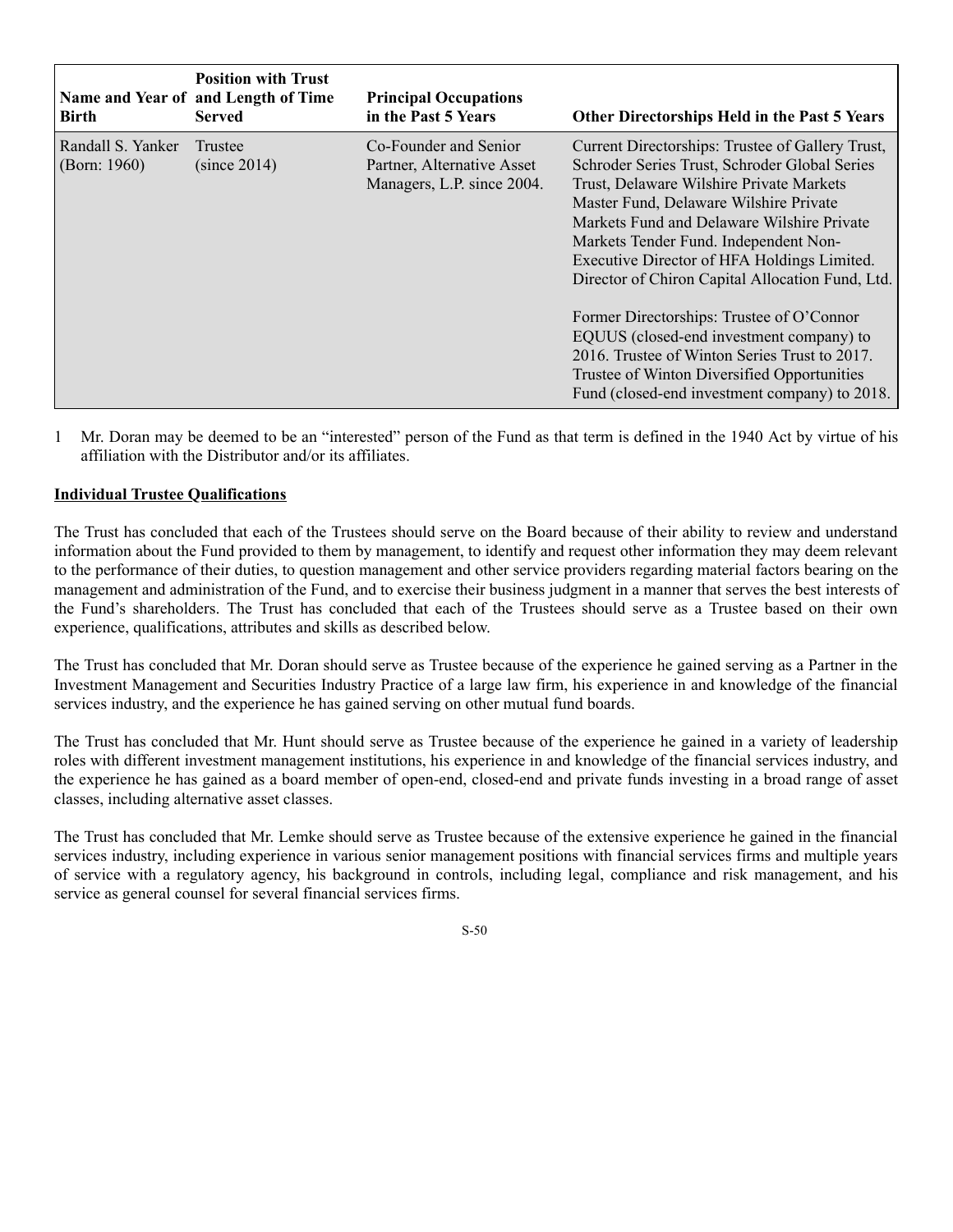| Name and Year of Birth | Position with Trust and Length of Time Served | Principal Occupations in the Past 5 Years | Other Directorships Held in the Past 5 Years |
|---|---|---|---|
| Randall S. Yanker (Born: 1960) | Trustee (since 2014) | Co-Founder and Senior Partner, Alternative Asset Managers, L.P. since 2004. | Current Directorships: Trustee of Gallery Trust, Schroder Series Trust, Schroder Global Series Trust, Delaware Wilshire Private Markets Master Fund, Delaware Wilshire Private Markets Fund and Delaware Wilshire Private Markets Tender Fund. Independent Non-Executive Director of HFA Holdings Limited. Director of Chiron Capital Allocation Fund, Ltd.<br><br>Former Directorships: Trustee of O'Connor EQUUS (closed-end investment company) to 2016. Trustee of Winton Series Trust to 2017. Trustee of Winton Diversified Opportunities Fund (closed-end investment company) to 2018. |

1 Mr. Doran may be deemed to be an "interested" person of the Fund as that term is defined in the 1940 Act by virtue of his affiliation with the Distributor and/or its affiliates.

**Individual Trustee Qualifications**

The Trust has concluded that each of the Trustees should serve on the Board because of their ability to review and understand information about the Fund provided to them by management, to identify and request other information they may deem relevant to the performance of their duties, to question management and other service providers regarding material factors bearing on the management and administration of the Fund, and to exercise their business judgment in a manner that serves the best interests of the Fund's shareholders. The Trust has concluded that each of the Trustees should serve as a Trustee based on their own experience, qualifications, attributes and skills as described below.

The Trust has concluded that Mr. Doran should serve as Trustee because of the experience he gained serving as a Partner in the Investment Management and Securities Industry Practice of a large law firm, his experience in and knowledge of the financial services industry, and the experience he has gained serving on other mutual fund boards.

The Trust has concluded that Mr. Hunt should serve as Trustee because of the experience he gained in a variety of leadership roles with different investment management institutions, his experience in and knowledge of the financial services industry, and the experience he has gained as a board member of open-end, closed-end and private funds investing in a broad range of asset classes, including alternative asset classes.

The Trust has concluded that Mr. Lemke should serve as Trustee because of the extensive experience he gained in the financial services industry, including experience in various senior management positions with financial services firms and multiple years of service with a regulatory agency, his background in controls, including legal, compliance and risk management, and his service as general counsel for several financial services firms.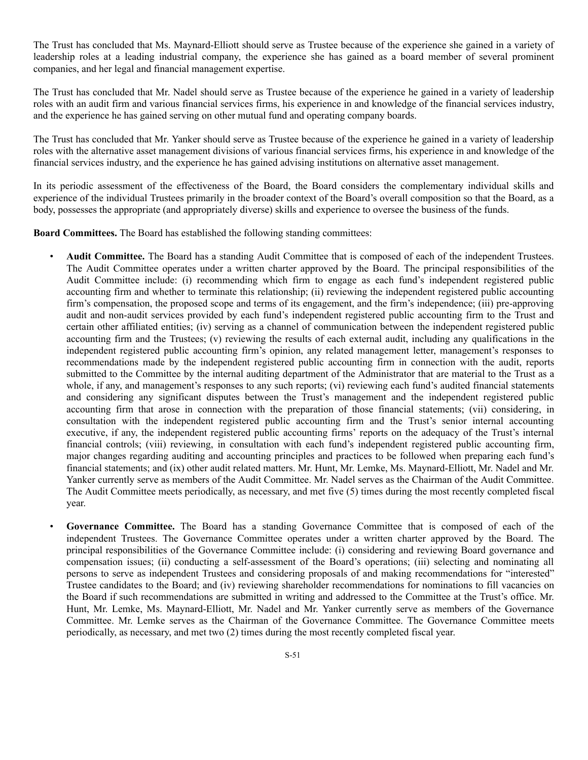The Trust has concluded that Ms. Maynard-Elliott should serve as Trustee because of the experience she gained in a variety of leadership roles at a leading industrial company, the experience she has gained as a board member of several prominent companies, and her legal and financial management expertise.

The Trust has concluded that Mr. Nadel should serve as Trustee because of the experience he gained in a variety of leadership roles with an audit firm and various financial services firms, his experience in and knowledge of the financial services industry, and the experience he has gained serving on other mutual fund and operating company boards.

The Trust has concluded that Mr. Yanker should serve as Trustee because of the experience he gained in a variety of leadership roles with the alternative asset management divisions of various financial services firms, his experience in and knowledge of the financial services industry, and the experience he has gained advising institutions on alternative asset management.

In its periodic assessment of the effectiveness of the Board, the Board considers the complementary individual skills and experience of the individual Trustees primarily in the broader context of the Board's overall composition so that the Board, as a body, possesses the appropriate (and appropriately diverse) skills and experience to oversee the business of the funds.

**Board Committees.** The Board has established the following standing committees:

- **Audit Committee.** The Board has a standing Audit Committee that is composed of each of the independent Trustees. The Audit Committee operates under a written charter approved by the Board. The principal responsibilities of the Audit Committee include: (i) recommending which firm to engage as each fund's independent registered public accounting firm and whether to terminate this relationship; (ii) reviewing the independent registered public accounting firm's compensation, the proposed scope and terms of its engagement, and the firm's independence; (iii) pre-approving audit and non-audit services provided by each fund's independent registered public accounting firm to the Trust and certain other affiliated entities; (iv) serving as a channel of communication between the independent registered public accounting firm and the Trustees; (v) reviewing the results of each external audit, including any qualifications in the independent registered public accounting firm's opinion, any related management letter, management's responses to recommendations made by the independent registered public accounting firm in connection with the audit, reports submitted to the Committee by the internal auditing department of the Administrator that are material to the Trust as a whole, if any, and management's responses to any such reports; (vi) reviewing each fund's audited financial statements and considering any significant disputes between the Trust's management and the independent registered public accounting firm that arose in connection with the preparation of those financial statements; (vii) considering, in consultation with the independent registered public accounting firm and the Trust's senior internal accounting executive, if any, the independent registered public accounting firms' reports on the adequacy of the Trust's internal financial controls; (viii) reviewing, in consultation with each fund's independent registered public accounting firm, major changes regarding auditing and accounting principles and practices to be followed when preparing each fund's financial statements; and (ix) other audit related matters. Mr. Hunt, Mr. Lemke, Ms. Maynard-Elliott, Mr. Nadel and Mr. Yanker currently serve as members of the Audit Committee. Mr. Nadel serves as the Chairman of the Audit Committee. The Audit Committee meets periodically, as necessary, and met five (5) times during the most recently completed fiscal year.

- **Governance Committee.** The Board has a standing Governance Committee that is composed of each of the independent Trustees. The Governance Committee operates under a written charter approved by the Board. The principal responsibilities of the Governance Committee include: (i) considering and reviewing Board governance and compensation issues; (ii) conducting a self-assessment of the Board's operations; (iii) selecting and nominating all persons to serve as independent Trustees and considering proposals of and making recommendations for "interested" Trustee candidates to the Board; and (iv) reviewing shareholder recommendations for nominations to fill vacancies on the Board if such recommendations are submitted in writing and addressed to the Committee at the Trust's office. Mr. Hunt, Mr. Lemke, Ms. Maynard-Elliott, Mr. Nadel and Mr. Yanker currently serve as members of the Governance Committee. Mr. Lemke serves as the Chairman of the Governance Committee. The Governance Committee meets periodically, as necessary, and met two (2) times during the most recently completed fiscal year.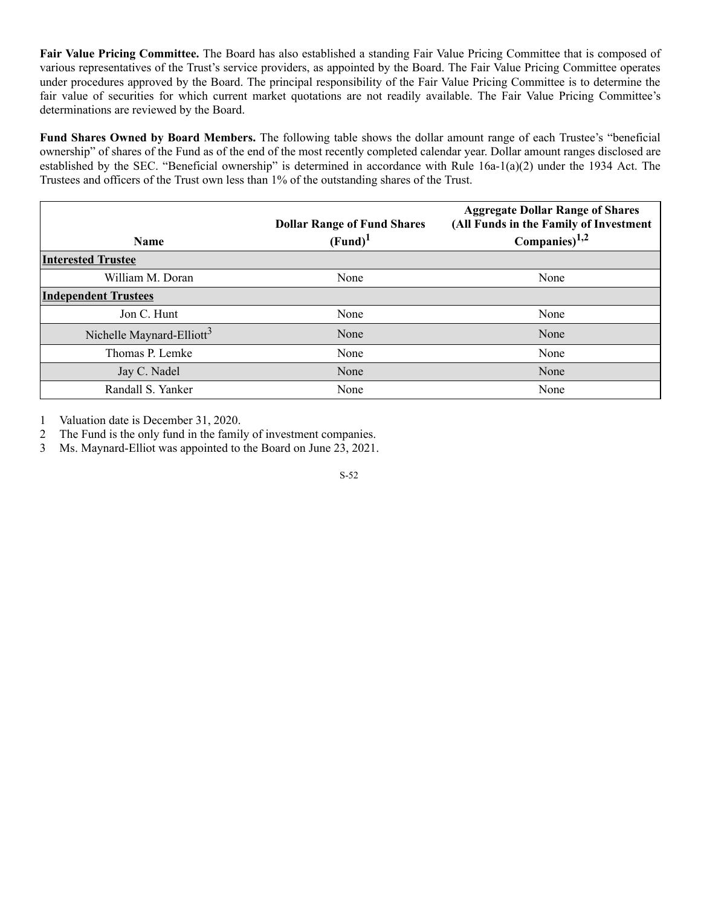**Fair Value Pricing Committee.** The Board has also established a standing Fair Value Pricing Committee that is composed of various representatives of the Trust's service providers, as appointed by the Board. The Fair Value Pricing Committee operates under procedures approved by the Board. The principal responsibility of the Fair Value Pricing Committee is to determine the fair value of securities for which current market quotations are not readily available. The Fair Value Pricing Committee's determinations are reviewed by the Board.

**Fund Shares Owned by Board Members.** The following table shows the dollar amount range of each Trustee's "beneficial ownership" of shares of the Fund as of the end of the most recently completed calendar year. Dollar amount ranges disclosed are established by the SEC. "Beneficial ownership" is determined in accordance with Rule 16a-1(a)(2) under the 1934 Act. The Trustees and officers of the Trust own less than 1% of the outstanding shares of the Trust.

| Name | Dollar Range of Fund Shares (Fund)[1] | Aggregate Dollar Range of Shares (All Funds in the Family of Investment Companies)[1,2] |
|---|---|---|
| **Interested Trustee** | | |
| William M. Doran | None | None |
| **Independent Trustees** | | |
| Jon C. Hunt | None | None |
| Nichelle Maynard-Elliott[3] | None | None |
| Thomas P. Lemke | None | None |
| Jay C. Nadel | None | None |
| Randall S. Yanker | None | None |

1 Valuation date is December 31, 2020.

2 The Fund is the only fund in the family of investment companies.

3 Ms. Maynard-Elliot was appointed to the Board on June 23, 2021.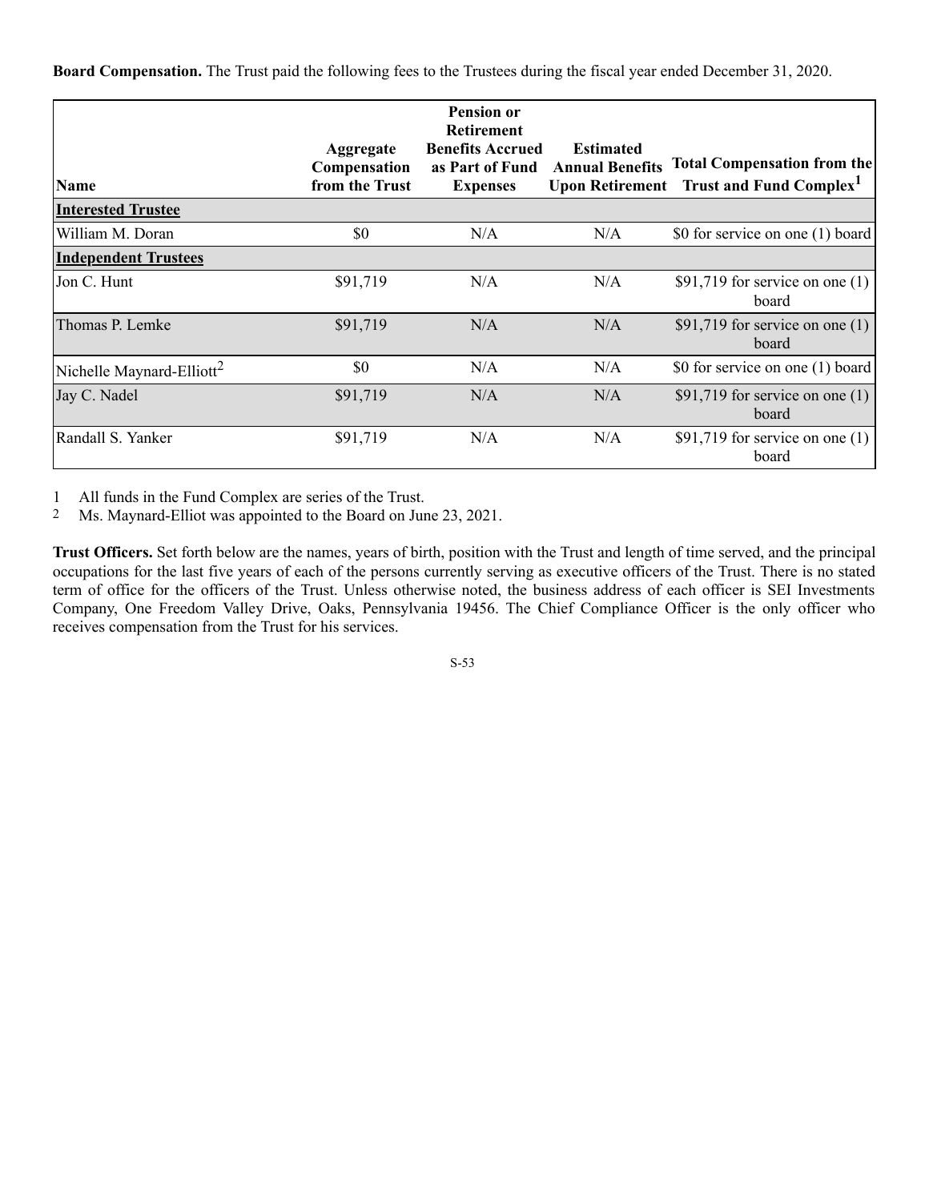**Board Compensation.** The Trust paid the following fees to the Trustees during the fiscal year ended December 31, 2020.

| Name | Aggregate Compensation from the Trust | Pension or Retirement Benefits Accrued as Part of Fund Expenses | Estimated Annual Benefits Upon Retirement | Total Compensation from the Trust and Fund Complex[1] |
|---|---|---|---|---|
| **Interested Trustee** | | | | |
| William M. Doran | $0 | N/A | N/A | $0 for service on one (1) board |
| **Independent Trustees** | | | | |
| Jon C. Hunt | $91,719 | N/A | N/A | $91,719 for service on one (1) board |
| Thomas P. Lemke | $91,719 | N/A | N/A | $91,719 for service on one (1) board |
| Nichelle Maynard-Elliott[2] | $0 | N/A | N/A | $0 for service on one (1) board |
| Jay C. Nadel | $91,719 | N/A | N/A | $91,719 for service on one (1) board |
| Randall S. Yanker | $91,719 | N/A | N/A | $91,719 for service on one (1) board |

1 All funds in the Fund Complex are series of the Trust.

2 Ms. Maynard-Elliot was appointed to the Board on June 23, 2021.

**Trust Officers.** Set forth below are the names, years of birth, position with the Trust and length of time served, and the principal occupations for the last five years of each of the persons currently serving as executive officers of the Trust. There is no stated term of office for the officers of the Trust. Unless otherwise noted, the business address of each officer is SEI Investments Company, One Freedom Valley Drive, Oaks, Pennsylvania 19456. The Chief Compliance Officer is the only officer who receives compensation from the Trust for his services.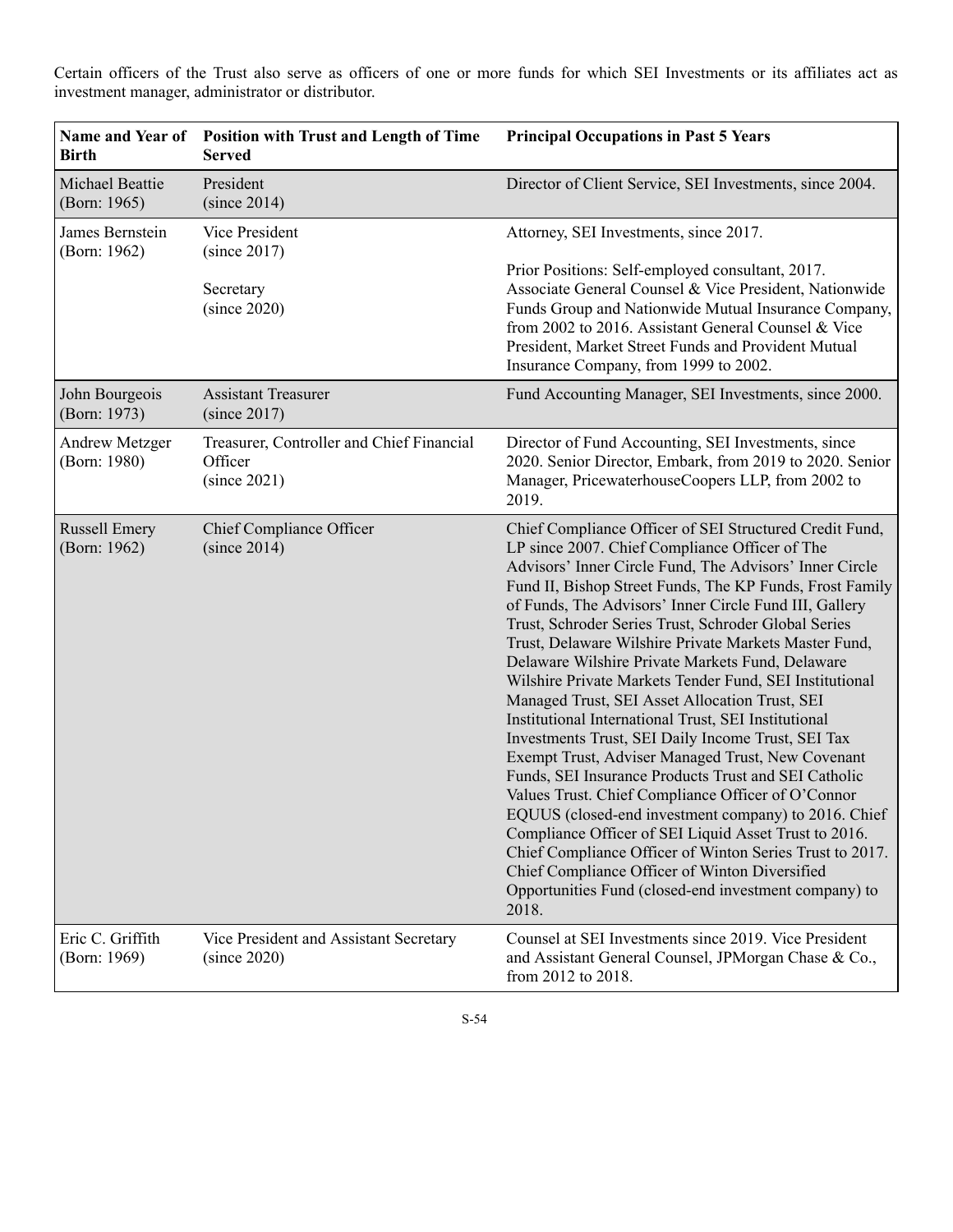Certain officers of the Trust also serve as officers of one or more funds for which SEI Investments or its affiliates act as investment manager, administrator or distributor.

| Name and Year of Birth | Position with Trust and Length of Time Served | Principal Occupations in Past 5 Years |
|---|---|---|
| Michael Beattie (Born: 1965) | President (since 2014) | Director of Client Service, SEI Investments, since 2004. |
| James Bernstein (Born: 1962) | Vice President (since 2017)<br><br>Secretary (since 2020) | Attorney, SEI Investments, since 2017.<br><br>Prior Positions: Self-employed consultant, 2017. Associate General Counsel & Vice President, Nationwide Funds Group and Nationwide Mutual Insurance Company, from 2002 to 2016. Assistant General Counsel & Vice President, Market Street Funds and Provident Mutual Insurance Company, from 1999 to 2002. |
| John Bourgeois (Born: 1973) | Assistant Treasurer (since 2017) | Fund Accounting Manager, SEI Investments, since 2000. |
| Andrew Metzger (Born: 1980) | Treasurer, Controller and Chief Financial Officer (since 2021) | Director of Fund Accounting, SEI Investments, since 2020. Senior Director, Embark, from 2019 to 2020. Senior Manager, PricewaterhouseCoopers LLP, from 2002 to 2019. |
| Russell Emery (Born: 1962) | Chief Compliance Officer (since 2014) | Chief Compliance Officer of SEI Structured Credit Fund, LP since 2007. Chief Compliance Officer of The Advisors' Inner Circle Fund, The Advisors' Inner Circle Fund II, Bishop Street Funds, The KP Funds, Frost Family of Funds, The Advisors' Inner Circle Fund III, Gallery Trust, Schroder Series Trust, Schroder Global Series Trust, Delaware Wilshire Private Markets Master Fund, Delaware Wilshire Private Markets Fund, Delaware Wilshire Private Markets Tender Fund, SEI Institutional Managed Trust, SEI Asset Allocation Trust, SEI Institutional International Trust, SEI Institutional Investments Trust, SEI Daily Income Trust, SEI Tax Exempt Trust, Adviser Managed Trust, New Covenant Funds, SEI Insurance Products Trust and SEI Catholic Values Trust. Chief Compliance Officer of O'Connor EQUUS (closed-end investment company) to 2016. Chief Compliance Officer of SEI Liquid Asset Trust to 2016. Chief Compliance Officer of Winton Series Trust to 2017. Chief Compliance Officer of Winton Diversified Opportunities Fund (closed-end investment company) to 2018. |
| Eric C. Griffith (Born: 1969) | Vice President and Assistant Secretary (since 2020) | Counsel at SEI Investments since 2019. Vice President and Assistant General Counsel, JPMorgan Chase & Co., from 2012 to 2018. |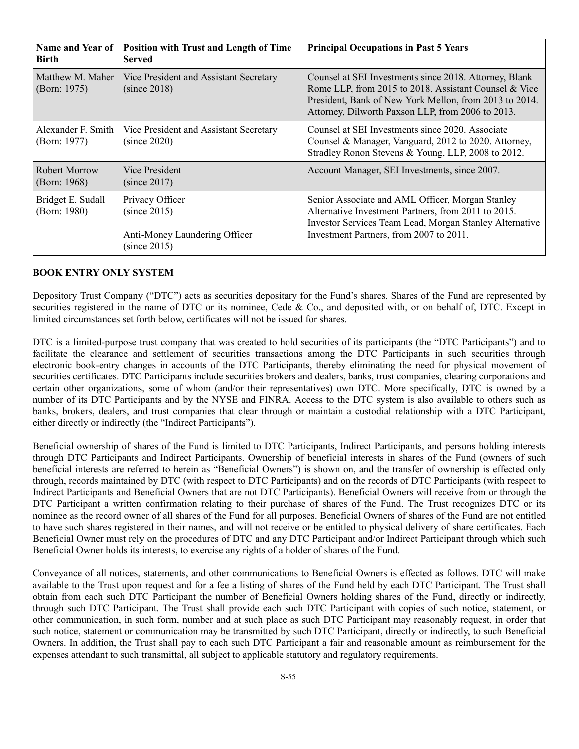| Name and Year of Birth | Position with Trust and Length of Time Served | Principal Occupations in Past 5 Years |
|---|---|---|
| Matthew M. Maher (Born: 1975) | Vice President and Assistant Secretary (since 2018) | Counsel at SEI Investments since 2018. Attorney, Blank Rome LLP, from 2015 to 2018. Assistant Counsel & Vice President, Bank of New York Mellon, from 2013 to 2014. Attorney, Dilworth Paxson LLP, from 2006 to 2013. |
| Alexander F. Smith (Born: 1977) | Vice President and Assistant Secretary (since 2020) | Counsel at SEI Investments since 2020. Associate Counsel & Manager, Vanguard, 2012 to 2020. Attorney, Stradley Ronon Stevens & Young, LLP, 2008 to 2012. |
| Robert Morrow (Born: 1968) | Vice President (since 2017) | Account Manager, SEI Investments, since 2007. |
| Bridget E. Sudall (Born: 1980) | Privacy Officer (since 2015) Anti-Money Laundering Officer (since 2015) | Senior Associate and AML Officer, Morgan Stanley Alternative Investment Partners, from 2011 to 2015. Investor Services Team Lead, Morgan Stanley Alternative Investment Partners, from 2007 to 2011. |

## BOOK ENTRY ONLY SYSTEM

Depository Trust Company ("DTC") acts as securities depositary for the Fund's shares. Shares of the Fund are represented by securities registered in the name of DTC or its nominee, Cede & Co., and deposited with, or on behalf of, DTC. Except in limited circumstances set forth below, certificates will not be issued for shares.

DTC is a limited-purpose trust company that was created to hold securities of its participants (the "DTC Participants") and to facilitate the clearance and settlement of securities transactions among the DTC Participants in such securities through electronic book-entry changes in accounts of the DTC Participants, thereby eliminating the need for physical movement of securities certificates. DTC Participants include securities brokers and dealers, banks, trust companies, clearing corporations and certain other organizations, some of whom (and/or their representatives) own DTC. More specifically, DTC is owned by a number of its DTC Participants and by the NYSE and FINRA. Access to the DTC system is also available to others such as banks, brokers, dealers, and trust companies that clear through or maintain a custodial relationship with a DTC Participant, either directly or indirectly (the "Indirect Participants").

Beneficial ownership of shares of the Fund is limited to DTC Participants, Indirect Participants, and persons holding interests through DTC Participants and Indirect Participants. Ownership of beneficial interests in shares of the Fund (owners of such beneficial interests are referred to herein as "Beneficial Owners") is shown on, and the transfer of ownership is effected only through, records maintained by DTC (with respect to DTC Participants) and on the records of DTC Participants (with respect to Indirect Participants and Beneficial Owners that are not DTC Participants). Beneficial Owners will receive from or through the DTC Participant a written confirmation relating to their purchase of shares of the Fund. The Trust recognizes DTC or its nominee as the record owner of all shares of the Fund for all purposes. Beneficial Owners of shares of the Fund are not entitled to have such shares registered in their names, and will not receive or be entitled to physical delivery of share certificates. Each Beneficial Owner must rely on the procedures of DTC and any DTC Participant and/or Indirect Participant through which such Beneficial Owner holds its interests, to exercise any rights of a holder of shares of the Fund.

Conveyance of all notices, statements, and other communications to Beneficial Owners is effected as follows. DTC will make available to the Trust upon request and for a fee a listing of shares of the Fund held by each DTC Participant. The Trust shall obtain from each such DTC Participant the number of Beneficial Owners holding shares of the Fund, directly or indirectly, through such DTC Participant. The Trust shall provide each such DTC Participant with copies of such notice, statement, or other communication, in such form, number and at such place as such DTC Participant may reasonably request, in order that such notice, statement or communication may be transmitted by such DTC Participant, directly or indirectly, to such Beneficial Owners. In addition, the Trust shall pay to each such DTC Participant a fair and reasonable amount as reimbursement for the expenses attendant to such transmittal, all subject to applicable statutory and regulatory requirements.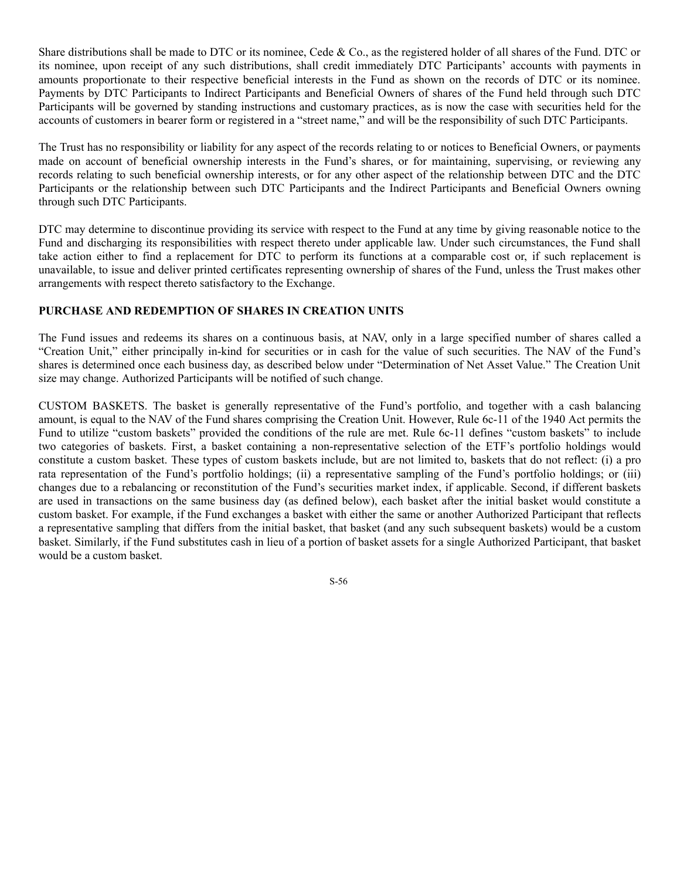Share distributions shall be made to DTC or its nominee, Cede & Co., as the registered holder of all shares of the Fund. DTC or its nominee, upon receipt of any such distributions, shall credit immediately DTC Participants' accounts with payments in amounts proportionate to their respective beneficial interests in the Fund as shown on the records of DTC or its nominee. Payments by DTC Participants to Indirect Participants and Beneficial Owners of shares of the Fund held through such DTC Participants will be governed by standing instructions and customary practices, as is now the case with securities held for the accounts of customers in bearer form or registered in a "street name," and will be the responsibility of such DTC Participants.

The Trust has no responsibility or liability for any aspect of the records relating to or notices to Beneficial Owners, or payments made on account of beneficial ownership interests in the Fund's shares, or for maintaining, supervising, or reviewing any records relating to such beneficial ownership interests, or for any other aspect of the relationship between DTC and the DTC Participants or the relationship between such DTC Participants and the Indirect Participants and Beneficial Owners owning through such DTC Participants.

DTC may determine to discontinue providing its service with respect to the Fund at any time by giving reasonable notice to the Fund and discharging its responsibilities with respect thereto under applicable law. Under such circumstances, the Fund shall take action either to find a replacement for DTC to perform its functions at a comparable cost or, if such replacement is unavailable, to issue and deliver printed certificates representing ownership of shares of the Fund, unless the Trust makes other arrangements with respect thereto satisfactory to the Exchange.

## PURCHASE AND REDEMPTION OF SHARES IN CREATION UNITS

The Fund issues and redeems its shares on a continuous basis, at NAV, only in a large specified number of shares called a "Creation Unit," either principally in-kind for securities or in cash for the value of such securities. The NAV of the Fund's shares is determined once each business day, as described below under "Determination of Net Asset Value." The Creation Unit size may change. Authorized Participants will be notified of such change.

CUSTOM BASKETS. The basket is generally representative of the Fund's portfolio, and together with a cash balancing amount, is equal to the NAV of the Fund shares comprising the Creation Unit. However, Rule 6c-11 of the 1940 Act permits the Fund to utilize "custom baskets" provided the conditions of the rule are met. Rule 6c-11 defines "custom baskets" to include two categories of baskets. First, a basket containing a non-representative selection of the ETF's portfolio holdings would constitute a custom basket. These types of custom baskets include, but are not limited to, baskets that do not reflect: (i) a pro rata representation of the Fund's portfolio holdings; (ii) a representative sampling of the Fund's portfolio holdings; or (iii) changes due to a rebalancing or reconstitution of the Fund's securities market index, if applicable. Second, if different baskets are used in transactions on the same business day (as defined below), each basket after the initial basket would constitute a custom basket. For example, if the Fund exchanges a basket with either the same or another Authorized Participant that reflects a representative sampling that differs from the initial basket, that basket (and any such subsequent baskets) would be a custom basket. Similarly, if the Fund substitutes cash in lieu of a portion of basket assets for a single Authorized Participant, that basket would be a custom basket.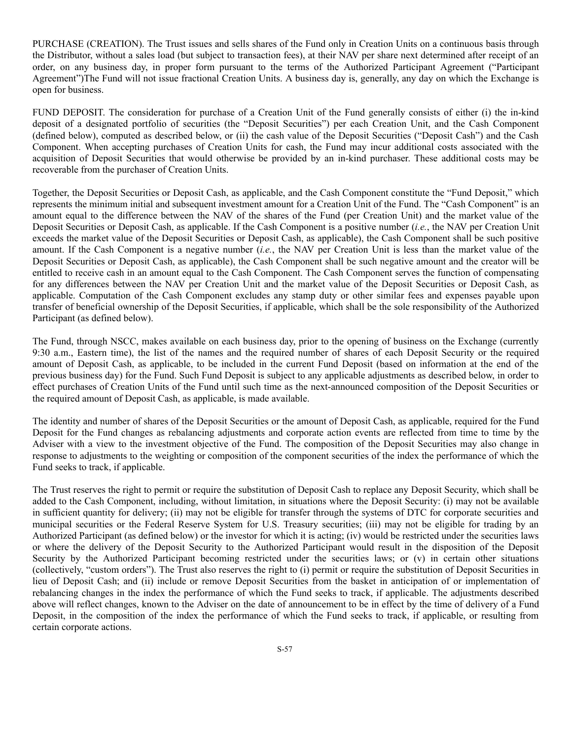PURCHASE (CREATION). The Trust issues and sells shares of the Fund only in Creation Units on a continuous basis through the Distributor, without a sales load (but subject to transaction fees), at their NAV per share next determined after receipt of an order, on any business day, in proper form pursuant to the terms of the Authorized Participant Agreement ("Participant Agreement")The Fund will not issue fractional Creation Units. A business day is, generally, any day on which the Exchange is open for business.

FUND DEPOSIT. The consideration for purchase of a Creation Unit of the Fund generally consists of either (i) the in-kind deposit of a designated portfolio of securities (the "Deposit Securities") per each Creation Unit, and the Cash Component (defined below), computed as described below, or (ii) the cash value of the Deposit Securities ("Deposit Cash") and the Cash Component. When accepting purchases of Creation Units for cash, the Fund may incur additional costs associated with the acquisition of Deposit Securities that would otherwise be provided by an in-kind purchaser. These additional costs may be recoverable from the purchaser of Creation Units.

Together, the Deposit Securities or Deposit Cash, as applicable, and the Cash Component constitute the "Fund Deposit," which represents the minimum initial and subsequent investment amount for a Creation Unit of the Fund. The "Cash Component" is an amount equal to the difference between the NAV of the shares of the Fund (per Creation Unit) and the market value of the Deposit Securities or Deposit Cash, as applicable. If the Cash Component is a positive number (*i.e.*, the NAV per Creation Unit exceeds the market value of the Deposit Securities or Deposit Cash, as applicable), the Cash Component shall be such positive amount. If the Cash Component is a negative number (*i.e.*, the NAV per Creation Unit is less than the market value of the Deposit Securities or Deposit Cash, as applicable), the Cash Component shall be such negative amount and the creator will be entitled to receive cash in an amount equal to the Cash Component. The Cash Component serves the function of compensating for any differences between the NAV per Creation Unit and the market value of the Deposit Securities or Deposit Cash, as applicable. Computation of the Cash Component excludes any stamp duty or other similar fees and expenses payable upon transfer of beneficial ownership of the Deposit Securities, if applicable, which shall be the sole responsibility of the Authorized Participant (as defined below).

The Fund, through NSCC, makes available on each business day, prior to the opening of business on the Exchange (currently 9:30 a.m., Eastern time), the list of the names and the required number of shares of each Deposit Security or the required amount of Deposit Cash, as applicable, to be included in the current Fund Deposit (based on information at the end of the previous business day) for the Fund. Such Fund Deposit is subject to any applicable adjustments as described below, in order to effect purchases of Creation Units of the Fund until such time as the next-announced composition of the Deposit Securities or the required amount of Deposit Cash, as applicable, is made available.

The identity and number of shares of the Deposit Securities or the amount of Deposit Cash, as applicable, required for the Fund Deposit for the Fund changes as rebalancing adjustments and corporate action events are reflected from time to time by the Adviser with a view to the investment objective of the Fund. The composition of the Deposit Securities may also change in response to adjustments to the weighting or composition of the component securities of the index the performance of which the Fund seeks to track, if applicable.

The Trust reserves the right to permit or require the substitution of Deposit Cash to replace any Deposit Security, which shall be added to the Cash Component, including, without limitation, in situations where the Deposit Security: (i) may not be available in sufficient quantity for delivery; (ii) may not be eligible for transfer through the systems of DTC for corporate securities and municipal securities or the Federal Reserve System for U.S. Treasury securities; (iii) may not be eligible for trading by an Authorized Participant (as defined below) or the investor for which it is acting; (iv) would be restricted under the securities laws or where the delivery of the Deposit Security to the Authorized Participant would result in the disposition of the Deposit Security by the Authorized Participant becoming restricted under the securities laws; or (v) in certain other situations (collectively, "custom orders"). The Trust also reserves the right to (i) permit or require the substitution of Deposit Securities in lieu of Deposit Cash; and (ii) include or remove Deposit Securities from the basket in anticipation of or implementation of rebalancing changes in the index the performance of which the Fund seeks to track, if applicable. The adjustments described above will reflect changes, known to the Adviser on the date of announcement to be in effect by the time of delivery of a Fund Deposit, in the composition of the index the performance of which the Fund seeks to track, if applicable, or resulting from certain corporate actions.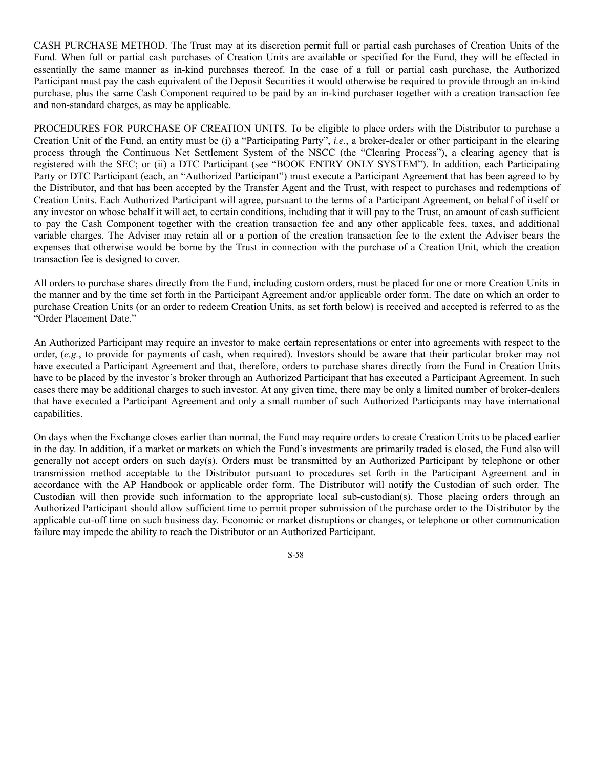CASH PURCHASE METHOD. The Trust may at its discretion permit full or partial cash purchases of Creation Units of the Fund. When full or partial cash purchases of Creation Units are available or specified for the Fund, they will be effected in essentially the same manner as in-kind purchases thereof. In the case of a full or partial cash purchase, the Authorized Participant must pay the cash equivalent of the Deposit Securities it would otherwise be required to provide through an in-kind purchase, plus the same Cash Component required to be paid by an in-kind purchaser together with a creation transaction fee and non-standard charges, as may be applicable.

PROCEDURES FOR PURCHASE OF CREATION UNITS. To be eligible to place orders with the Distributor to purchase a Creation Unit of the Fund, an entity must be (i) a "Participating Party", *i.e.*, a broker-dealer or other participant in the clearing process through the Continuous Net Settlement System of the NSCC (the "Clearing Process"), a clearing agency that is registered with the SEC; or (ii) a DTC Participant (see "BOOK ENTRY ONLY SYSTEM"). In addition, each Participating Party or DTC Participant (each, an "Authorized Participant") must execute a Participant Agreement that has been agreed to by the Distributor, and that has been accepted by the Transfer Agent and the Trust, with respect to purchases and redemptions of Creation Units. Each Authorized Participant will agree, pursuant to the terms of a Participant Agreement, on behalf of itself or any investor on whose behalf it will act, to certain conditions, including that it will pay to the Trust, an amount of cash sufficient to pay the Cash Component together with the creation transaction fee and any other applicable fees, taxes, and additional variable charges. The Adviser may retain all or a portion of the creation transaction fee to the extent the Adviser bears the expenses that otherwise would be borne by the Trust in connection with the purchase of a Creation Unit, which the creation transaction fee is designed to cover.

All orders to purchase shares directly from the Fund, including custom orders, must be placed for one or more Creation Units in the manner and by the time set forth in the Participant Agreement and/or applicable order form. The date on which an order to purchase Creation Units (or an order to redeem Creation Units, as set forth below) is received and accepted is referred to as the "Order Placement Date."

An Authorized Participant may require an investor to make certain representations or enter into agreements with respect to the order, (*e.g.*, to provide for payments of cash, when required). Investors should be aware that their particular broker may not have executed a Participant Agreement and that, therefore, orders to purchase shares directly from the Fund in Creation Units have to be placed by the investor's broker through an Authorized Participant that has executed a Participant Agreement. In such cases there may be additional charges to such investor. At any given time, there may be only a limited number of broker-dealers that have executed a Participant Agreement and only a small number of such Authorized Participants may have international capabilities.

On days when the Exchange closes earlier than normal, the Fund may require orders to create Creation Units to be placed earlier in the day. In addition, if a market or markets on which the Fund's investments are primarily traded is closed, the Fund also will generally not accept orders on such day(s). Orders must be transmitted by an Authorized Participant by telephone or other transmission method acceptable to the Distributor pursuant to procedures set forth in the Participant Agreement and in accordance with the AP Handbook or applicable order form. The Distributor will notify the Custodian of such order. The Custodian will then provide such information to the appropriate local sub-custodian(s). Those placing orders through an Authorized Participant should allow sufficient time to permit proper submission of the purchase order to the Distributor by the applicable cut-off time on such business day. Economic or market disruptions or changes, or telephone or other communication failure may impede the ability to reach the Distributor or an Authorized Participant.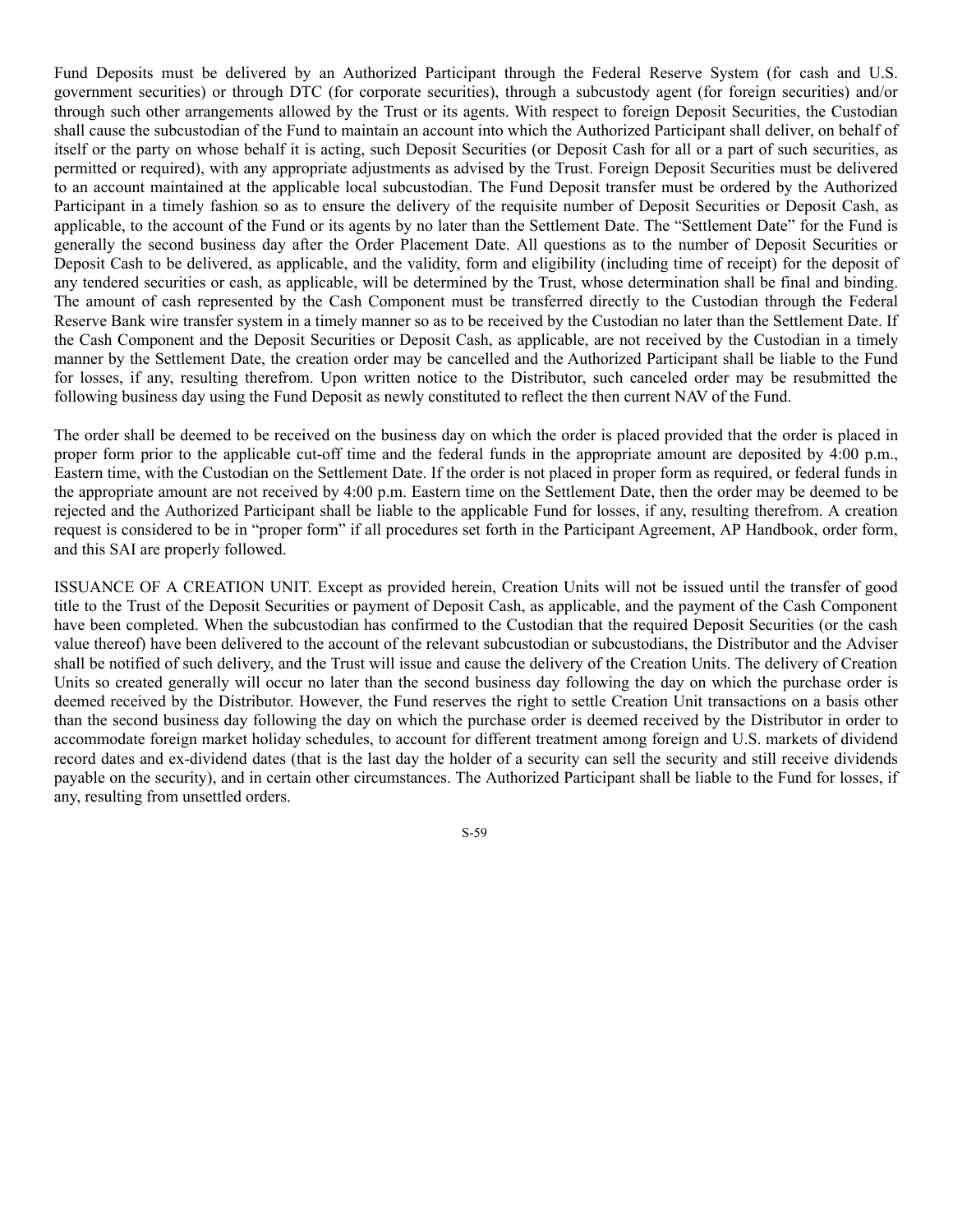Fund Deposits must be delivered by an Authorized Participant through the Federal Reserve System (for cash and U.S. government securities) or through DTC (for corporate securities), through a subcustody agent (for foreign securities) and/or through such other arrangements allowed by the Trust or its agents. With respect to foreign Deposit Securities, the Custodian shall cause the subcustodian of the Fund to maintain an account into which the Authorized Participant shall deliver, on behalf of itself or the party on whose behalf it is acting, such Deposit Securities (or Deposit Cash for all or a part of such securities, as permitted or required), with any appropriate adjustments as advised by the Trust. Foreign Deposit Securities must be delivered to an account maintained at the applicable local subcustodian. The Fund Deposit transfer must be ordered by the Authorized Participant in a timely fashion so as to ensure the delivery of the requisite number of Deposit Securities or Deposit Cash, as applicable, to the account of the Fund or its agents by no later than the Settlement Date. The "Settlement Date" for the Fund is generally the second business day after the Order Placement Date. All questions as to the number of Deposit Securities or Deposit Cash to be delivered, as applicable, and the validity, form and eligibility (including time of receipt) for the deposit of any tendered securities or cash, as applicable, will be determined by the Trust, whose determination shall be final and binding. The amount of cash represented by the Cash Component must be transferred directly to the Custodian through the Federal Reserve Bank wire transfer system in a timely manner so as to be received by the Custodian no later than the Settlement Date. If the Cash Component and the Deposit Securities or Deposit Cash, as applicable, are not received by the Custodian in a timely manner by the Settlement Date, the creation order may be cancelled and the Authorized Participant shall be liable to the Fund for losses, if any, resulting therefrom. Upon written notice to the Distributor, such canceled order may be resubmitted the following business day using the Fund Deposit as newly constituted to reflect the then current NAV of the Fund.

The order shall be deemed to be received on the business day on which the order is placed provided that the order is placed in proper form prior to the applicable cut-off time and the federal funds in the appropriate amount are deposited by 4:00 p.m., Eastern time, with the Custodian on the Settlement Date. If the order is not placed in proper form as required, or federal funds in the appropriate amount are not received by 4:00 p.m. Eastern time on the Settlement Date, then the order may be deemed to be rejected and the Authorized Participant shall be liable to the applicable Fund for losses, if any, resulting therefrom. A creation request is considered to be in "proper form" if all procedures set forth in the Participant Agreement, AP Handbook, order form, and this SAI are properly followed.

ISSUANCE OF A CREATION UNIT. Except as provided herein, Creation Units will not be issued until the transfer of good title to the Trust of the Deposit Securities or payment of Deposit Cash, as applicable, and the payment of the Cash Component have been completed. When the subcustodian has confirmed to the Custodian that the required Deposit Securities (or the cash value thereof) have been delivered to the account of the relevant subcustodian or subcustodians, the Distributor and the Adviser shall be notified of such delivery, and the Trust will issue and cause the delivery of the Creation Units. The delivery of Creation Units so created generally will occur no later than the second business day following the day on which the purchase order is deemed received by the Distributor. However, the Fund reserves the right to settle Creation Unit transactions on a basis other than the second business day following the day on which the purchase order is deemed received by the Distributor in order to accommodate foreign market holiday schedules, to account for different treatment among foreign and U.S. markets of dividend record dates and ex-dividend dates (that is the last day the holder of a security can sell the security and still receive dividends payable on the security), and in certain other circumstances. The Authorized Participant shall be liable to the Fund for losses, if any, resulting from unsettled orders.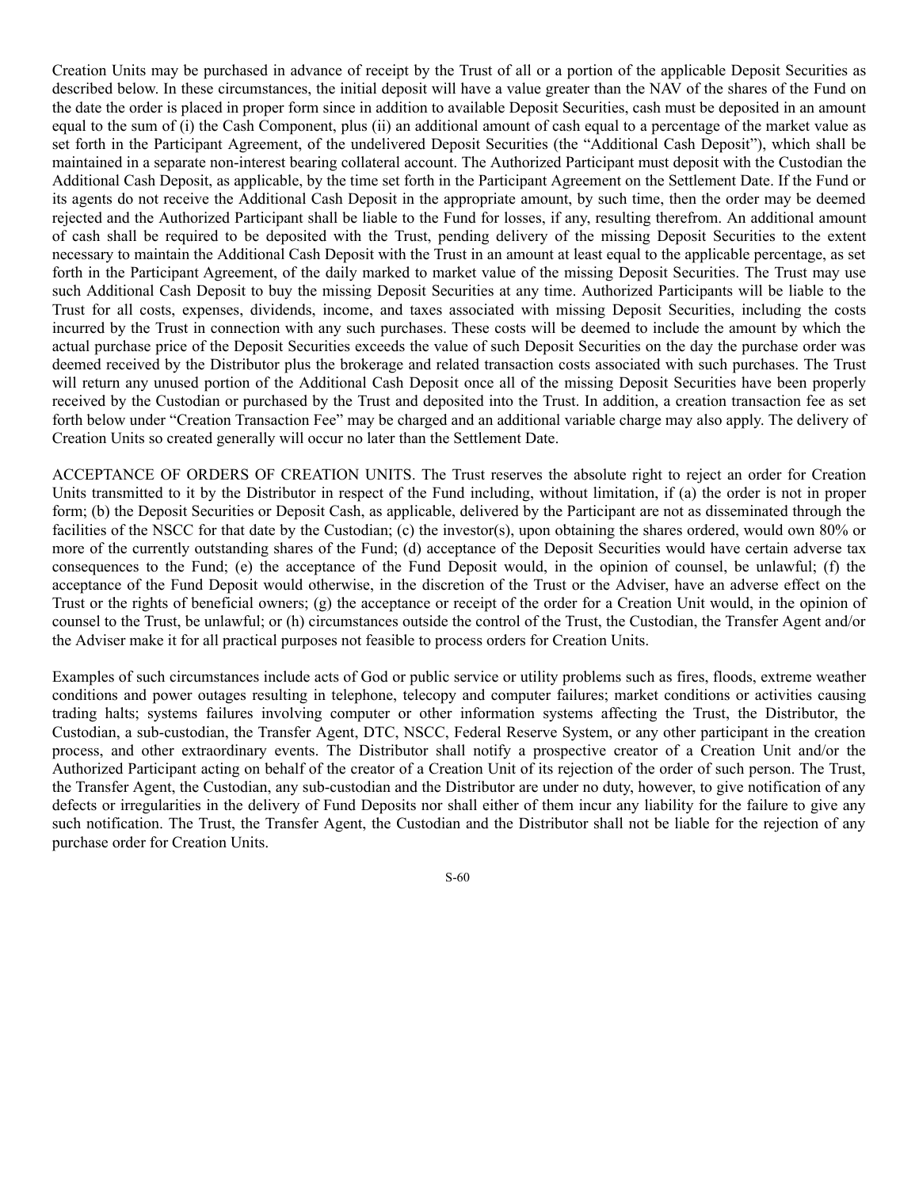Creation Units may be purchased in advance of receipt by the Trust of all or a portion of the applicable Deposit Securities as described below. In these circumstances, the initial deposit will have a value greater than the NAV of the shares of the Fund on the date the order is placed in proper form since in addition to available Deposit Securities, cash must be deposited in an amount equal to the sum of (i) the Cash Component, plus (ii) an additional amount of cash equal to a percentage of the market value as set forth in the Participant Agreement, of the undelivered Deposit Securities (the "Additional Cash Deposit"), which shall be maintained in a separate non-interest bearing collateral account. The Authorized Participant must deposit with the Custodian the Additional Cash Deposit, as applicable, by the time set forth in the Participant Agreement on the Settlement Date. If the Fund or its agents do not receive the Additional Cash Deposit in the appropriate amount, by such time, then the order may be deemed rejected and the Authorized Participant shall be liable to the Fund for losses, if any, resulting therefrom. An additional amount of cash shall be required to be deposited with the Trust, pending delivery of the missing Deposit Securities to the extent necessary to maintain the Additional Cash Deposit with the Trust in an amount at least equal to the applicable percentage, as set forth in the Participant Agreement, of the daily marked to market value of the missing Deposit Securities. The Trust may use such Additional Cash Deposit to buy the missing Deposit Securities at any time. Authorized Participants will be liable to the Trust for all costs, expenses, dividends, income, and taxes associated with missing Deposit Securities, including the costs incurred by the Trust in connection with any such purchases. These costs will be deemed to include the amount by which the actual purchase price of the Deposit Securities exceeds the value of such Deposit Securities on the day the purchase order was deemed received by the Distributor plus the brokerage and related transaction costs associated with such purchases. The Trust will return any unused portion of the Additional Cash Deposit once all of the missing Deposit Securities have been properly received by the Custodian or purchased by the Trust and deposited into the Trust. In addition, a creation transaction fee as set forth below under "Creation Transaction Fee" may be charged and an additional variable charge may also apply. The delivery of Creation Units so created generally will occur no later than the Settlement Date.

ACCEPTANCE OF ORDERS OF CREATION UNITS. The Trust reserves the absolute right to reject an order for Creation Units transmitted to it by the Distributor in respect of the Fund including, without limitation, if (a) the order is not in proper form; (b) the Deposit Securities or Deposit Cash, as applicable, delivered by the Participant are not as disseminated through the facilities of the NSCC for that date by the Custodian; (c) the investor(s), upon obtaining the shares ordered, would own 80% or more of the currently outstanding shares of the Fund; (d) acceptance of the Deposit Securities would have certain adverse tax consequences to the Fund; (e) the acceptance of the Fund Deposit would, in the opinion of counsel, be unlawful; (f) the acceptance of the Fund Deposit would otherwise, in the discretion of the Trust or the Adviser, have an adverse effect on the Trust or the rights of beneficial owners; (g) the acceptance or receipt of the order for a Creation Unit would, in the opinion of counsel to the Trust, be unlawful; or (h) circumstances outside the control of the Trust, the Custodian, the Transfer Agent and/or the Adviser make it for all practical purposes not feasible to process orders for Creation Units.

Examples of such circumstances include acts of God or public service or utility problems such as fires, floods, extreme weather conditions and power outages resulting in telephone, telecopy and computer failures; market conditions or activities causing trading halts; systems failures involving computer or other information systems affecting the Trust, the Distributor, the Custodian, a sub-custodian, the Transfer Agent, DTC, NSCC, Federal Reserve System, or any other participant in the creation process, and other extraordinary events. The Distributor shall notify a prospective creator of a Creation Unit and/or the Authorized Participant acting on behalf of the creator of a Creation Unit of its rejection of the order of such person. The Trust, the Transfer Agent, the Custodian, any sub-custodian and the Distributor are under no duty, however, to give notification of any defects or irregularities in the delivery of Fund Deposits nor shall either of them incur any liability for the failure to give any such notification. The Trust, the Transfer Agent, the Custodian and the Distributor shall not be liable for the rejection of any purchase order for Creation Units.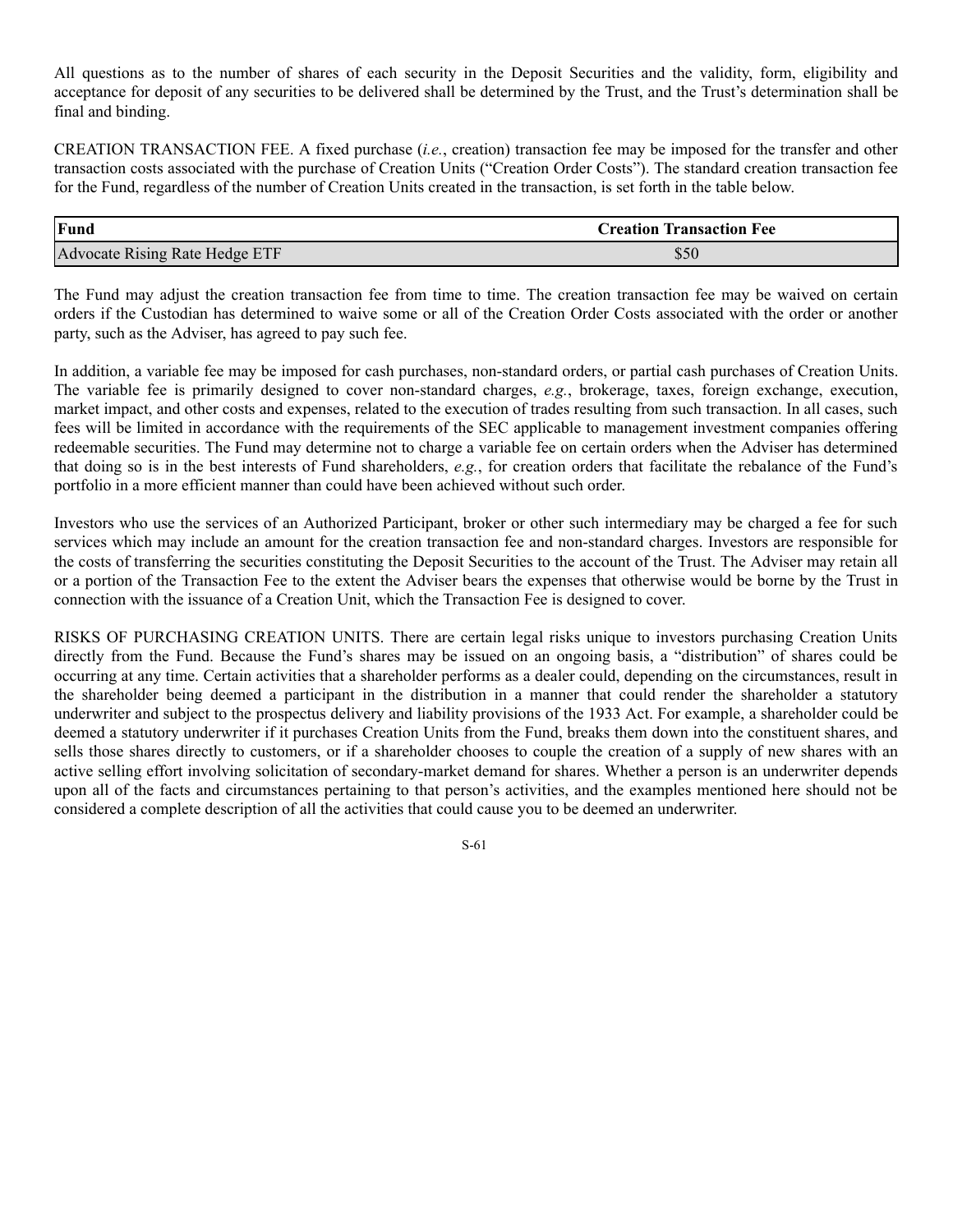All questions as to the number of shares of each security in the Deposit Securities and the validity, form, eligibility and acceptance for deposit of any securities to be delivered shall be determined by the Trust, and the Trust's determination shall be final and binding.

CREATION TRANSACTION FEE. A fixed purchase (*i.e.*, creation) transaction fee may be imposed for the transfer and other transaction costs associated with the purchase of Creation Units ("Creation Order Costs"). The standard creation transaction fee for the Fund, regardless of the number of Creation Units created in the transaction, is set forth in the table below.

| **Fund** | **Creation Transaction Fee** |
|---|---|
| Advocate Rising Rate Hedge ETF | $50 |

The Fund may adjust the creation transaction fee from time to time. The creation transaction fee may be waived on certain orders if the Custodian has determined to waive some or all of the Creation Order Costs associated with the order or another party, such as the Adviser, has agreed to pay such fee.

In addition, a variable fee may be imposed for cash purchases, non-standard orders, or partial cash purchases of Creation Units. The variable fee is primarily designed to cover non-standard charges, *e.g.*, brokerage, taxes, foreign exchange, execution, market impact, and other costs and expenses, related to the execution of trades resulting from such transaction. In all cases, such fees will be limited in accordance with the requirements of the SEC applicable to management investment companies offering redeemable securities. The Fund may determine not to charge a variable fee on certain orders when the Adviser has determined that doing so is in the best interests of Fund shareholders, *e.g.*, for creation orders that facilitate the rebalance of the Fund's portfolio in a more efficient manner than could have been achieved without such order.

Investors who use the services of an Authorized Participant, broker or other such intermediary may be charged a fee for such services which may include an amount for the creation transaction fee and non-standard charges. Investors are responsible for the costs of transferring the securities constituting the Deposit Securities to the account of the Trust. The Adviser may retain all or a portion of the Transaction Fee to the extent the Adviser bears the expenses that otherwise would be borne by the Trust in connection with the issuance of a Creation Unit, which the Transaction Fee is designed to cover.

RISKS OF PURCHASING CREATION UNITS. There are certain legal risks unique to investors purchasing Creation Units directly from the Fund. Because the Fund's shares may be issued on an ongoing basis, a "distribution" of shares could be occurring at any time. Certain activities that a shareholder performs as a dealer could, depending on the circumstances, result in the shareholder being deemed a participant in the distribution in a manner that could render the shareholder a statutory underwriter and subject to the prospectus delivery and liability provisions of the 1933 Act. For example, a shareholder could be deemed a statutory underwriter if it purchases Creation Units from the Fund, breaks them down into the constituent shares, and sells those shares directly to customers, or if a shareholder chooses to couple the creation of a supply of new shares with an active selling effort involving solicitation of secondary-market demand for shares. Whether a person is an underwriter depends upon all of the facts and circumstances pertaining to that person's activities, and the examples mentioned here should not be considered a complete description of all the activities that could cause you to be deemed an underwriter.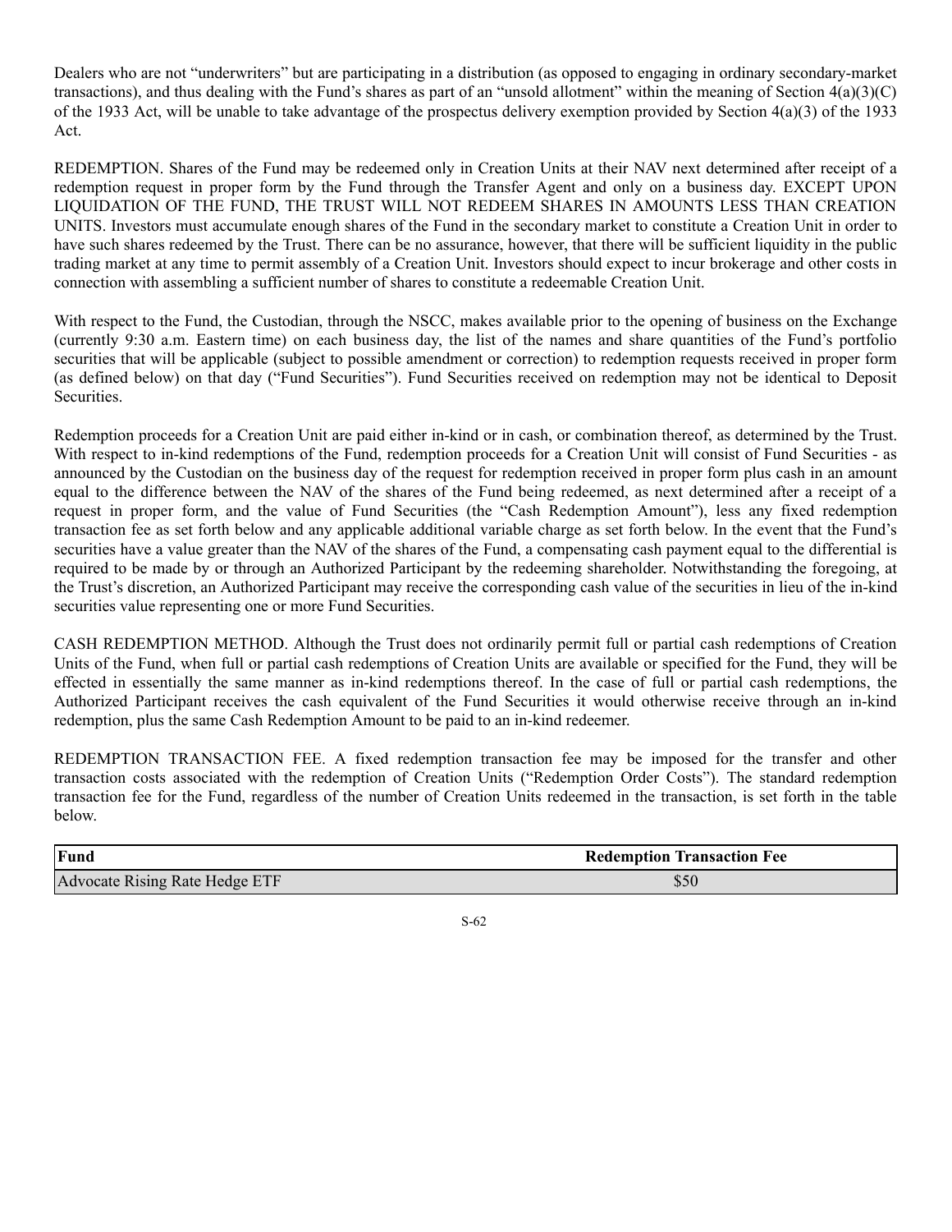Dealers who are not "underwriters" but are participating in a distribution (as opposed to engaging in ordinary secondary-market transactions), and thus dealing with the Fund's shares as part of an "unsold allotment" within the meaning of Section 4(a)(3)(C) of the 1933 Act, will be unable to take advantage of the prospectus delivery exemption provided by Section 4(a)(3) of the 1933 Act.

REDEMPTION. Shares of the Fund may be redeemed only in Creation Units at their NAV next determined after receipt of a redemption request in proper form by the Fund through the Transfer Agent and only on a business day. EXCEPT UPON LIQUIDATION OF THE FUND, THE TRUST WILL NOT REDEEM SHARES IN AMOUNTS LESS THAN CREATION UNITS. Investors must accumulate enough shares of the Fund in the secondary market to constitute a Creation Unit in order to have such shares redeemed by the Trust. There can be no assurance, however, that there will be sufficient liquidity in the public trading market at any time to permit assembly of a Creation Unit. Investors should expect to incur brokerage and other costs in connection with assembling a sufficient number of shares to constitute a redeemable Creation Unit.

With respect to the Fund, the Custodian, through the NSCC, makes available prior to the opening of business on the Exchange (currently 9:30 a.m. Eastern time) on each business day, the list of the names and share quantities of the Fund's portfolio securities that will be applicable (subject to possible amendment or correction) to redemption requests received in proper form (as defined below) on that day ("Fund Securities"). Fund Securities received on redemption may not be identical to Deposit Securities.

Redemption proceeds for a Creation Unit are paid either in-kind or in cash, or combination thereof, as determined by the Trust. With respect to in-kind redemptions of the Fund, redemption proceeds for a Creation Unit will consist of Fund Securities - as announced by the Custodian on the business day of the request for redemption received in proper form plus cash in an amount equal to the difference between the NAV of the shares of the Fund being redeemed, as next determined after a receipt of a request in proper form, and the value of Fund Securities (the "Cash Redemption Amount"), less any fixed redemption transaction fee as set forth below and any applicable additional variable charge as set forth below. In the event that the Fund's securities have a value greater than the NAV of the shares of the Fund, a compensating cash payment equal to the differential is required to be made by or through an Authorized Participant by the redeeming shareholder. Notwithstanding the foregoing, at the Trust's discretion, an Authorized Participant may receive the corresponding cash value of the securities in lieu of the in-kind securities value representing one or more Fund Securities.

CASH REDEMPTION METHOD. Although the Trust does not ordinarily permit full or partial cash redemptions of Creation Units of the Fund, when full or partial cash redemptions of Creation Units are available or specified for the Fund, they will be effected in essentially the same manner as in-kind redemptions thereof. In the case of full or partial cash redemptions, the Authorized Participant receives the cash equivalent of the Fund Securities it would otherwise receive through an in-kind redemption, plus the same Cash Redemption Amount to be paid to an in-kind redeemer.

REDEMPTION TRANSACTION FEE. A fixed redemption transaction fee may be imposed for the transfer and other transaction costs associated with the redemption of Creation Units ("Redemption Order Costs"). The standard redemption transaction fee for the Fund, regardless of the number of Creation Units redeemed in the transaction, is set forth in the table below.

| Fund | Redemption Transaction Fee |
|---|---|
| Advocate Rising Rate Hedge ETF | $50 |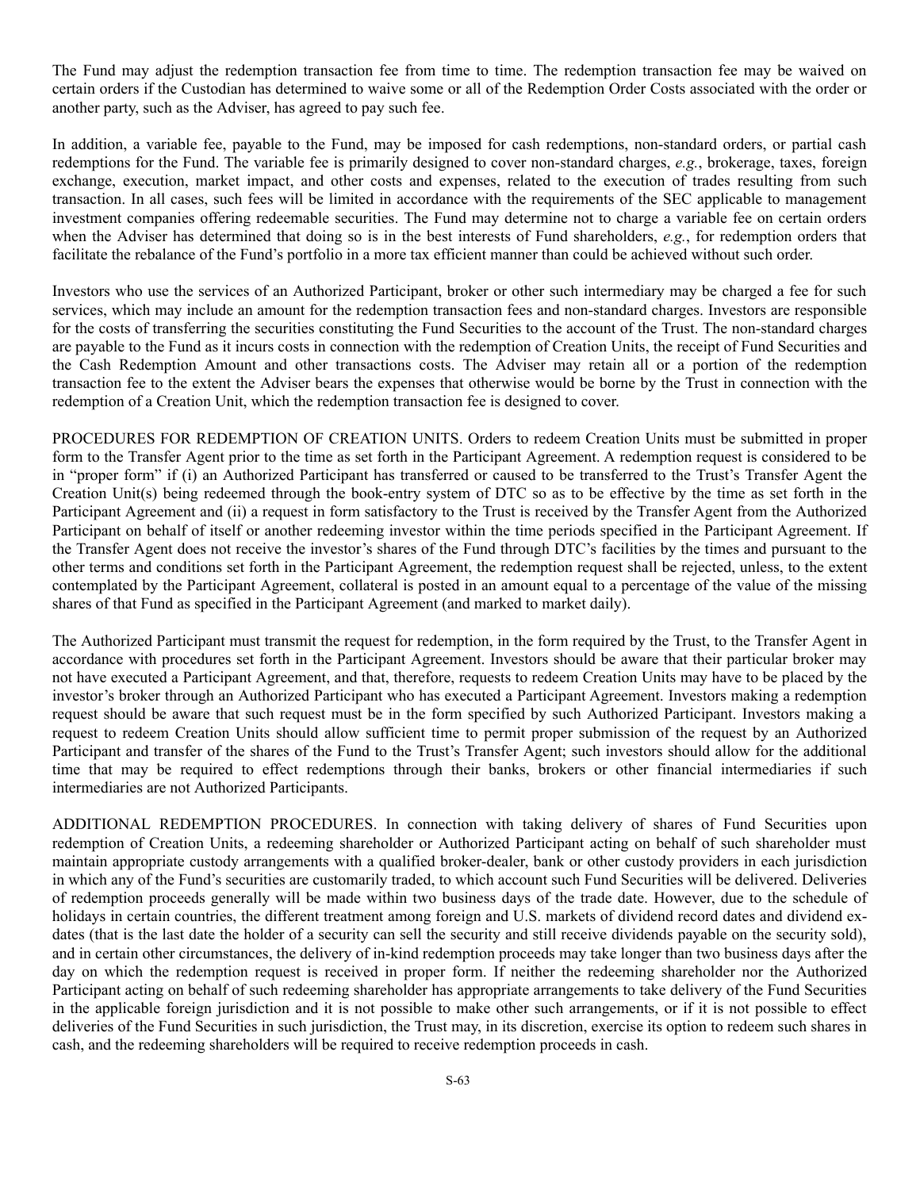The Fund may adjust the redemption transaction fee from time to time. The redemption transaction fee may be waived on certain orders if the Custodian has determined to waive some or all of the Redemption Order Costs associated with the order or another party, such as the Adviser, has agreed to pay such fee.

In addition, a variable fee, payable to the Fund, may be imposed for cash redemptions, non-standard orders, or partial cash redemptions for the Fund. The variable fee is primarily designed to cover non-standard charges, *e.g.*, brokerage, taxes, foreign exchange, execution, market impact, and other costs and expenses, related to the execution of trades resulting from such transaction. In all cases, such fees will be limited in accordance with the requirements of the SEC applicable to management investment companies offering redeemable securities. The Fund may determine not to charge a variable fee on certain orders when the Adviser has determined that doing so is in the best interests of Fund shareholders, *e.g.*, for redemption orders that facilitate the rebalance of the Fund's portfolio in a more tax efficient manner than could be achieved without such order.

Investors who use the services of an Authorized Participant, broker or other such intermediary may be charged a fee for such services, which may include an amount for the redemption transaction fees and non-standard charges. Investors are responsible for the costs of transferring the securities constituting the Fund Securities to the account of the Trust. The non-standard charges are payable to the Fund as it incurs costs in connection with the redemption of Creation Units, the receipt of Fund Securities and the Cash Redemption Amount and other transactions costs. The Adviser may retain all or a portion of the redemption transaction fee to the extent the Adviser bears the expenses that otherwise would be borne by the Trust in connection with the redemption of a Creation Unit, which the redemption transaction fee is designed to cover.

PROCEDURES FOR REDEMPTION OF CREATION UNITS. Orders to redeem Creation Units must be submitted in proper form to the Transfer Agent prior to the time as set forth in the Participant Agreement. A redemption request is considered to be in "proper form" if (i) an Authorized Participant has transferred or caused to be transferred to the Trust's Transfer Agent the Creation Unit(s) being redeemed through the book-entry system of DTC so as to be effective by the time as set forth in the Participant Agreement and (ii) a request in form satisfactory to the Trust is received by the Transfer Agent from the Authorized Participant on behalf of itself or another redeeming investor within the time periods specified in the Participant Agreement. If the Transfer Agent does not receive the investor's shares of the Fund through DTC's facilities by the times and pursuant to the other terms and conditions set forth in the Participant Agreement, the redemption request shall be rejected, unless, to the extent contemplated by the Participant Agreement, collateral is posted in an amount equal to a percentage of the value of the missing shares of that Fund as specified in the Participant Agreement (and marked to market daily).

The Authorized Participant must transmit the request for redemption, in the form required by the Trust, to the Transfer Agent in accordance with procedures set forth in the Participant Agreement. Investors should be aware that their particular broker may not have executed a Participant Agreement, and that, therefore, requests to redeem Creation Units may have to be placed by the investor's broker through an Authorized Participant who has executed a Participant Agreement. Investors making a redemption request should be aware that such request must be in the form specified by such Authorized Participant. Investors making a request to redeem Creation Units should allow sufficient time to permit proper submission of the request by an Authorized Participant and transfer of the shares of the Fund to the Trust's Transfer Agent; such investors should allow for the additional time that may be required to effect redemptions through their banks, brokers or other financial intermediaries if such intermediaries are not Authorized Participants.

ADDITIONAL REDEMPTION PROCEDURES. In connection with taking delivery of shares of Fund Securities upon redemption of Creation Units, a redeeming shareholder or Authorized Participant acting on behalf of such shareholder must maintain appropriate custody arrangements with a qualified broker-dealer, bank or other custody providers in each jurisdiction in which any of the Fund's securities are customarily traded, to which account such Fund Securities will be delivered. Deliveries of redemption proceeds generally will be made within two business days of the trade date. However, due to the schedule of holidays in certain countries, the different treatment among foreign and U.S. markets of dividend record dates and dividend ex-dates (that is the last date the holder of a security can sell the security and still receive dividends payable on the security sold), and in certain other circumstances, the delivery of in-kind redemption proceeds may take longer than two business days after the day on which the redemption request is received in proper form. If neither the redeeming shareholder nor the Authorized Participant acting on behalf of such redeeming shareholder has appropriate arrangements to take delivery of the Fund Securities in the applicable foreign jurisdiction and it is not possible to make other such arrangements, or if it is not possible to effect deliveries of the Fund Securities in such jurisdiction, the Trust may, in its discretion, exercise its option to redeem such shares in cash, and the redeeming shareholders will be required to receive redemption proceeds in cash.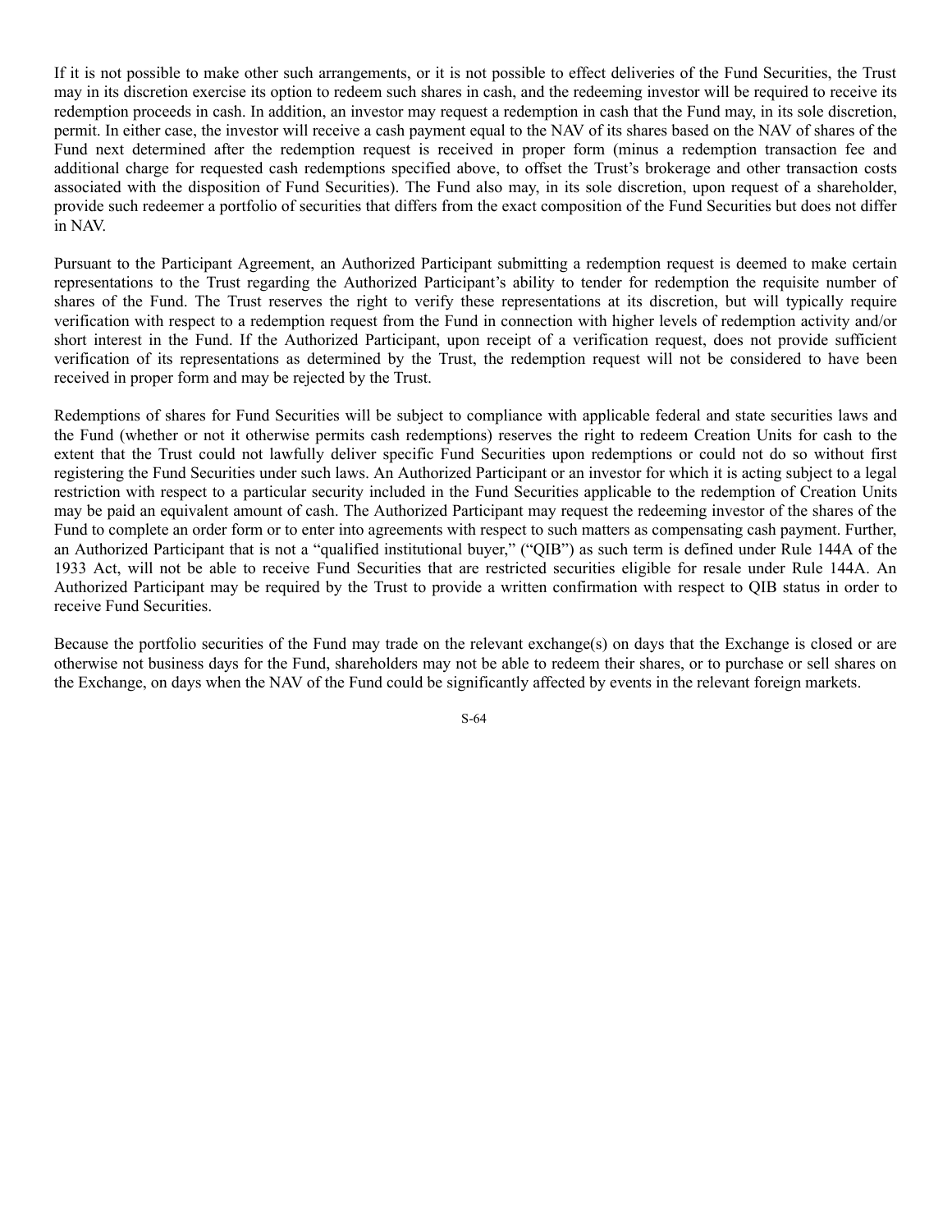If it is not possible to make other such arrangements, or it is not possible to effect deliveries of the Fund Securities, the Trust may in its discretion exercise its option to redeem such shares in cash, and the redeeming investor will be required to receive its redemption proceeds in cash. In addition, an investor may request a redemption in cash that the Fund may, in its sole discretion, permit. In either case, the investor will receive a cash payment equal to the NAV of its shares based on the NAV of shares of the Fund next determined after the redemption request is received in proper form (minus a redemption transaction fee and additional charge for requested cash redemptions specified above, to offset the Trust's brokerage and other transaction costs associated with the disposition of Fund Securities). The Fund also may, in its sole discretion, upon request of a shareholder, provide such redeemer a portfolio of securities that differs from the exact composition of the Fund Securities but does not differ in NAV.

Pursuant to the Participant Agreement, an Authorized Participant submitting a redemption request is deemed to make certain representations to the Trust regarding the Authorized Participant's ability to tender for redemption the requisite number of shares of the Fund. The Trust reserves the right to verify these representations at its discretion, but will typically require verification with respect to a redemption request from the Fund in connection with higher levels of redemption activity and/or short interest in the Fund. If the Authorized Participant, upon receipt of a verification request, does not provide sufficient verification of its representations as determined by the Trust, the redemption request will not be considered to have been received in proper form and may be rejected by the Trust.

Redemptions of shares for Fund Securities will be subject to compliance with applicable federal and state securities laws and the Fund (whether or not it otherwise permits cash redemptions) reserves the right to redeem Creation Units for cash to the extent that the Trust could not lawfully deliver specific Fund Securities upon redemptions or could not do so without first registering the Fund Securities under such laws. An Authorized Participant or an investor for which it is acting subject to a legal restriction with respect to a particular security included in the Fund Securities applicable to the redemption of Creation Units may be paid an equivalent amount of cash. The Authorized Participant may request the redeeming investor of the shares of the Fund to complete an order form or to enter into agreements with respect to such matters as compensating cash payment. Further, an Authorized Participant that is not a "qualified institutional buyer," ("QIB") as such term is defined under Rule 144A of the 1933 Act, will not be able to receive Fund Securities that are restricted securities eligible for resale under Rule 144A. An Authorized Participant may be required by the Trust to provide a written confirmation with respect to QIB status in order to receive Fund Securities.

Because the portfolio securities of the Fund may trade on the relevant exchange(s) on days that the Exchange is closed or are otherwise not business days for the Fund, shareholders may not be able to redeem their shares, or to purchase or sell shares on the Exchange, on days when the NAV of the Fund could be significantly affected by events in the relevant foreign markets.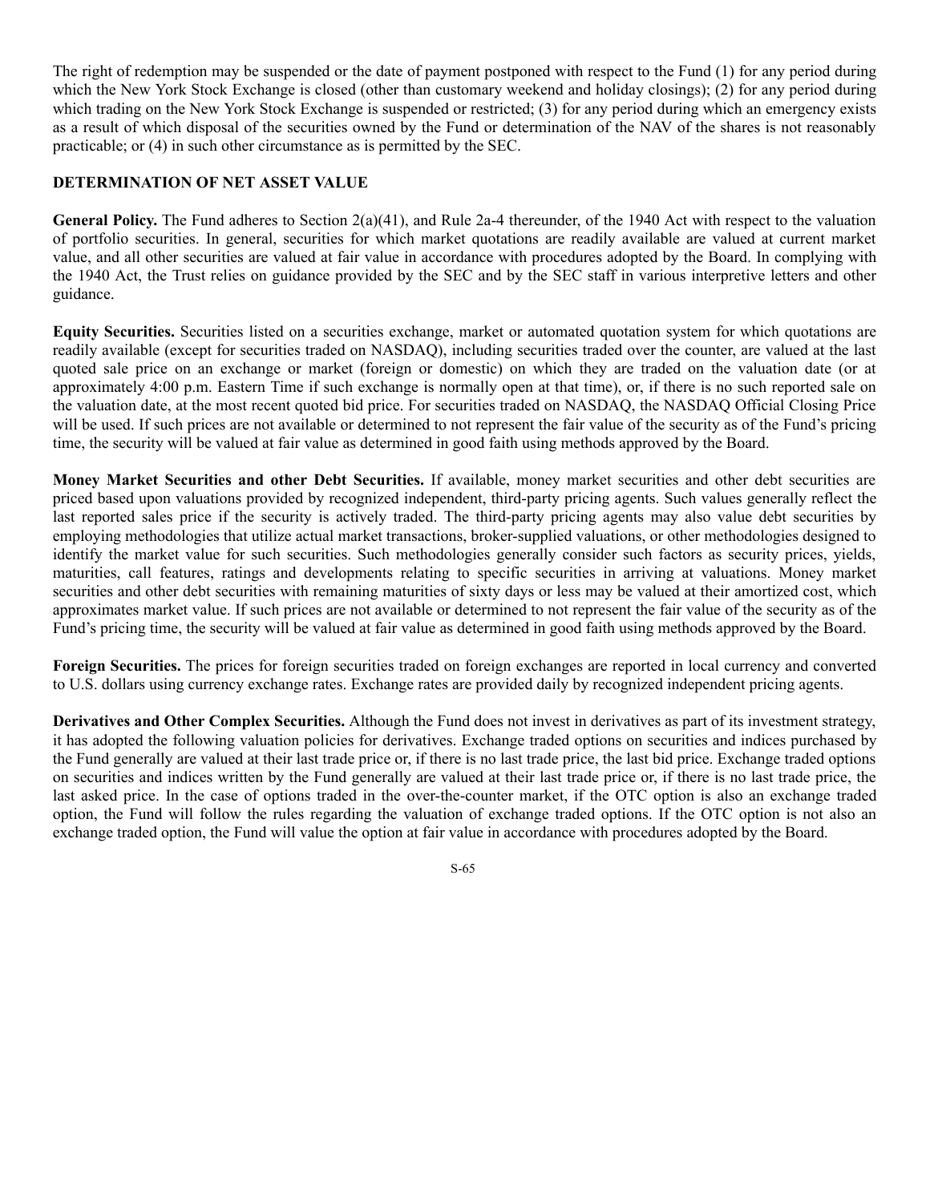The right of redemption may be suspended or the date of payment postponed with respect to the Fund (1) for any period during which the New York Stock Exchange is closed (other than customary weekend and holiday closings); (2) for any period during which trading on the New York Stock Exchange is suspended or restricted; (3) for any period during which an emergency exists as a result of which disposal of the securities owned by the Fund or determination of the NAV of the shares is not reasonably practicable; or (4) in such other circumstance as is permitted by the SEC.

## DETERMINATION OF NET ASSET VALUE

**General Policy.** The Fund adheres to Section 2(a)(41), and Rule 2a-4 thereunder, of the 1940 Act with respect to the valuation of portfolio securities. In general, securities for which market quotations are readily available are valued at current market value, and all other securities are valued at fair value in accordance with procedures adopted by the Board. In complying with the 1940 Act, the Trust relies on guidance provided by the SEC and by the SEC staff in various interpretive letters and other guidance.

**Equity Securities.** Securities listed on a securities exchange, market or automated quotation system for which quotations are readily available (except for securities traded on NASDAQ), including securities traded over the counter, are valued at the last quoted sale price on an exchange or market (foreign or domestic) on which they are traded on the valuation date (or at approximately 4:00 p.m. Eastern Time if such exchange is normally open at that time), or, if there is no such reported sale on the valuation date, at the most recent quoted bid price. For securities traded on NASDAQ, the NASDAQ Official Closing Price will be used. If such prices are not available or determined to not represent the fair value of the security as of the Fund's pricing time, the security will be valued at fair value as determined in good faith using methods approved by the Board.

**Money Market Securities and other Debt Securities.** If available, money market securities and other debt securities are priced based upon valuations provided by recognized independent, third-party pricing agents. Such values generally reflect the last reported sales price if the security is actively traded. The third-party pricing agents may also value debt securities by employing methodologies that utilize actual market transactions, broker-supplied valuations, or other methodologies designed to identify the market value for such securities. Such methodologies generally consider such factors as security prices, yields, maturities, call features, ratings and developments relating to specific securities in arriving at valuations. Money market securities and other debt securities with remaining maturities of sixty days or less may be valued at their amortized cost, which approximates market value. If such prices are not available or determined to not represent the fair value of the security as of the Fund's pricing time, the security will be valued at fair value as determined in good faith using methods approved by the Board.

**Foreign Securities.** The prices for foreign securities traded on foreign exchanges are reported in local currency and converted to U.S. dollars using currency exchange rates. Exchange rates are provided daily by recognized independent pricing agents.

**Derivatives and Other Complex Securities.** Although the Fund does not invest in derivatives as part of its investment strategy, it has adopted the following valuation policies for derivatives. Exchange traded options on securities and indices purchased by the Fund generally are valued at their last trade price or, if there is no last trade price, the last bid price. Exchange traded options on securities and indices written by the Fund generally are valued at their last trade price or, if there is no last trade price, the last asked price. In the case of options traded in the over-the-counter market, if the OTC option is also an exchange traded option, the Fund will follow the rules regarding the valuation of exchange traded options. If the OTC option is not also an exchange traded option, the Fund will value the option at fair value in accordance with procedures adopted by the Board.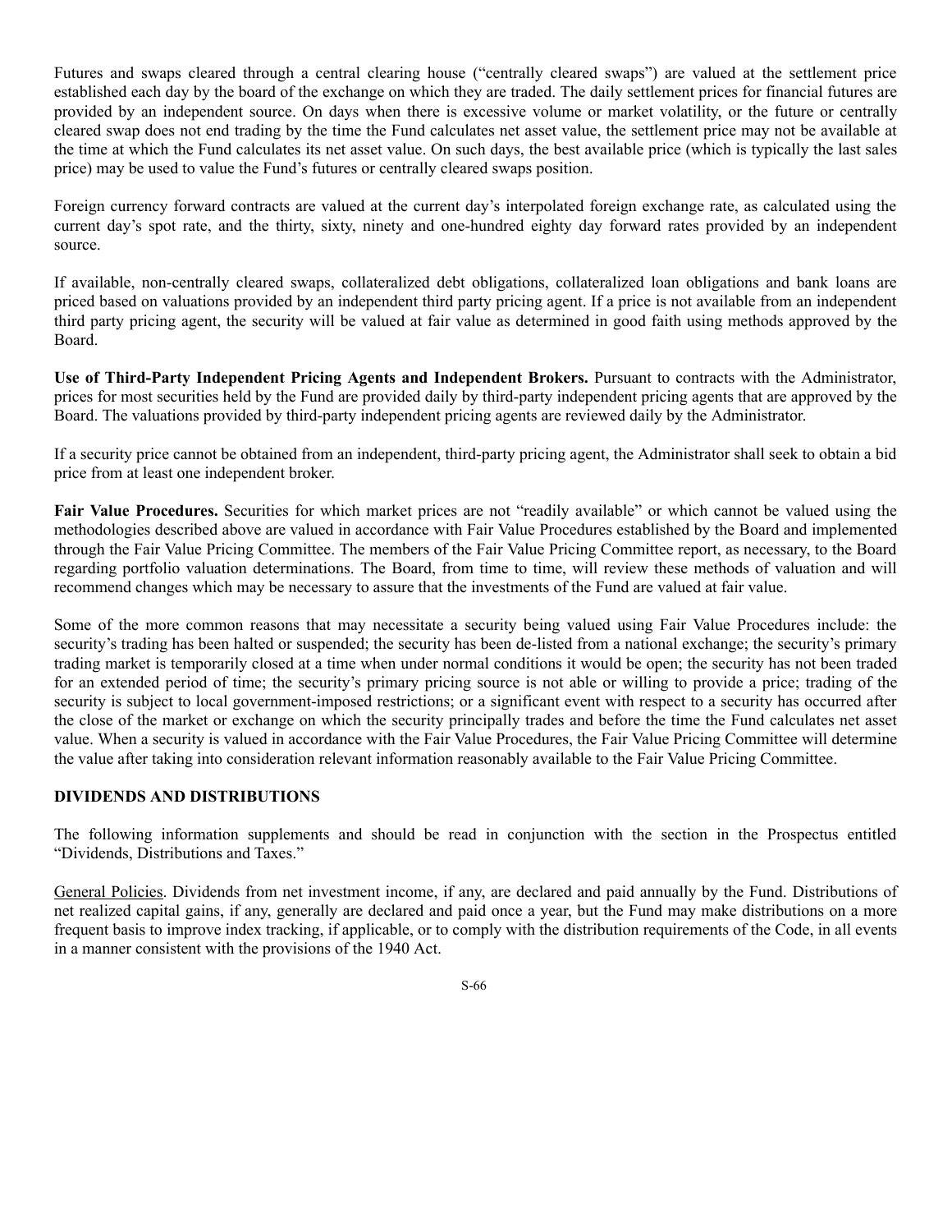Futures and swaps cleared through a central clearing house ("centrally cleared swaps") are valued at the settlement price established each day by the board of the exchange on which they are traded. The daily settlement prices for financial futures are provided by an independent source. On days when there is excessive volume or market volatility, or the future or centrally cleared swap does not end trading by the time the Fund calculates net asset value, the settlement price may not be available at the time at which the Fund calculates its net asset value. On such days, the best available price (which is typically the last sales price) may be used to value the Fund's futures or centrally cleared swaps position.

Foreign currency forward contracts are valued at the current day's interpolated foreign exchange rate, as calculated using the current day's spot rate, and the thirty, sixty, ninety and one-hundred eighty day forward rates provided by an independent source.

If available, non-centrally cleared swaps, collateralized debt obligations, collateralized loan obligations and bank loans are priced based on valuations provided by an independent third party pricing agent. If a price is not available from an independent third party pricing agent, the security will be valued at fair value as determined in good faith using methods approved by the Board.

**Use of Third-Party Independent Pricing Agents and Independent Brokers.** Pursuant to contracts with the Administrator, prices for most securities held by the Fund are provided daily by third-party independent pricing agents that are approved by the Board. The valuations provided by third-party independent pricing agents are reviewed daily by the Administrator.

If a security price cannot be obtained from an independent, third-party pricing agent, the Administrator shall seek to obtain a bid price from at least one independent broker.

**Fair Value Procedures.** Securities for which market prices are not "readily available" or which cannot be valued using the methodologies described above are valued in accordance with Fair Value Procedures established by the Board and implemented through the Fair Value Pricing Committee. The members of the Fair Value Pricing Committee report, as necessary, to the Board regarding portfolio valuation determinations. The Board, from time to time, will review these methods of valuation and will recommend changes which may be necessary to assure that the investments of the Fund are valued at fair value.

Some of the more common reasons that may necessitate a security being valued using Fair Value Procedures include: the security's trading has been halted or suspended; the security has been de-listed from a national exchange; the security's primary trading market is temporarily closed at a time when under normal conditions it would be open; the security has not been traded for an extended period of time; the security's primary pricing source is not able or willing to provide a price; trading of the security is subject to local government-imposed restrictions; or a significant event with respect to a security has occurred after the close of the market or exchange on which the security principally trades and before the time the Fund calculates net asset value. When a security is valued in accordance with the Fair Value Procedures, the Fair Value Pricing Committee will determine the value after taking into consideration relevant information reasonably available to the Fair Value Pricing Committee.

## DIVIDENDS AND DISTRIBUTIONS

The following information supplements and should be read in conjunction with the section in the Prospectus entitled "Dividends, Distributions and Taxes."

General Policies. Dividends from net investment income, if any, are declared and paid annually by the Fund. Distributions of net realized capital gains, if any, generally are declared and paid once a year, but the Fund may make distributions on a more frequent basis to improve index tracking, if applicable, or to comply with the distribution requirements of the Code, in all events in a manner consistent with the provisions of the 1940 Act.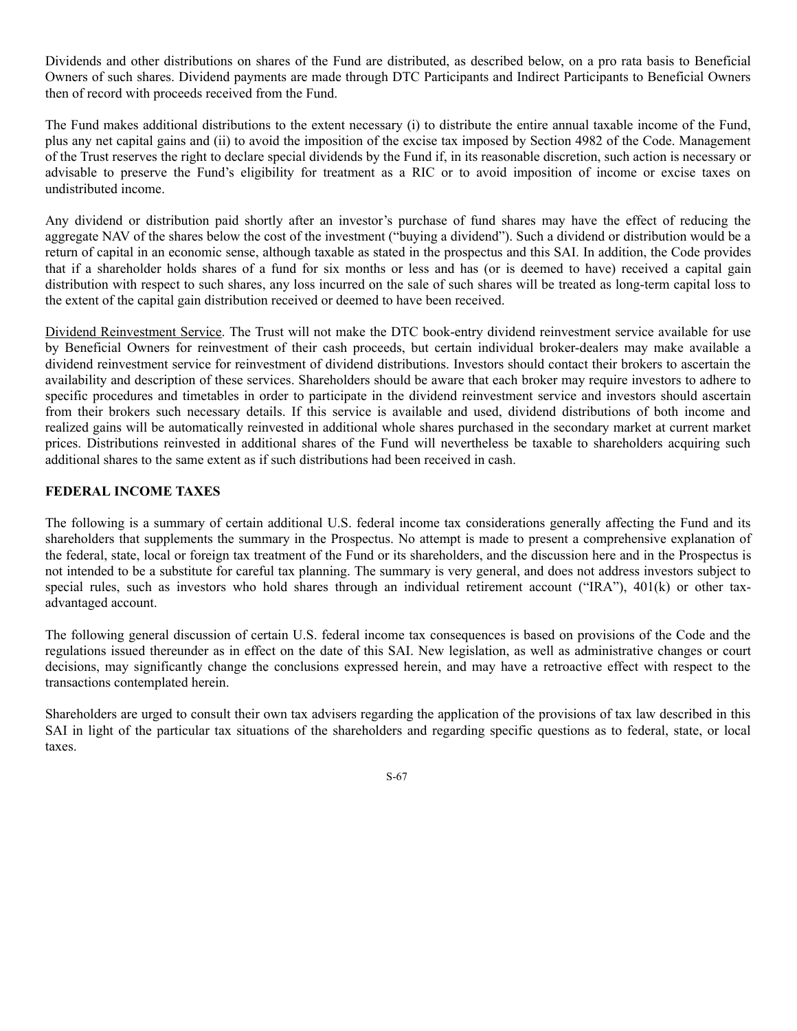Dividends and other distributions on shares of the Fund are distributed, as described below, on a pro rata basis to Beneficial Owners of such shares. Dividend payments are made through DTC Participants and Indirect Participants to Beneficial Owners then of record with proceeds received from the Fund.

The Fund makes additional distributions to the extent necessary (i) to distribute the entire annual taxable income of the Fund, plus any net capital gains and (ii) to avoid the imposition of the excise tax imposed by Section 4982 of the Code. Management of the Trust reserves the right to declare special dividends by the Fund if, in its reasonable discretion, such action is necessary or advisable to preserve the Fund's eligibility for treatment as a RIC or to avoid imposition of income or excise taxes on undistributed income.

Any dividend or distribution paid shortly after an investor's purchase of fund shares may have the effect of reducing the aggregate NAV of the shares below the cost of the investment ("buying a dividend"). Such a dividend or distribution would be a return of capital in an economic sense, although taxable as stated in the prospectus and this SAI. In addition, the Code provides that if a shareholder holds shares of a fund for six months or less and has (or is deemed to have) received a capital gain distribution with respect to such shares, any loss incurred on the sale of such shares will be treated as long-term capital loss to the extent of the capital gain distribution received or deemed to have been received.

Dividend Reinvestment Service. The Trust will not make the DTC book-entry dividend reinvestment service available for use by Beneficial Owners for reinvestment of their cash proceeds, but certain individual broker-dealers may make available a dividend reinvestment service for reinvestment of dividend distributions. Investors should contact their brokers to ascertain the availability and description of these services. Shareholders should be aware that each broker may require investors to adhere to specific procedures and timetables in order to participate in the dividend reinvestment service and investors should ascertain from their brokers such necessary details. If this service is available and used, dividend distributions of both income and realized gains will be automatically reinvested in additional whole shares purchased in the secondary market at current market prices. Distributions reinvested in additional shares of the Fund will nevertheless be taxable to shareholders acquiring such additional shares to the same extent as if such distributions had been received in cash.

**FEDERAL INCOME TAXES**

The following is a summary of certain additional U.S. federal income tax considerations generally affecting the Fund and its shareholders that supplements the summary in the Prospectus. No attempt is made to present a comprehensive explanation of the federal, state, local or foreign tax treatment of the Fund or its shareholders, and the discussion here and in the Prospectus is not intended to be a substitute for careful tax planning. The summary is very general, and does not address investors subject to special rules, such as investors who hold shares through an individual retirement account ("IRA"), 401(k) or other tax-advantaged account.

The following general discussion of certain U.S. federal income tax consequences is based on provisions of the Code and the regulations issued thereunder as in effect on the date of this SAI. New legislation, as well as administrative changes or court decisions, may significantly change the conclusions expressed herein, and may have a retroactive effect with respect to the transactions contemplated herein.

Shareholders are urged to consult their own tax advisers regarding the application of the provisions of tax law described in this SAI in light of the particular tax situations of the shareholders and regarding specific questions as to federal, state, or local taxes.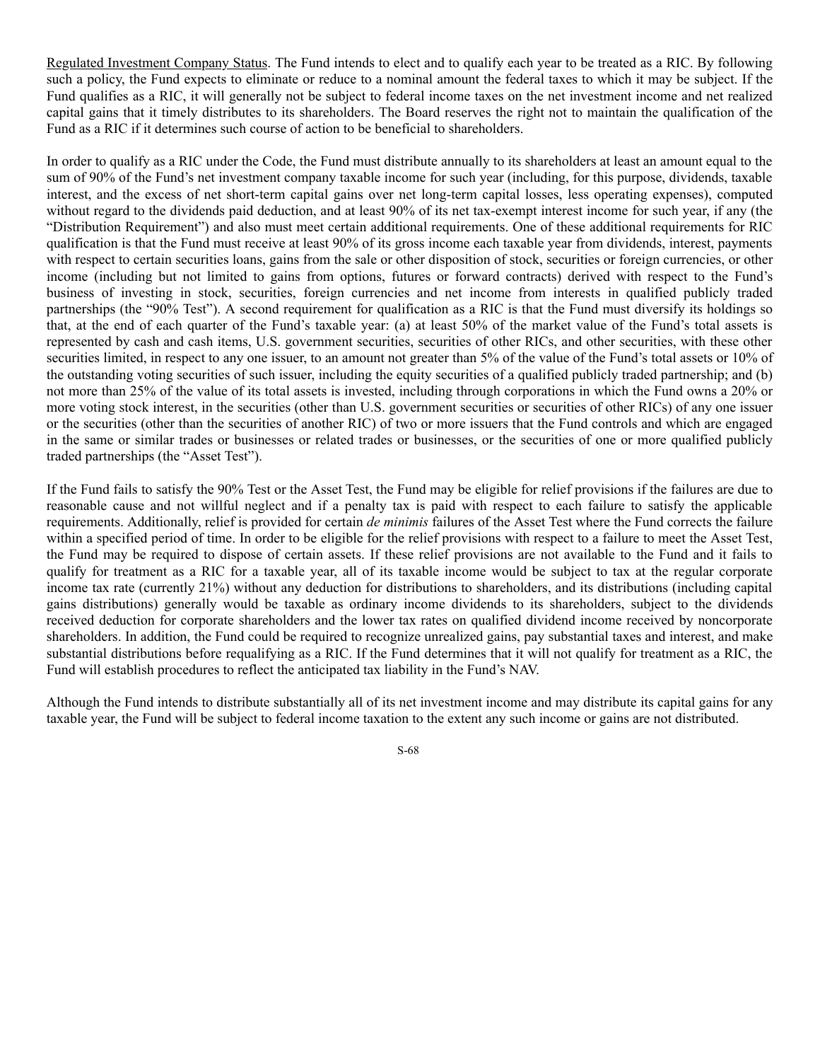Regulated Investment Company Status. The Fund intends to elect and to qualify each year to be treated as a RIC. By following such a policy, the Fund expects to eliminate or reduce to a nominal amount the federal taxes to which it may be subject. If the Fund qualifies as a RIC, it will generally not be subject to federal income taxes on the net investment income and net realized capital gains that it timely distributes to its shareholders. The Board reserves the right not to maintain the qualification of the Fund as a RIC if it determines such course of action to be beneficial to shareholders.

In order to qualify as a RIC under the Code, the Fund must distribute annually to its shareholders at least an amount equal to the sum of 90% of the Fund's net investment company taxable income for such year (including, for this purpose, dividends, taxable interest, and the excess of net short-term capital gains over net long-term capital losses, less operating expenses), computed without regard to the dividends paid deduction, and at least 90% of its net tax-exempt interest income for such year, if any (the "Distribution Requirement") and also must meet certain additional requirements. One of these additional requirements for RIC qualification is that the Fund must receive at least 90% of its gross income each taxable year from dividends, interest, payments with respect to certain securities loans, gains from the sale or other disposition of stock, securities or foreign currencies, or other income (including but not limited to gains from options, futures or forward contracts) derived with respect to the Fund's business of investing in stock, securities, foreign currencies and net income from interests in qualified publicly traded partnerships (the "90% Test"). A second requirement for qualification as a RIC is that the Fund must diversify its holdings so that, at the end of each quarter of the Fund's taxable year: (a) at least 50% of the market value of the Fund's total assets is represented by cash and cash items, U.S. government securities, securities of other RICs, and other securities, with these other securities limited, in respect to any one issuer, to an amount not greater than 5% of the value of the Fund's total assets or 10% of the outstanding voting securities of such issuer, including the equity securities of a qualified publicly traded partnership; and (b) not more than 25% of the value of its total assets is invested, including through corporations in which the Fund owns a 20% or more voting stock interest, in the securities (other than U.S. government securities or securities of other RICs) of any one issuer or the securities (other than the securities of another RIC) of two or more issuers that the Fund controls and which are engaged in the same or similar trades or businesses or related trades or businesses, or the securities of one or more qualified publicly traded partnerships (the "Asset Test").

If the Fund fails to satisfy the 90% Test or the Asset Test, the Fund may be eligible for relief provisions if the failures are due to reasonable cause and not willful neglect and if a penalty tax is paid with respect to each failure to satisfy the applicable requirements. Additionally, relief is provided for certain *de minimis* failures of the Asset Test where the Fund corrects the failure within a specified period of time. In order to be eligible for the relief provisions with respect to a failure to meet the Asset Test, the Fund may be required to dispose of certain assets. If these relief provisions are not available to the Fund and it fails to qualify for treatment as a RIC for a taxable year, all of its taxable income would be subject to tax at the regular corporate income tax rate (currently 21%) without any deduction for distributions to shareholders, and its distributions (including capital gains distributions) generally would be taxable as ordinary income dividends to its shareholders, subject to the dividends received deduction for corporate shareholders and the lower tax rates on qualified dividend income received by noncorporate shareholders. In addition, the Fund could be required to recognize unrealized gains, pay substantial taxes and interest, and make substantial distributions before requalifying as a RIC. If the Fund determines that it will not qualify for treatment as a RIC, the Fund will establish procedures to reflect the anticipated tax liability in the Fund's NAV.

Although the Fund intends to distribute substantially all of its net investment income and may distribute its capital gains for any taxable year, the Fund will be subject to federal income taxation to the extent any such income or gains are not distributed.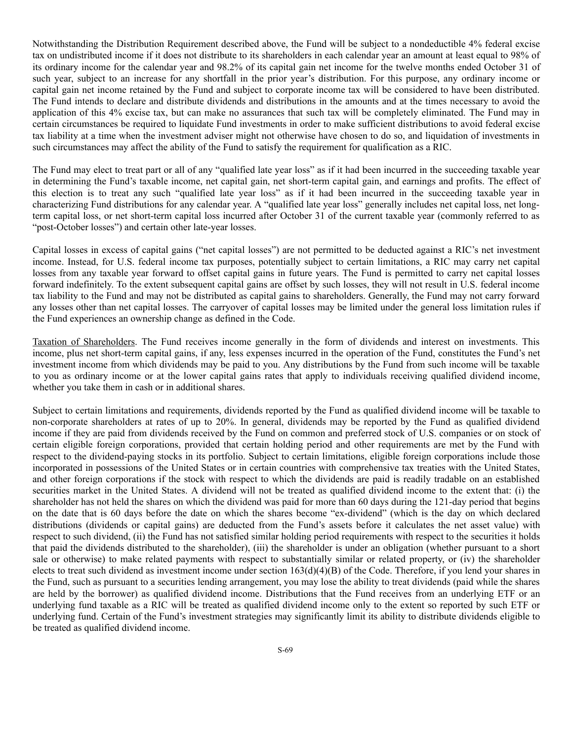Notwithstanding the Distribution Requirement described above, the Fund will be subject to a nondeductible 4% federal excise tax on undistributed income if it does not distribute to its shareholders in each calendar year an amount at least equal to 98% of its ordinary income for the calendar year and 98.2% of its capital gain net income for the twelve months ended October 31 of such year, subject to an increase for any shortfall in the prior year's distribution. For this purpose, any ordinary income or capital gain net income retained by the Fund and subject to corporate income tax will be considered to have been distributed. The Fund intends to declare and distribute dividends and distributions in the amounts and at the times necessary to avoid the application of this 4% excise tax, but can make no assurances that such tax will be completely eliminated. The Fund may in certain circumstances be required to liquidate Fund investments in order to make sufficient distributions to avoid federal excise tax liability at a time when the investment adviser might not otherwise have chosen to do so, and liquidation of investments in such circumstances may affect the ability of the Fund to satisfy the requirement for qualification as a RIC.

The Fund may elect to treat part or all of any "qualified late year loss" as if it had been incurred in the succeeding taxable year in determining the Fund's taxable income, net capital gain, net short-term capital gain, and earnings and profits. The effect of this election is to treat any such "qualified late year loss" as if it had been incurred in the succeeding taxable year in characterizing Fund distributions for any calendar year. A "qualified late year loss" generally includes net capital loss, net long-term capital loss, or net short-term capital loss incurred after October 31 of the current taxable year (commonly referred to as "post-October losses") and certain other late-year losses.

Capital losses in excess of capital gains ("net capital losses") are not permitted to be deducted against a RIC's net investment income. Instead, for U.S. federal income tax purposes, potentially subject to certain limitations, a RIC may carry net capital losses from any taxable year forward to offset capital gains in future years. The Fund is permitted to carry net capital losses forward indefinitely. To the extent subsequent capital gains are offset by such losses, they will not result in U.S. federal income tax liability to the Fund and may not be distributed as capital gains to shareholders. Generally, the Fund may not carry forward any losses other than net capital losses. The carryover of capital losses may be limited under the general loss limitation rules if the Fund experiences an ownership change as defined in the Code.

Taxation of Shareholders. The Fund receives income generally in the form of dividends and interest on investments. This income, plus net short-term capital gains, if any, less expenses incurred in the operation of the Fund, constitutes the Fund's net investment income from which dividends may be paid to you. Any distributions by the Fund from such income will be taxable to you as ordinary income or at the lower capital gains rates that apply to individuals receiving qualified dividend income, whether you take them in cash or in additional shares.

Subject to certain limitations and requirements, dividends reported by the Fund as qualified dividend income will be taxable to non-corporate shareholders at rates of up to 20%. In general, dividends may be reported by the Fund as qualified dividend income if they are paid from dividends received by the Fund on common and preferred stock of U.S. companies or on stock of certain eligible foreign corporations, provided that certain holding period and other requirements are met by the Fund with respect to the dividend-paying stocks in its portfolio. Subject to certain limitations, eligible foreign corporations include those incorporated in possessions of the United States or in certain countries with comprehensive tax treaties with the United States, and other foreign corporations if the stock with respect to which the dividends are paid is readily tradable on an established securities market in the United States. A dividend will not be treated as qualified dividend income to the extent that: (i) the shareholder has not held the shares on which the dividend was paid for more than 60 days during the 121-day period that begins on the date that is 60 days before the date on which the shares become "ex-dividend" (which is the day on which declared distributions (dividends or capital gains) are deducted from the Fund's assets before it calculates the net asset value) with respect to such dividend, (ii) the Fund has not satisfied similar holding period requirements with respect to the securities it holds that paid the dividends distributed to the shareholder), (iii) the shareholder is under an obligation (whether pursuant to a short sale or otherwise) to make related payments with respect to substantially similar or related property, or (iv) the shareholder elects to treat such dividend as investment income under section 163(d)(4)(B) of the Code. Therefore, if you lend your shares in the Fund, such as pursuant to a securities lending arrangement, you may lose the ability to treat dividends (paid while the shares are held by the borrower) as qualified dividend income. Distributions that the Fund receives from an underlying ETF or an underlying fund taxable as a RIC will be treated as qualified dividend income only to the extent so reported by such ETF or underlying fund. Certain of the Fund's investment strategies may significantly limit its ability to distribute dividends eligible to be treated as qualified dividend income.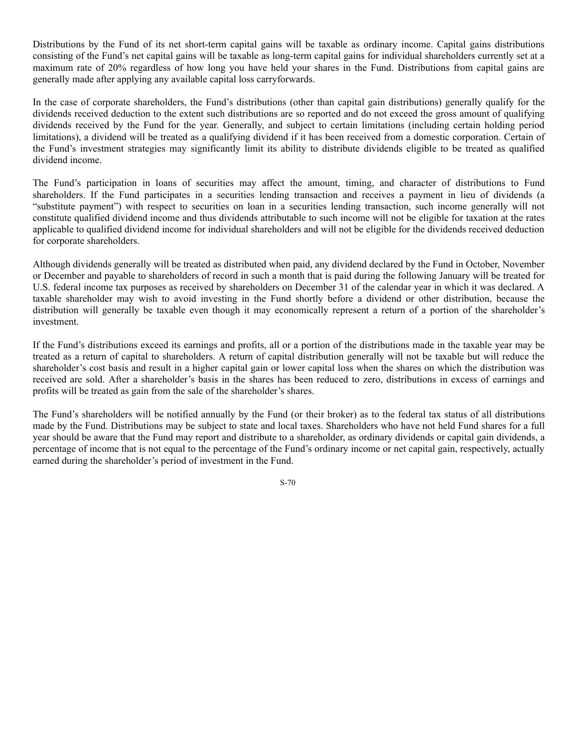Distributions by the Fund of its net short-term capital gains will be taxable as ordinary income. Capital gains distributions consisting of the Fund's net capital gains will be taxable as long-term capital gains for individual shareholders currently set at a maximum rate of 20% regardless of how long you have held your shares in the Fund. Distributions from capital gains are generally made after applying any available capital loss carryforwards.

In the case of corporate shareholders, the Fund's distributions (other than capital gain distributions) generally qualify for the dividends received deduction to the extent such distributions are so reported and do not exceed the gross amount of qualifying dividends received by the Fund for the year. Generally, and subject to certain limitations (including certain holding period limitations), a dividend will be treated as a qualifying dividend if it has been received from a domestic corporation. Certain of the Fund's investment strategies may significantly limit its ability to distribute dividends eligible to be treated as qualified dividend income.

The Fund's participation in loans of securities may affect the amount, timing, and character of distributions to Fund shareholders. If the Fund participates in a securities lending transaction and receives a payment in lieu of dividends (a "substitute payment") with respect to securities on loan in a securities lending transaction, such income generally will not constitute qualified dividend income and thus dividends attributable to such income will not be eligible for taxation at the rates applicable to qualified dividend income for individual shareholders and will not be eligible for the dividends received deduction for corporate shareholders.

Although dividends generally will be treated as distributed when paid, any dividend declared by the Fund in October, November or December and payable to shareholders of record in such a month that is paid during the following January will be treated for U.S. federal income tax purposes as received by shareholders on December 31 of the calendar year in which it was declared. A taxable shareholder may wish to avoid investing in the Fund shortly before a dividend or other distribution, because the distribution will generally be taxable even though it may economically represent a return of a portion of the shareholder's investment.

If the Fund's distributions exceed its earnings and profits, all or a portion of the distributions made in the taxable year may be treated as a return of capital to shareholders. A return of capital distribution generally will not be taxable but will reduce the shareholder's cost basis and result in a higher capital gain or lower capital loss when the shares on which the distribution was received are sold. After a shareholder's basis in the shares has been reduced to zero, distributions in excess of earnings and profits will be treated as gain from the sale of the shareholder's shares.

The Fund's shareholders will be notified annually by the Fund (or their broker) as to the federal tax status of all distributions made by the Fund. Distributions may be subject to state and local taxes. Shareholders who have not held Fund shares for a full year should be aware that the Fund may report and distribute to a shareholder, as ordinary dividends or capital gain dividends, a percentage of income that is not equal to the percentage of the Fund's ordinary income or net capital gain, respectively, actually earned during the shareholder's period of investment in the Fund.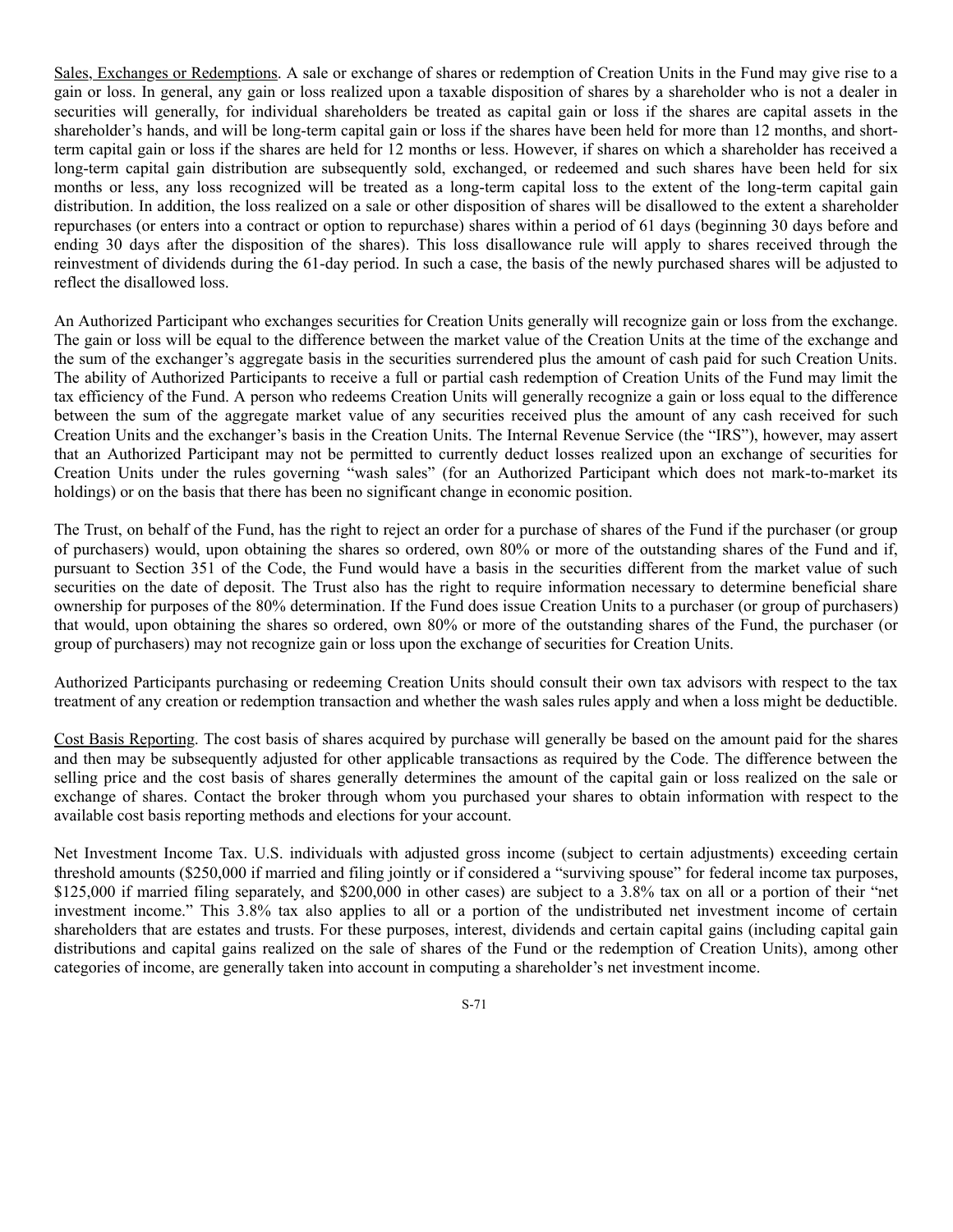<u>Sales, Exchanges or Redemptions</u>. A sale or exchange of shares or redemption of Creation Units in the Fund may give rise to a gain or loss. In general, any gain or loss realized upon a taxable disposition of shares by a shareholder who is not a dealer in securities will generally, for individual shareholders be treated as capital gain or loss if the shares are capital assets in the shareholder's hands, and will be long-term capital gain or loss if the shares have been held for more than 12 months, and short-term capital gain or loss if the shares are held for 12 months or less. However, if shares on which a shareholder has received a long-term capital gain distribution are subsequently sold, exchanged, or redeemed and such shares have been held for six months or less, any loss recognized will be treated as a long-term capital loss to the extent of the long-term capital gain distribution. In addition, the loss realized on a sale or other disposition of shares will be disallowed to the extent a shareholder repurchases (or enters into a contract or option to repurchase) shares within a period of 61 days (beginning 30 days before and ending 30 days after the disposition of the shares). This loss disallowance rule will apply to shares received through the reinvestment of dividends during the 61-day period. In such a case, the basis of the newly purchased shares will be adjusted to reflect the disallowed loss.

An Authorized Participant who exchanges securities for Creation Units generally will recognize gain or loss from the exchange. The gain or loss will be equal to the difference between the market value of the Creation Units at the time of the exchange and the sum of the exchanger's aggregate basis in the securities surrendered plus the amount of cash paid for such Creation Units. The ability of Authorized Participants to receive a full or partial cash redemption of Creation Units of the Fund may limit the tax efficiency of the Fund. A person who redeems Creation Units will generally recognize a gain or loss equal to the difference between the sum of the aggregate market value of any securities received plus the amount of any cash received for such Creation Units and the exchanger's basis in the Creation Units. The Internal Revenue Service (the "IRS"), however, may assert that an Authorized Participant may not be permitted to currently deduct losses realized upon an exchange of securities for Creation Units under the rules governing "wash sales" (for an Authorized Participant which does not mark-to-market its holdings) or on the basis that there has been no significant change in economic position.

The Trust, on behalf of the Fund, has the right to reject an order for a purchase of shares of the Fund if the purchaser (or group of purchasers) would, upon obtaining the shares so ordered, own 80% or more of the outstanding shares of the Fund and if, pursuant to Section 351 of the Code, the Fund would have a basis in the securities different from the market value of such securities on the date of deposit. The Trust also has the right to require information necessary to determine beneficial share ownership for purposes of the 80% determination. If the Fund does issue Creation Units to a purchaser (or group of purchasers) that would, upon obtaining the shares so ordered, own 80% or more of the outstanding shares of the Fund, the purchaser (or group of purchasers) may not recognize gain or loss upon the exchange of securities for Creation Units.

Authorized Participants purchasing or redeeming Creation Units should consult their own tax advisors with respect to the tax treatment of any creation or redemption transaction and whether the wash sales rules apply and when a loss might be deductible.

<u>Cost Basis Reporting</u>. The cost basis of shares acquired by purchase will generally be based on the amount paid for the shares and then may be subsequently adjusted for other applicable transactions as required by the Code. The difference between the selling price and the cost basis of shares generally determines the amount of the capital gain or loss realized on the sale or exchange of shares. Contact the broker through whom you purchased your shares to obtain information with respect to the available cost basis reporting methods and elections for your account.

Net Investment Income Tax. U.S. individuals with adjusted gross income (subject to certain adjustments) exceeding certain threshold amounts ($250,000 if married and filing jointly or if considered a "surviving spouse" for federal income tax purposes, $125,000 if married filing separately, and $200,000 in other cases) are subject to a 3.8% tax on all or a portion of their "net investment income." This 3.8% tax also applies to all or a portion of the undistributed net investment income of certain shareholders that are estates and trusts. For these purposes, interest, dividends and certain capital gains (including capital gain distributions and capital gains realized on the sale of shares of the Fund or the redemption of Creation Units), among other categories of income, are generally taken into account in computing a shareholder's net investment income.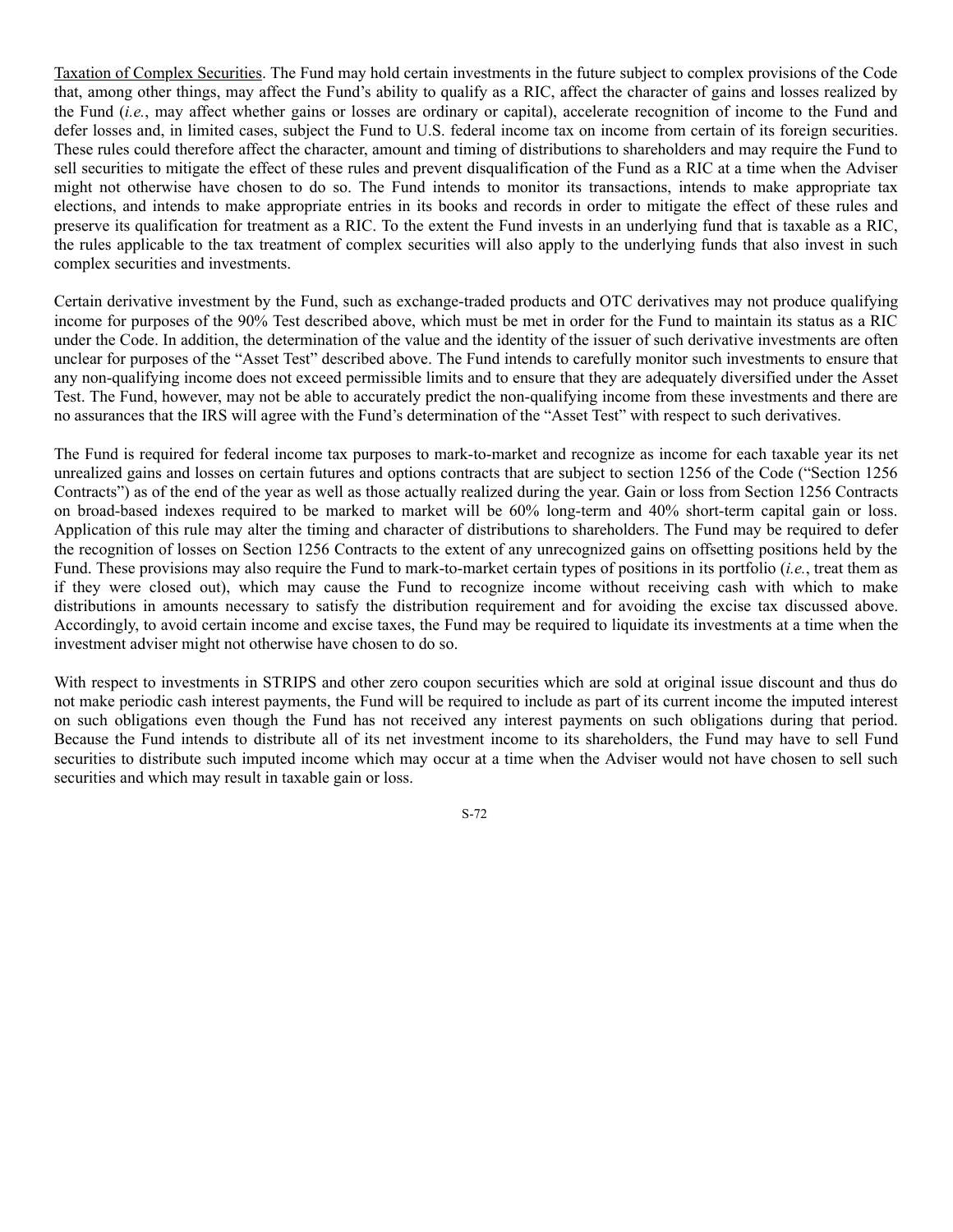Taxation of Complex Securities. The Fund may hold certain investments in the future subject to complex provisions of the Code that, among other things, may affect the Fund's ability to qualify as a RIC, affect the character of gains and losses realized by the Fund (*i.e.*, may affect whether gains or losses are ordinary or capital), accelerate recognition of income to the Fund and defer losses and, in limited cases, subject the Fund to U.S. federal income tax on income from certain of its foreign securities. These rules could therefore affect the character, amount and timing of distributions to shareholders and may require the Fund to sell securities to mitigate the effect of these rules and prevent disqualification of the Fund as a RIC at a time when the Adviser might not otherwise have chosen to do so. The Fund intends to monitor its transactions, intends to make appropriate tax elections, and intends to make appropriate entries in its books and records in order to mitigate the effect of these rules and preserve its qualification for treatment as a RIC. To the extent the Fund invests in an underlying fund that is taxable as a RIC, the rules applicable to the tax treatment of complex securities will also apply to the underlying funds that also invest in such complex securities and investments.

Certain derivative investment by the Fund, such as exchange-traded products and OTC derivatives may not produce qualifying income for purposes of the 90% Test described above, which must be met in order for the Fund to maintain its status as a RIC under the Code. In addition, the determination of the value and the identity of the issuer of such derivative investments are often unclear for purposes of the "Asset Test" described above. The Fund intends to carefully monitor such investments to ensure that any non-qualifying income does not exceed permissible limits and to ensure that they are adequately diversified under the Asset Test. The Fund, however, may not be able to accurately predict the non-qualifying income from these investments and there are no assurances that the IRS will agree with the Fund's determination of the "Asset Test" with respect to such derivatives.

The Fund is required for federal income tax purposes to mark-to-market and recognize as income for each taxable year its net unrealized gains and losses on certain futures and options contracts that are subject to section 1256 of the Code ("Section 1256 Contracts") as of the end of the year as well as those actually realized during the year. Gain or loss from Section 1256 Contracts on broad-based indexes required to be marked to market will be 60% long-term and 40% short-term capital gain or loss. Application of this rule may alter the timing and character of distributions to shareholders. The Fund may be required to defer the recognition of losses on Section 1256 Contracts to the extent of any unrecognized gains on offsetting positions held by the Fund. These provisions may also require the Fund to mark-to-market certain types of positions in its portfolio (*i.e.*, treat them as if they were closed out), which may cause the Fund to recognize income without receiving cash with which to make distributions in amounts necessary to satisfy the distribution requirement and for avoiding the excise tax discussed above. Accordingly, to avoid certain income and excise taxes, the Fund may be required to liquidate its investments at a time when the investment adviser might not otherwise have chosen to do so.

With respect to investments in STRIPS and other zero coupon securities which are sold at original issue discount and thus do not make periodic cash interest payments, the Fund will be required to include as part of its current income the imputed interest on such obligations even though the Fund has not received any interest payments on such obligations during that period. Because the Fund intends to distribute all of its net investment income to its shareholders, the Fund may have to sell Fund securities to distribute such imputed income which may occur at a time when the Adviser would not have chosen to sell such securities and which may result in taxable gain or loss.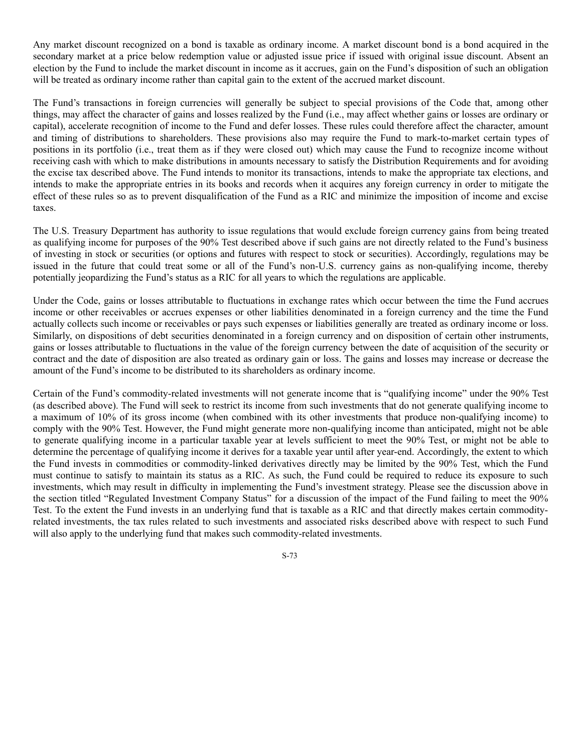Any market discount recognized on a bond is taxable as ordinary income. A market discount bond is a bond acquired in the secondary market at a price below redemption value or adjusted issue price if issued with original issue discount. Absent an election by the Fund to include the market discount in income as it accrues, gain on the Fund's disposition of such an obligation will be treated as ordinary income rather than capital gain to the extent of the accrued market discount.

The Fund's transactions in foreign currencies will generally be subject to special provisions of the Code that, among other things, may affect the character of gains and losses realized by the Fund (i.e., may affect whether gains or losses are ordinary or capital), accelerate recognition of income to the Fund and defer losses. These rules could therefore affect the character, amount and timing of distributions to shareholders. These provisions also may require the Fund to mark-to-market certain types of positions in its portfolio (i.e., treat them as if they were closed out) which may cause the Fund to recognize income without receiving cash with which to make distributions in amounts necessary to satisfy the Distribution Requirements and for avoiding the excise tax described above. The Fund intends to monitor its transactions, intends to make the appropriate tax elections, and intends to make the appropriate entries in its books and records when it acquires any foreign currency in order to mitigate the effect of these rules so as to prevent disqualification of the Fund as a RIC and minimize the imposition of income and excise taxes.

The U.S. Treasury Department has authority to issue regulations that would exclude foreign currency gains from being treated as qualifying income for purposes of the 90% Test described above if such gains are not directly related to the Fund's business of investing in stock or securities (or options and futures with respect to stock or securities). Accordingly, regulations may be issued in the future that could treat some or all of the Fund's non-U.S. currency gains as non-qualifying income, thereby potentially jeopardizing the Fund's status as a RIC for all years to which the regulations are applicable.

Under the Code, gains or losses attributable to fluctuations in exchange rates which occur between the time the Fund accrues income or other receivables or accrues expenses or other liabilities denominated in a foreign currency and the time the Fund actually collects such income or receivables or pays such expenses or liabilities generally are treated as ordinary income or loss. Similarly, on dispositions of debt securities denominated in a foreign currency and on disposition of certain other instruments, gains or losses attributable to fluctuations in the value of the foreign currency between the date of acquisition of the security or contract and the date of disposition are also treated as ordinary gain or loss. The gains and losses may increase or decrease the amount of the Fund's income to be distributed to its shareholders as ordinary income.

Certain of the Fund's commodity-related investments will not generate income that is "qualifying income" under the 90% Test (as described above). The Fund will seek to restrict its income from such investments that do not generate qualifying income to a maximum of 10% of its gross income (when combined with its other investments that produce non-qualifying income) to comply with the 90% Test. However, the Fund might generate more non-qualifying income than anticipated, might not be able to generate qualifying income in a particular taxable year at levels sufficient to meet the 90% Test, or might not be able to determine the percentage of qualifying income it derives for a taxable year until after year-end. Accordingly, the extent to which the Fund invests in commodities or commodity-linked derivatives directly may be limited by the 90% Test, which the Fund must continue to satisfy to maintain its status as a RIC. As such, the Fund could be required to reduce its exposure to such investments, which may result in difficulty in implementing the Fund's investment strategy. Please see the discussion above in the section titled "Regulated Investment Company Status" for a discussion of the impact of the Fund failing to meet the 90% Test. To the extent the Fund invests in an underlying fund that is taxable as a RIC and that directly makes certain commodity-related investments, the tax rules related to such investments and associated risks described above with respect to such Fund will also apply to the underlying fund that makes such commodity-related investments.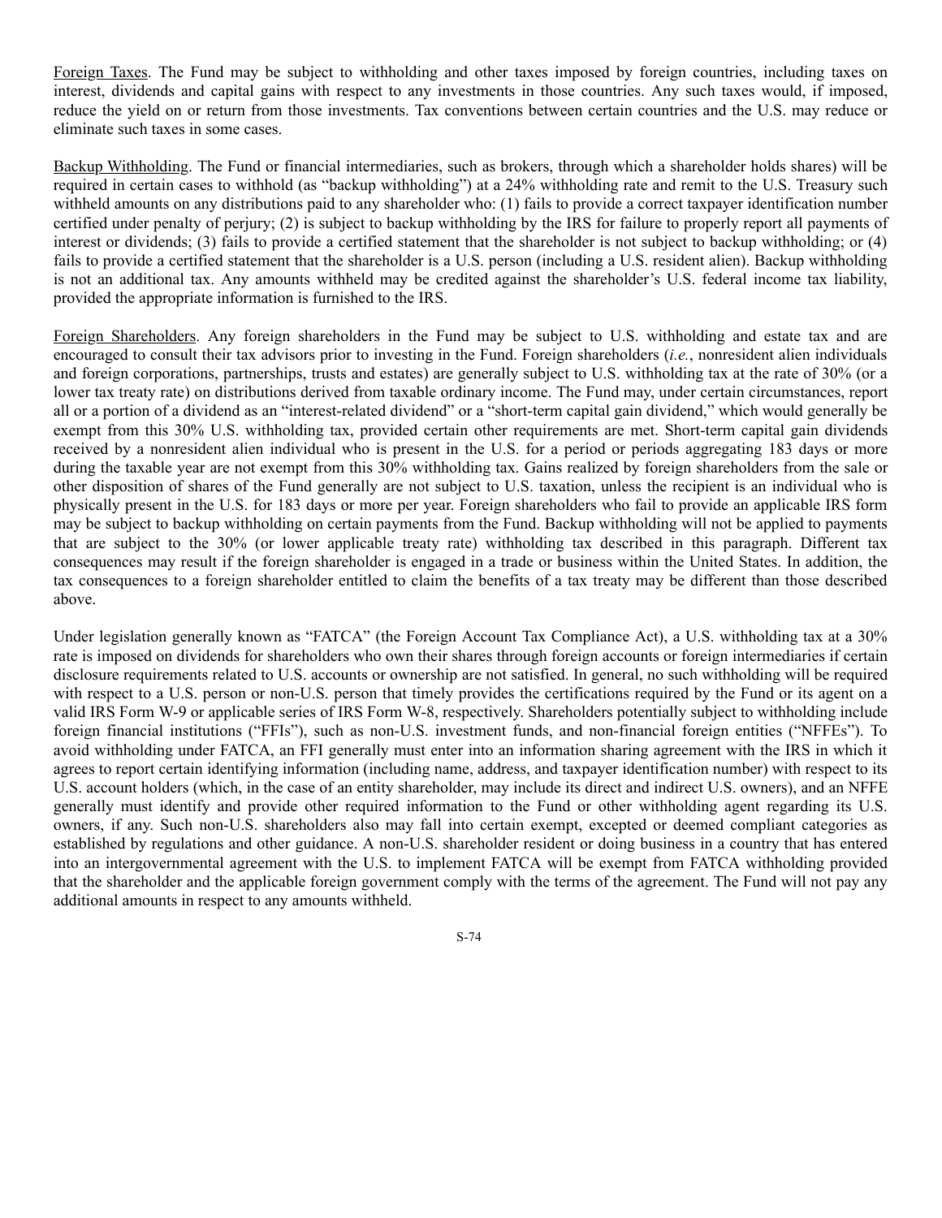Foreign Taxes. The Fund may be subject to withholding and other taxes imposed by foreign countries, including taxes on interest, dividends and capital gains with respect to any investments in those countries. Any such taxes would, if imposed, reduce the yield on or return from those investments. Tax conventions between certain countries and the U.S. may reduce or eliminate such taxes in some cases.

Backup Withholding. The Fund or financial intermediaries, such as brokers, through which a shareholder holds shares) will be required in certain cases to withhold (as "backup withholding") at a 24% withholding rate and remit to the U.S. Treasury such withheld amounts on any distributions paid to any shareholder who: (1) fails to provide a correct taxpayer identification number certified under penalty of perjury; (2) is subject to backup withholding by the IRS for failure to properly report all payments of interest or dividends; (3) fails to provide a certified statement that the shareholder is not subject to backup withholding; or (4) fails to provide a certified statement that the shareholder is a U.S. person (including a U.S. resident alien). Backup withholding is not an additional tax. Any amounts withheld may be credited against the shareholder's U.S. federal income tax liability, provided the appropriate information is furnished to the IRS.

Foreign Shareholders. Any foreign shareholders in the Fund may be subject to U.S. withholding and estate tax and are encouraged to consult their tax advisors prior to investing in the Fund. Foreign shareholders (*i.e.*, nonresident alien individuals and foreign corporations, partnerships, trusts and estates) are generally subject to U.S. withholding tax at the rate of 30% (or a lower tax treaty rate) on distributions derived from taxable ordinary income. The Fund may, under certain circumstances, report all or a portion of a dividend as an "interest-related dividend" or a "short-term capital gain dividend," which would generally be exempt from this 30% U.S. withholding tax, provided certain other requirements are met. Short-term capital gain dividends received by a nonresident alien individual who is present in the U.S. for a period or periods aggregating 183 days or more during the taxable year are not exempt from this 30% withholding tax. Gains realized by foreign shareholders from the sale or other disposition of shares of the Fund generally are not subject to U.S. taxation, unless the recipient is an individual who is physically present in the U.S. for 183 days or more per year. Foreign shareholders who fail to provide an applicable IRS form may be subject to backup withholding on certain payments from the Fund. Backup withholding will not be applied to payments that are subject to the 30% (or lower applicable treaty rate) withholding tax described in this paragraph. Different tax consequences may result if the foreign shareholder is engaged in a trade or business within the United States. In addition, the tax consequences to a foreign shareholder entitled to claim the benefits of a tax treaty may be different than those described above.

Under legislation generally known as "FATCA" (the Foreign Account Tax Compliance Act), a U.S. withholding tax at a 30% rate is imposed on dividends for shareholders who own their shares through foreign accounts or foreign intermediaries if certain disclosure requirements related to U.S. accounts or ownership are not satisfied. In general, no such withholding will be required with respect to a U.S. person or non-U.S. person that timely provides the certifications required by the Fund or its agent on a valid IRS Form W-9 or applicable series of IRS Form W-8, respectively. Shareholders potentially subject to withholding include foreign financial institutions ("FFIs"), such as non-U.S. investment funds, and non-financial foreign entities ("NFFEs"). To avoid withholding under FATCA, an FFI generally must enter into an information sharing agreement with the IRS in which it agrees to report certain identifying information (including name, address, and taxpayer identification number) with respect to its U.S. account holders (which, in the case of an entity shareholder, may include its direct and indirect U.S. owners), and an NFFE generally must identify and provide other required information to the Fund or other withholding agent regarding its U.S. owners, if any. Such non-U.S. shareholders also may fall into certain exempt, excepted or deemed compliant categories as established by regulations and other guidance. A non-U.S. shareholder resident or doing business in a country that has entered into an intergovernmental agreement with the U.S. to implement FATCA will be exempt from FATCA withholding provided that the shareholder and the applicable foreign government comply with the terms of the agreement. The Fund will not pay any additional amounts in respect to any amounts withheld.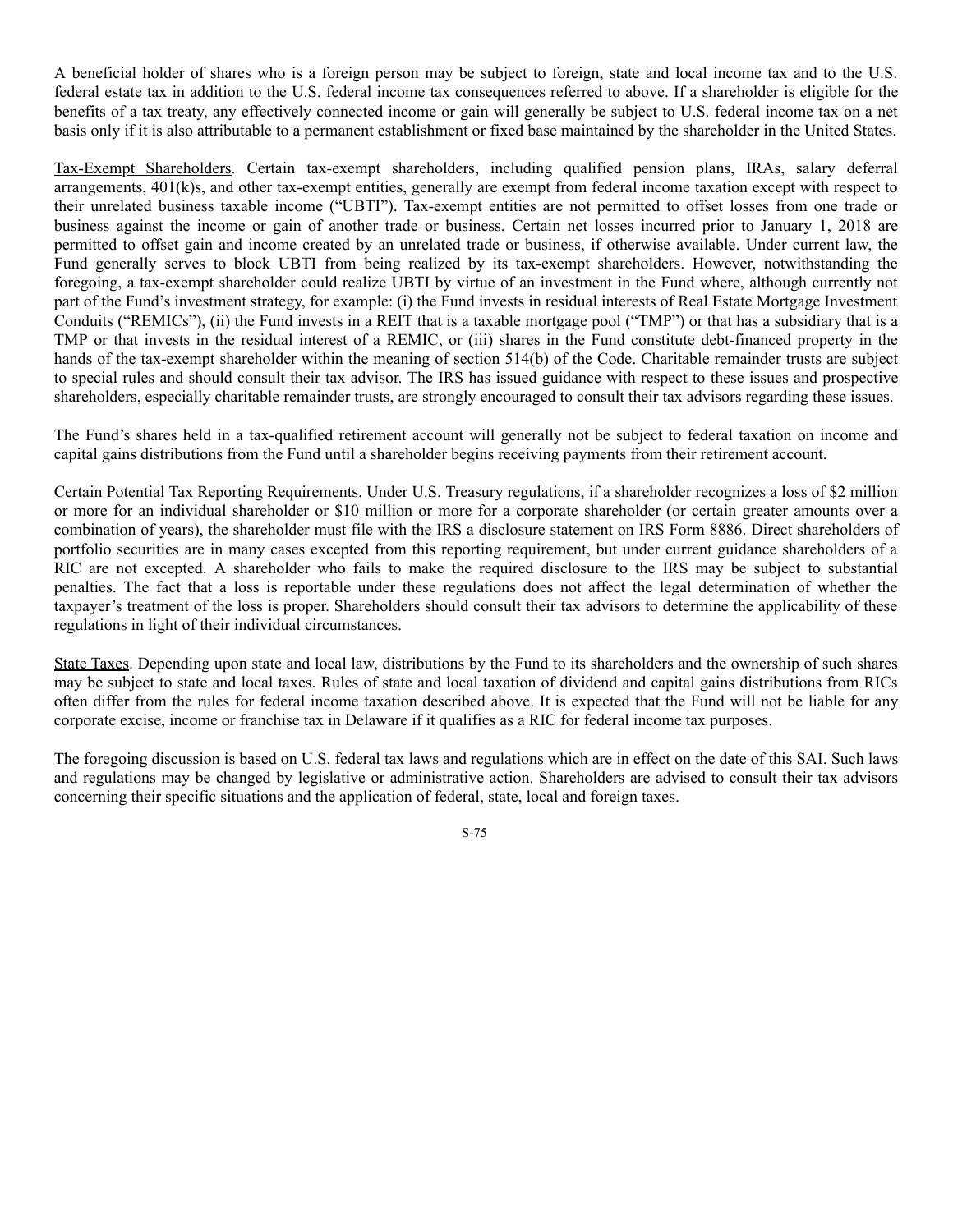A beneficial holder of shares who is a foreign person may be subject to foreign, state and local income tax and to the U.S. federal estate tax in addition to the U.S. federal income tax consequences referred to above. If a shareholder is eligible for the benefits of a tax treaty, any effectively connected income or gain will generally be subject to U.S. federal income tax on a net basis only if it is also attributable to a permanent establishment or fixed base maintained by the shareholder in the United States.

Tax-Exempt Shareholders. Certain tax-exempt shareholders, including qualified pension plans, IRAs, salary deferral arrangements, 401(k)s, and other tax-exempt entities, generally are exempt from federal income taxation except with respect to their unrelated business taxable income ("UBTI"). Tax-exempt entities are not permitted to offset losses from one trade or business against the income or gain of another trade or business. Certain net losses incurred prior to January 1, 2018 are permitted to offset gain and income created by an unrelated trade or business, if otherwise available. Under current law, the Fund generally serves to block UBTI from being realized by its tax-exempt shareholders. However, notwithstanding the foregoing, a tax-exempt shareholder could realize UBTI by virtue of an investment in the Fund where, although currently not part of the Fund's investment strategy, for example: (i) the Fund invests in residual interests of Real Estate Mortgage Investment Conduits ("REMICs"), (ii) the Fund invests in a REIT that is a taxable mortgage pool ("TMP") or that has a subsidiary that is a TMP or that invests in the residual interest of a REMIC, or (iii) shares in the Fund constitute debt-financed property in the hands of the tax-exempt shareholder within the meaning of section 514(b) of the Code. Charitable remainder trusts are subject to special rules and should consult their tax advisor. The IRS has issued guidance with respect to these issues and prospective shareholders, especially charitable remainder trusts, are strongly encouraged to consult their tax advisors regarding these issues.

The Fund's shares held in a tax-qualified retirement account will generally not be subject to federal taxation on income and capital gains distributions from the Fund until a shareholder begins receiving payments from their retirement account.

Certain Potential Tax Reporting Requirements. Under U.S. Treasury regulations, if a shareholder recognizes a loss of $2 million or more for an individual shareholder or $10 million or more for a corporate shareholder (or certain greater amounts over a combination of years), the shareholder must file with the IRS a disclosure statement on IRS Form 8886. Direct shareholders of portfolio securities are in many cases excepted from this reporting requirement, but under current guidance shareholders of a RIC are not excepted. A shareholder who fails to make the required disclosure to the IRS may be subject to substantial penalties. The fact that a loss is reportable under these regulations does not affect the legal determination of whether the taxpayer's treatment of the loss is proper. Shareholders should consult their tax advisors to determine the applicability of these regulations in light of their individual circumstances.

State Taxes. Depending upon state and local law, distributions by the Fund to its shareholders and the ownership of such shares may be subject to state and local taxes. Rules of state and local taxation of dividend and capital gains distributions from RICs often differ from the rules for federal income taxation described above. It is expected that the Fund will not be liable for any corporate excise, income or franchise tax in Delaware if it qualifies as a RIC for federal income tax purposes.

The foregoing discussion is based on U.S. federal tax laws and regulations which are in effect on the date of this SAI. Such laws and regulations may be changed by legislative or administrative action. Shareholders are advised to consult their tax advisors concerning their specific situations and the application of federal, state, local and foreign taxes.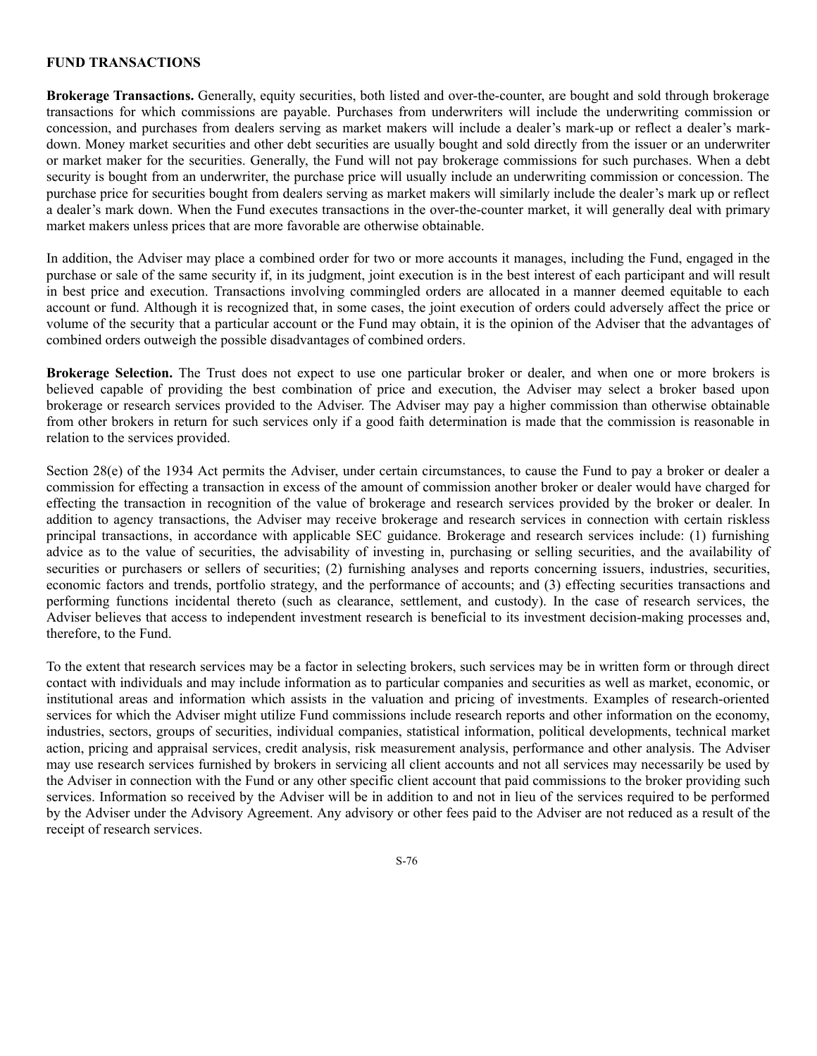## FUND TRANSACTIONS

**Brokerage Transactions.** Generally, equity securities, both listed and over-the-counter, are bought and sold through brokerage transactions for which commissions are payable. Purchases from underwriters will include the underwriting commission or concession, and purchases from dealers serving as market makers will include a dealer's mark-up or reflect a dealer's mark-down. Money market securities and other debt securities are usually bought and sold directly from the issuer or an underwriter or market maker for the securities. Generally, the Fund will not pay brokerage commissions for such purchases. When a debt security is bought from an underwriter, the purchase price will usually include an underwriting commission or concession. The purchase price for securities bought from dealers serving as market makers will similarly include the dealer's mark up or reflect a dealer's mark down. When the Fund executes transactions in the over-the-counter market, it will generally deal with primary market makers unless prices that are more favorable are otherwise obtainable.

In addition, the Adviser may place a combined order for two or more accounts it manages, including the Fund, engaged in the purchase or sale of the same security if, in its judgment, joint execution is in the best interest of each participant and will result in best price and execution. Transactions involving commingled orders are allocated in a manner deemed equitable to each account or fund. Although it is recognized that, in some cases, the joint execution of orders could adversely affect the price or volume of the security that a particular account or the Fund may obtain, it is the opinion of the Adviser that the advantages of combined orders outweigh the possible disadvantages of combined orders.

**Brokerage Selection.** The Trust does not expect to use one particular broker or dealer, and when one or more brokers is believed capable of providing the best combination of price and execution, the Adviser may select a broker based upon brokerage or research services provided to the Adviser. The Adviser may pay a higher commission than otherwise obtainable from other brokers in return for such services only if a good faith determination is made that the commission is reasonable in relation to the services provided.

Section 28(e) of the 1934 Act permits the Adviser, under certain circumstances, to cause the Fund to pay a broker or dealer a commission for effecting a transaction in excess of the amount of commission another broker or dealer would have charged for effecting the transaction in recognition of the value of brokerage and research services provided by the broker or dealer. In addition to agency transactions, the Adviser may receive brokerage and research services in connection with certain riskless principal transactions, in accordance with applicable SEC guidance. Brokerage and research services include: (1) furnishing advice as to the value of securities, the advisability of investing in, purchasing or selling securities, and the availability of securities or purchasers or sellers of securities; (2) furnishing analyses and reports concerning issuers, industries, securities, economic factors and trends, portfolio strategy, and the performance of accounts; and (3) effecting securities transactions and performing functions incidental thereto (such as clearance, settlement, and custody). In the case of research services, the Adviser believes that access to independent investment research is beneficial to its investment decision-making processes and, therefore, to the Fund.

To the extent that research services may be a factor in selecting brokers, such services may be in written form or through direct contact with individuals and may include information as to particular companies and securities as well as market, economic, or institutional areas and information which assists in the valuation and pricing of investments. Examples of research-oriented services for which the Adviser might utilize Fund commissions include research reports and other information on the economy, industries, sectors, groups of securities, individual companies, statistical information, political developments, technical market action, pricing and appraisal services, credit analysis, risk measurement analysis, performance and other analysis. The Adviser may use research services furnished by brokers in servicing all client accounts and not all services may necessarily be used by the Adviser in connection with the Fund or any other specific client account that paid commissions to the broker providing such services. Information so received by the Adviser will be in addition to and not in lieu of the services required to be performed by the Adviser under the Advisory Agreement. Any advisory or other fees paid to the Adviser are not reduced as a result of the receipt of research services.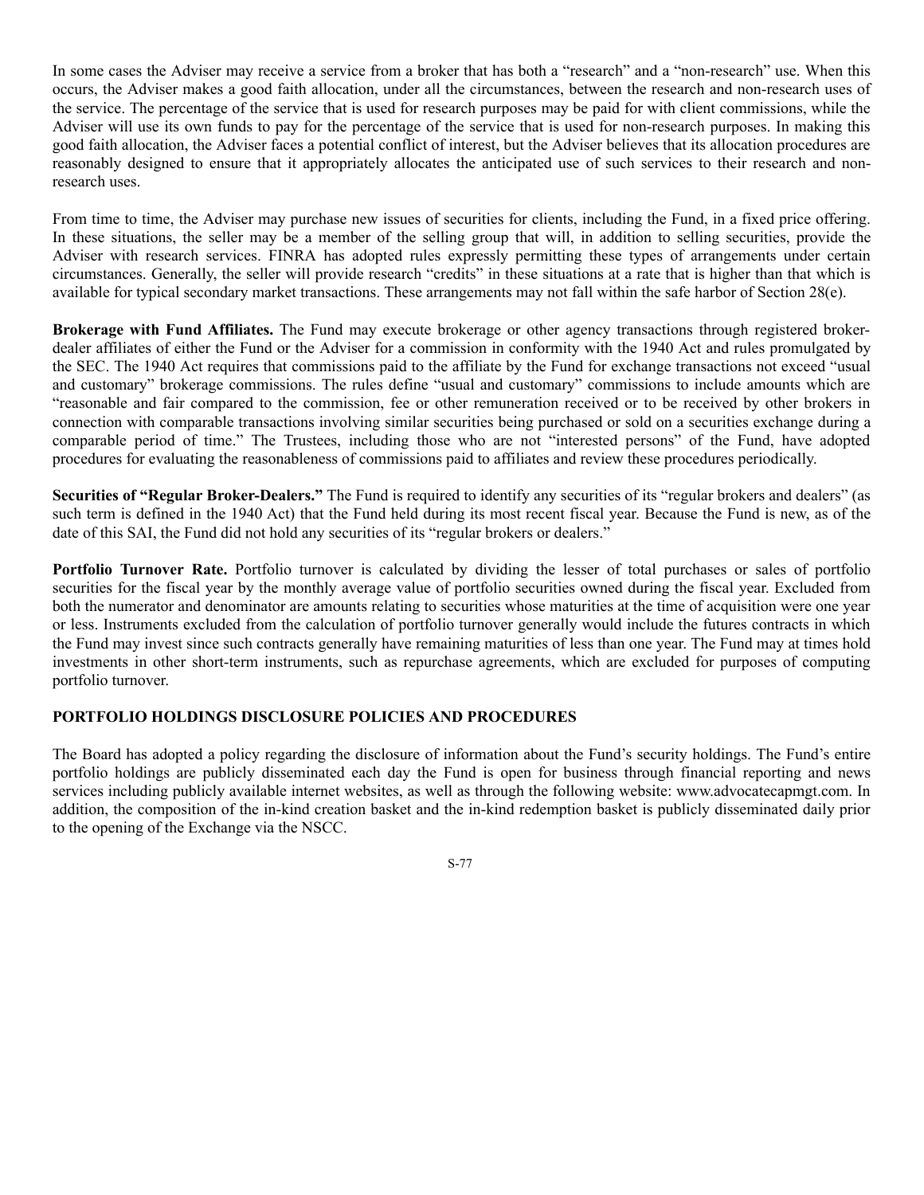In some cases the Adviser may receive a service from a broker that has both a "research" and a "non-research" use. When this occurs, the Adviser makes a good faith allocation, under all the circumstances, between the research and non-research uses of the service. The percentage of the service that is used for research purposes may be paid for with client commissions, while the Adviser will use its own funds to pay for the percentage of the service that is used for non-research purposes. In making this good faith allocation, the Adviser faces a potential conflict of interest, but the Adviser believes that its allocation procedures are reasonably designed to ensure that it appropriately allocates the anticipated use of such services to their research and non-research uses.

From time to time, the Adviser may purchase new issues of securities for clients, including the Fund, in a fixed price offering. In these situations, the seller may be a member of the selling group that will, in addition to selling securities, provide the Adviser with research services. FINRA has adopted rules expressly permitting these types of arrangements under certain circumstances. Generally, the seller will provide research "credits" in these situations at a rate that is higher than that which is available for typical secondary market transactions. These arrangements may not fall within the safe harbor of Section 28(e).

**Brokerage with Fund Affiliates.** The Fund may execute brokerage or other agency transactions through registered broker-dealer affiliates of either the Fund or the Adviser for a commission in conformity with the 1940 Act and rules promulgated by the SEC. The 1940 Act requires that commissions paid to the affiliate by the Fund for exchange transactions not exceed "usual and customary" brokerage commissions. The rules define "usual and customary" commissions to include amounts which are "reasonable and fair compared to the commission, fee or other remuneration received or to be received by other brokers in connection with comparable transactions involving similar securities being purchased or sold on a securities exchange during a comparable period of time." The Trustees, including those who are not "interested persons" of the Fund, have adopted procedures for evaluating the reasonableness of commissions paid to affiliates and review these procedures periodically.

**Securities of "Regular Broker-Dealers."** The Fund is required to identify any securities of its "regular brokers and dealers" (as such term is defined in the 1940 Act) that the Fund held during its most recent fiscal year. Because the Fund is new, as of the date of this SAI, the Fund did not hold any securities of its "regular brokers or dealers."

**Portfolio Turnover Rate.** Portfolio turnover is calculated by dividing the lesser of total purchases or sales of portfolio securities for the fiscal year by the monthly average value of portfolio securities owned during the fiscal year. Excluded from both the numerator and denominator are amounts relating to securities whose maturities at the time of acquisition were one year or less. Instruments excluded from the calculation of portfolio turnover generally would include the futures contracts in which the Fund may invest since such contracts generally have remaining maturities of less than one year. The Fund may at times hold investments in other short-term instruments, such as repurchase agreements, which are excluded for purposes of computing portfolio turnover.

## PORTFOLIO HOLDINGS DISCLOSURE POLICIES AND PROCEDURES

The Board has adopted a policy regarding the disclosure of information about the Fund's security holdings. The Fund's entire portfolio holdings are publicly disseminated each day the Fund is open for business through financial reporting and news services including publicly available internet websites, as well as through the following website: www.advocatecapmgt.com. In addition, the composition of the in-kind creation basket and the in-kind redemption basket is publicly disseminated daily prior to the opening of the Exchange via the NSCC.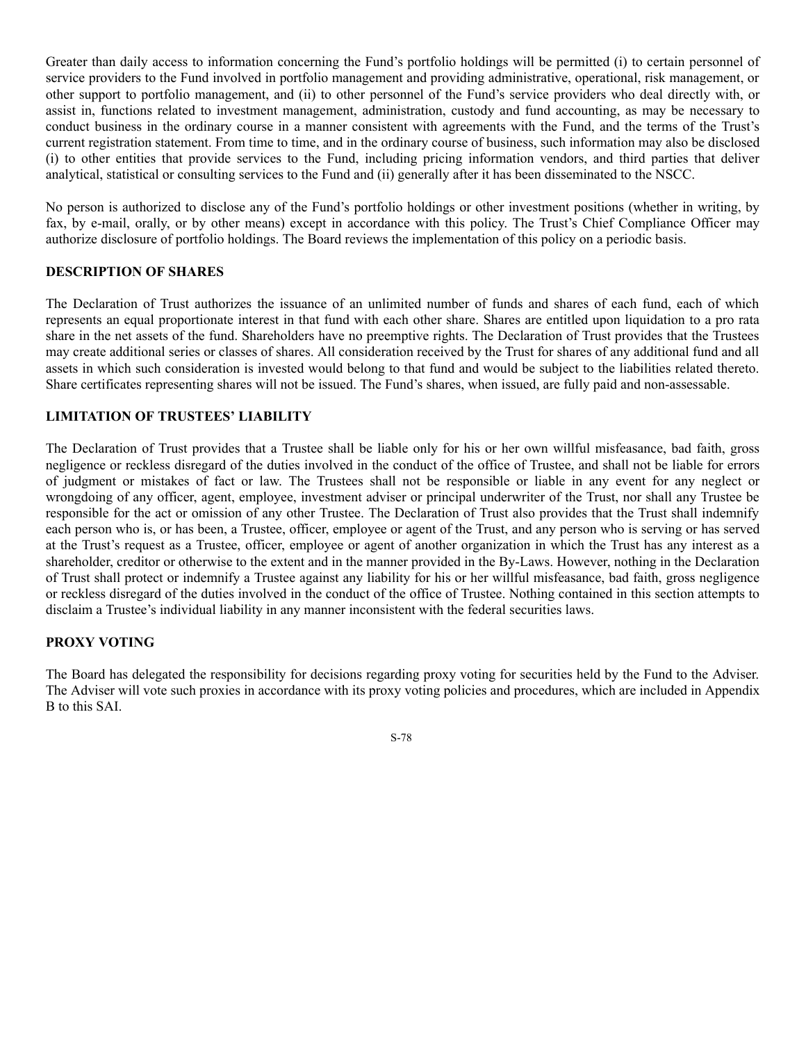Greater than daily access to information concerning the Fund's portfolio holdings will be permitted (i) to certain personnel of service providers to the Fund involved in portfolio management and providing administrative, operational, risk management, or other support to portfolio management, and (ii) to other personnel of the Fund's service providers who deal directly with, or assist in, functions related to investment management, administration, custody and fund accounting, as may be necessary to conduct business in the ordinary course in a manner consistent with agreements with the Fund, and the terms of the Trust's current registration statement. From time to time, and in the ordinary course of business, such information may also be disclosed (i) to other entities that provide services to the Fund, including pricing information vendors, and third parties that deliver analytical, statistical or consulting services to the Fund and (ii) generally after it has been disseminated to the NSCC.

No person is authorized to disclose any of the Fund's portfolio holdings or other investment positions (whether in writing, by fax, by e-mail, orally, or by other means) except in accordance with this policy. The Trust's Chief Compliance Officer may authorize disclosure of portfolio holdings. The Board reviews the implementation of this policy on a periodic basis.

## DESCRIPTION OF SHARES

The Declaration of Trust authorizes the issuance of an unlimited number of funds and shares of each fund, each of which represents an equal proportionate interest in that fund with each other share. Shares are entitled upon liquidation to a pro rata share in the net assets of the fund. Shareholders have no preemptive rights. The Declaration of Trust provides that the Trustees may create additional series or classes of shares. All consideration received by the Trust for shares of any additional fund and all assets in which such consideration is invested would belong to that fund and would be subject to the liabilities related thereto. Share certificates representing shares will not be issued. The Fund's shares, when issued, are fully paid and non-assessable.

## LIMITATION OF TRUSTEES' LIABILITY

The Declaration of Trust provides that a Trustee shall be liable only for his or her own willful misfeasance, bad faith, gross negligence or reckless disregard of the duties involved in the conduct of the office of Trustee, and shall not be liable for errors of judgment or mistakes of fact or law. The Trustees shall not be responsible or liable in any event for any neglect or wrongdoing of any officer, agent, employee, investment adviser or principal underwriter of the Trust, nor shall any Trustee be responsible for the act or omission of any other Trustee. The Declaration of Trust also provides that the Trust shall indemnify each person who is, or has been, a Trustee, officer, employee or agent of the Trust, and any person who is serving or has served at the Trust's request as a Trustee, officer, employee or agent of another organization in which the Trust has any interest as a shareholder, creditor or otherwise to the extent and in the manner provided in the By-Laws. However, nothing in the Declaration of Trust shall protect or indemnify a Trustee against any liability for his or her willful misfeasance, bad faith, gross negligence or reckless disregard of the duties involved in the conduct of the office of Trustee. Nothing contained in this section attempts to disclaim a Trustee's individual liability in any manner inconsistent with the federal securities laws.

## PROXY VOTING

The Board has delegated the responsibility for decisions regarding proxy voting for securities held by the Fund to the Adviser. The Adviser will vote such proxies in accordance with its proxy voting policies and procedures, which are included in Appendix B to this SAI.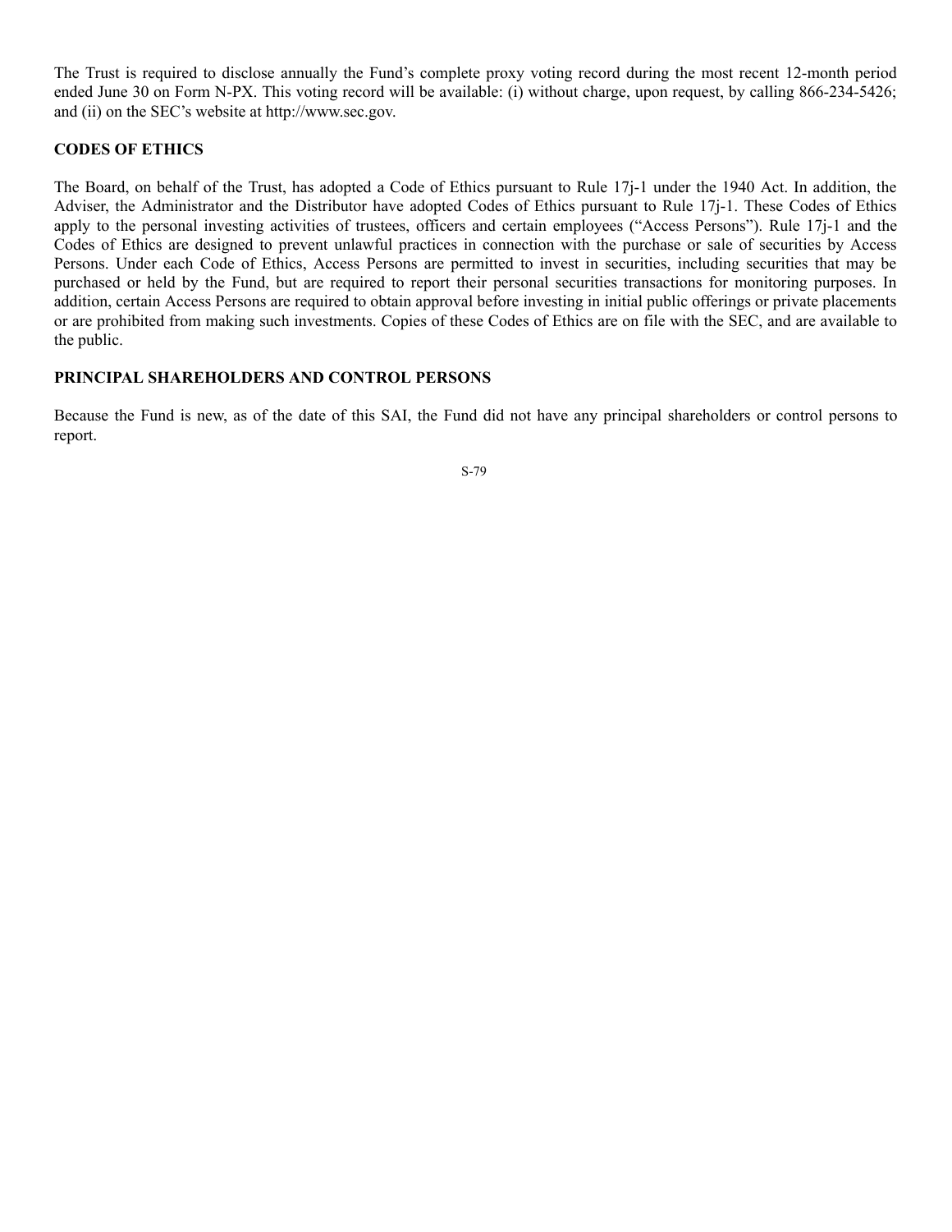The Trust is required to disclose annually the Fund's complete proxy voting record during the most recent 12-month period ended June 30 on Form N-PX. This voting record will be available: (i) without charge, upon request, by calling 866-234-5426; and (ii) on the SEC's website at http://www.sec.gov.

## CODES OF ETHICS

The Board, on behalf of the Trust, has adopted a Code of Ethics pursuant to Rule 17j-1 under the 1940 Act. In addition, the Adviser, the Administrator and the Distributor have adopted Codes of Ethics pursuant to Rule 17j-1. These Codes of Ethics apply to the personal investing activities of trustees, officers and certain employees ("Access Persons"). Rule 17j-1 and the Codes of Ethics are designed to prevent unlawful practices in connection with the purchase or sale of securities by Access Persons. Under each Code of Ethics, Access Persons are permitted to invest in securities, including securities that may be purchased or held by the Fund, but are required to report their personal securities transactions for monitoring purposes. In addition, certain Access Persons are required to obtain approval before investing in initial public offerings or private placements or are prohibited from making such investments. Copies of these Codes of Ethics are on file with the SEC, and are available to the public.

## PRINCIPAL SHAREHOLDERS AND CONTROL PERSONS

Because the Fund is new, as of the date of this SAI, the Fund did not have any principal shareholders or control persons to report.